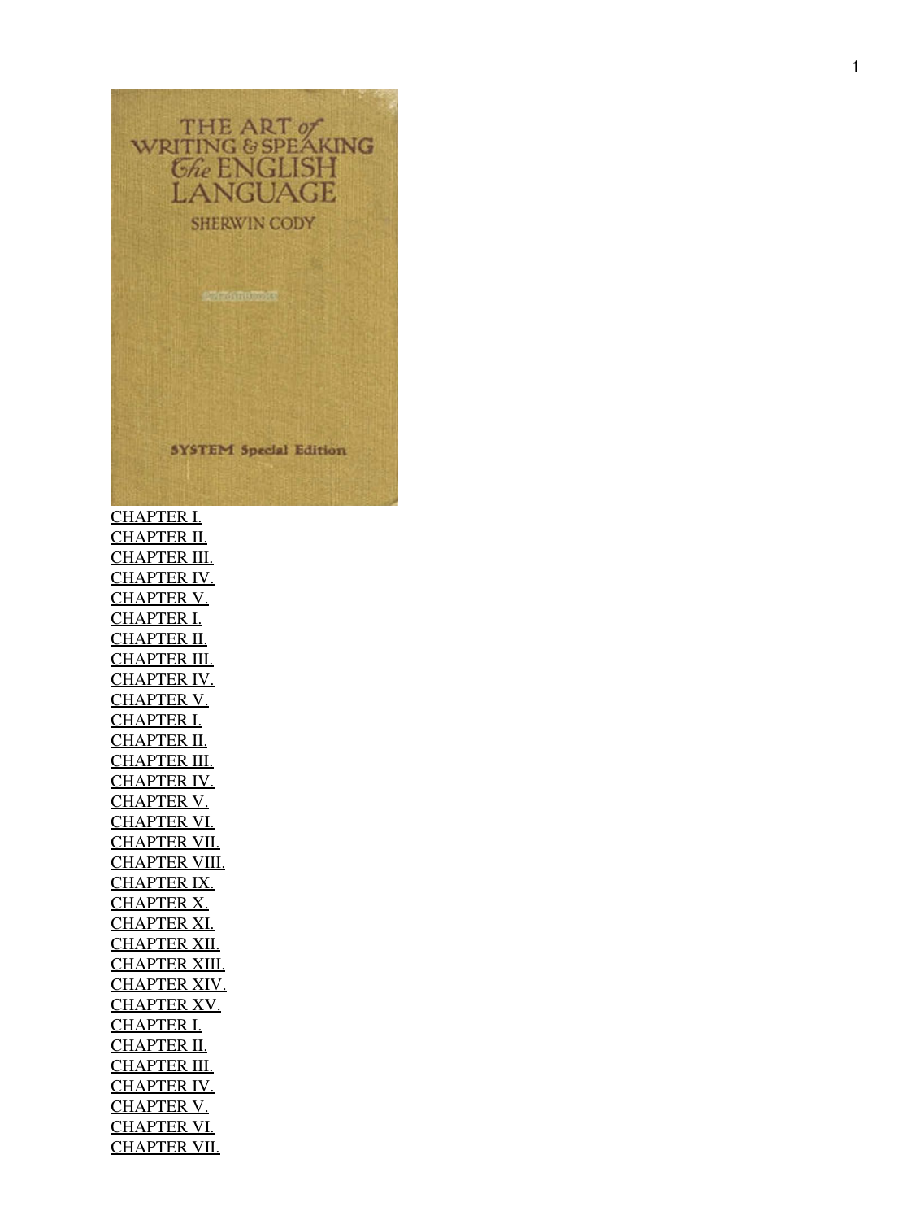THE ART of WRITING & SPEAKING The ENGLISH LANGUAGE

SHERWIN CODY

SYSTEM Special Edition

CHAPTER I.
CHAPTER II.
CHAPTER III.
CHAPTER IV.
CHAPTER V.
CHAPTER I.
CHAPTER II.
CHAPTER III.
CHAPTER IV.
CHAPTER V.
CHAPTER I.
CHAPTER II.
CHAPTER III.
CHAPTER IV.
CHAPTER V.
CHAPTER VI.
CHAPTER VII.
CHAPTER VIII.
CHAPTER IX.
CHAPTER X.
CHAPTER XI.
CHAPTER XII.
CHAPTER XIII.
CHAPTER XIV.
CHAPTER XV.
CHAPTER I.
CHAPTER II.
CHAPTER III.
CHAPTER IV.
CHAPTER V.
CHAPTER VI.
CHAPTER VII.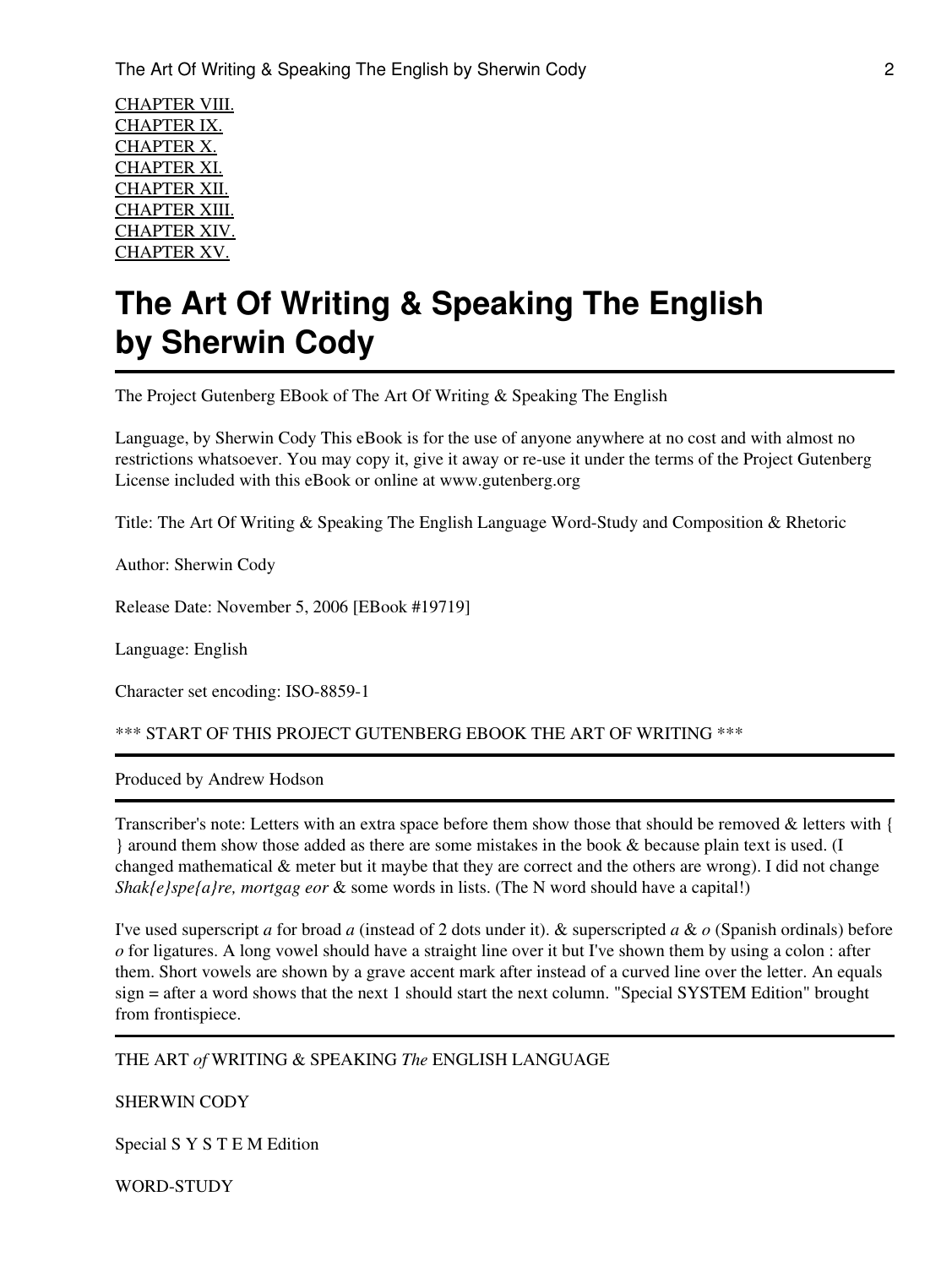CHAPTER VIII.
CHAPTER IX.
CHAPTER X.
CHAPTER XI.
CHAPTER XII.
CHAPTER XIII.
CHAPTER XIV.
CHAPTER XV.

# The Art Of Writing & Speaking The English by Sherwin Cody

The Project Gutenberg EBook of The Art Of Writing & Speaking The English

Language, by Sherwin Cody This eBook is for the use of anyone anywhere at no cost and with almost no restrictions whatsoever. You may copy it, give it away or re-use it under the terms of the Project Gutenberg License included with this eBook or online at www.gutenberg.org

Title: The Art Of Writing & Speaking The English Language Word-Study and Composition & Rhetoric

Author: Sherwin Cody

Release Date: November 5, 2006 [EBook #19719]

Language: English

Character set encoding: ISO-8859-1

*** START OF THIS PROJECT GUTENBERG EBOOK THE ART OF WRITING ***

---

Produced by Andrew Hodson

---

Transcriber's note: Letters with an extra space before them show those that should be removed & letters with { } around them show those added as there are some mistakes in the book & because plain text is used. (I changed mathematical & meter but it maybe that they are correct and the others are wrong). I did not change *Shak{e}spe{a}re, mortgag eor* & some words in lists. (The N word should have a capital!)

I've used superscript *a* for broad *a* (instead of 2 dots under it). & superscripted *a* & *o* (Spanish ordinals) before *o* for ligatures. A long vowel should have a straight line over it but I've shown them by using a colon : after them. Short vowels are shown by a grave accent mark after instead of a curved line over the letter. An equals sign = after a word shows that the next 1 should start the next column. "Special SYSTEM Edition" brought from frontispiece.

---

THE ART *of* WRITING & SPEAKING *The* ENGLISH LANGUAGE

SHERWIN CODY

Special S Y S T E M Edition

WORD-STUDY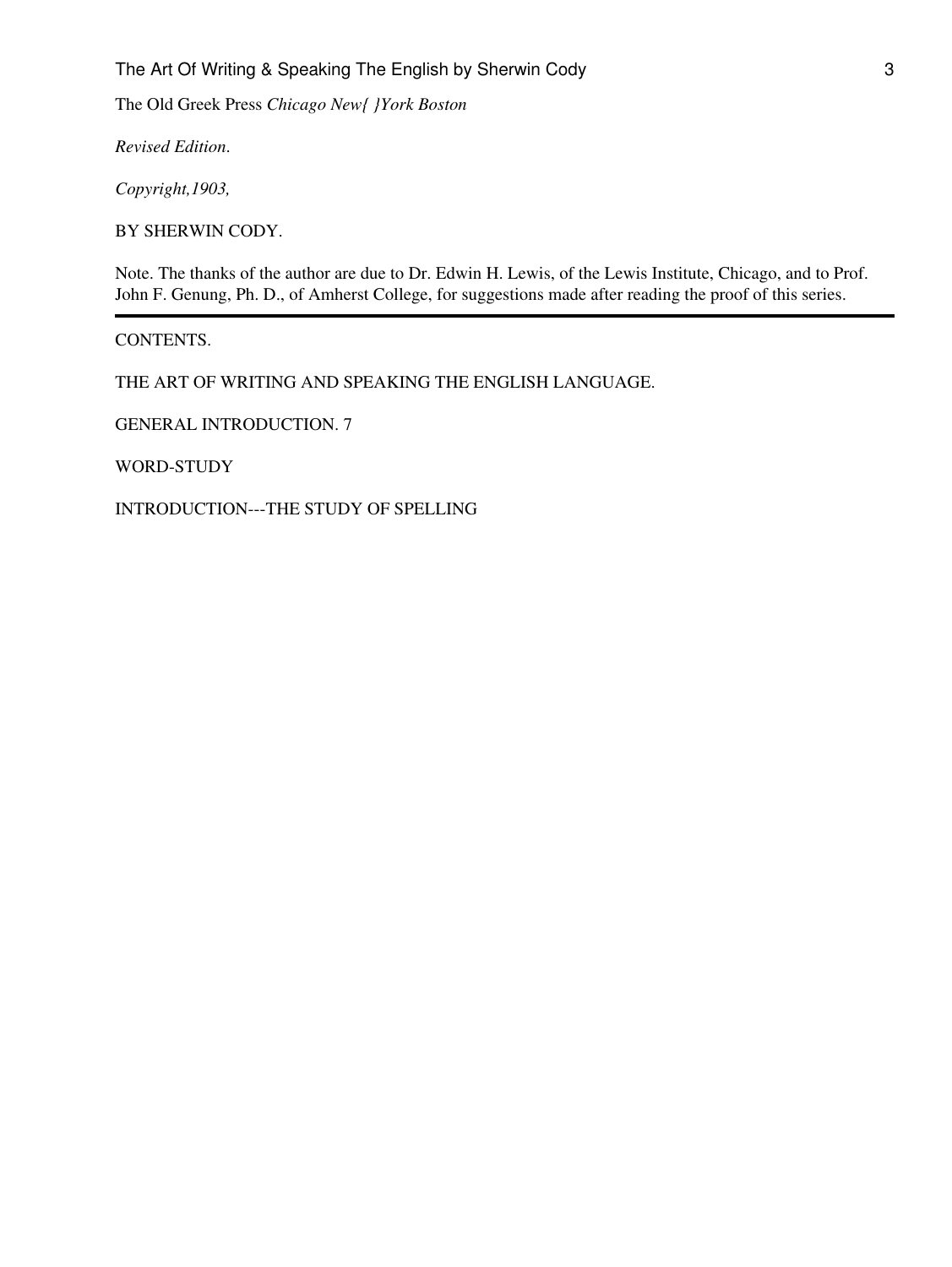The Old Greek Press *Chicago New{ }York Boston*

*Revised Edition*.

*Copyright,1903,*

BY SHERWIN CODY.

Note. The thanks of the author are due to Dr. Edwin H. Lewis, of the Lewis Institute, Chicago, and to Prof. John F. Genung, Ph. D., of Amherst College, for suggestions made after reading the proof of this series.

---

CONTENTS.

THE ART OF WRITING AND SPEAKING THE ENGLISH LANGUAGE.

GENERAL INTRODUCTION. 7

WORD-STUDY

INTRODUCTION---THE STUDY OF SPELLING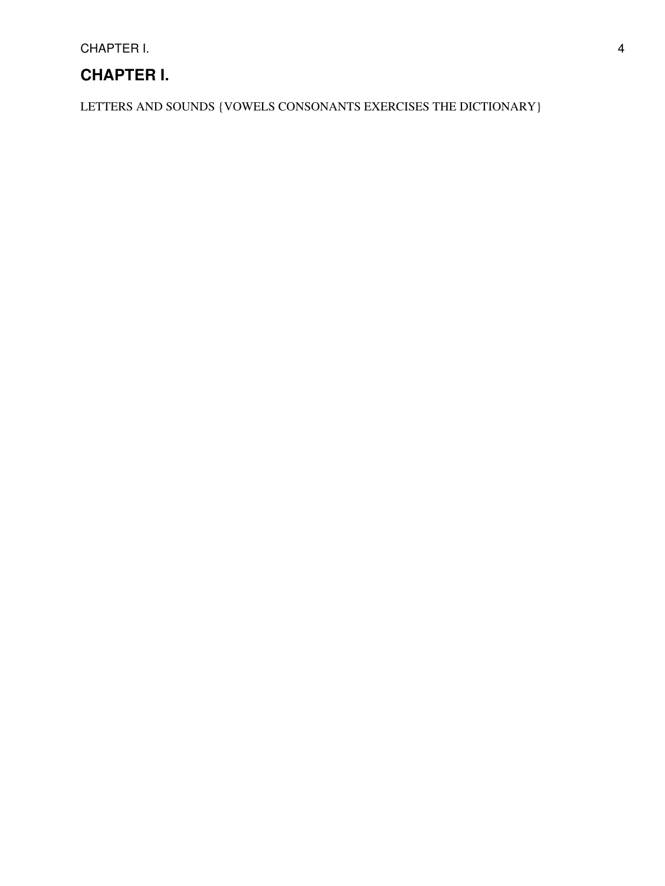# CHAPTER I.

LETTERS AND SOUNDS {VOWELS CONSONANTS EXERCISES THE DICTIONARY}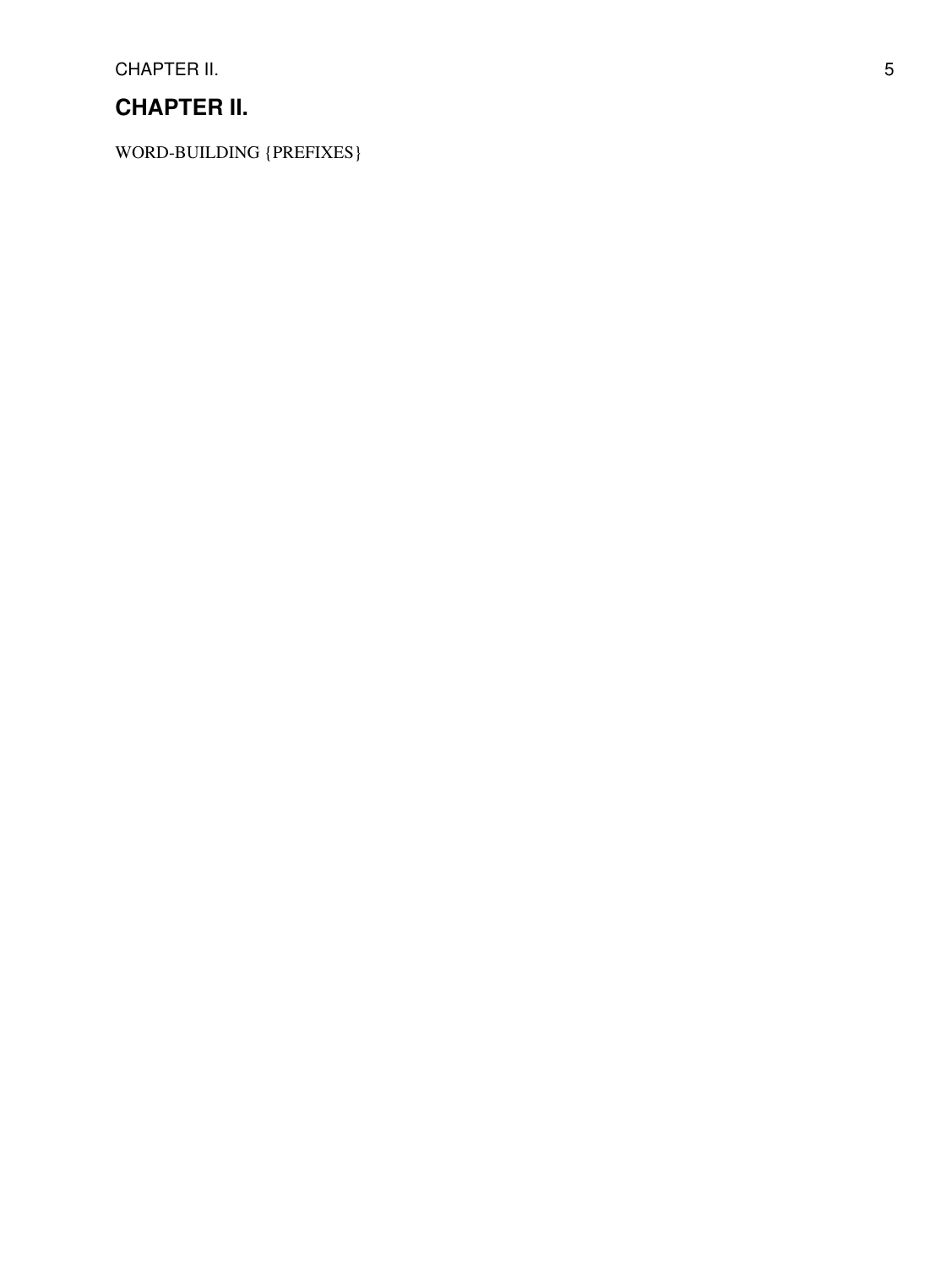# CHAPTER II.

WORD-BUILDING {PREFIXES}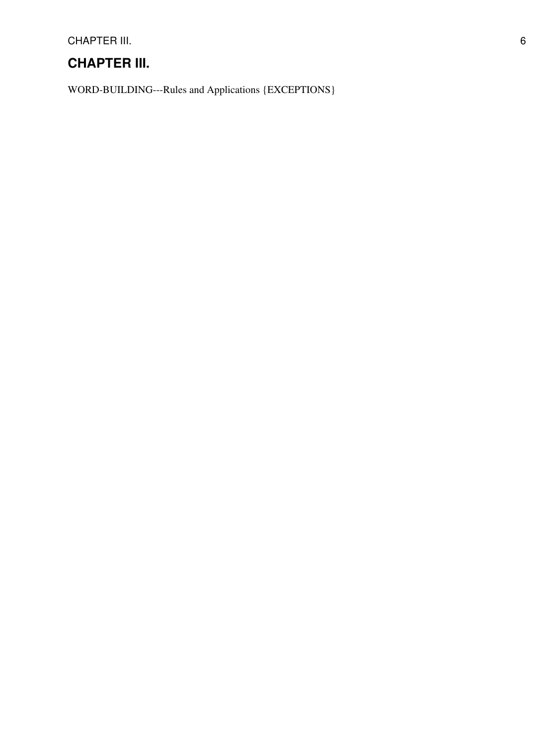# CHAPTER III.

WORD-BUILDING---Rules and Applications {EXCEPTIONS}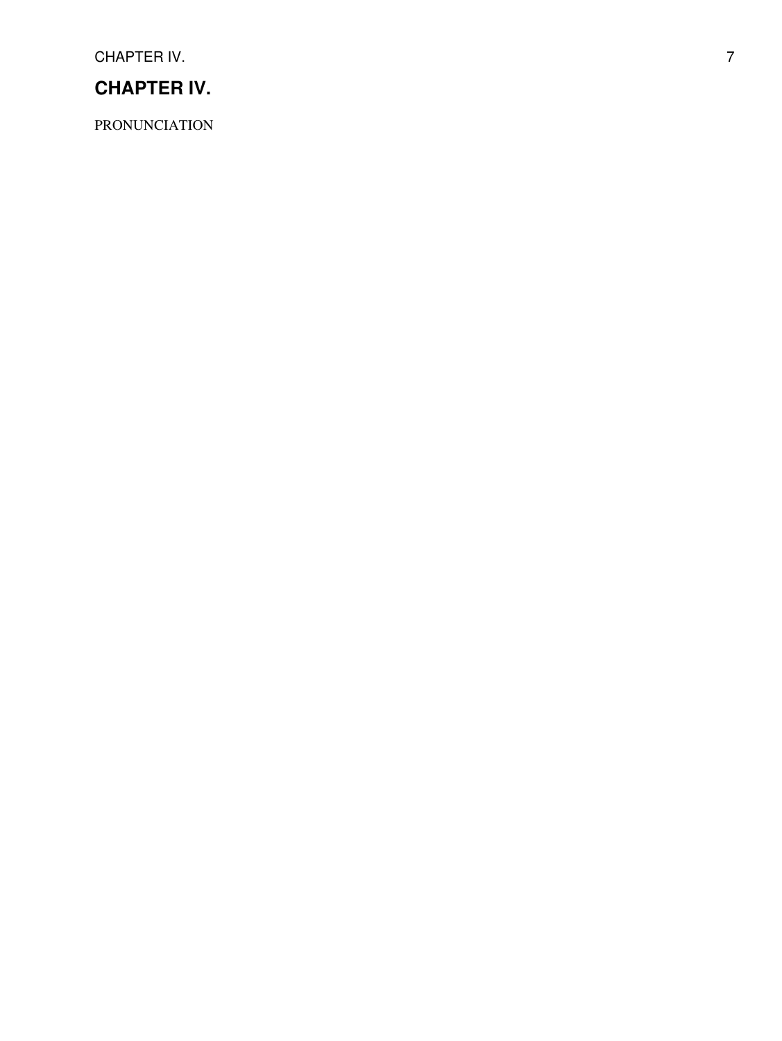# CHAPTER IV.

PRONUNCIATION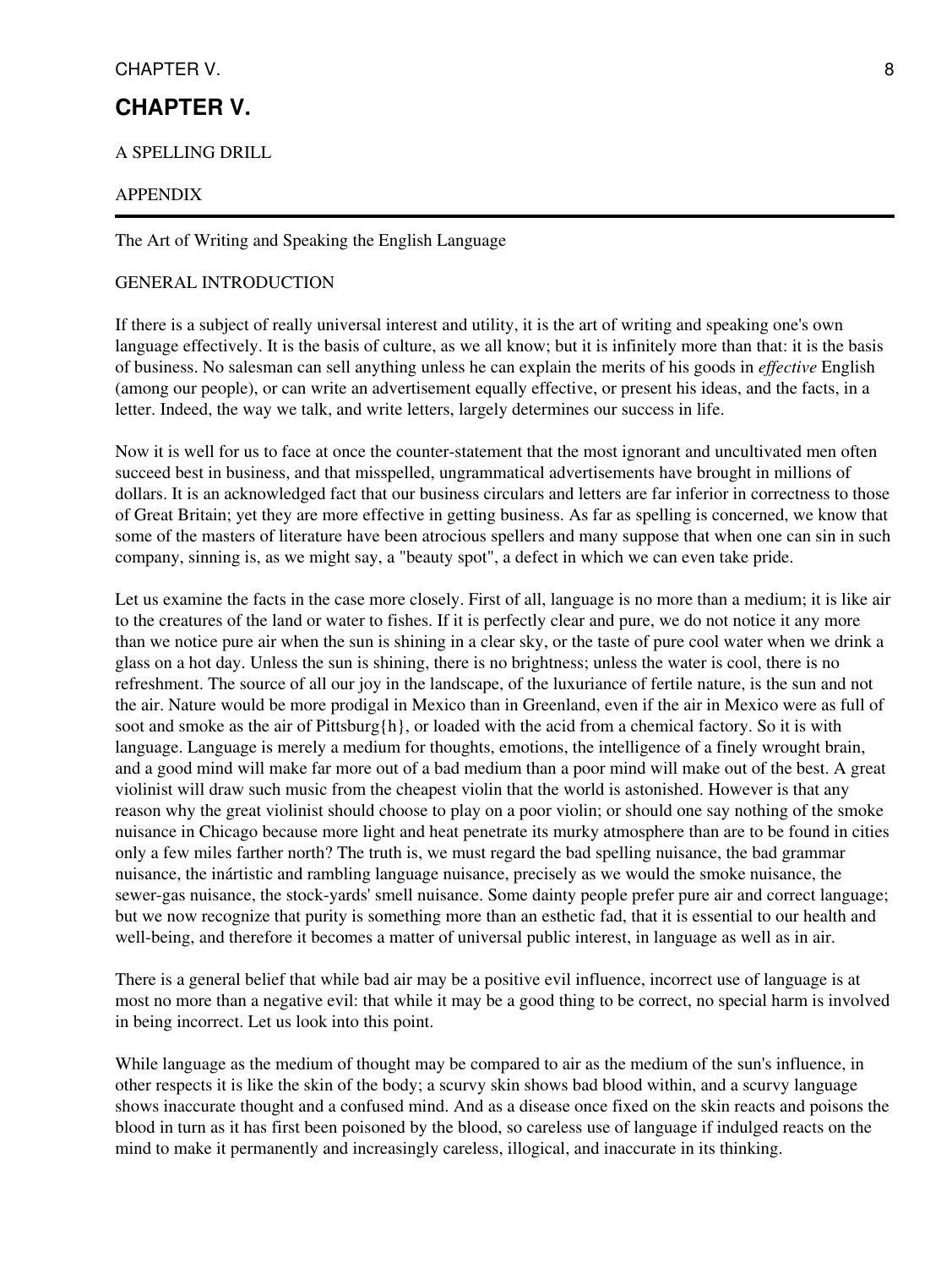# CHAPTER V.

A SPELLING DRILL

APPENDIX

---

The Art of Writing and Speaking the English Language

GENERAL INTRODUCTION

If there is a subject of really universal interest and utility, it is the art of writing and speaking one's own language effectively. It is the basis of culture, as we all know; but it is infinitely more than that: it is the basis of business. No salesman can sell anything unless he can explain the merits of his goods in *effective* English (among our people), or can write an advertisement equally effective, or present his ideas, and the facts, in a letter. Indeed, the way we talk, and write letters, largely determines our success in life.

Now it is well for us to face at once the counter-statement that the most ignorant and uncultivated men often succeed best in business, and that misspelled, ungrammatical advertisements have brought in millions of dollars. It is an acknowledged fact that our business circulars and letters are far inferior in correctness to those of Great Britain; yet they are more effective in getting business. As far as spelling is concerned, we know that some of the masters of literature have been atrocious spellers and many suppose that when one can sin in such company, sinning is, as we might say, a "beauty spot", a defect in which we can even take pride.

Let us examine the facts in the case more closely. First of all, language is no more than a medium; it is like air to the creatures of the land or water to fishes. If it is perfectly clear and pure, we do not notice it any more than we notice pure air when the sun is shining in a clear sky, or the taste of pure cool water when we drink a glass on a hot day. Unless the sun is shining, there is no brightness; unless the water is cool, there is no refreshment. The source of all our joy in the landscape, of the luxuriance of fertile nature, is the sun and not the air. Nature would be more prodigal in Mexico than in Greenland, even if the air in Mexico were as full of soot and smoke as the air of Pittsburg{h}, or loaded with the acid from a chemical factory. So it is with language. Language is merely a medium for thoughts, emotions, the intelligence of a finely wrought brain, and a good mind will make far more out of a bad medium than a poor mind will make out of the best. A great violinist will draw such music from the cheapest violin that the world is astonished. However is that any reason why the great violinist should choose to play on a poor violin; or should one say nothing of the smoke nuisance in Chicago because more light and heat penetrate its murky atmosphere than are to be found in cities only a few miles farther north? The truth is, we must regard the bad spelling nuisance, the bad grammar nuisance, the inártistic and rambling language nuisance, precisely as we would the smoke nuisance, the sewer-gas nuisance, the stock-yards' smell nuisance. Some dainty people prefer pure air and correct language; but we now recognize that purity is something more than an esthetic fad, that it is essential to our health and well-being, and therefore it becomes a matter of universal public interest, in language as well as in air.

There is a general belief that while bad air may be a positive evil influence, incorrect use of language is at most no more than a negative evil: that while it may be a good thing to be correct, no special harm is involved in being incorrect. Let us look into this point.

While language as the medium of thought may be compared to air as the medium of the sun's influence, in other respects it is like the skin of the body; a scurvy skin shows bad blood within, and a scurvy language shows inaccurate thought and a confused mind. And as a disease once fixed on the skin reacts and poisons the blood in turn as it has first been poisoned by the blood, so careless use of language if indulged reacts on the mind to make it permanently and increasingly careless, illogical, and inaccurate in its thinking.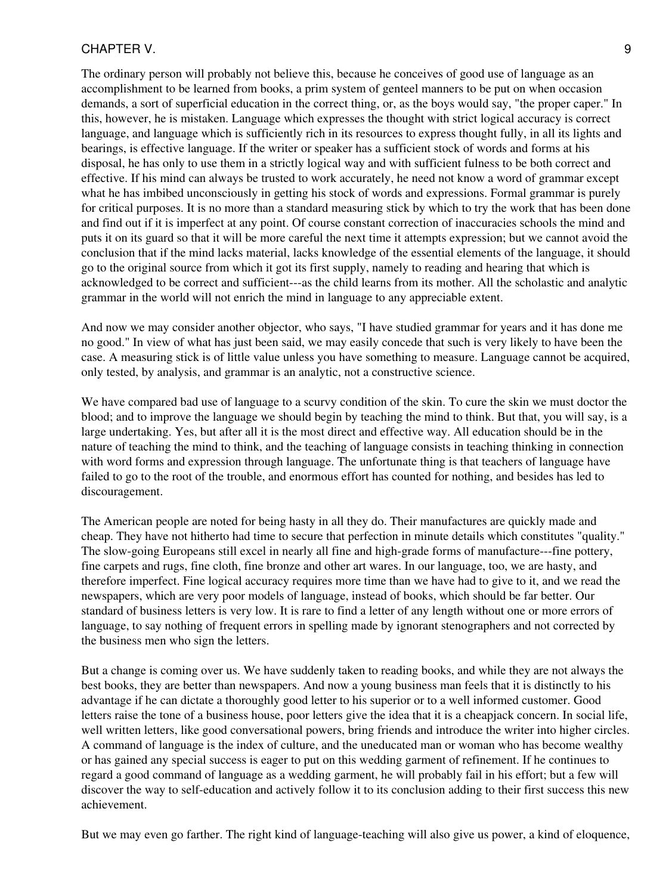The ordinary person will probably not believe this, because he conceives of good use of language as an accomplishment to be learned from books, a prim system of genteel manners to be put on when occasion demands, a sort of superficial education in the correct thing, or, as the boys would say, "the proper caper." In this, however, he is mistaken. Language which expresses the thought with strict logical accuracy is correct language, and language which is sufficiently rich in its resources to express thought fully, in all its lights and bearings, is effective language. If the writer or speaker has a sufficient stock of words and forms at his disposal, he has only to use them in a strictly logical way and with sufficient fulness to be both correct and effective. If his mind can always be trusted to work accurately, he need not know a word of grammar except what he has imbibed unconsciously in getting his stock of words and expressions. Formal grammar is purely for critical purposes. It is no more than a standard measuring stick by which to try the work that has been done and find out if it is imperfect at any point. Of course constant correction of inaccuracies schools the mind and puts it on its guard so that it will be more careful the next time it attempts expression; but we cannot avoid the conclusion that if the mind lacks material, lacks knowledge of the essential elements of the language, it should go to the original source from which it got its first supply, namely to reading and hearing that which is acknowledged to be correct and sufficient---as the child learns from its mother. All the scholastic and analytic grammar in the world will not enrich the mind in language to any appreciable extent.

And now we may consider another objector, who says, "I have studied grammar for years and it has done me no good." In view of what has just been said, we may easily concede that such is very likely to have been the case. A measuring stick is of little value unless you have something to measure. Language cannot be acquired, only tested, by analysis, and grammar is an analytic, not a constructive science.

We have compared bad use of language to a scurvy condition of the skin. To cure the skin we must doctor the blood; and to improve the language we should begin by teaching the mind to think. But that, you will say, is a large undertaking. Yes, but after all it is the most direct and effective way. All education should be in the nature of teaching the mind to think, and the teaching of language consists in teaching thinking in connection with word forms and expression through language. The unfortunate thing is that teachers of language have failed to go to the root of the trouble, and enormous effort has counted for nothing, and besides has led to discouragement.

The American people are noted for being hasty in all they do. Their manufactures are quickly made and cheap. They have not hitherto had time to secure that perfection in minute details which constitutes "quality." The slow-going Europeans still excel in nearly all fine and high-grade forms of manufacture---fine pottery, fine carpets and rugs, fine cloth, fine bronze and other art wares. In our language, too, we are hasty, and therefore imperfect. Fine logical accuracy requires more time than we have had to give to it, and we read the newspapers, which are very poor models of language, instead of books, which should be far better. Our standard of business letters is very low. It is rare to find a letter of any length without one or more errors of language, to say nothing of frequent errors in spelling made by ignorant stenographers and not corrected by the business men who sign the letters.

But a change is coming over us. We have suddenly taken to reading books, and while they are not always the best books, they are better than newspapers. And now a young business man feels that it is distinctly to his advantage if he can dictate a thoroughly good letter to his superior or to a well informed customer. Good letters raise the tone of a business house, poor letters give the idea that it is a cheapjack concern. In social life, well written letters, like good conversational powers, bring friends and introduce the writer into higher circles. A command of language is the index of culture, and the uneducated man or woman who has become wealthy or has gained any special success is eager to put on this wedding garment of refinement. If he continues to regard a good command of language as a wedding garment, he will probably fail in his effort; but a few will discover the way to self-education and actively follow it to its conclusion adding to their first success this new achievement.

But we may even go farther. The right kind of language-teaching will also give us power, a kind of eloquence,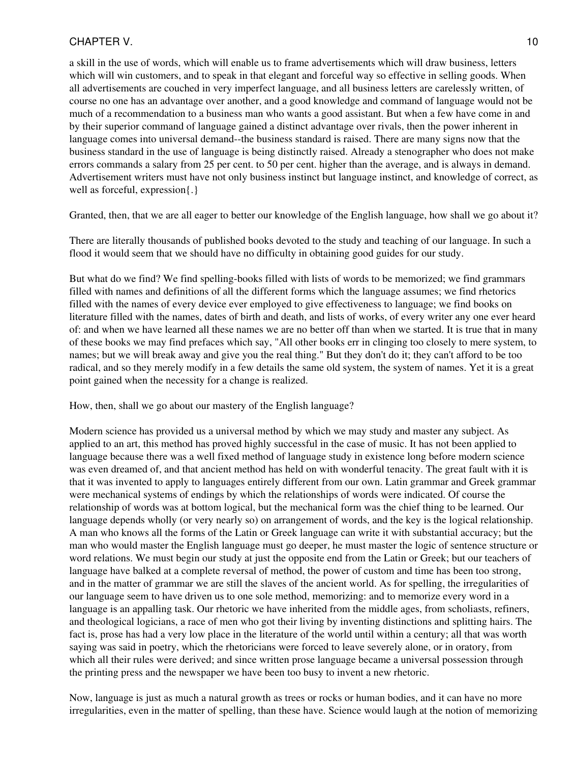a skill in the use of words, which will enable us to frame advertisements which will draw business, letters which will win customers, and to speak in that elegant and forceful way so effective in selling goods. When all advertisements are couched in very imperfect language, and all business letters are carelessly written, of course no one has an advantage over another, and a good knowledge and command of language would not be much of a recommendation to a business man who wants a good assistant. But when a few have come in and by their superior command of language gained a distinct advantage over rivals, then the power inherent in language comes into universal demand--the business standard is raised. There are many signs now that the business standard in the use of language is being distinctly raised. Already a stenographer who does not make errors commands a salary from 25 per cent. to 50 per cent. higher than the average, and is always in demand. Advertisement writers must have not only business instinct but language instinct, and knowledge of correct, as well as forceful, expression{.}

Granted, then, that we are all eager to better our knowledge of the English language, how shall we go about it?

There are literally thousands of published books devoted to the study and teaching of our language. In such a flood it would seem that we should have no difficulty in obtaining good guides for our study.

But what do we find? We find spelling-books filled with lists of words to be memorized; we find grammars filled with names and definitions of all the different forms which the language assumes; we find rhetorics filled with the names of every device ever employed to give effectiveness to language; we find books on literature filled with the names, dates of birth and death, and lists of works, of every writer any one ever heard of: and when we have learned all these names we are no better off than when we started. It is true that in many of these books we may find prefaces which say, "All other books err in clinging too closely to mere system, to names; but we will break away and give you the real thing." But they don't do it; they can't afford to be too radical, and so they merely modify in a few details the same old system, the system of names. Yet it is a great point gained when the necessity for a change is realized.

How, then, shall we go about our mastery of the English language?

Modern science has provided us a universal method by which we may study and master any subject. As applied to an art, this method has proved highly successful in the case of music. It has not been applied to language because there was a well fixed method of language study in existence long before modern science was even dreamed of, and that ancient method has held on with wonderful tenacity. The great fault with it is that it was invented to apply to languages entirely different from our own. Latin grammar and Greek grammar were mechanical systems of endings by which the relationships of words were indicated. Of course the relationship of words was at bottom logical, but the mechanical form was the chief thing to be learned. Our language depends wholly (or very nearly so) on arrangement of words, and the key is the logical relationship. A man who knows all the forms of the Latin or Greek language can write it with substantial accuracy; but the man who would master the English language must go deeper, he must master the logic of sentence structure or word relations. We must begin our study at just the opposite end from the Latin or Greek; but our teachers of language have balked at a complete reversal of method, the power of custom and time has been too strong, and in the matter of grammar we are still the slaves of the ancient world. As for spelling, the irregularities of our language seem to have driven us to one sole method, memorizing: and to memorize every word in a language is an appalling task. Our rhetoric we have inherited from the middle ages, from scholiasts, refiners, and theological logicians, a race of men who got their living by inventing distinctions and splitting hairs. The fact is, prose has had a very low place in the literature of the world until within a century; all that was worth saying was said in poetry, which the rhetoricians were forced to leave severely alone, or in oratory, from which all their rules were derived; and since written prose language became a universal possession through the printing press and the newspaper we have been too busy to invent a new rhetoric.

Now, language is just as much a natural growth as trees or rocks or human bodies, and it can have no more irregularities, even in the matter of spelling, than these have. Science would laugh at the notion of memorizing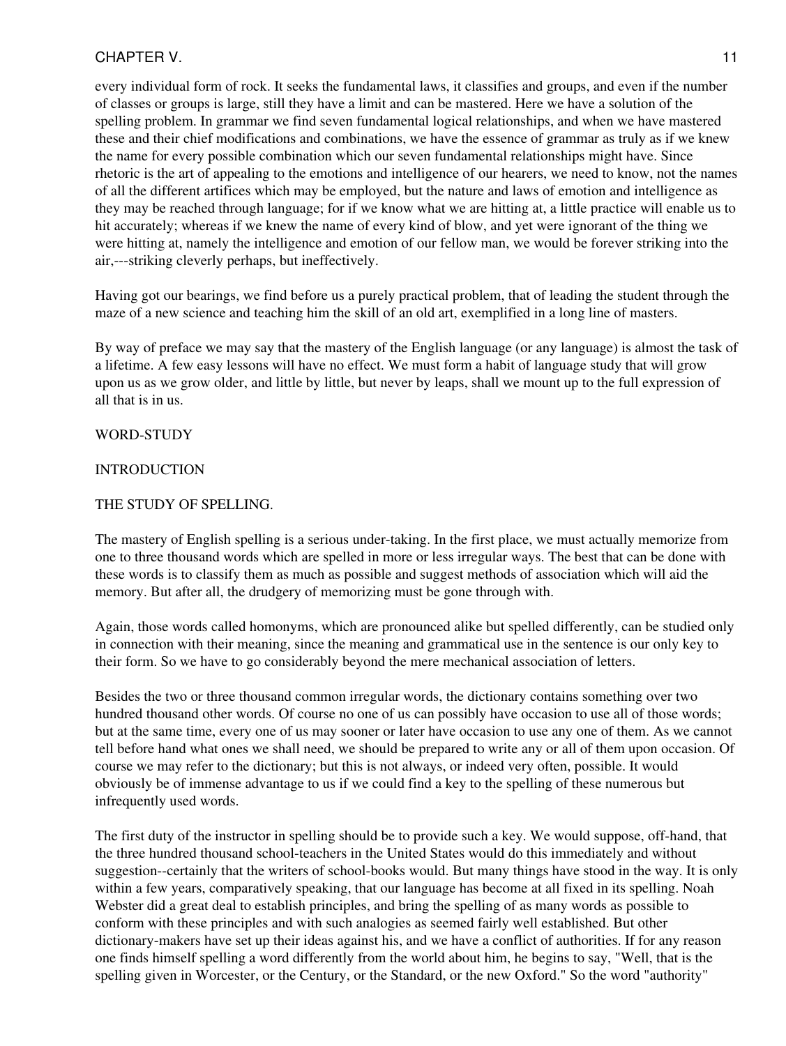every individual form of rock. It seeks the fundamental laws, it classifies and groups, and even if the number of classes or groups is large, still they have a limit and can be mastered. Here we have a solution of the spelling problem. In grammar we find seven fundamental logical relationships, and when we have mastered these and their chief modifications and combinations, we have the essence of grammar as truly as if we knew the name for every possible combination which our seven fundamental relationships might have. Since rhetoric is the art of appealing to the emotions and intelligence of our hearers, we need to know, not the names of all the different artifices which may be employed, but the nature and laws of emotion and intelligence as they may be reached through language; for if we know what we are hitting at, a little practice will enable us to hit accurately; whereas if we knew the name of every kind of blow, and yet were ignorant of the thing we were hitting at, namely the intelligence and emotion of our fellow man, we would be forever striking into the air,---striking cleverly perhaps, but ineffectively.

Having got our bearings, we find before us a purely practical problem, that of leading the student through the maze of a new science and teaching him the skill of an old art, exemplified in a long line of masters.

By way of preface we may say that the mastery of the English language (or any language) is almost the task of a lifetime. A few easy lessons will have no effect. We must form a habit of language study that will grow upon us as we grow older, and little by little, but never by leaps, shall we mount up to the full expression of all that is in us.

## WORD-STUDY

## INTRODUCTION

## THE STUDY OF SPELLING.

The mastery of English spelling is a serious under-taking. In the first place, we must actually memorize from one to three thousand words which are spelled in more or less irregular ways. The best that can be done with these words is to classify them as much as possible and suggest methods of association which will aid the memory. But after all, the drudgery of memorizing must be gone through with.

Again, those words called homonyms, which are pronounced alike but spelled differently, can be studied only in connection with their meaning, since the meaning and grammatical use in the sentence is our only key to their form. So we have to go considerably beyond the mere mechanical association of letters.

Besides the two or three thousand common irregular words, the dictionary contains something over two hundred thousand other words. Of course no one of us can possibly have occasion to use all of those words; but at the same time, every one of us may sooner or later have occasion to use any one of them. As we cannot tell before hand what ones we shall need, we should be prepared to write any or all of them upon occasion. Of course we may refer to the dictionary; but this is not always, or indeed very often, possible. It would obviously be of immense advantage to us if we could find a key to the spelling of these numerous but infrequently used words.

The first duty of the instructor in spelling should be to provide such a key. We would suppose, off-hand, that the three hundred thousand school-teachers in the United States would do this immediately and without suggestion--certainly that the writers of school-books would. But many things have stood in the way. It is only within a few years, comparatively speaking, that our language has become at all fixed in its spelling. Noah Webster did a great deal to establish principles, and bring the spelling of as many words as possible to conform with these principles and with such analogies as seemed fairly well established. But other dictionary-makers have set up their ideas against his, and we have a conflict of authorities. If for any reason one finds himself spelling a word differently from the world about him, he begins to say, "Well, that is the spelling given in Worcester, or the Century, or the Standard, or the new Oxford." So the word "authority"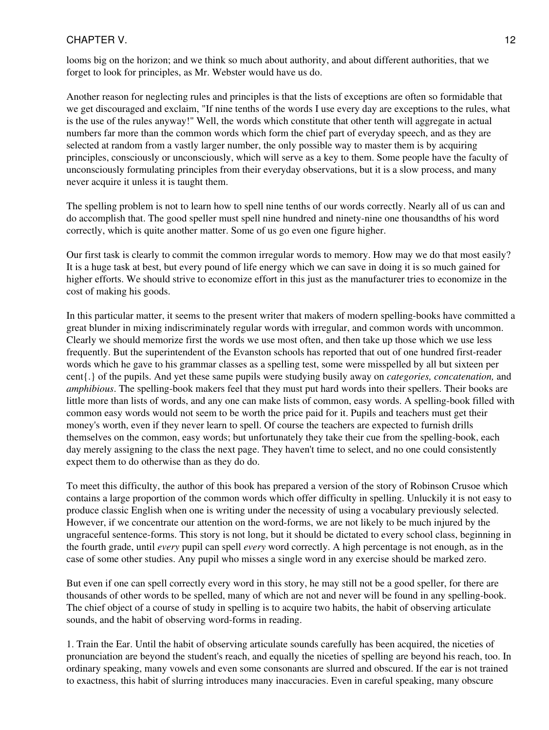looms big on the horizon; and we think so much about authority, and about different authorities, that we forget to look for principles, as Mr. Webster would have us do.

Another reason for neglecting rules and principles is that the lists of exceptions are often so formidable that we get discouraged and exclaim, "If nine tenths of the words I use every day are exceptions to the rules, what is the use of the rules anyway!" Well, the words which constitute that other tenth will aggregate in actual numbers far more than the common words which form the chief part of everyday speech, and as they are selected at random from a vastly larger number, the only possible way to master them is by acquiring principles, consciously or unconsciously, which will serve as a key to them. Some people have the faculty of unconsciously formulating principles from their everyday observations, but it is a slow process, and many never acquire it unless it is taught them.

The spelling problem is not to learn how to spell nine tenths of our words correctly. Nearly all of us can and do accomplish that. The good speller must spell nine hundred and ninety-nine one thousandths of his word correctly, which is quite another matter. Some of us go even one figure higher.

Our first task is clearly to commit the common irregular words to memory. How may we do that most easily? It is a huge task at best, but every pound of life energy which we can save in doing it is so much gained for higher efforts. We should strive to economize effort in this just as the manufacturer tries to economize in the cost of making his goods.

In this particular matter, it seems to the present writer that makers of modern spelling-books have committed a great blunder in mixing indiscriminately regular words with irregular, and common words with uncommon. Clearly we should memorize first the words we use most often, and then take up those which we use less frequently. But the superintendent of the Evanston schools has reported that out of one hundred first-reader words which he gave to his grammar classes as a spelling test, some were misspelled by all but sixteen per cent{.} of the pupils. And yet these same pupils were studying busily away on *categories, concatenation,* and *amphibious*. The spelling-book makers feel that they must put hard words into their spellers. Their books are little more than lists of words, and any one can make lists of common, easy words. A spelling-book filled with common easy words would not seem to be worth the price paid for it. Pupils and teachers must get their money's worth, even if they never learn to spell. Of course the teachers are expected to furnish drills themselves on the common, easy words; but unfortunately they take their cue from the spelling-book, each day merely assigning to the class the next page. They haven't time to select, and no one could consistently expect them to do otherwise than as they do do.

To meet this difficulty, the author of this book has prepared a version of the story of Robinson Crusoe which contains a large proportion of the common words which offer difficulty in spelling. Unluckily it is not easy to produce classic English when one is writing under the necessity of using a vocabulary previously selected. However, if we concentrate our attention on the word-forms, we are not likely to be much injured by the ungraceful sentence-forms. This story is not long, but it should be dictated to every school class, beginning in the fourth grade, until *every* pupil can spell *every* word correctly. A high percentage is not enough, as in the case of some other studies. Any pupil who misses a single word in any exercise should be marked zero.

But even if one can spell correctly every word in this story, he may still not be a good speller, for there are thousands of other words to be spelled, many of which are not and never will be found in any spelling-book. The chief object of a course of study in spelling is to acquire two habits, the habit of observing articulate sounds, and the habit of observing word-forms in reading.

1. Train the Ear. Until the habit of observing articulate sounds carefully has been acquired, the niceties of pronunciation are beyond the student's reach, and equally the niceties of spelling are beyond his reach, too. In ordinary speaking, many vowels and even some consonants are slurred and obscured. If the ear is not trained to exactness, this habit of slurring introduces many inaccuracies. Even in careful speaking, many obscure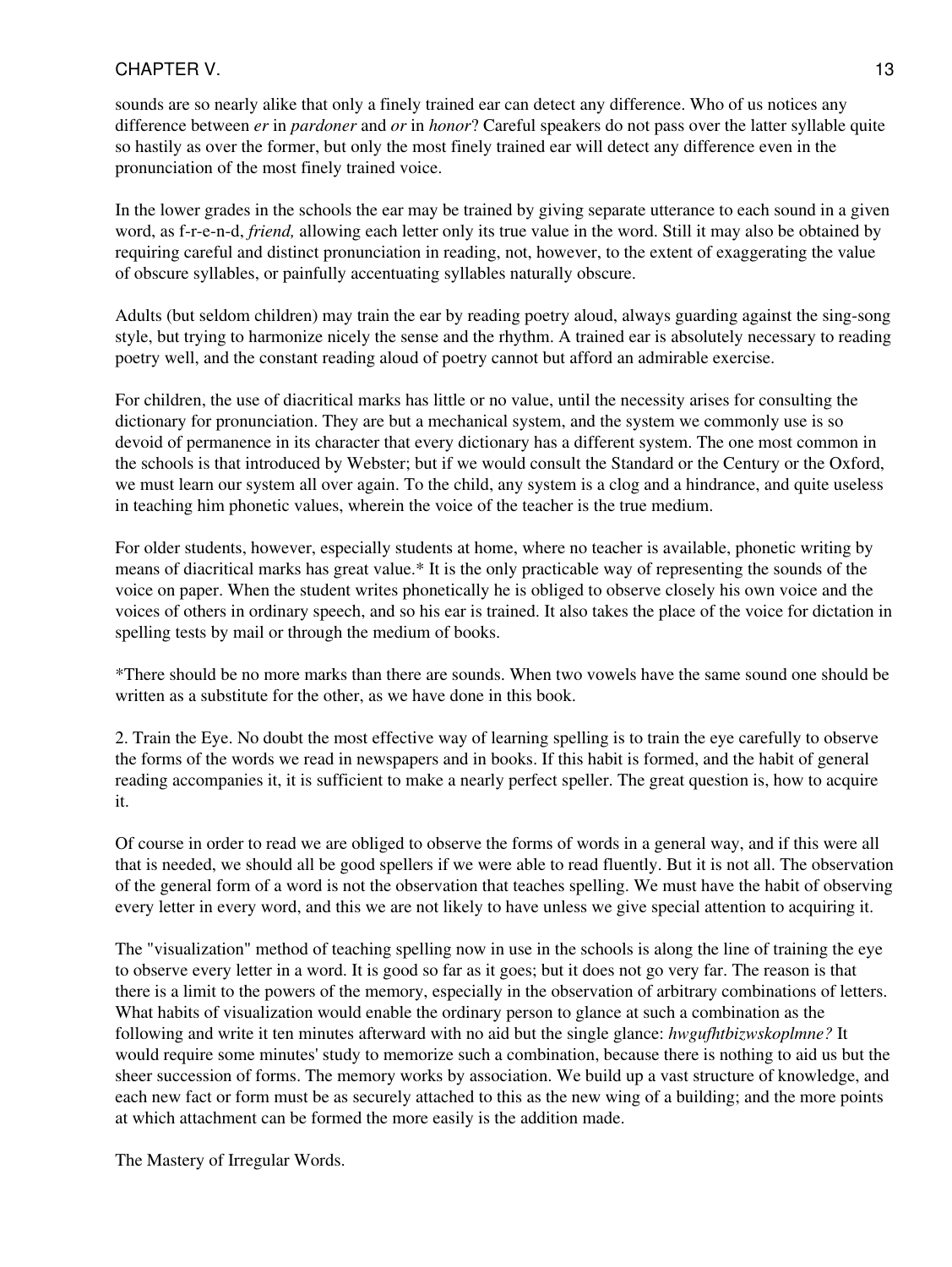sounds are so nearly alike that only a finely trained ear can detect any difference. Who of us notices any difference between *er* in *pardoner* and *or* in *honor*? Careful speakers do not pass over the latter syllable quite so hastily as over the former, but only the most finely trained ear will detect any difference even in the pronunciation of the most finely trained voice.

In the lower grades in the schools the ear may be trained by giving separate utterance to each sound in a given word, as f-r-e-n-d, *friend,* allowing each letter only its true value in the word. Still it may also be obtained by requiring careful and distinct pronunciation in reading, not, however, to the extent of exaggerating the value of obscure syllables, or painfully accentuating syllables naturally obscure.

Adults (but seldom children) may train the ear by reading poetry aloud, always guarding against the sing-song style, but trying to harmonize nicely the sense and the rhythm. A trained ear is absolutely necessary to reading poetry well, and the constant reading aloud of poetry cannot but afford an admirable exercise.

For children, the use of diacritical marks has little or no value, until the necessity arises for consulting the dictionary for pronunciation. They are but a mechanical system, and the system we commonly use is so devoid of permanence in its character that every dictionary has a different system. The one most common in the schools is that introduced by Webster; but if we would consult the Standard or the Century or the Oxford, we must learn our system all over again. To the child, any system is a clog and a hindrance, and quite useless in teaching him phonetic values, wherein the voice of the teacher is the true medium.

For older students, however, especially students at home, where no teacher is available, phonetic writing by means of diacritical marks has great value.* It is the only practicable way of representing the sounds of the voice on paper. When the student writes phonetically he is obliged to observe closely his own voice and the voices of others in ordinary speech, and so his ear is trained. It also takes the place of the voice for dictation in spelling tests by mail or through the medium of books.

*There should be no more marks than there are sounds. When two vowels have the same sound one should be written as a substitute for the other, as we have done in this book.

2. Train the Eye. No doubt the most effective way of learning spelling is to train the eye carefully to observe the forms of the words we read in newspapers and in books. If this habit is formed, and the habit of general reading accompanies it, it is sufficient to make a nearly perfect speller. The great question is, how to acquire it.

Of course in order to read we are obliged to observe the forms of words in a general way, and if this were all that is needed, we should all be good spellers if we were able to read fluently. But it is not all. The observation of the general form of a word is not the observation that teaches spelling. We must have the habit of observing every letter in every word, and this we are not likely to have unless we give special attention to acquiring it.

The "visualization" method of teaching spelling now in use in the schools is along the line of training the eye to observe every letter in a word. It is good so far as it goes; but it does not go very far. The reason is that there is a limit to the powers of the memory, especially in the observation of arbitrary combinations of letters. What habits of visualization would enable the ordinary person to glance at such a combination as the following and write it ten minutes afterward with no aid but the single glance: *hwgufhtbizwskoplmne?* It would require some minutes' study to memorize such a combination, because there is nothing to aid us but the sheer succession of forms. The memory works by association. We build up a vast structure of knowledge, and each new fact or form must be as securely attached to this as the new wing of a building; and the more points at which attachment can be formed the more easily is the addition made.

The Mastery of Irregular Words.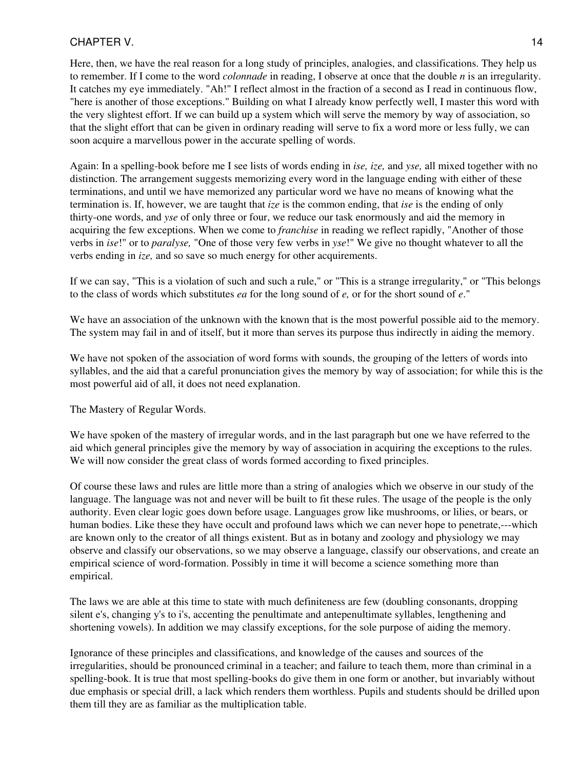Here, then, we have the real reason for a long study of principles, analogies, and classifications. They help us to remember. If I come to the word *colonnade* in reading, I observe at once that the double *n* is an irregularity. It catches my eye immediately. "Ah!" I reflect almost in the fraction of a second as I read in continuous flow, "here is another of those exceptions." Building on what I already know perfectly well, I master this word with the very slightest effort. If we can build up a system which will serve the memory by way of association, so that the slight effort that can be given in ordinary reading will serve to fix a word more or less fully, we can soon acquire a marvellous power in the accurate spelling of words.

Again: In a spelling-book before me I see lists of words ending in *ise, ize,* and *yse,* all mixed together with no distinction. The arrangement suggests memorizing every word in the language ending with either of these terminations, and until we have memorized any particular word we have no means of knowing what the termination is. If, however, we are taught that *ize* is the common ending, that *ise* is the ending of only thirty-one words, and *yse* of only three or four, we reduce our task enormously and aid the memory in acquiring the few exceptions. When we come to *franchise* in reading we reflect rapidly, "Another of those verbs in *ise*!" or to *paralyse,* "One of those very few verbs in *yse*!" We give no thought whatever to all the verbs ending in *ize,* and so save so much energy for other acquirements.

If we can say, "This is a violation of such and such a rule," or "This is a strange irregularity," or "This belongs to the class of words which substitutes *ea* for the long sound of *e,* or for the short sound of *e*."

We have an association of the unknown with the known that is the most powerful possible aid to the memory. The system may fail in and of itself, but it more than serves its purpose thus indirectly in aiding the memory.

We have not spoken of the association of word forms with sounds, the grouping of the letters of words into syllables, and the aid that a careful pronunciation gives the memory by way of association; for while this is the most powerful aid of all, it does not need explanation.

The Mastery of Regular Words.

We have spoken of the mastery of irregular words, and in the last paragraph but one we have referred to the aid which general principles give the memory by way of association in acquiring the exceptions to the rules. We will now consider the great class of words formed according to fixed principles.

Of course these laws and rules are little more than a string of analogies which we observe in our study of the language. The language was not and never will be built to fit these rules. The usage of the people is the only authority. Even clear logic goes down before usage. Languages grow like mushrooms, or lilies, or bears, or human bodies. Like these they have occult and profound laws which we can never hope to penetrate,---which are known only to the creator of all things existent. But as in botany and zoology and physiology we may observe and classify our observations, so we may observe a language, classify our observations, and create an empirical science of word-formation. Possibly in time it will become a science something more than empirical.

The laws we are able at this time to state with much definiteness are few (doubling consonants, dropping silent e's, changing y's to i's, accenting the penultimate and antepenultimate syllables, lengthening and shortening vowels). In addition we may classify exceptions, for the sole purpose of aiding the memory.

Ignorance of these principles and classifications, and knowledge of the causes and sources of the irregularities, should be pronounced criminal in a teacher; and failure to teach them, more than criminal in a spelling-book. It is true that most spelling-books do give them in one form or another, but invariably without due emphasis or special drill, a lack which renders them worthless. Pupils and students should be drilled upon them till they are as familiar as the multiplication table.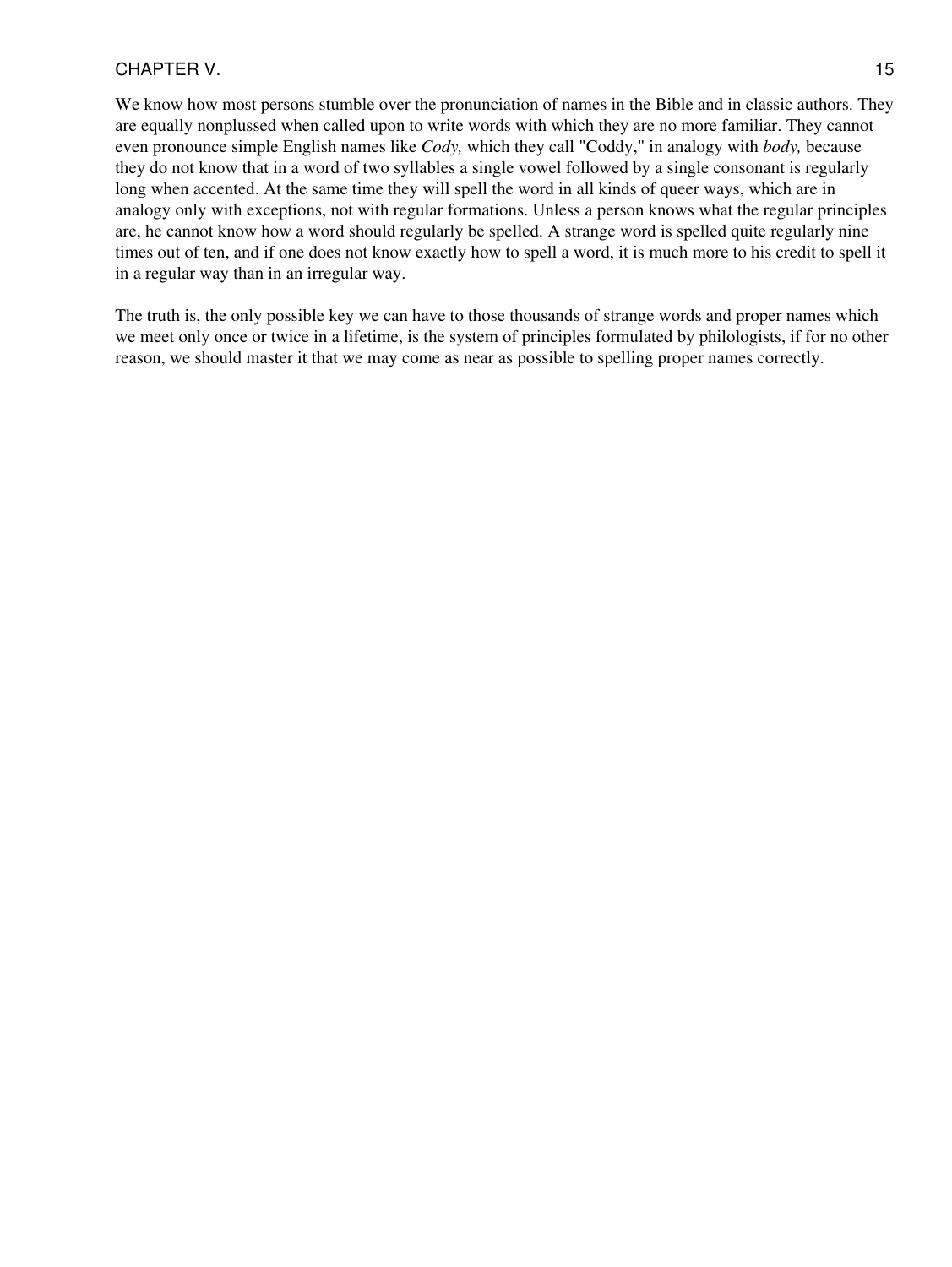We know how most persons stumble over the pronunciation of names in the Bible and in classic authors. They are equally nonplussed when called upon to write words with which they are no more familiar. They cannot even pronounce simple English names like *Cody,* which they call "Coddy," in analogy with *body,* because they do not know that in a word of two syllables a single vowel followed by a single consonant is regularly long when accented. At the same time they will spell the word in all kinds of queer ways, which are in analogy only with exceptions, not with regular formations. Unless a person knows what the regular principles are, he cannot know how a word should regularly be spelled. A strange word is spelled quite regularly nine times out of ten, and if one does not know exactly how to spell a word, it is much more to his credit to spell it in a regular way than in an irregular way.

The truth is, the only possible key we can have to those thousands of strange words and proper names which we meet only once or twice in a lifetime, is the system of principles formulated by philologists, if for no other reason, we should master it that we may come as near as possible to spelling proper names correctly.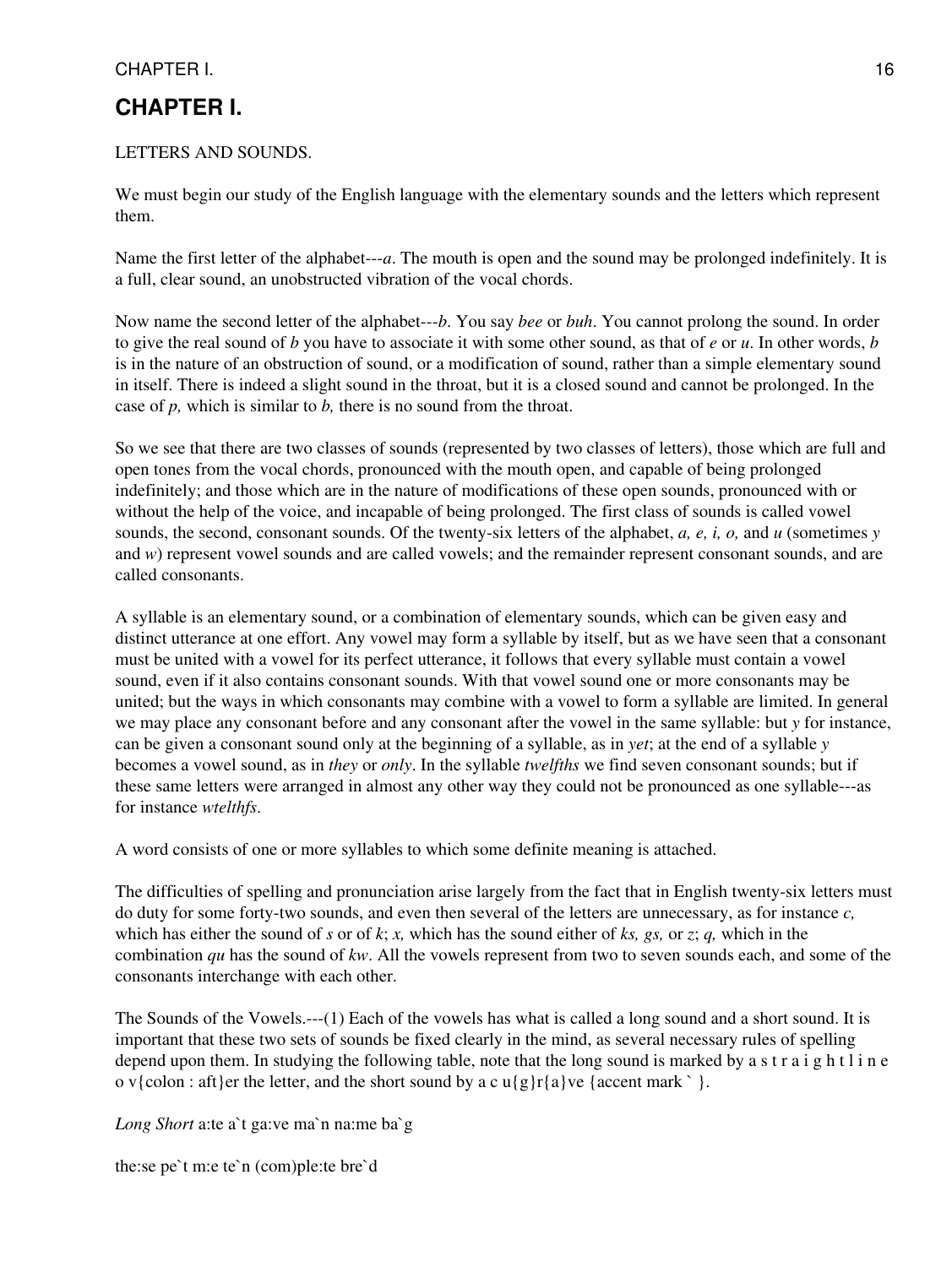# CHAPTER I.

LETTERS AND SOUNDS.

We must begin our study of the English language with the elementary sounds and the letters which represent them.

Name the first letter of the alphabet---*a*. The mouth is open and the sound may be prolonged indefinitely. It is a full, clear sound, an unobstructed vibration of the vocal chords.

Now name the second letter of the alphabet---*b*. You say *bee* or *buh*. You cannot prolong the sound. In order to give the real sound of *b* you have to associate it with some other sound, as that of *e* or *u*. In other words, *b* is in the nature of an obstruction of sound, or a modification of sound, rather than a simple elementary sound in itself. There is indeed a slight sound in the throat, but it is a closed sound and cannot be prolonged. In the case of *p,* which is similar to *b,* there is no sound from the throat.

So we see that there are two classes of sounds (represented by two classes of letters), those which are full and open tones from the vocal chords, pronounced with the mouth open, and capable of being prolonged indefinitely; and those which are in the nature of modifications of these open sounds, pronounced with or without the help of the voice, and incapable of being prolonged. The first class of sounds is called vowel sounds, the second, consonant sounds. Of the twenty-six letters of the alphabet, *a, e, i, o,* and *u* (sometimes *y* and *w*) represent vowel sounds and are called vowels; and the remainder represent consonant sounds, and are called consonants.

A syllable is an elementary sound, or a combination of elementary sounds, which can be given easy and distinct utterance at one effort. Any vowel may form a syllable by itself, but as we have seen that a consonant must be united with a vowel for its perfect utterance, it follows that every syllable must contain a vowel sound, even if it also contains consonant sounds. With that vowel sound one or more consonants may be united; but the ways in which consonants may combine with a vowel to form a syllable are limited. In general we may place any consonant before and any consonant after the vowel in the same syllable: but *y* for instance, can be given a consonant sound only at the beginning of a syllable, as in *yet*; at the end of a syllable *y* becomes a vowel sound, as in *they* or *only*. In the syllable *twelfths* we find seven consonant sounds; but if these same letters were arranged in almost any other way they could not be pronounced as one syllable---as for instance *wtelthfs*.

A word consists of one or more syllables to which some definite meaning is attached.

The difficulties of spelling and pronunciation arise largely from the fact that in English twenty-six letters must do duty for some forty-two sounds, and even then several of the letters are unnecessary, as for instance *c,* which has either the sound of *s* or of *k*; *x,* which has the sound either of *ks, gs,* or *z*; *q,* which in the combination *qu* has the sound of *kw*. All the vowels represent from two to seven sounds each, and some of the consonants interchange with each other.

The Sounds of the Vowels.---(1) Each of the vowels has what is called a long sound and a short sound. It is important that these two sets of sounds be fixed clearly in the mind, as several necessary rules of spelling depend upon them. In studying the following table, note that the long sound is marked by a s t r a i g h t l i n e o v{colon : aft}er the letter, and the short sound by a c u{g}r{a}ve {accent mark ` }.

*Long Short* a:te a`t ga:ve ma`n na:me ba`g

the:se pe`t m:e te`n (com)ple:te bre`d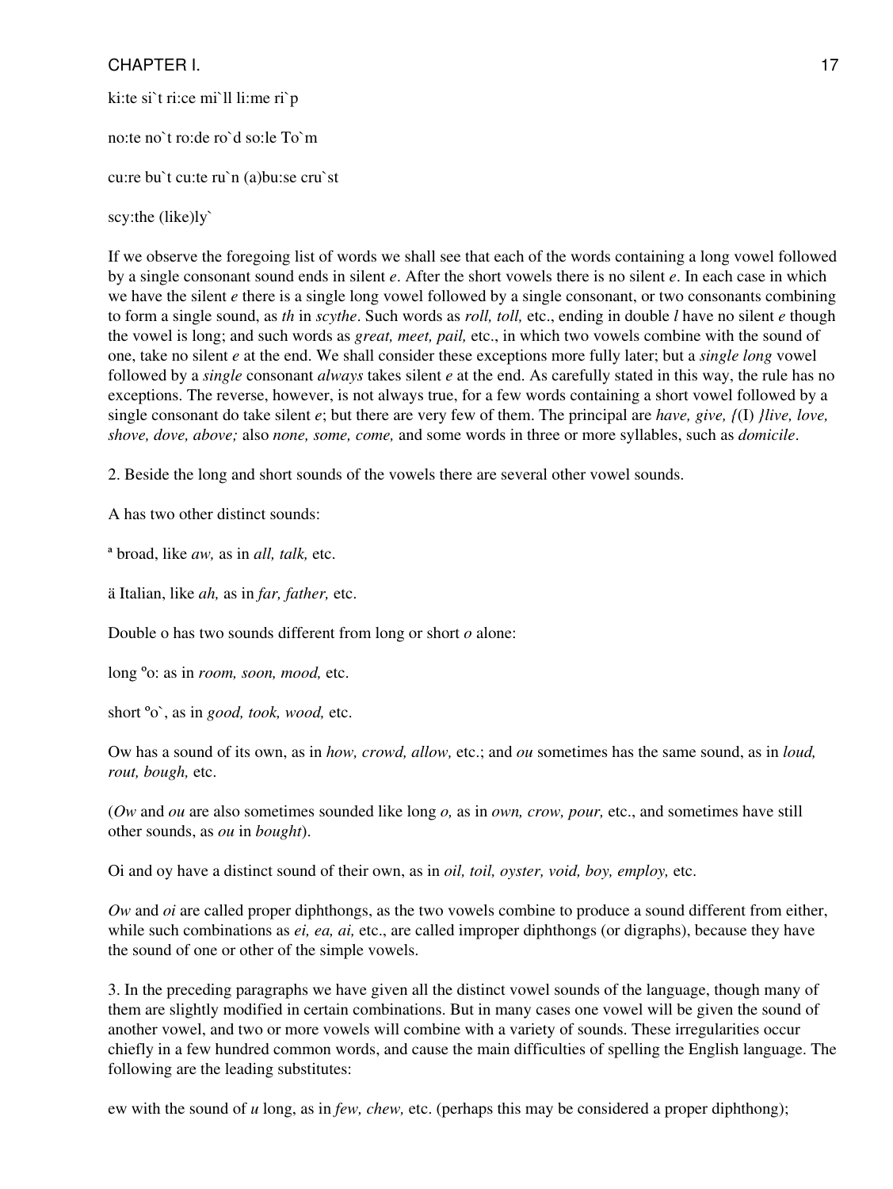ki:te si`t ri:ce mi`ll li:me ri`p

no:te no`t ro:de ro`d so:le To`m

cu:re bu`t cu:te ru`n (a)bu:se cru`st

scy:the (like)ly`

If we observe the foregoing list of words we shall see that each of the words containing a long vowel followed by a single consonant sound ends in silent *e*. After the short vowels there is no silent *e*. In each case in which we have the silent *e* there is a single long vowel followed by a single consonant, or two consonants combining to form a single sound, as *th* in *scythe*. Such words as *roll, toll,* etc., ending in double *l* have no silent *e* though the vowel is long; and such words as *great, meet, pail,* etc., in which two vowels combine with the sound of one, take no silent *e* at the end. We shall consider these exceptions more fully later; but a *single long* vowel followed by a *single* consonant *always* takes silent *e* at the end. As carefully stated in this way, the rule has no exceptions. The reverse, however, is not always true, for a few words containing a short vowel followed by a single consonant do take silent *e*; but there are very few of them. The principal are *have, give, {*(I) *}live, love, shove, dove, above;* also *none, some, come,* and some words in three or more syllables, such as *domicile*.

2. Beside the long and short sounds of the vowels there are several other vowel sounds.

A has two other distinct sounds:

ª broad, like *aw,* as in *all, talk,* etc.

ä Italian, like *ah,* as in *far, father,* etc.

Double o has two sounds different from long or short *o* alone:

long ºo: as in *room, soon, mood,* etc.

short ºo`, as in *good, took, wood,* etc.

Ow has a sound of its own, as in *how, crowd, allow,* etc.; and *ou* sometimes has the same sound, as in *loud, rout, bough,* etc.

(*Ow* and *ou* are also sometimes sounded like long *o,* as in *own, crow, pour,* etc., and sometimes have still other sounds, as *ou* in *bought*).

Oi and oy have a distinct sound of their own, as in *oil, toil, oyster, void, boy, employ,* etc.

*Ow* and *oi* are called proper diphthongs, as the two vowels combine to produce a sound different from either, while such combinations as *ei, ea, ai,* etc., are called improper diphthongs (or digraphs), because they have the sound of one or other of the simple vowels.

3. In the preceding paragraphs we have given all the distinct vowel sounds of the language, though many of them are slightly modified in certain combinations. But in many cases one vowel will be given the sound of another vowel, and two or more vowels will combine with a variety of sounds. These irregularities occur chiefly in a few hundred common words, and cause the main difficulties of spelling the English language. The following are the leading substitutes:

ew with the sound of *u* long, as in *few, chew,* etc. (perhaps this may be considered a proper diphthong);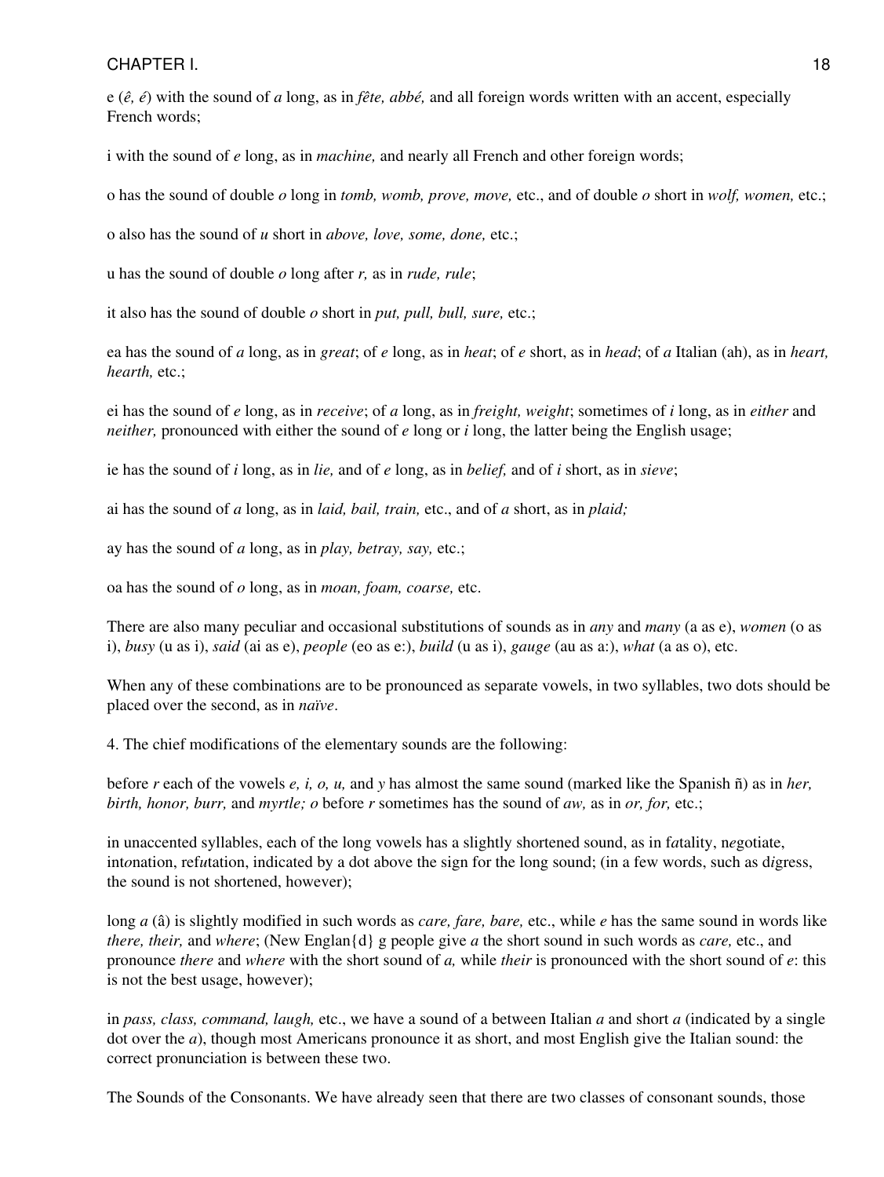e (*ê, é*) with the sound of *a* long, as in *fête, abbé,* and all foreign words written with an accent, especially French words;

i with the sound of *e* long, as in *machine,* and nearly all French and other foreign words;

o has the sound of double *o* long in *tomb, womb, prove, move,* etc., and of double *o* short in *wolf, women,* etc.;

o also has the sound of *u* short in *above, love, some, done,* etc.;

u has the sound of double *o* long after *r,* as in *rude, rule*;

it also has the sound of double *o* short in *put, pull, bull, sure,* etc.;

ea has the sound of *a* long, as in *great*; of *e* long, as in *heat*; of *e* short, as in *head*; of *a* Italian (ah), as in *heart, hearth,* etc.;

ei has the sound of *e* long, as in *receive*; of *a* long, as in *freight, weight*; sometimes of *i* long, as in *either* and *neither,* pronounced with either the sound of *e* long or *i* long, the latter being the English usage;

ie has the sound of *i* long, as in *lie,* and of *e* long, as in *belief,* and of *i* short, as in *sieve*;

ai has the sound of *a* long, as in *laid, bail, train,* etc., and of *a* short, as in *plaid;*

ay has the sound of *a* long, as in *play, betray, say,* etc.;

oa has the sound of *o* long, as in *moan, foam, coarse,* etc.

There are also many peculiar and occasional substitutions of sounds as in *any* and *many* (a as e), *women* (o as i), *busy* (u as i), *said* (ai as e), *people* (eo as e:), *build* (u as i), *gauge* (au as a:), *what* (a as o), etc.

When any of these combinations are to be pronounced as separate vowels, in two syllables, two dots should be placed over the second, as in *naïve*.

4. The chief modifications of the elementary sounds are the following:

before *r* each of the vowels *e, i, o, u,* and *y* has almost the same sound (marked like the Spanish ñ) as in *her, birth, honor, burr,* and *myrtle; o* before *r* sometimes has the sound of *aw,* as in *or, for,* etc.;

in unaccented syllables, each of the long vowels has a slightly shortened sound, as in f*a*tality, n*e*gotiate, int*o*nation, ref*u*tation, indicated by a dot above the sign for the long sound; (in a few words, such as d*i*gress, the sound is not shortened, however);

long *a* (â) is slightly modified in such words as *care, fare, bare,* etc., while *e* has the same sound in words like *there, their,* and *where*; (New Englan{d} g people give *a* the short sound in such words as *care,* etc., and pronounce *there* and *where* with the short sound of *a,* while *their* is pronounced with the short sound of *e*: this is not the best usage, however);

in *pass, class, command, laugh,* etc., we have a sound of a between Italian *a* and short *a* (indicated by a single dot over the *a*), though most Americans pronounce it as short, and most English give the Italian sound: the correct pronunciation is between these two.

The Sounds of the Consonants. We have already seen that there are two classes of consonant sounds, those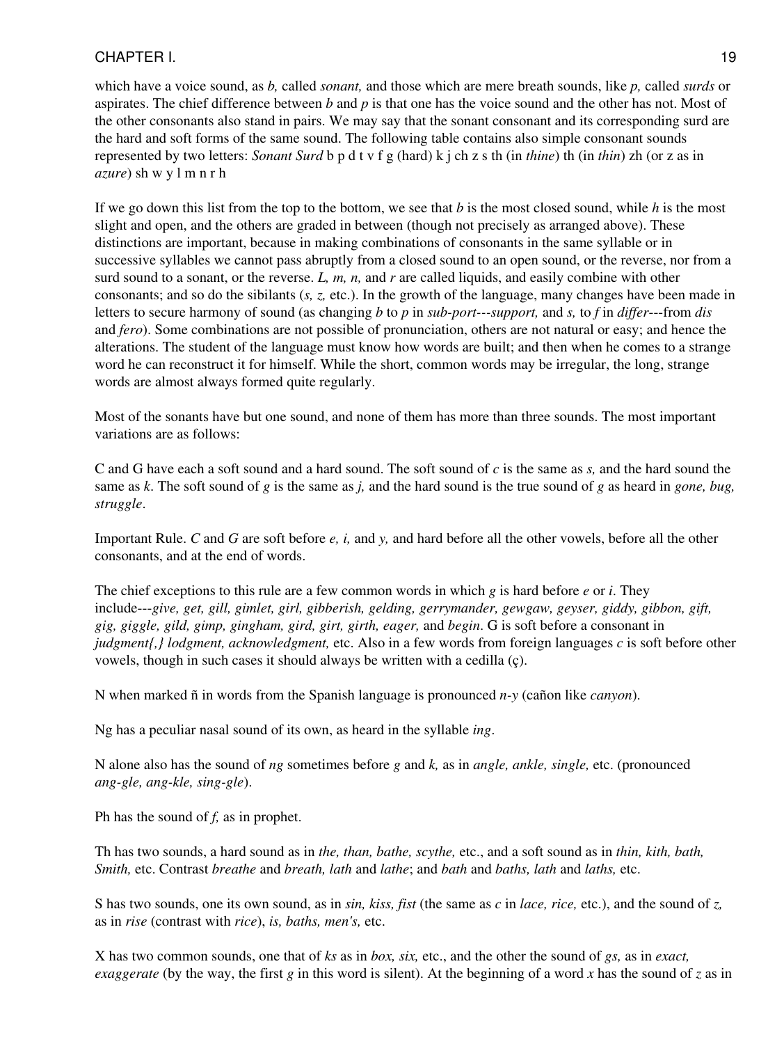which have a voice sound, as *b,* called *sonant,* and those which are mere breath sounds, like *p,* called *surds* or aspirates. The chief difference between *b* and *p* is that one has the voice sound and the other has not. Most of the other consonants also stand in pairs. We may say that the sonant consonant and its corresponding surd are the hard and soft forms of the same sound. The following table contains also simple consonant sounds represented by two letters: *Sonant Surd* b p d t v f g (hard) k j ch z s th (in *thine*) th (in *thin*) zh (or z as in *azure*) sh w y l m n r h

If we go down this list from the top to the bottom, we see that *b* is the most closed sound, while *h* is the most slight and open, and the others are graded in between (though not precisely as arranged above). These distinctions are important, because in making combinations of consonants in the same syllable or in successive syllables we cannot pass abruptly from a closed sound to an open sound, or the reverse, nor from a surd sound to a sonant, or the reverse. *L, m, n,* and *r* are called liquids, and easily combine with other consonants; and so do the sibilants (*s, z,* etc.). In the growth of the language, many changes have been made in letters to secure harmony of sound (as changing *b* to *p* in *sub-port---support,* and *s,* to *f* in *differ*---from *dis* and *fero*). Some combinations are not possible of pronunciation, others are not natural or easy; and hence the alterations. The student of the language must know how words are built; and then when he comes to a strange word he can reconstruct it for himself. While the short, common words may be irregular, the long, strange words are almost always formed quite regularly.

Most of the sonants have but one sound, and none of them has more than three sounds. The most important variations are as follows:

C and G have each a soft sound and a hard sound. The soft sound of *c* is the same as *s,* and the hard sound the same as *k*. The soft sound of *g* is the same as *j,* and the hard sound is the true sound of *g* as heard in *gone, bug, struggle*.

Important Rule. *C* and *G* are soft before *e, i,* and *y,* and hard before all the other vowels, before all the other consonants, and at the end of words.

The chief exceptions to this rule are a few common words in which *g* is hard before *e* or *i*. They include---*give, get, gill, gimlet, girl, gibberish, gelding, gerrymander, gewgaw, geyser, giddy, gibbon, gift, gig, giggle, gild, gimp, gingham, gird, girt, girth, eager,* and *begin*. G is soft before a consonant in *judgment{,} lodgment, acknowledgment,* etc. Also in a few words from foreign languages *c* is soft before other vowels, though in such cases it should always be written with a cedilla (ç).

N when marked ñ in words from the Spanish language is pronounced *n-y* (cañon like *canyon*).

Ng has a peculiar nasal sound of its own, as heard in the syllable *ing*.

N alone also has the sound of *ng* sometimes before *g* and *k,* as in *angle, ankle, single,* etc. (pronounced *ang-gle, ang-kle, sing-gle*).

Ph has the sound of *f,* as in prophet.

Th has two sounds, a hard sound as in *the, than, bathe, scythe,* etc., and a soft sound as in *thin, kith, bath, Smith,* etc. Contrast *breathe* and *breath, lath* and *lathe*; and *bath* and *baths, lath* and *laths,* etc.

S has two sounds, one its own sound, as in *sin, kiss, fist* (the same as *c* in *lace, rice,* etc.), and the sound of *z,* as in *rise* (contrast with *rice*), *is, baths, men's,* etc.

X has two common sounds, one that of *ks* as in *box, six,* etc., and the other the sound of *gs,* as in *exact, exaggerate* (by the way, the first *g* in this word is silent). At the beginning of a word *x* has the sound of *z* as in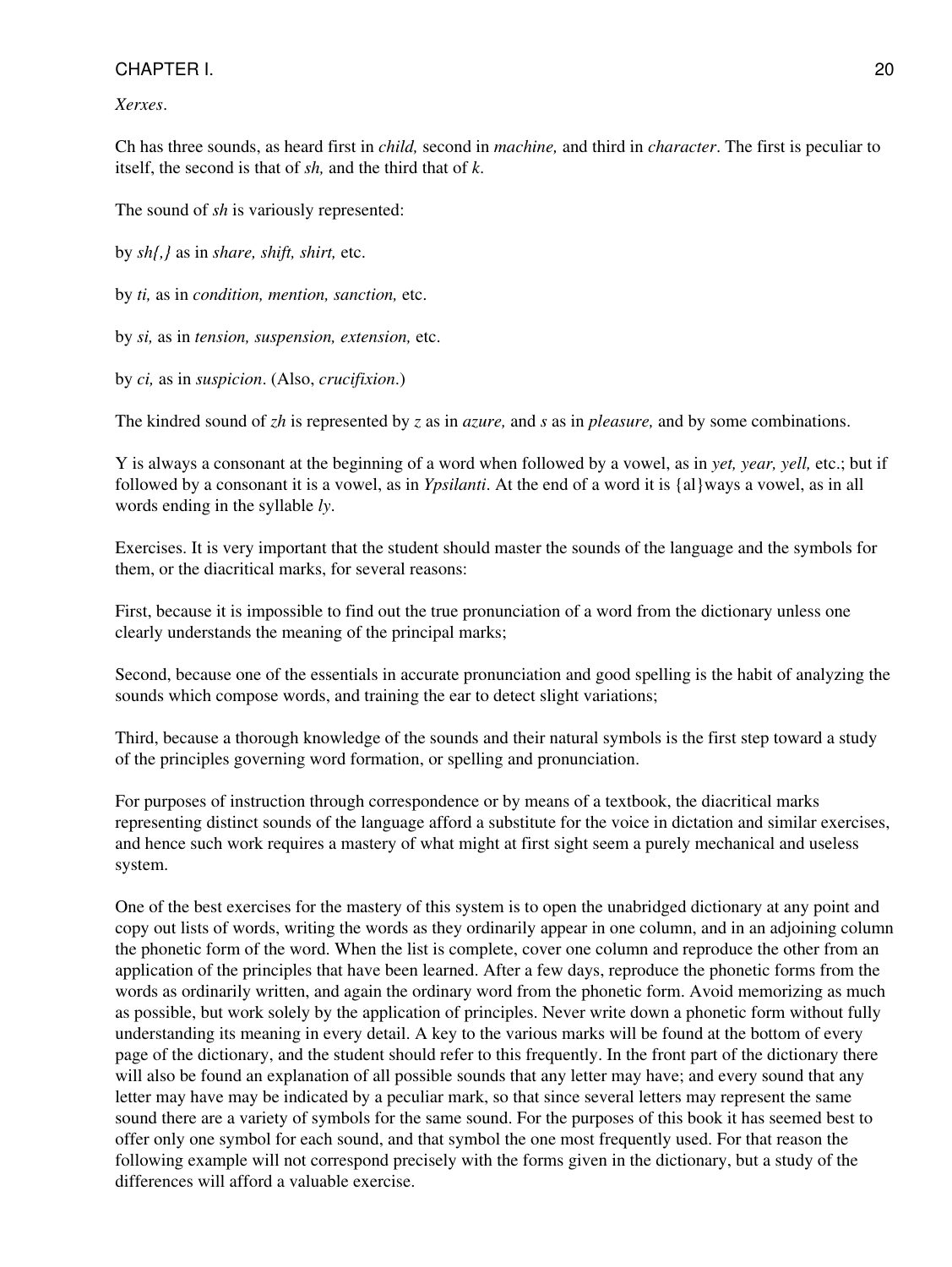*Xerxes*.

Ch has three sounds, as heard first in *child,* second in *machine,* and third in *character*. The first is peculiar to itself, the second is that of *sh,* and the third that of *k*.

The sound of *sh* is variously represented:

by *sh{,}* as in *share, shift, shirt,* etc.

by *ti,* as in *condition, mention, sanction,* etc.

by *si,* as in *tension, suspension, extension,* etc.

by *ci,* as in *suspicion*. (Also, *crucifixion*.)

The kindred sound of *zh* is represented by *z* as in *azure,* and *s* as in *pleasure,* and by some combinations.

Y is always a consonant at the beginning of a word when followed by a vowel, as in *yet, year, yell,* etc.; but if followed by a consonant it is a vowel, as in *Ypsilanti*. At the end of a word it is {al}ways a vowel, as in all words ending in the syllable *ly*.

Exercises. It is very important that the student should master the sounds of the language and the symbols for them, or the diacritical marks, for several reasons:

First, because it is impossible to find out the true pronunciation of a word from the dictionary unless one clearly understands the meaning of the principal marks;

Second, because one of the essentials in accurate pronunciation and good spelling is the habit of analyzing the sounds which compose words, and training the ear to detect slight variations;

Third, because a thorough knowledge of the sounds and their natural symbols is the first step toward a study of the principles governing word formation, or spelling and pronunciation.

For purposes of instruction through correspondence or by means of a textbook, the diacritical marks representing distinct sounds of the language afford a substitute for the voice in dictation and similar exercises, and hence such work requires a mastery of what might at first sight seem a purely mechanical and useless system.

One of the best exercises for the mastery of this system is to open the unabridged dictionary at any point and copy out lists of words, writing the words as they ordinarily appear in one column, and in an adjoining column the phonetic form of the word. When the list is complete, cover one column and reproduce the other from an application of the principles that have been learned. After a few days, reproduce the phonetic forms from the words as ordinarily written, and again the ordinary word from the phonetic form. Avoid memorizing as much as possible, but work solely by the application of principles. Never write down a phonetic form without fully understanding its meaning in every detail. A key to the various marks will be found at the bottom of every page of the dictionary, and the student should refer to this frequently. In the front part of the dictionary there will also be found an explanation of all possible sounds that any letter may have; and every sound that any letter may have may be indicated by a peculiar mark, so that since several letters may represent the same sound there are a variety of symbols for the same sound. For the purposes of this book it has seemed best to offer only one symbol for each sound, and that symbol the one most frequently used. For that reason the following example will not correspond precisely with the forms given in the dictionary, but a study of the differences will afford a valuable exercise.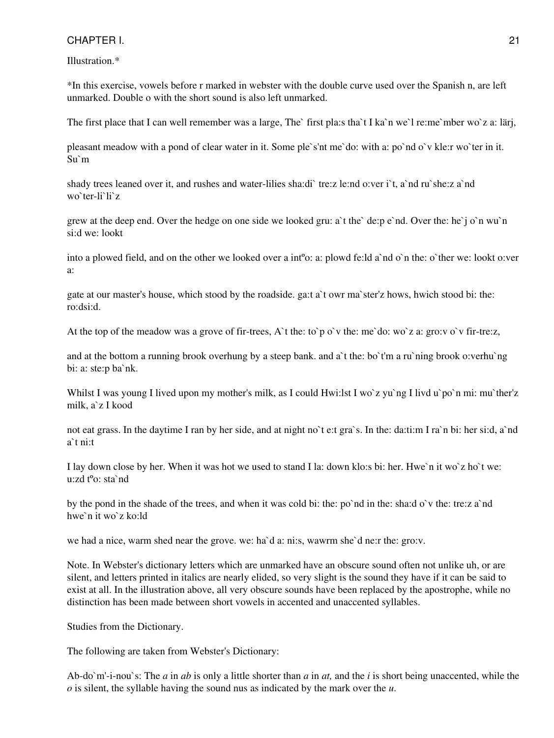Illustration.*

*In this exercise, vowels before r marked in webster with the double curve used over the Spanish n, are left unmarked. Double o with the short sound is also left unmarked.

The first place that I can well remember was a large, The` first pla:s tha`t I ka`n we`l re:me`mber wo`z a: lärj,

pleasant meadow with a pond of clear water in it. Some ple`s'nt me`do: with a: po`nd o`v kle:r wo`ter in it. Su`m

shady trees leaned over it, and rushes and water-lilies sha:di` tre:z le:nd o:ver i`t, a`nd ru`she:z a`nd wo`ter-li`li`z

grew at the deep end. Over the hedge on one side we looked gru: a`t the` de:p e`nd. Over the: he`j o`n wu`n si:d we: lookt

into a plowed field, and on the other we looked over a intºo: a: plowd fe:ld a`nd o`n the: o`ther we: lookt o:ver a:

gate at our master's house, which stood by the roadside. ga:t a`t owr ma`ster'z hows, hwich stood bi: the: ro:dsi:d.

At the top of the meadow was a grove of fir-trees, A`t the: to`p o`v the: me`do: wo`z a: gro:v o`v fir-tre:z,

and at the bottom a running brook overhung by a steep bank. and a`t the: bo`t'm a ru`ning brook o:verhu`ng bi: a: ste:p ba`nk.

Whilst I was young I lived upon my mother's milk, as I could Hwi:lst I wo`z yu`ng I livd u`po`n mi: mu`ther'z milk, a`z I kood

not eat grass. In the daytime I ran by her side, and at night no`t e:t gra`s. In the: da:ti:m I ra`n bi: her si:d, a`nd a`t ni:t

I lay down close by her. When it was hot we used to stand I la: down klo:s bi: her. Hwe`n it wo`z ho`t we: u:zd tºo: sta`nd

by the pond in the shade of the trees, and when it was cold bi: the: po`nd in the: sha:d o`v the: tre:z a`nd hwe`n it wo`z ko:ld

we had a nice, warm shed near the grove. we: ha`d a: ni:s, wawrm she`d ne:r the: gro:v.

Note. In Webster's dictionary letters which are unmarked have an obscure sound often not unlike uh, or are silent, and letters printed in italics are nearly elided, so very slight is the sound they have if it can be said to exist at all. In the illustration above, all very obscure sounds have been replaced by the apostrophe, while no distinction has been made between short vowels in accented and unaccented syllables.

Studies from the Dictionary.

The following are taken from Webster's Dictionary:

Ab-do`m'-i-nou`s: The *a* in *ab* is only a little shorter than *a* in *at,* and the *i* is short being unaccented, while the *o* is silent, the syllable having the sound nus as indicated by the mark over the *u*.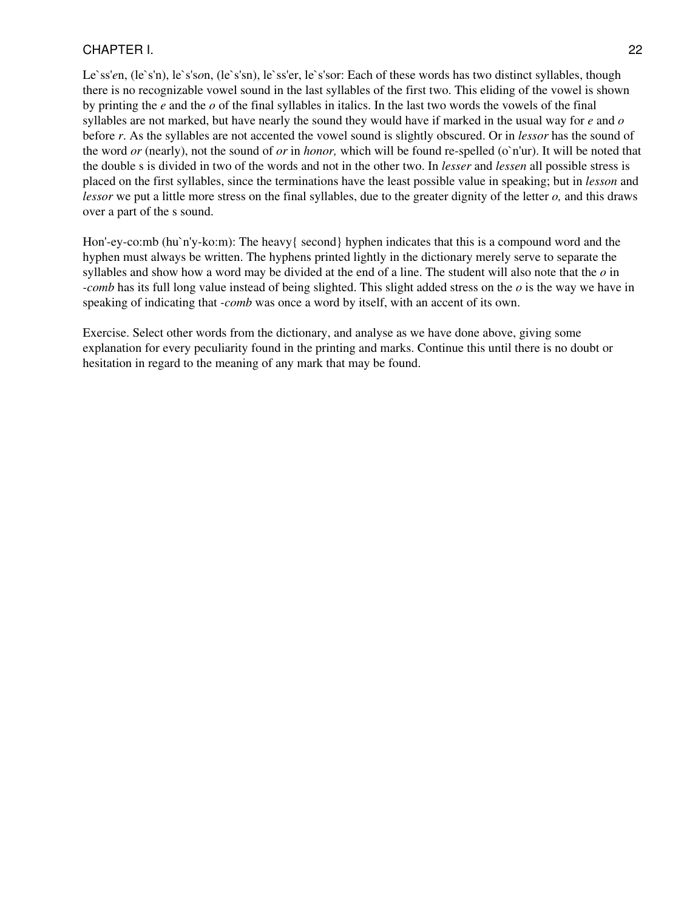Le`ss'*e*n, (le`s'n), le`s's*o*n, (le`s'sn), le`ss'er, le`s'sor: Each of these words has two distinct syllables, though there is no recognizable vowel sound in the last syllables of the first two. This eliding of the vowel is shown by printing the *e* and the *o* of the final syllables in italics. In the last two words the vowels of the final syllables are not marked, but have nearly the sound they would have if marked in the usual way for *e* and *o* before *r*. As the syllables are not accented the vowel sound is slightly obscured. Or in *lessor* has the sound of the word *or* (nearly), not the sound of *or* in *honor,* which will be found re-spelled (o`n'ur). It will be noted that the double s is divided in two of the words and not in the other two. In *lesser* and *lessen* all possible stress is placed on the first syllables, since the terminations have the least possible value in speaking; but in *lesson* and *lessor* we put a little more stress on the final syllables, due to the greater dignity of the letter *o,* and this draws over a part of the s sound.

Hon'-ey-co:mb (hu`n'y-ko:m): The heavy{ second} hyphen indicates that this is a compound word and the hyphen must always be written. The hyphens printed lightly in the dictionary merely serve to separate the syllables and show how a word may be divided at the end of a line. The student will also note that the *o* in *-comb* has its full long value instead of being slighted. This slight added stress on the *o* is the way we have in speaking of indicating that *-comb* was once a word by itself, with an accent of its own.

Exercise. Select other words from the dictionary, and analyse as we have done above, giving some explanation for every peculiarity found in the printing and marks. Continue this until there is no doubt or hesitation in regard to the meaning of any mark that may be found.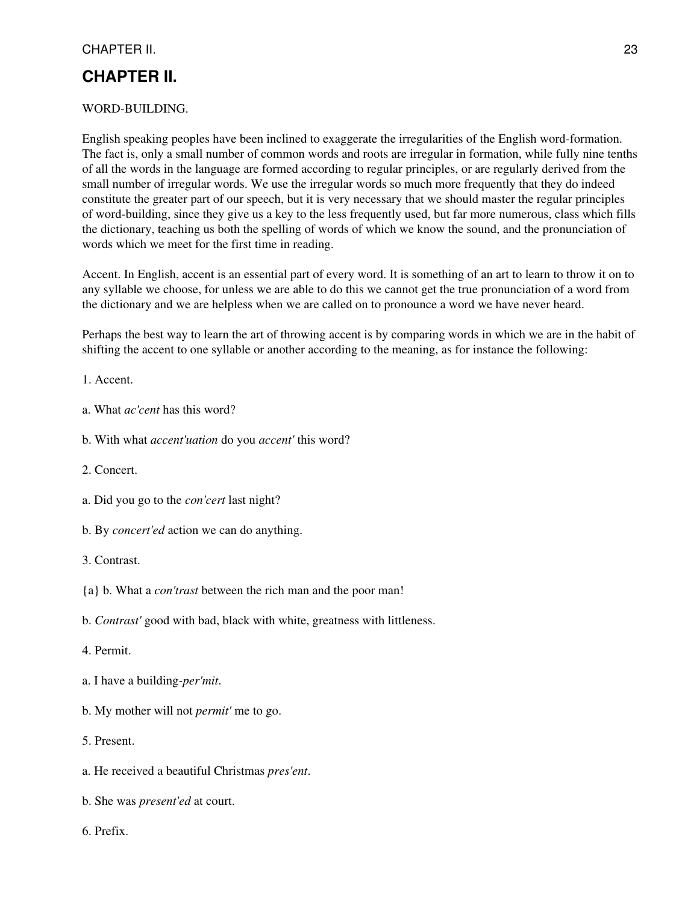# CHAPTER II.

WORD-BUILDING.

English speaking peoples have been inclined to exaggerate the irregularities of the English word-formation. The fact is, only a small number of common words and roots are irregular in formation, while fully nine tenths of all the words in the language are formed according to regular principles, or are regularly derived from the small number of irregular words. We use the irregular words so much more frequently that they do indeed constitute the greater part of our speech, but it is very necessary that we should master the regular principles of word-building, since they give us a key to the less frequently used, but far more numerous, class which fills the dictionary, teaching us both the spelling of words of which we know the sound, and the pronunciation of words which we meet for the first time in reading.

Accent. In English, accent is an essential part of every word. It is something of an art to learn to throw it on to any syllable we choose, for unless we are able to do this we cannot get the true pronunciation of a word from the dictionary and we are helpless when we are called on to pronounce a word we have never heard.

Perhaps the best way to learn the art of throwing accent is by comparing words in which we are in the habit of shifting the accent to one syllable or another according to the meaning, as for instance the following:

1. Accent.

a. What *ac'cent* has this word?

b. With what *accent'uation* do you *accent'* this word?

2. Concert.

a. Did you go to the *con'cert* last night?

b. By *concert'ed* action we can do anything.

3. Contrast.

{a} b. What a *con'trast* between the rich man and the poor man!

b. *Contrast'* good with bad, black with white, greatness with littleness.

4. Permit.

a. I have a building-*per'mit*.

b. My mother will not *permit'* me to go.

5. Present.

a. He received a beautiful Christmas *pres'ent*.

b. She was *present'ed* at court.

6. Prefix.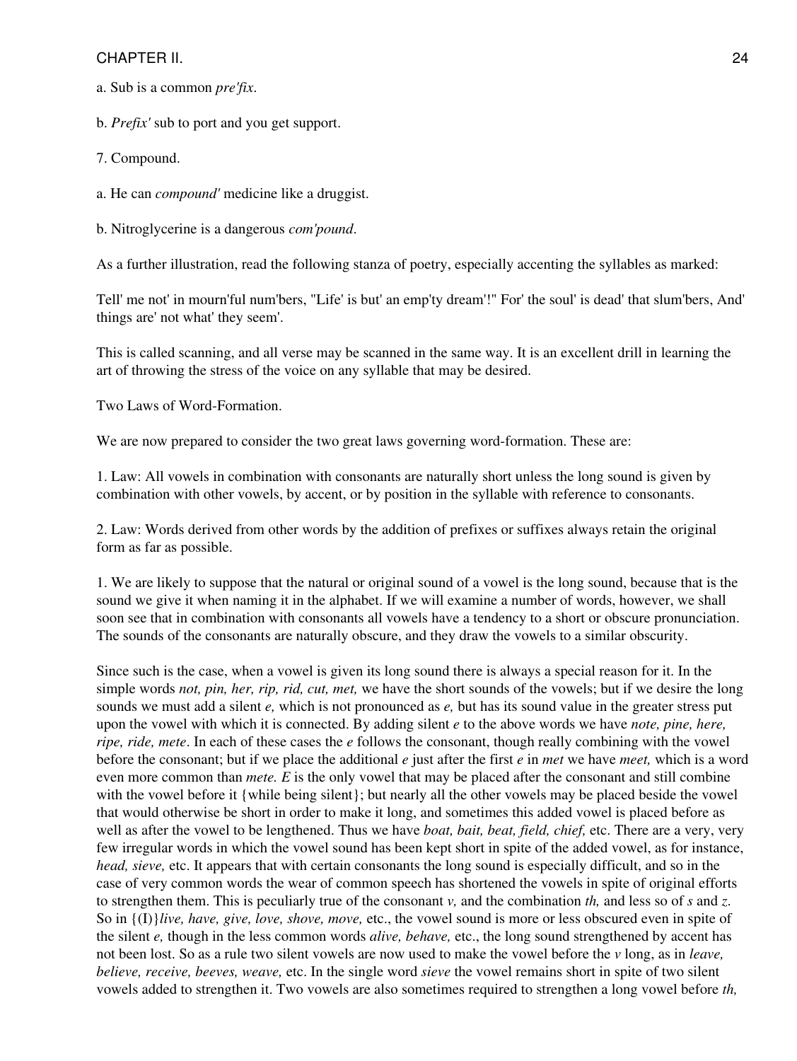a. Sub is a common *pre'fix*.

b. *Prefix'* sub to port and you get support.

7. Compound.

a. He can *compound'* medicine like a druggist.

b. Nitroglycerine is a dangerous *com'pound*.

As a further illustration, read the following stanza of poetry, especially accenting the syllables as marked:

Tell' me not' in mourn'ful num'bers, "Life' is but' an emp'ty dream'!" For' the soul' is dead' that slum'bers, And' things are' not what' they seem'.

This is called scanning, and all verse may be scanned in the same way. It is an excellent drill in learning the art of throwing the stress of the voice on any syllable that may be desired.

Two Laws of Word-Formation.

We are now prepared to consider the two great laws governing word-formation. These are:

1. Law: All vowels in combination with consonants are naturally short unless the long sound is given by combination with other vowels, by accent, or by position in the syllable with reference to consonants.

2. Law: Words derived from other words by the addition of prefixes or suffixes always retain the original form as far as possible.

1. We are likely to suppose that the natural or original sound of a vowel is the long sound, because that is the sound we give it when naming it in the alphabet. If we will examine a number of words, however, we shall soon see that in combination with consonants all vowels have a tendency to a short or obscure pronunciation. The sounds of the consonants are naturally obscure, and they draw the vowels to a similar obscurity.

Since such is the case, when a vowel is given its long sound there is always a special reason for it. In the simple words *not, pin, her, rip, rid, cut, met,* we have the short sounds of the vowels; but if we desire the long sounds we must add a silent *e,* which is not pronounced as *e,* but has its sound value in the greater stress put upon the vowel with which it is connected. By adding silent *e* to the above words we have *note, pine, here, ripe, ride, mete*. In each of these cases the *e* follows the consonant, though really combining with the vowel before the consonant; but if we place the additional *e* just after the first *e* in *met* we have *meet,* which is a word even more common than *mete. E* is the only vowel that may be placed after the consonant and still combine with the vowel before it {while being silent}; but nearly all the other vowels may be placed beside the vowel that would otherwise be short in order to make it long, and sometimes this added vowel is placed before as well as after the vowel to be lengthened. Thus we have *boat, bait, beat, field, chief,* etc. There are a very, very few irregular words in which the vowel sound has been kept short in spite of the added vowel, as for instance, *head, sieve,* etc. It appears that with certain consonants the long sound is especially difficult, and so in the case of very common words the wear of common speech has shortened the vowels in spite of original efforts to strengthen them. This is peculiarly true of the consonant *v,* and the combination *th,* and less so of *s* and *z.* So in {(I)}*live, have, give, love, shove, move,* etc., the vowel sound is more or less obscured even in spite of the silent *e,* though in the less common words *alive, behave,* etc., the long sound strengthened by accent has not been lost. So as a rule two silent vowels are now used to make the vowel before the *v* long, as in *leave, believe, receive, beeves, weave,* etc. In the single word *sieve* the vowel remains short in spite of two silent vowels added to strengthen it. Two vowels are also sometimes required to strengthen a long vowel before *th,*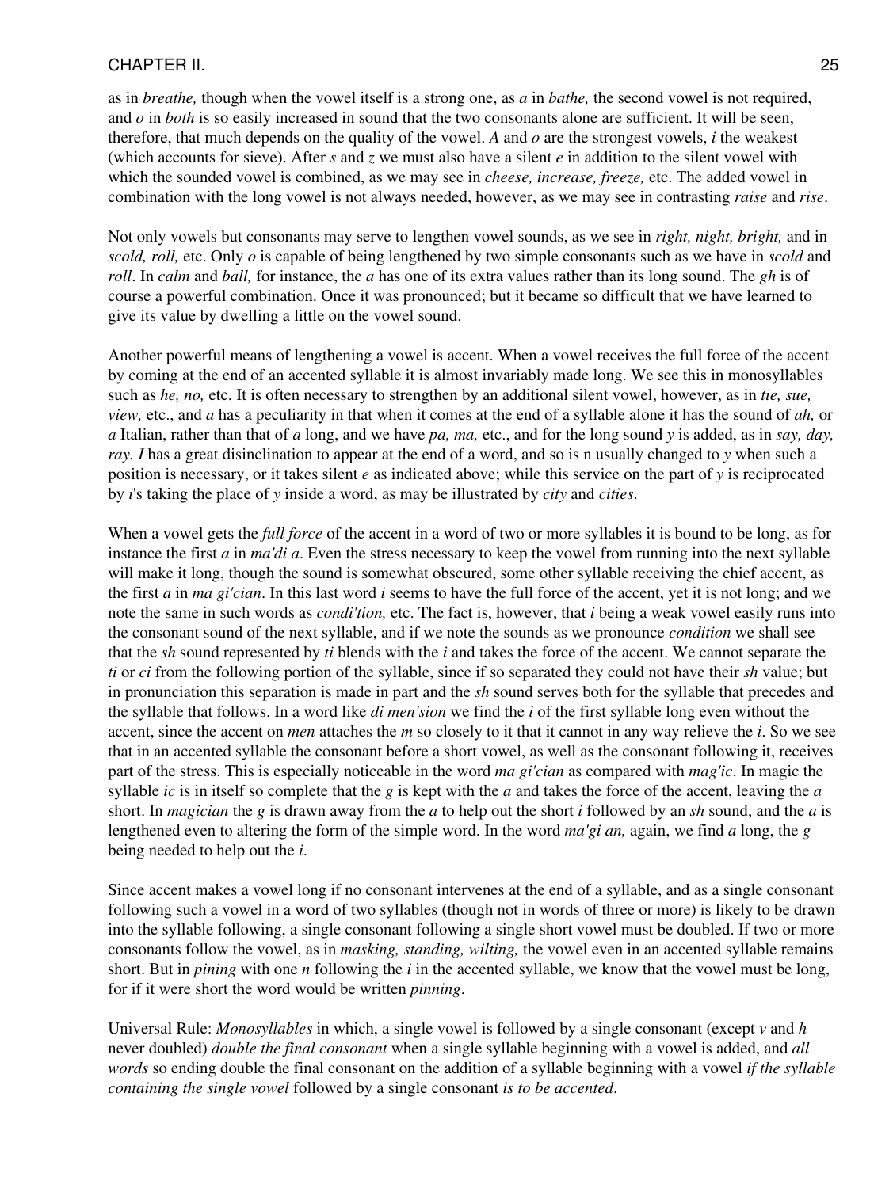as in *breathe,* though when the vowel itself is a strong one, as *a* in *bathe,* the second vowel is not required, and *o* in *both* is so easily increased in sound that the two consonants alone are sufficient. It will be seen, therefore, that much depends on the quality of the vowel. *A* and *o* are the strongest vowels, *i* the weakest (which accounts for sieve). After *s* and *z* we must also have a silent *e* in addition to the silent vowel with which the sounded vowel is combined, as we may see in *cheese, increase, freeze,* etc. The added vowel in combination with the long vowel is not always needed, however, as we may see in contrasting *raise* and *rise*.

Not only vowels but consonants may serve to lengthen vowel sounds, as we see in *right, night, bright,* and in *scold, roll,* etc. Only *o* is capable of being lengthened by two simple consonants such as we have in *scold* and *roll*. In *calm* and *ball,* for instance, the *a* has one of its extra values rather than its long sound. The *gh* is of course a powerful combination. Once it was pronounced; but it became so difficult that we have learned to give its value by dwelling a little on the vowel sound.

Another powerful means of lengthening a vowel is accent. When a vowel receives the full force of the accent by coming at the end of an accented syllable it is almost invariably made long. We see this in monosyllables such as *he, no,* etc. It is often necessary to strengthen by an additional silent vowel, however, as in *tie, sue, view,* etc., and *a* has a peculiarity in that when it comes at the end of a syllable alone it has the sound of *ah,* or *a* Italian, rather than that of *a* long, and we have *pa, ma,* etc., and for the long sound *y* is added, as in *say, day, ray. I* has a great disinclination to appear at the end of a word, and so is n usually changed to *y* when such a position is necessary, or it takes silent *e* as indicated above; while this service on the part of *y* is reciprocated by *i*'s taking the place of *y* inside a word, as may be illustrated by *city* and *cities*.

When a vowel gets the *full force* of the accent in a word of two or more syllables it is bound to be long, as for instance the first *a* in *ma'di a*. Even the stress necessary to keep the vowel from running into the next syllable will make it long, though the sound is somewhat obscured, some other syllable receiving the chief accent, as the first *a* in *ma gi'cian*. In this last word *i* seems to have the full force of the accent, yet it is not long; and we note the same in such words as *condi'tion,* etc. The fact is, however, that *i* being a weak vowel easily runs into the consonant sound of the next syllable, and if we note the sounds as we pronounce *condition* we shall see that the *sh* sound represented by *ti* blends with the *i* and takes the force of the accent. We cannot separate the *ti* or *ci* from the following portion of the syllable, since if so separated they could not have their *sh* value; but in pronunciation this separation is made in part and the *sh* sound serves both for the syllable that precedes and the syllable that follows. In a word like *di men'sion* we find the *i* of the first syllable long even without the accent, since the accent on *men* attaches the *m* so closely to it that it cannot in any way relieve the *i*. So we see that in an accented syllable the consonant before a short vowel, as well as the consonant following it, receives part of the stress. This is especially noticeable in the word *ma gi'cian* as compared with *mag'ic*. In magic the syllable *ic* is in itself so complete that the *g* is kept with the *a* and takes the force of the accent, leaving the *a* short. In *magician* the *g* is drawn away from the *a* to help out the short *i* followed by an *sh* sound, and the *a* is lengthened even to altering the form of the simple word. In the word *ma'gi an,* again, we find *a* long, the *g* being needed to help out the *i*.

Since accent makes a vowel long if no consonant intervenes at the end of a syllable, and as a single consonant following such a vowel in a word of two syllables (though not in words of three or more) is likely to be drawn into the syllable following, a single consonant following a single short vowel must be doubled. If two or more consonants follow the vowel, as in *masking, standing, wilting,* the vowel even in an accented syllable remains short. But in *pining* with one *n* following the *i* in the accented syllable, we know that the vowel must be long, for if it were short the word would be written *pinning*.

Universal Rule: *Monosyllables* in which, a single vowel is followed by a single consonant (except *v* and *h* never doubled) *double the final consonant* when a single syllable beginning with a vowel is added, and *all words* so ending double the final consonant on the addition of a syllable beginning with a vowel *if the syllable containing the single vowel* followed by a single consonant *is to be accented*.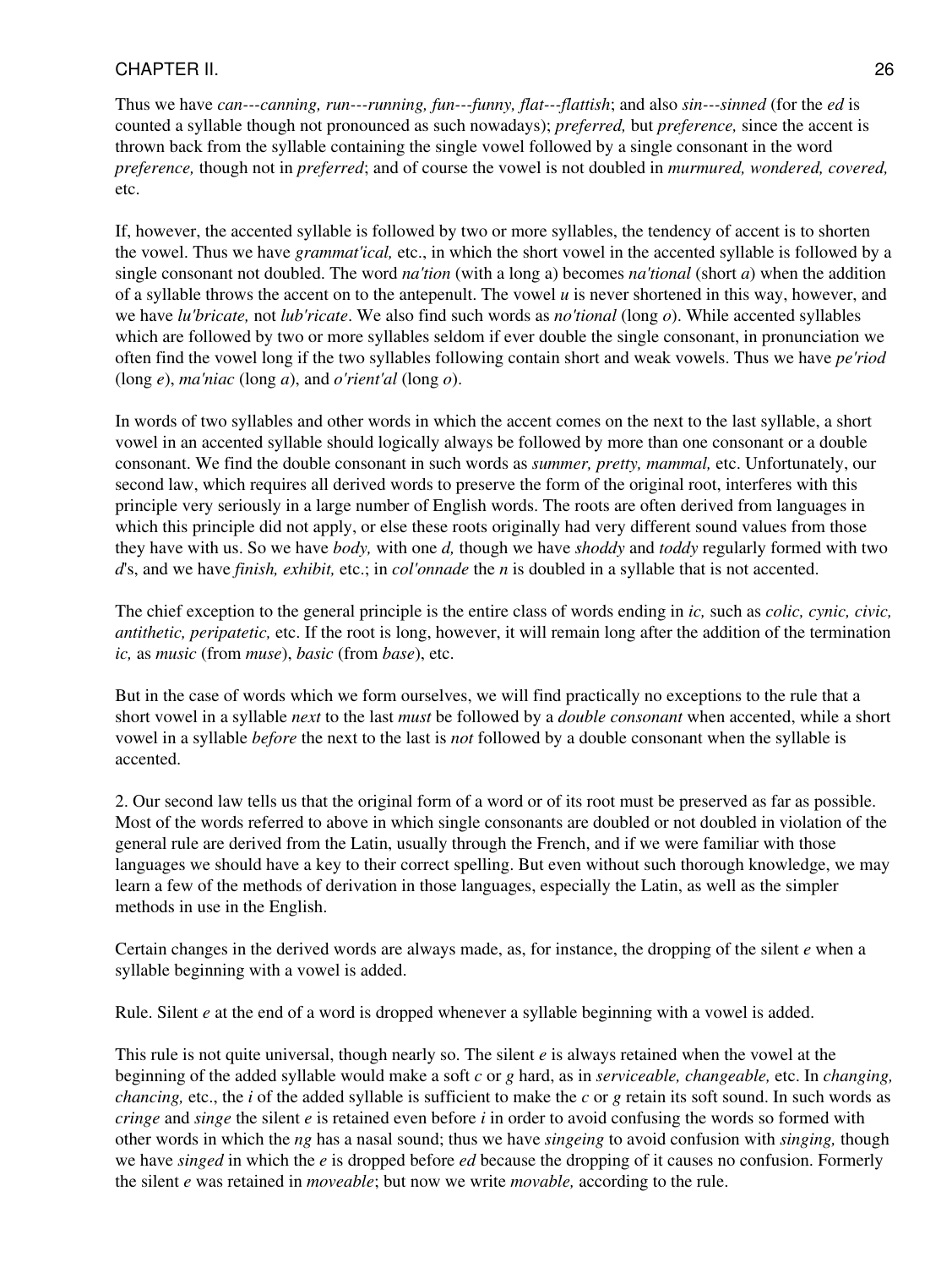Thus we have *can---canning, run---running, fun---funny, flat---flattish*; and also *sin---sinned* (for the *ed* is counted a syllable though not pronounced as such nowadays); *preferred,* but *preference,* since the accent is thrown back from the syllable containing the single vowel followed by a single consonant in the word *preference,* though not in *preferred*; and of course the vowel is not doubled in *murmured, wondered, covered,* etc.

If, however, the accented syllable is followed by two or more syllables, the tendency of accent is to shorten the vowel. Thus we have *grammat'ical,* etc., in which the short vowel in the accented syllable is followed by a single consonant not doubled. The word *na'tion* (with a long a) becomes *na'tional* (short *a*) when the addition of a syllable throws the accent on to the antepenult. The vowel *u* is never shortened in this way, however, and we have *lu'bricate,* not *lub'ricate*. We also find such words as *no'tional* (long *o*). While accented syllables which are followed by two or more syllables seldom if ever double the single consonant, in pronunciation we often find the vowel long if the two syllables following contain short and weak vowels. Thus we have *pe'riod* (long *e*), *ma'niac* (long *a*), and *o'rient'al* (long *o*).

In words of two syllables and other words in which the accent comes on the next to the last syllable, a short vowel in an accented syllable should logically always be followed by more than one consonant or a double consonant. We find the double consonant in such words as *summer, pretty, mammal,* etc. Unfortunately, our second law, which requires all derived words to preserve the form of the original root, interferes with this principle very seriously in a large number of English words. The roots are often derived from languages in which this principle did not apply, or else these roots originally had very different sound values from those they have with us. So we have *body,* with one *d,* though we have *shoddy* and *toddy* regularly formed with two *d*'s, and we have *finish, exhibit,* etc.; in *col'onnade* the *n* is doubled in a syllable that is not accented.

The chief exception to the general principle is the entire class of words ending in *ic,* such as *colic, cynic, civic, antithetic, peripatetic,* etc. If the root is long, however, it will remain long after the addition of the termination *ic,* as *music* (from *muse*), *basic* (from *base*), etc.

But in the case of words which we form ourselves, we will find practically no exceptions to the rule that a short vowel in a syllable *next* to the last *must* be followed by a *double consonant* when accented, while a short vowel in a syllable *before* the next to the last is *not* followed by a double consonant when the syllable is accented.

2. Our second law tells us that the original form of a word or of its root must be preserved as far as possible. Most of the words referred to above in which single consonants are doubled or not doubled in violation of the general rule are derived from the Latin, usually through the French, and if we were familiar with those languages we should have a key to their correct spelling. But even without such thorough knowledge, we may learn a few of the methods of derivation in those languages, especially the Latin, as well as the simpler methods in use in the English.

Certain changes in the derived words are always made, as, for instance, the dropping of the silent *e* when a syllable beginning with a vowel is added.

Rule. Silent *e* at the end of a word is dropped whenever a syllable beginning with a vowel is added.

This rule is not quite universal, though nearly so. The silent *e* is always retained when the vowel at the beginning of the added syllable would make a soft *c* or *g* hard, as in *serviceable, changeable,* etc. In *changing, chancing,* etc., the *i* of the added syllable is sufficient to make the *c* or *g* retain its soft sound. In such words as *cringe* and *singe* the silent *e* is retained even before *i* in order to avoid confusing the words so formed with other words in which the *ng* has a nasal sound; thus we have *singeing* to avoid confusion with *singing,* though we have *singed* in which the *e* is dropped before *ed* because the dropping of it causes no confusion. Formerly the silent *e* was retained in *moveable*; but now we write *movable,* according to the rule.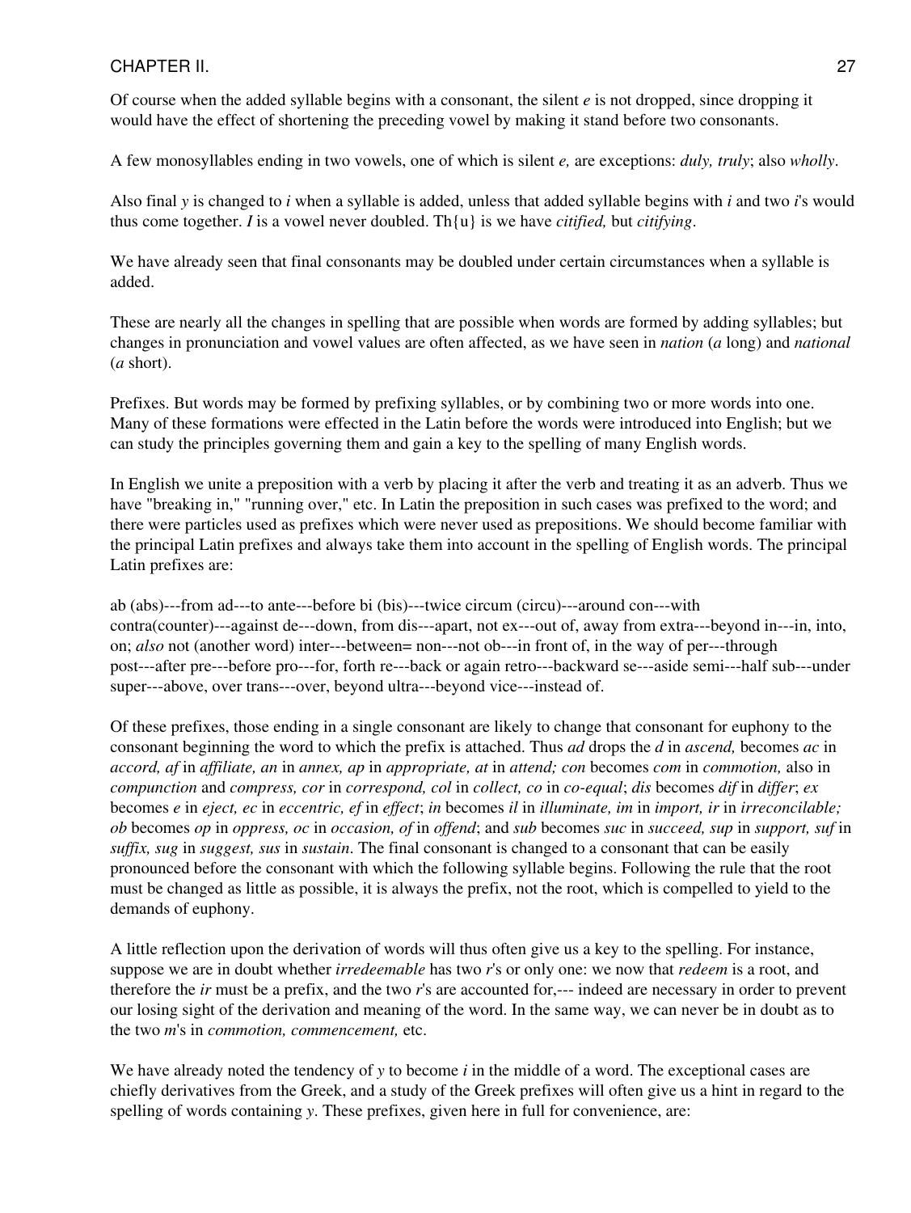Of course when the added syllable begins with a consonant, the silent *e* is not dropped, since dropping it would have the effect of shortening the preceding vowel by making it stand before two consonants.

A few monosyllables ending in two vowels, one of which is silent *e,* are exceptions: *duly, truly*; also *wholly*.

Also final *y* is changed to *i* when a syllable is added, unless that added syllable begins with *i* and two *i*'s would thus come together. *I* is a vowel never doubled. Th{u} is we have *citified,* but *citifying*.

We have already seen that final consonants may be doubled under certain circumstances when a syllable is added.

These are nearly all the changes in spelling that are possible when words are formed by adding syllables; but changes in pronunciation and vowel values are often affected, as we have seen in *nation* (*a* long) and *national* (*a* short).

Prefixes. But words may be formed by prefixing syllables, or by combining two or more words into one. Many of these formations were effected in the Latin before the words were introduced into English; but we can study the principles governing them and gain a key to the spelling of many English words.

In English we unite a preposition with a verb by placing it after the verb and treating it as an adverb. Thus we have "breaking in," "running over," etc. In Latin the preposition in such cases was prefixed to the word; and there were particles used as prefixes which were never used as prepositions. We should become familiar with the principal Latin prefixes and always take them into account in the spelling of English words. The principal Latin prefixes are:

ab (abs)---from ad---to ante---before bi (bis)---twice circum (circu)---around con---with contra(counter)---against de---down, from dis---apart, not ex---out of, away from extra---beyond in---in, into, on; *also* not (another word) inter---between= non---not ob---in front of, in the way of per---through post---after pre---before pro---for, forth re---back or again retro---backward se---aside semi---half sub---under super---above, over trans---over, beyond ultra---beyond vice---instead of.

Of these prefixes, those ending in a single consonant are likely to change that consonant for euphony to the consonant beginning the word to which the prefix is attached. Thus *ad* drops the *d* in *ascend,* becomes *ac* in *accord, af* in *affiliate, an* in *annex, ap* in *appropriate, at* in *attend; con* becomes *com* in *commotion,* also in *compunction* and *compress, cor* in *correspond, col* in *collect, co* in *co-equal*; *dis* becomes *dif* in *differ*; *ex* becomes *e* in *eject, ec* in *eccentric, ef* in *effect*; *in* becomes *il* in *illuminate, im* in *import, ir* in *irreconcilable; ob* becomes *op* in *oppress, oc* in *occasion, of* in *offend*; and *sub* becomes *suc* in *succeed, sup* in *support, suf* in *suffix, sug* in *suggest, sus* in *sustain*. The final consonant is changed to a consonant that can be easily pronounced before the consonant with which the following syllable begins. Following the rule that the root must be changed as little as possible, it is always the prefix, not the root, which is compelled to yield to the demands of euphony.

A little reflection upon the derivation of words will thus often give us a key to the spelling. For instance, suppose we are in doubt whether *irredeemable* has two *r*'s or only one: we now that *redeem* is a root, and therefore the *ir* must be a prefix, and the two *r*'s are accounted for,--- indeed are necessary in order to prevent our losing sight of the derivation and meaning of the word. In the same way, we can never be in doubt as to the two *m*'s in *commotion, commencement,* etc.

We have already noted the tendency of *y* to become *i* in the middle of a word. The exceptional cases are chiefly derivatives from the Greek, and a study of the Greek prefixes will often give us a hint in regard to the spelling of words containing *y*. These prefixes, given here in full for convenience, are: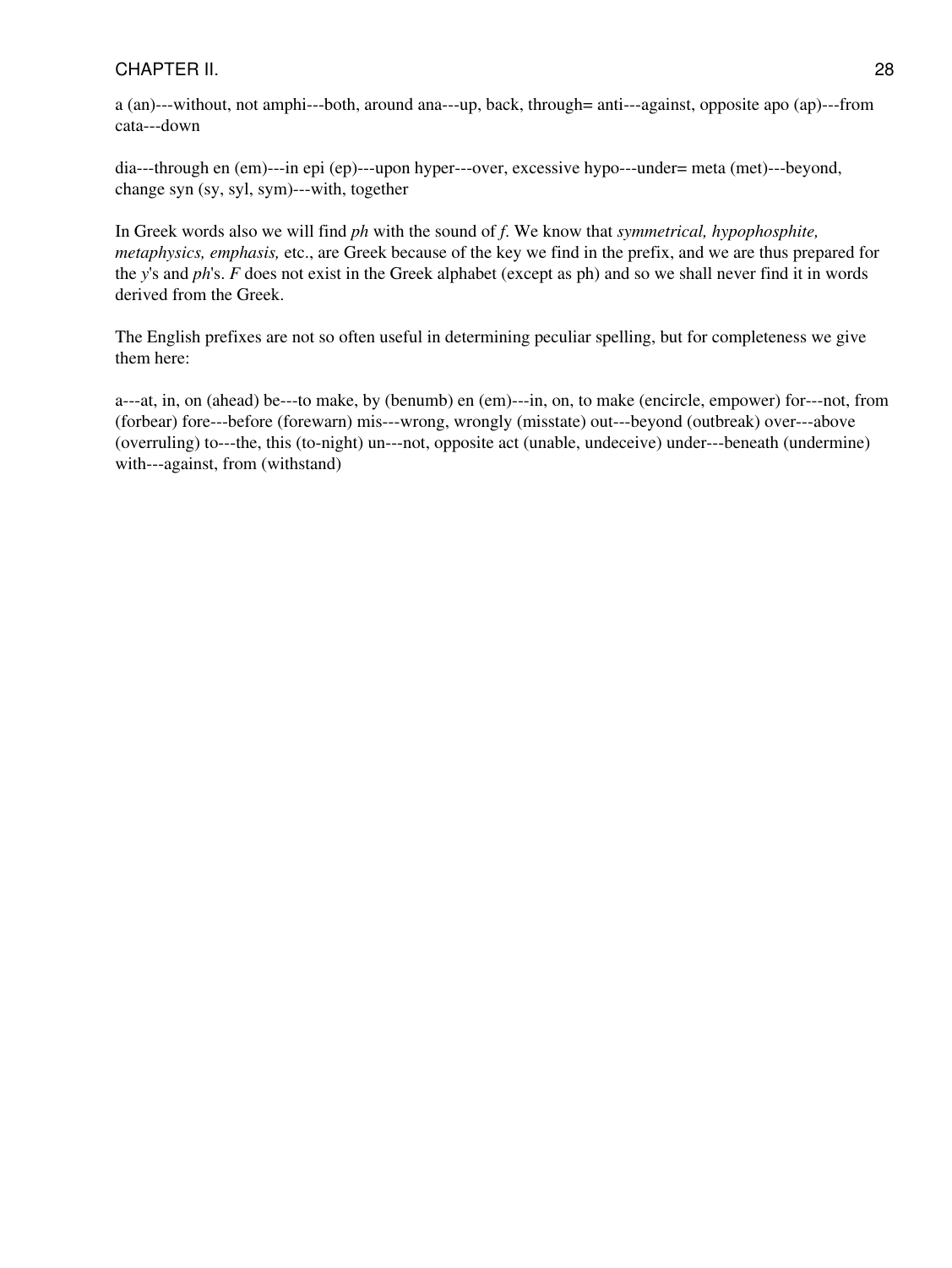a (an)---without, not amphi---both, around ana---up, back, through= anti---against, opposite apo (ap)---from cata---down

dia---through en (em)---in epi (ep)---upon hyper---over, excessive hypo---under= meta (met)---beyond, change syn (sy, syl, sym)---with, together

In Greek words also we will find *ph* with the sound of *f*. We know that *symmetrical, hypophosphite, metaphysics, emphasis,* etc., are Greek because of the key we find in the prefix, and we are thus prepared for the *y*'s and *ph*'s. *F* does not exist in the Greek alphabet (except as ph) and so we shall never find it in words derived from the Greek.

The English prefixes are not so often useful in determining peculiar spelling, but for completeness we give them here:

a---at, in, on (ahead) be---to make, by (benumb) en (em)---in, on, to make (encircle, empower) for---not, from (forbear) fore---before (forewarn) mis---wrong, wrongly (misstate) out---beyond (outbreak) over---above (overruling) to---the, this (to-night) un---not, opposite act (unable, undeceive) under---beneath (undermine) with---against, from (withstand)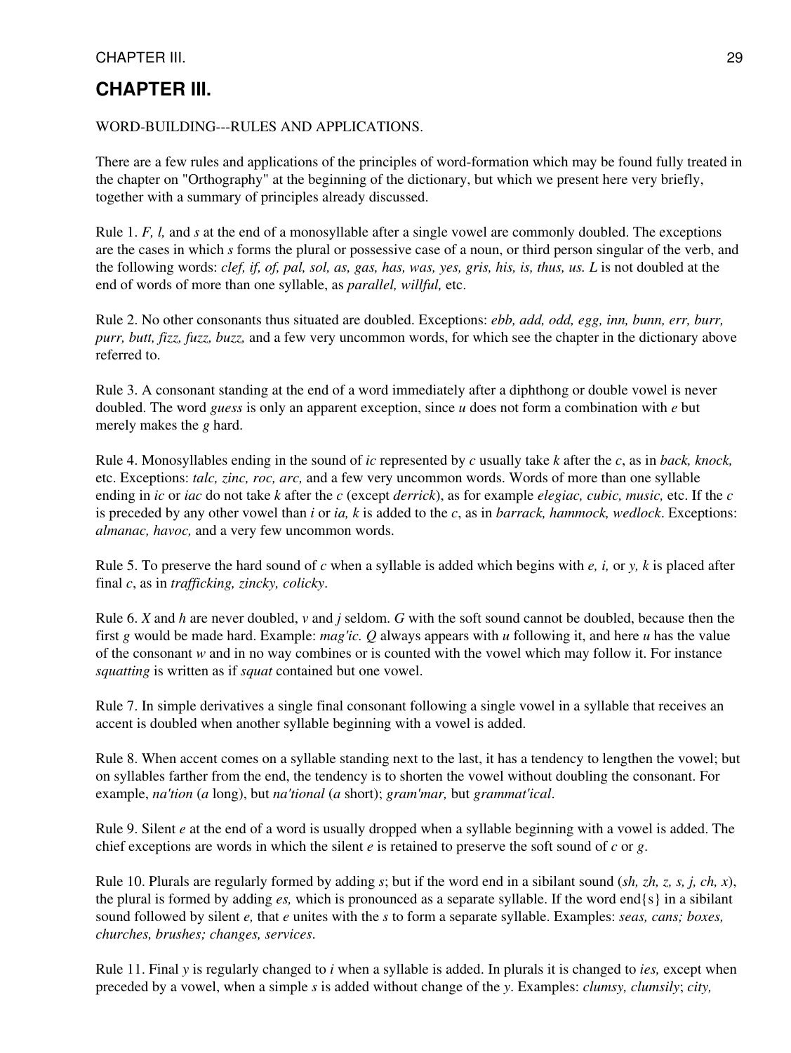# CHAPTER III.

WORD-BUILDING---RULES AND APPLICATIONS.

There are a few rules and applications of the principles of word-formation which may be found fully treated in the chapter on "Orthography" at the beginning of the dictionary, but which we present here very briefly, together with a summary of principles already discussed.

Rule 1. *F, l,* and *s* at the end of a monosyllable after a single vowel are commonly doubled. The exceptions are the cases in which *s* forms the plural or possessive case of a noun, or third person singular of the verb, and the following words: *clef, if, of, pal, sol, as, gas, has, was, yes, gris, his, is, thus, us. L* is not doubled at the end of words of more than one syllable, as *parallel, willful,* etc.

Rule 2. No other consonants thus situated are doubled. Exceptions: *ebb, add, odd, egg, inn, bunn, err, burr, purr, butt, fizz, fuzz, buzz,* and a few very uncommon words, for which see the chapter in the dictionary above referred to.

Rule 3. A consonant standing at the end of a word immediately after a diphthong or double vowel is never doubled. The word *guess* is only an apparent exception, since *u* does not form a combination with *e* but merely makes the *g* hard.

Rule 4. Monosyllables ending in the sound of *ic* represented by *c* usually take *k* after the *c*, as in *back, knock,* etc. Exceptions: *talc, zinc, roc, arc,* and a few very uncommon words. Words of more than one syllable ending in *ic* or *iac* do not take *k* after the *c* (except *derrick*), as for example *elegiac, cubic, music,* etc. If the *c* is preceded by any other vowel than *i* or *ia, k* is added to the *c*, as in *barrack, hammock, wedlock*. Exceptions: *almanac, havoc,* and a very few uncommon words.

Rule 5. To preserve the hard sound of *c* when a syllable is added which begins with *e, i,* or *y, k* is placed after final *c*, as in *trafficking, zincky, colicky*.

Rule 6. *X* and *h* are never doubled, *v* and *j* seldom. *G* with the soft sound cannot be doubled, because then the first *g* would be made hard. Example: *mag'ic. Q* always appears with *u* following it, and here *u* has the value of the consonant *w* and in no way combines or is counted with the vowel which may follow it. For instance *squatting* is written as if *squat* contained but one vowel.

Rule 7. In simple derivatives a single final consonant following a single vowel in a syllable that receives an accent is doubled when another syllable beginning with a vowel is added.

Rule 8. When accent comes on a syllable standing next to the last, it has a tendency to lengthen the vowel; but on syllables farther from the end, the tendency is to shorten the vowel without doubling the consonant. For example, *na'tion* (*a* long), but *na'tional* (*a* short); *gram'mar,* but *grammat'ical*.

Rule 9. Silent *e* at the end of a word is usually dropped when a syllable beginning with a vowel is added. The chief exceptions are words in which the silent *e* is retained to preserve the soft sound of *c* or *g*.

Rule 10. Plurals are regularly formed by adding *s*; but if the word end in a sibilant sound (*sh, zh, z, s, j, ch, x*), the plural is formed by adding *es,* which is pronounced as a separate syllable. If the word end{s} in a sibilant sound followed by silent *e,* that *e* unites with the *s* to form a separate syllable. Examples: *seas, cans; boxes, churches, brushes; changes, services*.

Rule 11. Final *y* is regularly changed to *i* when a syllable is added. In plurals it is changed to *ies,* except when preceded by a vowel, when a simple *s* is added without change of the *y*. Examples: *clumsy, clumsily*; *city,*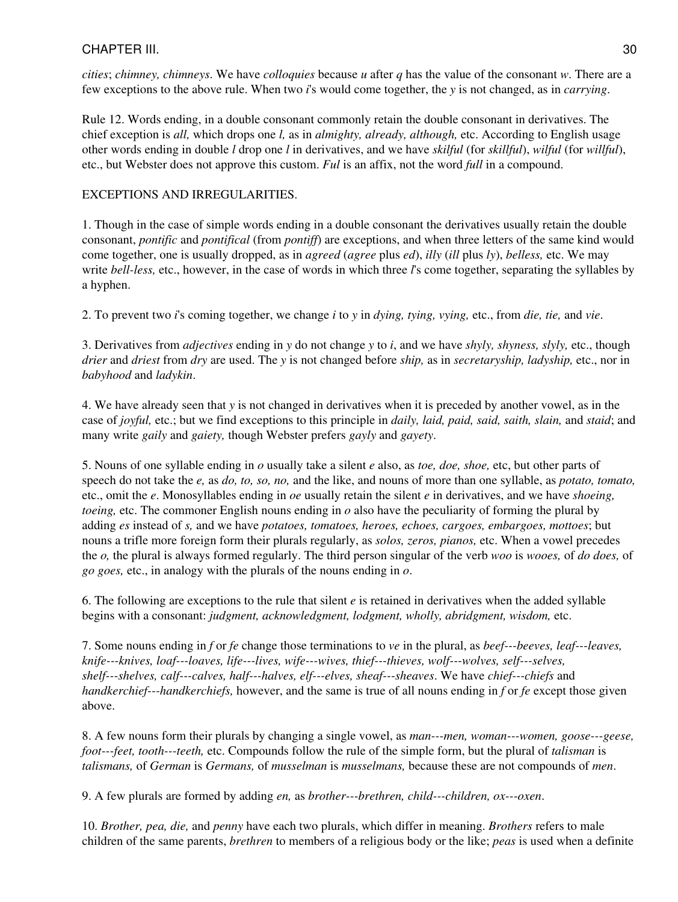*cities*; *chimney, chimneys*. We have *colloquies* because *u* after *q* has the value of the consonant *w*. There are a few exceptions to the above rule. When two *i*'s would come together, the *y* is not changed, as in *carrying*.

Rule 12. Words ending, in a double consonant commonly retain the double consonant in derivatives. The chief exception is *all,* which drops one *l,* as in *almighty, already, although,* etc. According to English usage other words ending in double *l* drop one *l* in derivatives, and we have *skilful* (for *skillful*), *wilful* (for *willful*), etc., but Webster does not approve this custom. *Ful* is an affix, not the word *full* in a compound.

EXCEPTIONS AND IRREGULARITIES.

1. Though in the case of simple words ending in a double consonant the derivatives usually retain the double consonant, *pontific* and *pontifical* (from *pontiff*) are exceptions, and when three letters of the same kind would come together, one is usually dropped, as in *agreed* (*agree* plus *ed*), *illy* (*ill* plus *ly*), *belless,* etc. We may write *bell-less,* etc., however, in the case of words in which three *l*'s come together, separating the syllables by a hyphen.

2. To prevent two *i*'s coming together, we change *i* to *y* in *dying, tying, vying,* etc., from *die, tie,* and *vie*.

3. Derivatives from *adjectives* ending in *y* do not change *y* to *i*, and we have *shyly, shyness, slyly,* etc., though *drier* and *driest* from *dry* are used. The *y* is not changed before *ship,* as in *secretaryship, ladyship,* etc., nor in *babyhood* and *ladykin*.

4. We have already seen that *y* is not changed in derivatives when it is preceded by another vowel, as in the case of *joyful,* etc.; but we find exceptions to this principle in *daily, laid, paid, said, saith, slain,* and *staid*; and many write *gaily* and *gaiety,* though Webster prefers *gayly* and *gayety*.

5. Nouns of one syllable ending in *o* usually take a silent *e* also, as *toe, doe, shoe,* etc, but other parts of speech do not take the *e,* as *do, to, so, no,* and the like, and nouns of more than one syllable, as *potato, tomato,* etc., omit the *e*. Monosyllables ending in *oe* usually retain the silent *e* in derivatives, and we have *shoeing, toeing,* etc. The commoner English nouns ending in *o* also have the peculiarity of forming the plural by adding *es* instead of *s,* and we have *potatoes, tomatoes, heroes, echoes, cargoes, embargoes, mottoes*; but nouns a trifle more foreign form their plurals regularly, as *solos, zeros, pianos,* etc. When a vowel precedes the *o,* the plural is always formed regularly. The third person singular of the verb *woo* is *wooes,* of *do does,* of *go goes,* etc., in analogy with the plurals of the nouns ending in *o*.

6. The following are exceptions to the rule that silent *e* is retained in derivatives when the added syllable begins with a consonant: *judgment, acknowledgment, lodgment, wholly, abridgment, wisdom,* etc.

7. Some nouns ending in *f* or *fe* change those terminations to *ve* in the plural, as *beef---beeves, leaf---leaves, knife---knives, loaf---loaves, life---lives, wife---wives, thief---thieves, wolf---wolves, self---selves, shelf---shelves, calf---calves, half---halves, elf---elves, sheaf---sheaves*. We have *chief---chiefs* and *handkerchief---handkerchiefs,* however, and the same is true of all nouns ending in *f* or *fe* except those given above.

8. A few nouns form their plurals by changing a single vowel, as *man---men, woman---women, goose---geese, foot---feet, tooth---teeth,* etc. Compounds follow the rule of the simple form, but the plural of *talisman* is *talismans,* of *German* is *Germans,* of *musselman* is *musselmans,* because these are not compounds of *men*.

9. A few plurals are formed by adding *en,* as *brother---brethren, child---children, ox---oxen*.

10. *Brother, pea, die,* and *penny* have each two plurals, which differ in meaning. *Brothers* refers to male children of the same parents, *brethren* to members of a religious body or the like; *peas* is used when a definite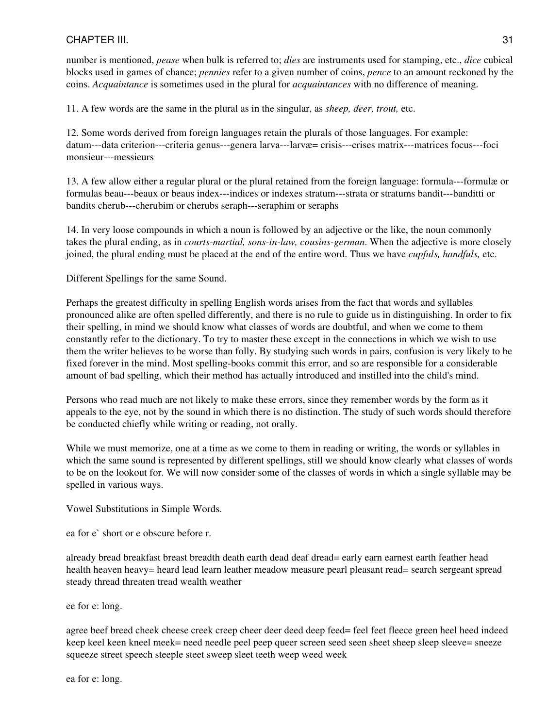number is mentioned, *pease* when bulk is referred to; *dies* are instruments used for stamping, etc., *dice* cubical blocks used in games of chance; *pennies* refer to a given number of coins, *pence* to an amount reckoned by the coins. *Acquaintance* is sometimes used in the plural for *acquaintances* with no difference of meaning.

11. A few words are the same in the plural as in the singular, as *sheep, deer, trout,* etc.

12. Some words derived from foreign languages retain the plurals of those languages. For example: datum---data criterion---criteria genus---genera larva---larvæ= crisis---crises matrix---matrices focus---foci monsieur---messieurs

13. A few allow either a regular plural or the plural retained from the foreign language: formula---formulæ or formulas beau---beaux or beaus index---indices or indexes stratum---strata or stratums bandit---banditti or bandits cherub---cherubim or cherubs seraph---seraphim or seraphs

14. In very loose compounds in which a noun is followed by an adjective or the like, the noun commonly takes the plural ending, as in *courts-martial, sons-in-law, cousins-german*. When the adjective is more closely joined, the plural ending must be placed at the end of the entire word. Thus we have *cupfuls, handfuls,* etc.

Different Spellings for the same Sound.

Perhaps the greatest difficulty in spelling English words arises from the fact that words and syllables pronounced alike are often spelled differently, and there is no rule to guide us in distinguishing. In order to fix their spelling, in mind we should know what classes of words are doubtful, and when we come to them constantly refer to the dictionary. To try to master these except in the connections in which we wish to use them the writer believes to be worse than folly. By studying such words in pairs, confusion is very likely to be fixed forever in the mind. Most spelling-books commit this error, and so are responsible for a considerable amount of bad spelling, which their method has actually introduced and instilled into the child's mind.

Persons who read much are not likely to make these errors, since they remember words by the form as it appeals to the eye, not by the sound in which there is no distinction. The study of such words should therefore be conducted chiefly while writing or reading, not orally.

While we must memorize, one at a time as we come to them in reading or writing, the words or syllables in which the same sound is represented by different spellings, still we should know clearly what classes of words to be on the lookout for. We will now consider some of the classes of words in which a single syllable may be spelled in various ways.

Vowel Substitutions in Simple Words.

ea for e` short or e obscure before r.

already bread breakfast breast breadth death earth dead deaf dread= early earn earnest earth feather head health heaven heavy= heard lead learn leather meadow measure pearl pleasant read= search sergeant spread steady thread threaten tread wealth weather

ee for e: long.

agree beef breed cheek cheese creek creep cheer deer deed deep feed= feel feet fleece green heel heed indeed keep keel keen kneel meek= need needle peel peep queer screen seed seen sheet sheep sleep sleeve= sneeze squeeze street speech steeple steet sweep sleet teeth weep weed week

ea for e: long.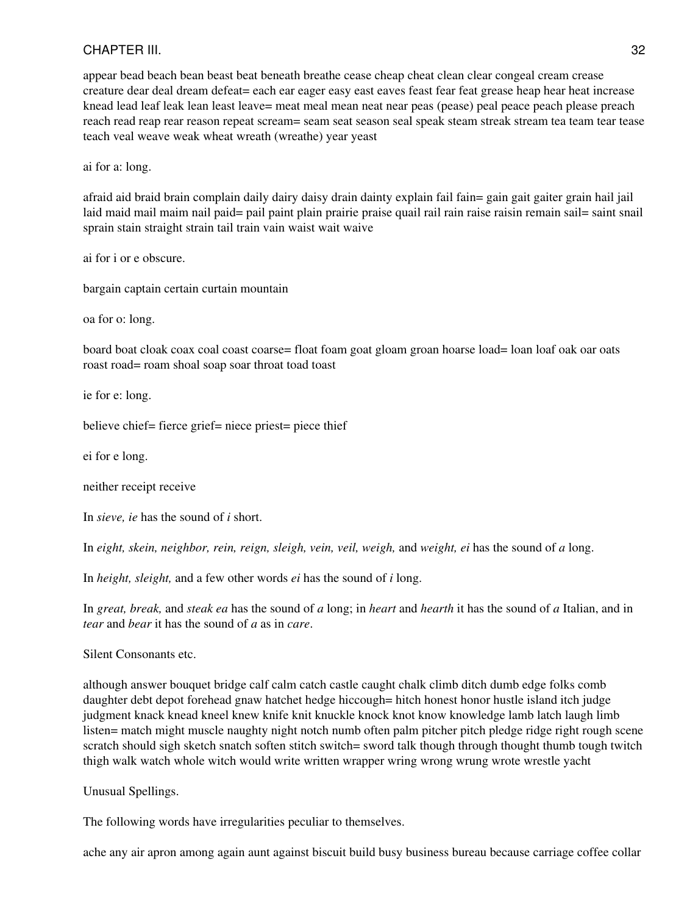appear bead beach bean beast beat beneath breathe cease cheap cheat clean clear congeal cream crease creature dear deal dream defeat= each ear eager easy east eaves feast fear feat grease heap hear heat increase knead lead leaf leak lean least leave= meat meal mean neat near peas (pease) peal peace peach please preach reach read reap rear reason repeat scream= seam seat season seal speak steam streak stream tea team tear tease teach veal weave weak wheat wreath (wreathe) year yeast

ai for a: long.

afraid aid braid brain complain daily dairy daisy drain dainty explain fail fain= gain gait gaiter grain hail jail laid maid mail maim nail paid= pail paint plain prairie praise quail rail rain raise raisin remain sail= saint snail sprain stain straight strain tail train vain waist wait waive

ai for i or e obscure.

bargain captain certain curtain mountain

oa for o: long.

board boat cloak coax coal coast coarse= float foam goat gloam groan hoarse load= loan loaf oak oar oats roast road= roam shoal soap soar throat toad toast

ie for e: long.

believe chief= fierce grief= niece priest= piece thief

ei for e long.

neither receipt receive

In *sieve, ie* has the sound of *i* short.

In *eight, skein, neighbor, rein, reign, sleigh, vein, veil, weigh,* and *weight, ei* has the sound of *a* long.

In *height, sleight,* and a few other words *ei* has the sound of *i* long.

In *great, break,* and *steak ea* has the sound of *a* long; in *heart* and *hearth* it has the sound of *a* Italian, and in *tear* and *bear* it has the sound of *a* as in *care*.

Silent Consonants etc.

although answer bouquet bridge calf calm catch castle caught chalk climb ditch dumb edge folks comb daughter debt depot forehead gnaw hatchet hedge hiccough= hitch honest honor hustle island itch judge judgment knack knead kneel knew knife knit knuckle knock knot know knowledge lamb latch laugh limb listen= match might muscle naughty night notch numb often palm pitcher pitch pledge ridge right rough scene scratch should sigh sketch snatch soften stitch switch= sword talk though through thought thumb tough twitch thigh walk watch whole witch would write written wrapper wring wrong wrung wrote wrestle yacht

Unusual Spellings.

The following words have irregularities peculiar to themselves.

ache any air apron among again aunt against biscuit build busy business bureau because carriage coffee collar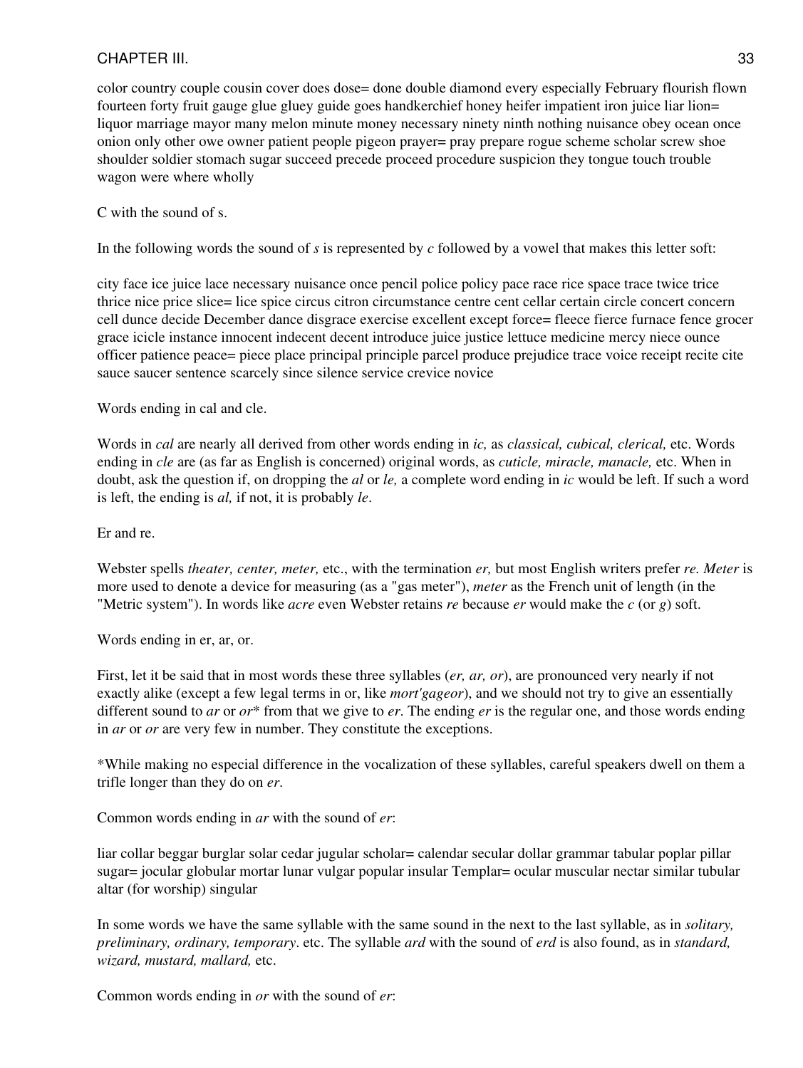color country couple cousin cover does dose= done double diamond every especially February flourish flown fourteen forty fruit gauge glue gluey guide goes handkerchief honey heifer impatient iron juice liar lion= liquor marriage mayor many melon minute money necessary ninety ninth nothing nuisance obey ocean once onion only other owe owner patient people pigeon prayer= pray prepare rogue scheme scholar screw shoe shoulder soldier stomach sugar succeed precede proceed procedure suspicion they tongue touch trouble wagon were where wholly

C with the sound of s.

In the following words the sound of *s* is represented by *c* followed by a vowel that makes this letter soft:

city face ice juice lace necessary nuisance once pencil police policy pace race rice space trace twice trice thrice nice price slice= lice spice circus citron circumstance centre cent cellar certain circle concert concern cell dunce decide December dance disgrace exercise excellent except force= fleece fierce furnace fence grocer grace icicle instance innocent indecent decent introduce juice justice lettuce medicine mercy niece ounce officer patience peace= piece place principal principle parcel produce prejudice trace voice receipt recite cite sauce saucer sentence scarcely since silence service crevice novice

Words ending in cal and cle.

Words in *cal* are nearly all derived from other words ending in *ic,* as *classical, cubical, clerical,* etc. Words ending in *cle* are (as far as English is concerned) original words, as *cuticle, miracle, manacle,* etc. When in doubt, ask the question if, on dropping the *al* or *le,* a complete word ending in *ic* would be left. If such a word is left, the ending is *al,* if not, it is probably *le*.

Er and re.

Webster spells *theater, center, meter,* etc., with the termination *er,* but most English writers prefer *re. Meter* is more used to denote a device for measuring (as a "gas meter"), *meter* as the French unit of length (in the "Metric system"). In words like *acre* even Webster retains *re* because *er* would make the *c* (or *g*) soft.

Words ending in er, ar, or.

First, let it be said that in most words these three syllables (*er, ar, or*), are pronounced very nearly if not exactly alike (except a few legal terms in or, like *mort'gageor*), and we should not try to give an essentially different sound to *ar* or *or*\* from that we give to *er*. The ending *er* is the regular one, and those words ending in *ar* or *or* are very few in number. They constitute the exceptions.

\*While making no especial difference in the vocalization of these syllables, careful speakers dwell on them a trifle longer than they do on *er*.

Common words ending in *ar* with the sound of *er*:

liar collar beggar burglar solar cedar jugular scholar= calendar secular dollar grammar tabular poplar pillar sugar= jocular globular mortar lunar vulgar popular insular Templar= ocular muscular nectar similar tubular altar (for worship) singular

In some words we have the same syllable with the same sound in the next to the last syllable, as in *solitary, preliminary, ordinary, temporary*. etc. The syllable *ard* with the sound of *erd* is also found, as in *standard, wizard, mustard, mallard,* etc.

Common words ending in *or* with the sound of *er*: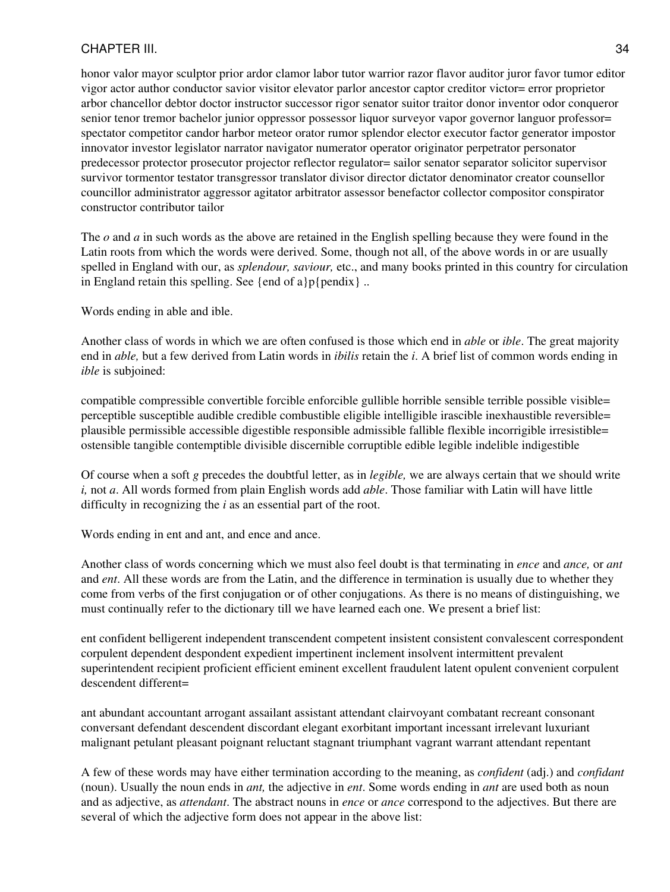honor valor mayor sculptor prior ardor clamor labor tutor warrior razor flavor auditor juror favor tumor editor vigor actor author conductor savior visitor elevator parlor ancestor captor creditor victor= error proprietor arbor chancellor debtor doctor instructor successor rigor senator suitor traitor donor inventor odor conqueror senior tenor tremor bachelor junior oppressor possessor liquor surveyor vapor governor languor professor= spectator competitor candor harbor meteor orator rumor splendor elector executor factor generator impostor innovator investor legislator narrator navigator numerator operator originator perpetrator personator predecessor protector prosecutor projector reflector regulator= sailor senator separator solicitor supervisor survivor tormentor testator transgressor translator divisor director dictator denominator creator counsellor councillor administrator aggressor agitator arbitrator assessor benefactor collector compositor conspirator constructor contributor tailor

The *o* and *a* in such words as the above are retained in the English spelling because they were found in the Latin roots from which the words were derived. Some, though not all, of the above words in or are usually spelled in England with our, as *splendour, saviour,* etc., and many books printed in this country for circulation in England retain this spelling. See {end of a}p{pendix} ..

Words ending in able and ible.

Another class of words in which we are often confused is those which end in *able* or *ible*. The great majority end in *able,* but a few derived from Latin words in *ibilis* retain the *i*. A brief list of common words ending in *ible* is subjoined:

compatible compressible convertible forcible enforcible gullible horrible sensible terrible possible visible= perceptible susceptible audible credible combustible eligible intelligible irascible inexhaustible reversible= plausible permissible accessible digestible responsible admissible fallible flexible incorrigible irresistible= ostensible tangible contemptible divisible discernible corruptible edible legible indelible indigestible

Of course when a soft *g* precedes the doubtful letter, as in *legible,* we are always certain that we should write *i,* not *a*. All words formed from plain English words add *able*. Those familiar with Latin will have little difficulty in recognizing the *i* as an essential part of the root.

Words ending in ent and ant, and ence and ance.

Another class of words concerning which we must also feel doubt is that terminating in *ence* and *ance,* or *ant* and *ent*. All these words are from the Latin, and the difference in termination is usually due to whether they come from verbs of the first conjugation or of other conjugations. As there is no means of distinguishing, we must continually refer to the dictionary till we have learned each one. We present a brief list:

ent confident belligerent independent transcendent competent insistent consistent convalescent correspondent corpulent dependent despondent expedient impertinent inclement insolvent intermittent prevalent superintendent recipient proficient efficient eminent excellent fraudulent latent opulent convenient corpulent descendent different=

ant abundant accountant arrogant assailant assistant attendant clairvoyant combatant recreant consonant conversant defendant descendent discordant elegant exorbitant important incessant irrelevant luxuriant malignant petulant pleasant poignant reluctant stagnant triumphant vagrant warrant attendant repentant

A few of these words may have either termination according to the meaning, as *confident* (adj.) and *confidant* (noun). Usually the noun ends in *ant,* the adjective in *ent*. Some words ending in *ant* are used both as noun and as adjective, as *attendant*. The abstract nouns in *ence* or *ance* correspond to the adjectives. But there are several of which the adjective form does not appear in the above list: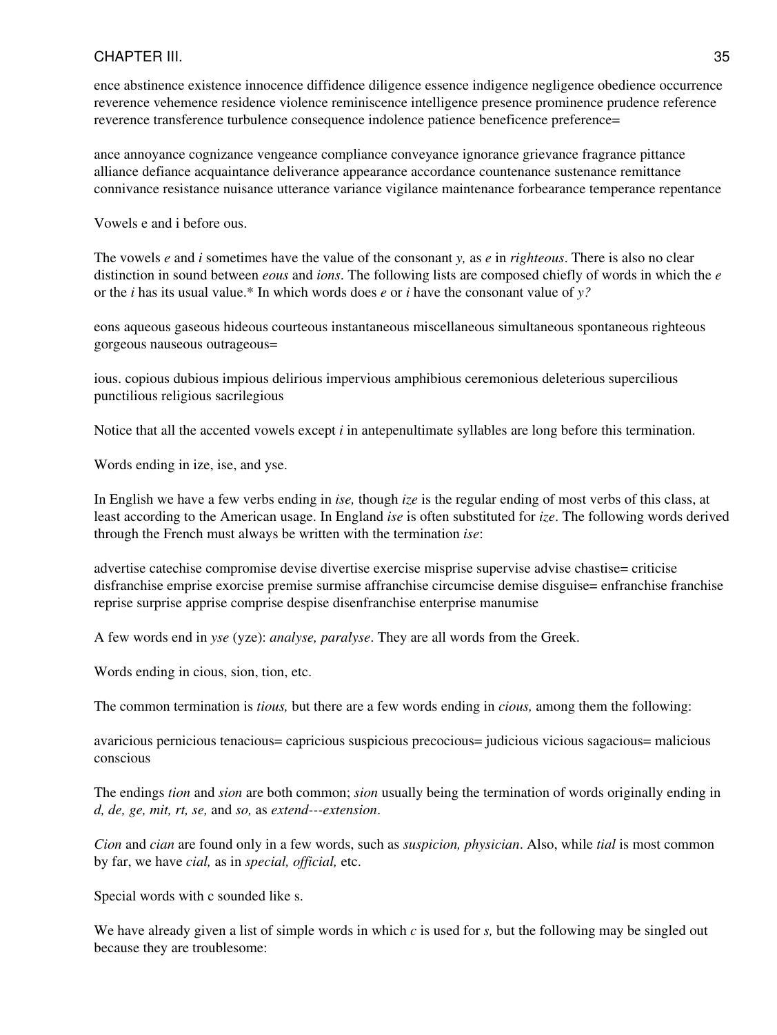ence abstinence existence innocence diffidence diligence essence indigence negligence obedience occurrence reverence vehemence residence violence reminiscence intelligence presence prominence prudence reference reverence transference turbulence consequence indolence patience beneficence preference=

ance annoyance cognizance vengeance compliance conveyance ignorance grievance fragrance pittance alliance defiance acquaintance deliverance appearance accordance countenance sustenance remittance connivance resistance nuisance utterance variance vigilance maintenance forbearance temperance repentance

Vowels e and i before ous.

The vowels *e* and *i* sometimes have the value of the consonant *y,* as *e* in *righteous*. There is also no clear distinction in sound between *eous* and *ions*. The following lists are composed chiefly of words in which the *e* or the *i* has its usual value.* In which words does *e* or *i* have the consonant value of *y?*

eons aqueous gaseous hideous courteous instantaneous miscellaneous simultaneous spontaneous righteous gorgeous nauseous outrageous=

ious. copious dubious impious delirious impervious amphibious ceremonious deleterious supercilious punctilious religious sacrilegious

Notice that all the accented vowels except *i* in antepenultimate syllables are long before this termination.

Words ending in ize, ise, and yse.

In English we have a few verbs ending in *ise,* though *ize* is the regular ending of most verbs of this class, at least according to the American usage. In England *ise* is often substituted for *ize*. The following words derived through the French must always be written with the termination *ise*:

advertise catechise compromise devise divertise exercise misprise supervise advise chastise= criticise disfranchise emprise exorcise premise surmise affranchise circumcise demise disguise= enfranchise franchise reprise surprise apprise comprise despise disenfranchise enterprise manumise

A few words end in *yse* (yze): *analyse, paralyse*. They are all words from the Greek.

Words ending in cious, sion, tion, etc.

The common termination is *tious,* but there are a few words ending in *cious,* among them the following:

avaricious pernicious tenacious= capricious suspicious precocious= judicious vicious sagacious= malicious conscious

The endings *tion* and *sion* are both common; *sion* usually being the termination of words originally ending in *d, de, ge, mit, rt, se,* and *so,* as *extend---extension*.

*Cion* and *cian* are found only in a few words, such as *suspicion, physician*. Also, while *tial* is most common by far, we have *cial,* as in *special, official,* etc.

Special words with c sounded like s.

We have already given a list of simple words in which *c* is used for *s,* but the following may be singled out because they are troublesome: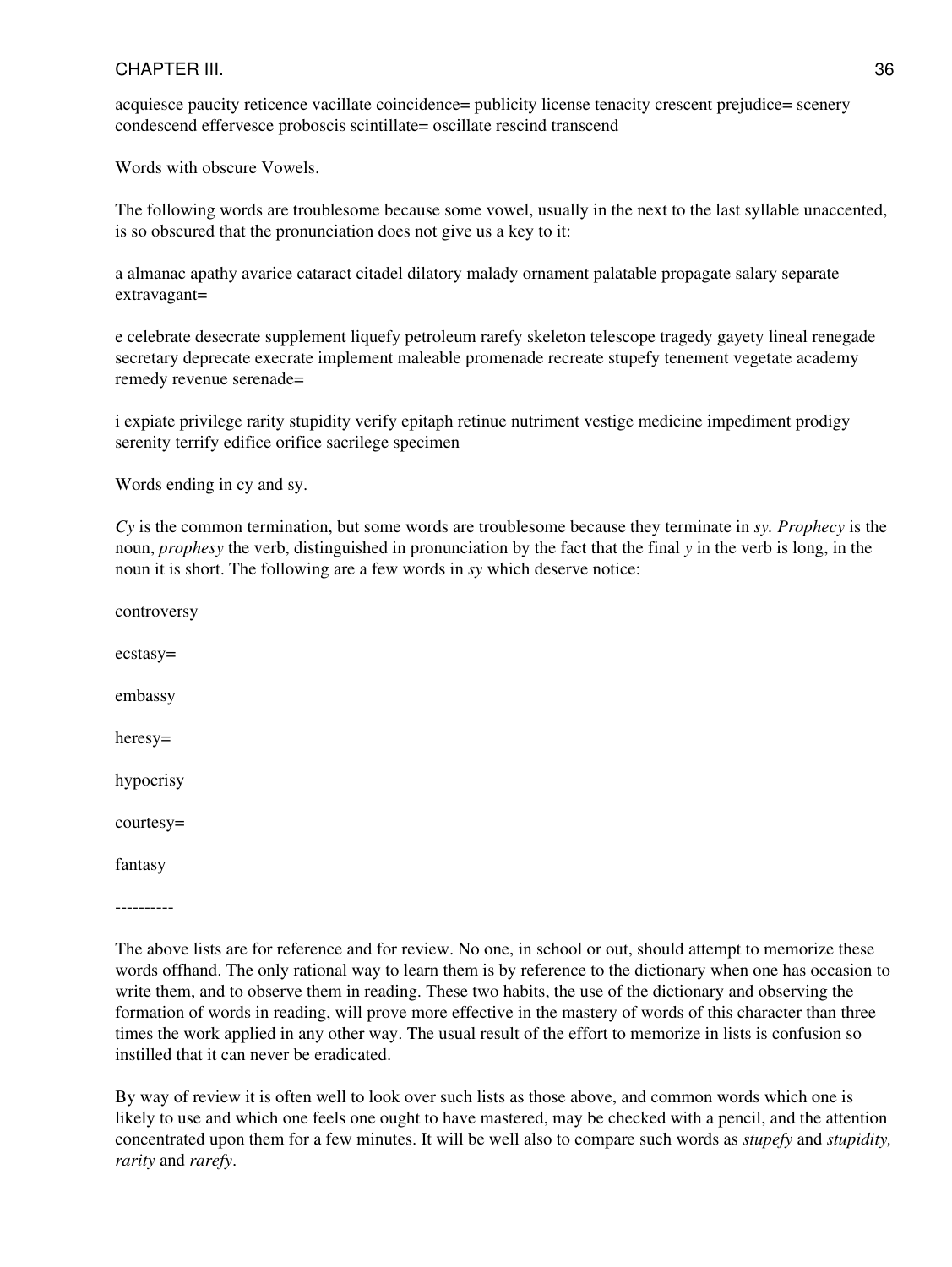acquiesce paucity reticence vacillate coincidence= publicity license tenacity crescent prejudice= scenery condescend effervesce proboscis scintillate= oscillate rescind transcend

Words with obscure Vowels.

The following words are troublesome because some vowel, usually in the next to the last syllable unaccented, is so obscured that the pronunciation does not give us a key to it:

a almanac apathy avarice cataract citadel dilatory malady ornament palatable propagate salary separate extravagant=

e celebrate desecrate supplement liquefy petroleum rarefy skeleton telescope tragedy gayety lineal renegade secretary deprecate execrate implement maleable promenade recreate stupefy tenement vegetate academy remedy revenue serenade=

i expiate privilege rarity stupidity verify epitaph retinue nutriment vestige medicine impediment prodigy serenity terrify edifice orifice sacrilege specimen

Words ending in cy and sy.

*Cy* is the common termination, but some words are troublesome because they terminate in *sy. Prophecy* is the noun, *prophesy* the verb, distinguished in pronunciation by the fact that the final *y* in the verb is long, in the noun it is short. The following are a few words in *sy* which deserve notice:

controversy

ecstasy=

embassy

heresy=

hypocrisy

courtesy=

fantasy

----------

The above lists are for reference and for review. No one, in school or out, should attempt to memorize these words offhand. The only rational way to learn them is by reference to the dictionary when one has occasion to write them, and to observe them in reading. These two habits, the use of the dictionary and observing the formation of words in reading, will prove more effective in the mastery of words of this character than three times the work applied in any other way. The usual result of the effort to memorize in lists is confusion so instilled that it can never be eradicated.

By way of review it is often well to look over such lists as those above, and common words which one is likely to use and which one feels one ought to have mastered, may be checked with a pencil, and the attention concentrated upon them for a few minutes. It will be well also to compare such words as *stupefy* and *stupidity, rarity* and *rarefy*.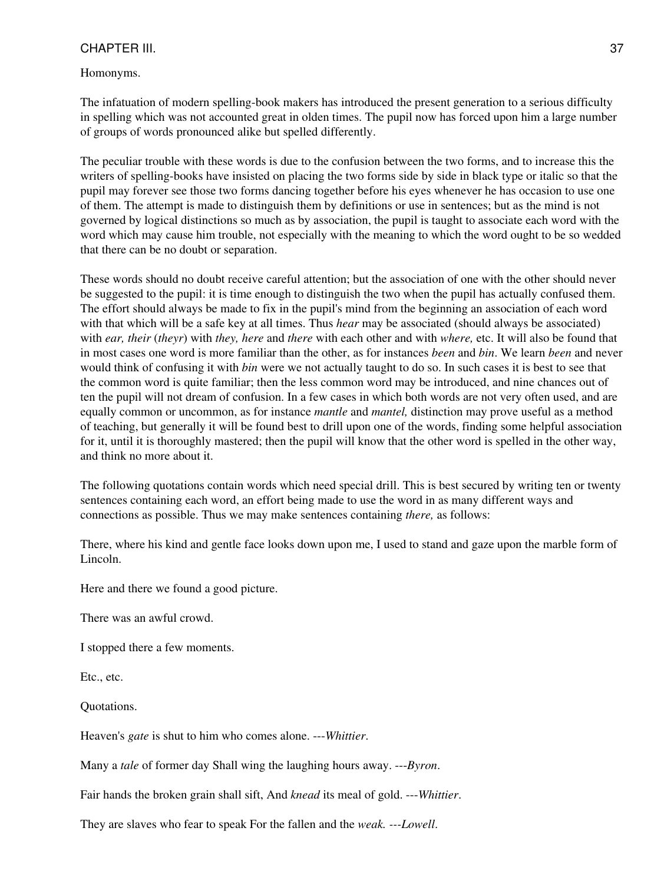Homonyms.

The infatuation of modern spelling-book makers has introduced the present generation to a serious difficulty in spelling which was not accounted great in olden times. The pupil now has forced upon him a large number of groups of words pronounced alike but spelled differently.

The peculiar trouble with these words is due to the confusion between the two forms, and to increase this the writers of spelling-books have insisted on placing the two forms side by side in black type or italic so that the pupil may forever see those two forms dancing together before his eyes whenever he has occasion to use one of them. The attempt is made to distinguish them by definitions or use in sentences; but as the mind is not governed by logical distinctions so much as by association, the pupil is taught to associate each word with the word which may cause him trouble, not especially with the meaning to which the word ought to be so wedded that there can be no doubt or separation.

These words should no doubt receive careful attention; but the association of one with the other should never be suggested to the pupil: it is time enough to distinguish the two when the pupil has actually confused them. The effort should always be made to fix in the pupil's mind from the beginning an association of each word with that which will be a safe key at all times. Thus *hear* may be associated (should always be associated) with *ear, their* (*theyr*) with *they, here* and *there* with each other and with *where,* etc. It will also be found that in most cases one word is more familiar than the other, as for instances *been* and *bin*. We learn *been* and never would think of confusing it with *bin* were we not actually taught to do so. In such cases it is best to see that the common word is quite familiar; then the less common word may be introduced, and nine chances out of ten the pupil will not dream of confusion. In a few cases in which both words are not very often used, and are equally common or uncommon, as for instance *mantle* and *mantel,* distinction may prove useful as a method of teaching, but generally it will be found best to drill upon one of the words, finding some helpful association for it, until it is thoroughly mastered; then the pupil will know that the other word is spelled in the other way, and think no more about it.

The following quotations contain words which need special drill. This is best secured by writing ten or twenty sentences containing each word, an effort being made to use the word in as many different ways and connections as possible. Thus we may make sentences containing *there,* as follows:

There, where his kind and gentle face looks down upon me, I used to stand and gaze upon the marble form of Lincoln.

Here and there we found a good picture.

There was an awful crowd.

I stopped there a few moments.

Etc., etc.

Quotations.

Heaven's *gate* is shut to him who comes alone. ---*Whittier*.

Many a *tale* of former day Shall wing the laughing hours away. ---*Byron*.

Fair hands the broken grain shall sift, And *knead* its meal of gold. ---*Whittier*.

They are slaves who fear to speak For the fallen and the *weak.* ---*Lowell*.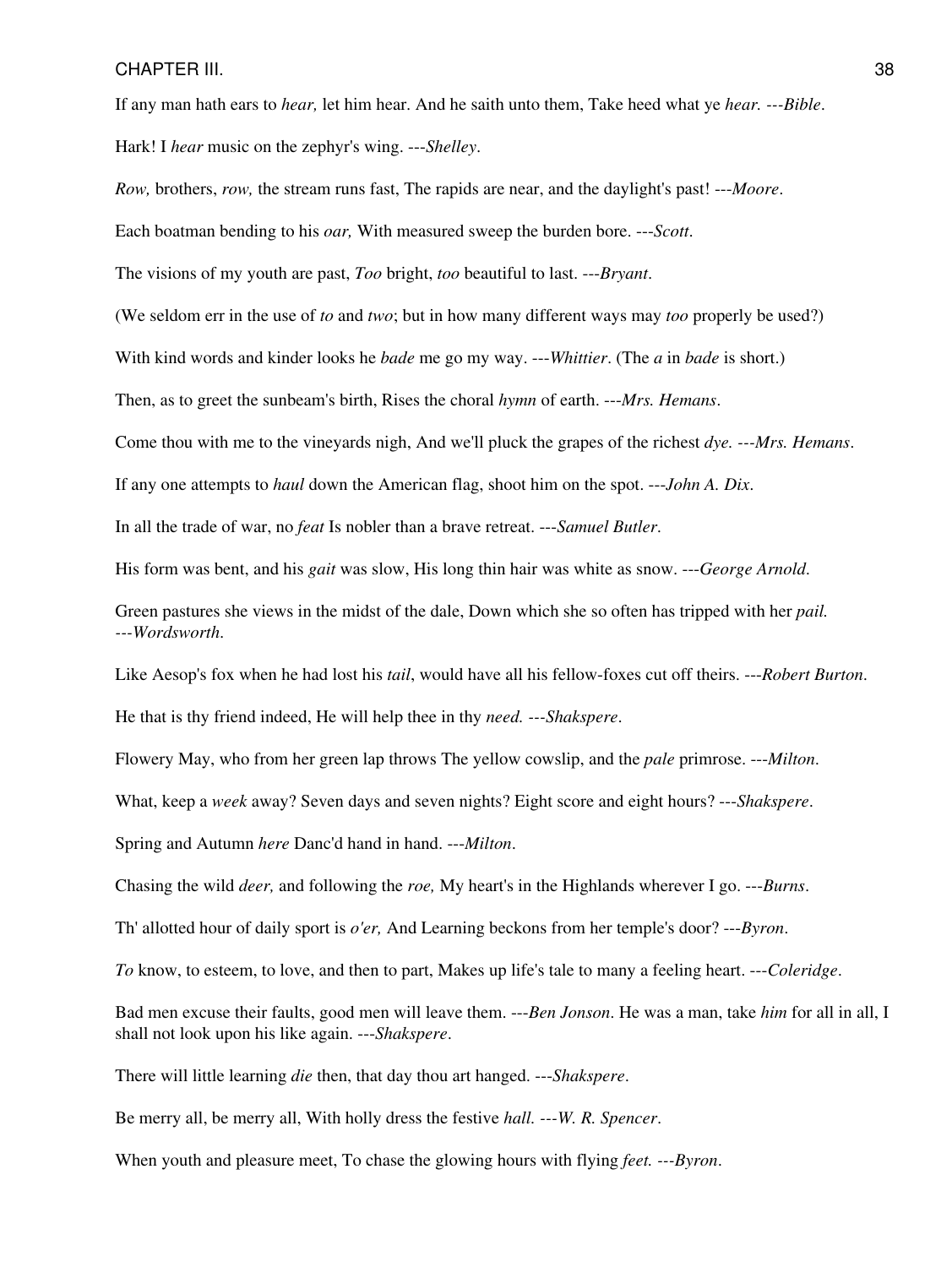If any man hath ears to *hear,* let him hear. And he saith unto them, Take heed what ye *hear. ---Bible*.

Hark! I *hear* music on the zephyr's wing. ---*Shelley*.

*Row,* brothers, *row,* the stream runs fast, The rapids are near, and the daylight's past! ---*Moore*.

Each boatman bending to his *oar,* With measured sweep the burden bore. ---*Scott*.

The visions of my youth are past, *Too* bright, *too* beautiful to last. ---*Bryant*.

(We seldom err in the use of *to* and *two*; but in how many different ways may *too* properly be used?)

With kind words and kinder looks he *bade* me go my way. ---*Whittier*. (The *a* in *bade* is short.)

Then, as to greet the sunbeam's birth, Rises the choral *hymn* of earth. ---*Mrs. Hemans*.

Come thou with me to the vineyards nigh, And we'll pluck the grapes of the richest *dye. ---Mrs. Hemans*.

If any one attempts to *haul* down the American flag, shoot him on the spot. ---*John A. Dix*.

In all the trade of war, no *feat* Is nobler than a brave retreat. ---*Samuel Butler*.

His form was bent, and his *gait* was slow, His long thin hair was white as snow. ---*George Arnold*.

Green pastures she views in the midst of the dale, Down which she so often has tripped with her *pail. ---Wordsworth*.

Like Aesop's fox when he had lost his *tail*, would have all his fellow-foxes cut off theirs. ---*Robert Burton*.

He that is thy friend indeed, He will help thee in thy *need. ---Shakspere*.

Flowery May, who from her green lap throws The yellow cowslip, and the *pale* primrose. ---*Milton*.

What, keep a *week* away? Seven days and seven nights? Eight score and eight hours? ---*Shakspere*.

Spring and Autumn *here* Danc'd hand in hand. ---*Milton*.

Chasing the wild *deer,* and following the *roe,* My heart's in the Highlands wherever I go. ---*Burns*.

Th' allotted hour of daily sport is *o'er,* And Learning beckons from her temple's door? ---*Byron*.

*To* know, to esteem, to love, and then to part, Makes up life's tale to many a feeling heart. ---*Coleridge*.

Bad men excuse their faults, good men will leave them. ---*Ben Jonson*. He was a man, take *him* for all in all, I shall not look upon his like again. ---*Shakspere*.

There will little learning *die* then, that day thou art hanged. ---*Shakspere*.

Be merry all, be merry all, With holly dress the festive *hall. ---W. R. Spencer*.

When youth and pleasure meet, To chase the glowing hours with flying *feet. ---Byron*.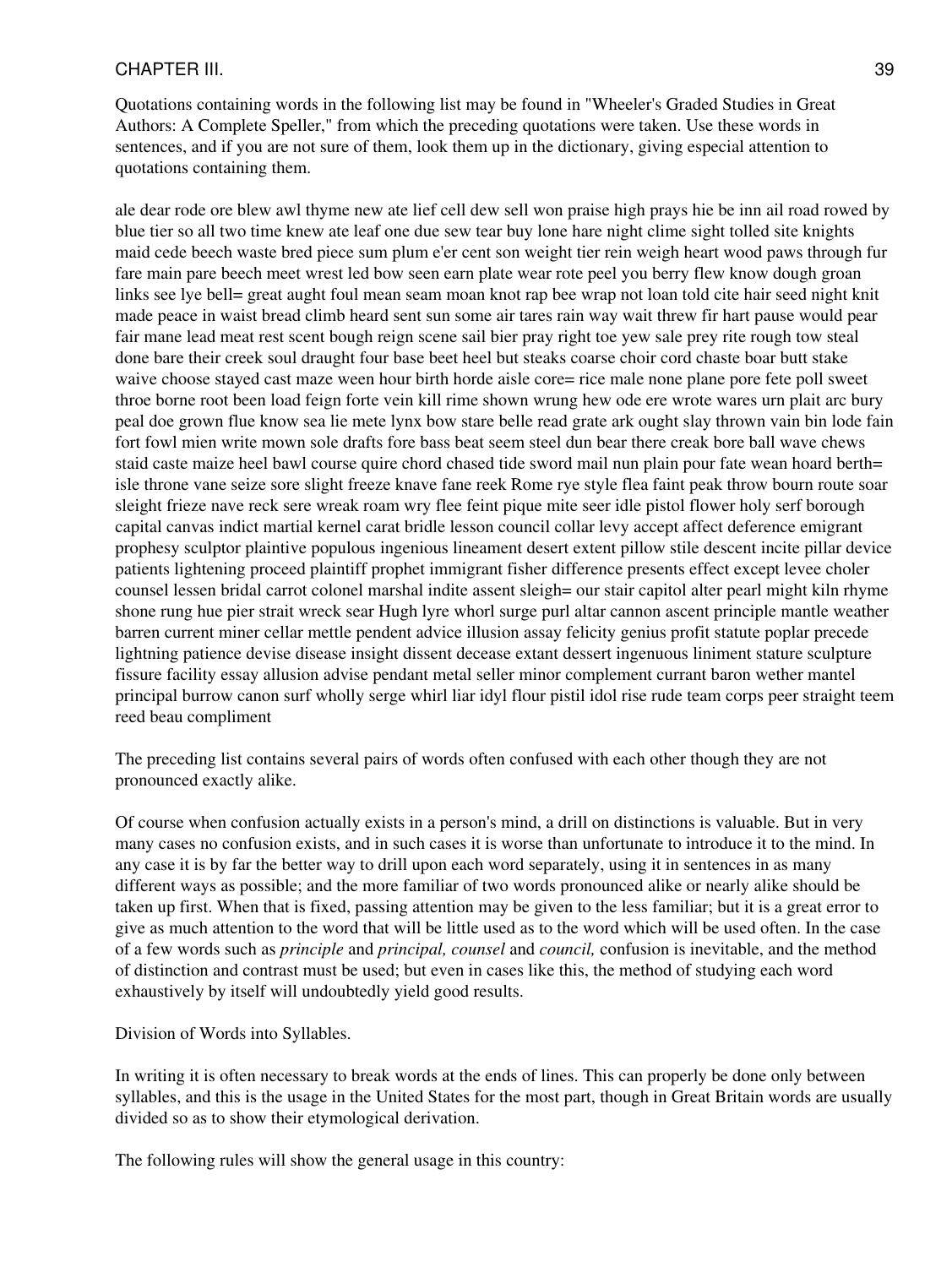Quotations containing words in the following list may be found in "Wheeler's Graded Studies in Great Authors: A Complete Speller," from which the preceding quotations were taken. Use these words in sentences, and if you are not sure of them, look them up in the dictionary, giving especial attention to quotations containing them.

ale dear rode ore blew awl thyme new ate lief cell dew sell won praise high prays hie be inn ail road rowed by blue tier so all two time knew ate leaf one due sew tear buy lone hare night clime sight tolled site knights maid cede beech waste bred piece sum plum e'er cent son weight tier rein weigh heart wood paws through fur fare main pare beech meet wrest led bow seen earn plate wear rote peel you berry flew know dough groan links see lye bell= great aught foul mean seam moan knot rap bee wrap not loan told cite hair seed night knit made peace in waist bread climb heard sent sun some air tares rain way wait threw fir hart pause would pear fair mane lead meat rest scent bough reign scene sail bier pray right toe yew sale prey rite rough tow steal done bare their creek soul draught four base beet heel but steaks coarse choir cord chaste boar butt stake waive choose stayed cast maze ween hour birth horde aisle core= rice male none plane pore fete poll sweet throe borne root been load feign forte vein kill rime shown wrung hew ode ere wrote wares urn plait arc bury peal doe grown flue know sea lie mete lynx bow stare belle read grate ark ought slay thrown vain bin lode fain fort fowl mien write mown sole drafts fore bass beat seem steel dun bear there creak bore ball wave chews staid caste maize heel bawl course quire chord chased tide sword mail nun plain pour fate wean hoard berth= isle throne vane seize sore slight freeze knave fane reek Rome rye style flea faint peak throw bourn route soar sleight frieze nave reck sere wreak roam wry flee feint pique mite seer idle pistol flower holy serf borough capital canvas indict martial kernel carat bridle lesson council collar levy accept affect deference emigrant prophesy sculptor plaintive populous ingenious lineament desert extent pillow stile descent incite pillar device patients lightening proceed plaintiff prophet immigrant fisher difference presents effect except levee choler counsel lessen bridal carrot colonel marshal indite assent sleigh= our stair capitol alter pearl might kiln rhyme shone rung hue pier strait wreck sear Hugh lyre whorl surge purl altar cannon ascent principle mantle weather barren current miner cellar mettle pendent advice illusion assay felicity genius profit statute poplar precede lightning patience devise disease insight dissent decease extant dessert ingenuous liniment stature sculpture fissure facility essay allusion advise pendant metal seller minor complement currant baron wether mantel principal burrow canon surf wholly serge whirl liar idyl flour pistil idol rise rude team corps peer straight teem reed beau compliment

The preceding list contains several pairs of words often confused with each other though they are not pronounced exactly alike.

Of course when confusion actually exists in a person's mind, a drill on distinctions is valuable. But in very many cases no confusion exists, and in such cases it is worse than unfortunate to introduce it to the mind. In any case it is by far the better way to drill upon each word separately, using it in sentences in as many different ways as possible; and the more familiar of two words pronounced alike or nearly alike should be taken up first. When that is fixed, passing attention may be given to the less familiar; but it is a great error to give as much attention to the word that will be little used as to the word which will be used often. In the case of a few words such as *principle* and *principal, counsel* and *council,* confusion is inevitable, and the method of distinction and contrast must be used; but even in cases like this, the method of studying each word exhaustively by itself will undoubtedly yield good results.

## Division of Words into Syllables.

In writing it is often necessary to break words at the ends of lines. This can properly be done only between syllables, and this is the usage in the United States for the most part, though in Great Britain words are usually divided so as to show their etymological derivation.

The following rules will show the general usage in this country: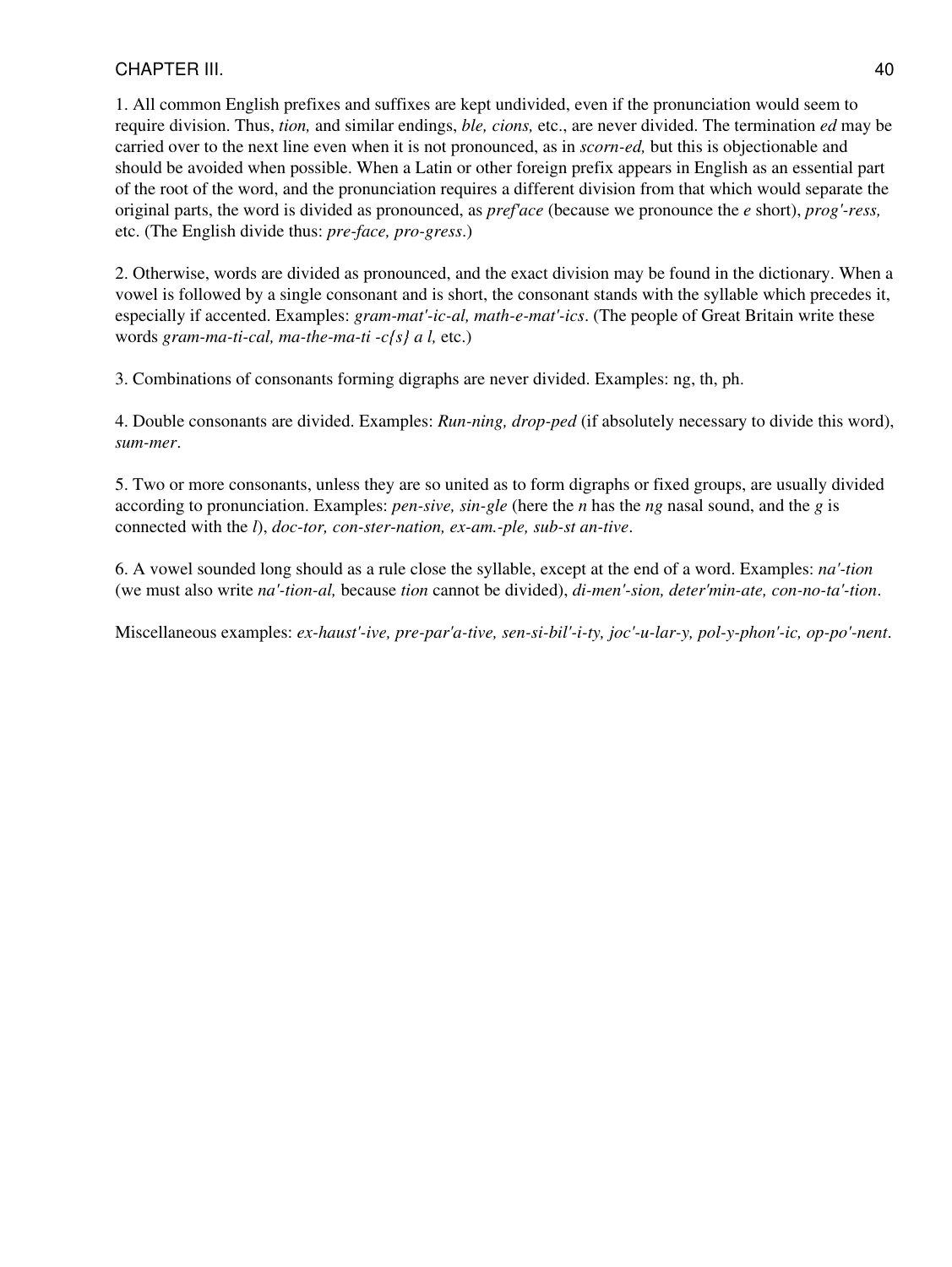1. All common English prefixes and suffixes are kept undivided, even if the pronunciation would seem to require division. Thus, *tion,* and similar endings, *ble, cions,* etc., are never divided. The termination *ed* may be carried over to the next line even when it is not pronounced, as in *scorn-ed,* but this is objectionable and should be avoided when possible. When a Latin or other foreign prefix appears in English as an essential part of the root of the word, and the pronunciation requires a different division from that which would separate the original parts, the word is divided as pronounced, as *pref'ace* (because we pronounce the *e* short), *prog'-ress,* etc. (The English divide thus: *pre-face, pro-gress*.)

2. Otherwise, words are divided as pronounced, and the exact division may be found in the dictionary. When a vowel is followed by a single consonant and is short, the consonant stands with the syllable which precedes it, especially if accented. Examples: *gram-mat'-ic-al, math-e-mat'-ics*. (The people of Great Britain write these words *gram-ma-ti-cal, ma-the-ma-ti -c{s} a l,* etc.)

3. Combinations of consonants forming digraphs are never divided. Examples: ng, th, ph.

4. Double consonants are divided. Examples: *Run-ning, drop-ped* (if absolutely necessary to divide this word), *sum-mer*.

5. Two or more consonants, unless they are so united as to form digraphs or fixed groups, are usually divided according to pronunciation. Examples: *pen-sive, sin-gle* (here the *n* has the *ng* nasal sound, and the *g* is connected with the *l*), *doc-tor, con-ster-nation, ex-am.-ple, sub-st an-tive*.

6. A vowel sounded long should as a rule close the syllable, except at the end of a word. Examples: *na'-tion* (we must also write *na'-tion-al,* because *tion* cannot be divided), *di-men'-sion, deter'min-ate, con-no-ta'-tion*.

Miscellaneous examples: *ex-haust'-ive, pre-par'a-tive, sen-si-bil'-i-ty, joc'-u-lar-y, pol-y-phon'-ic, op-po'-nent*.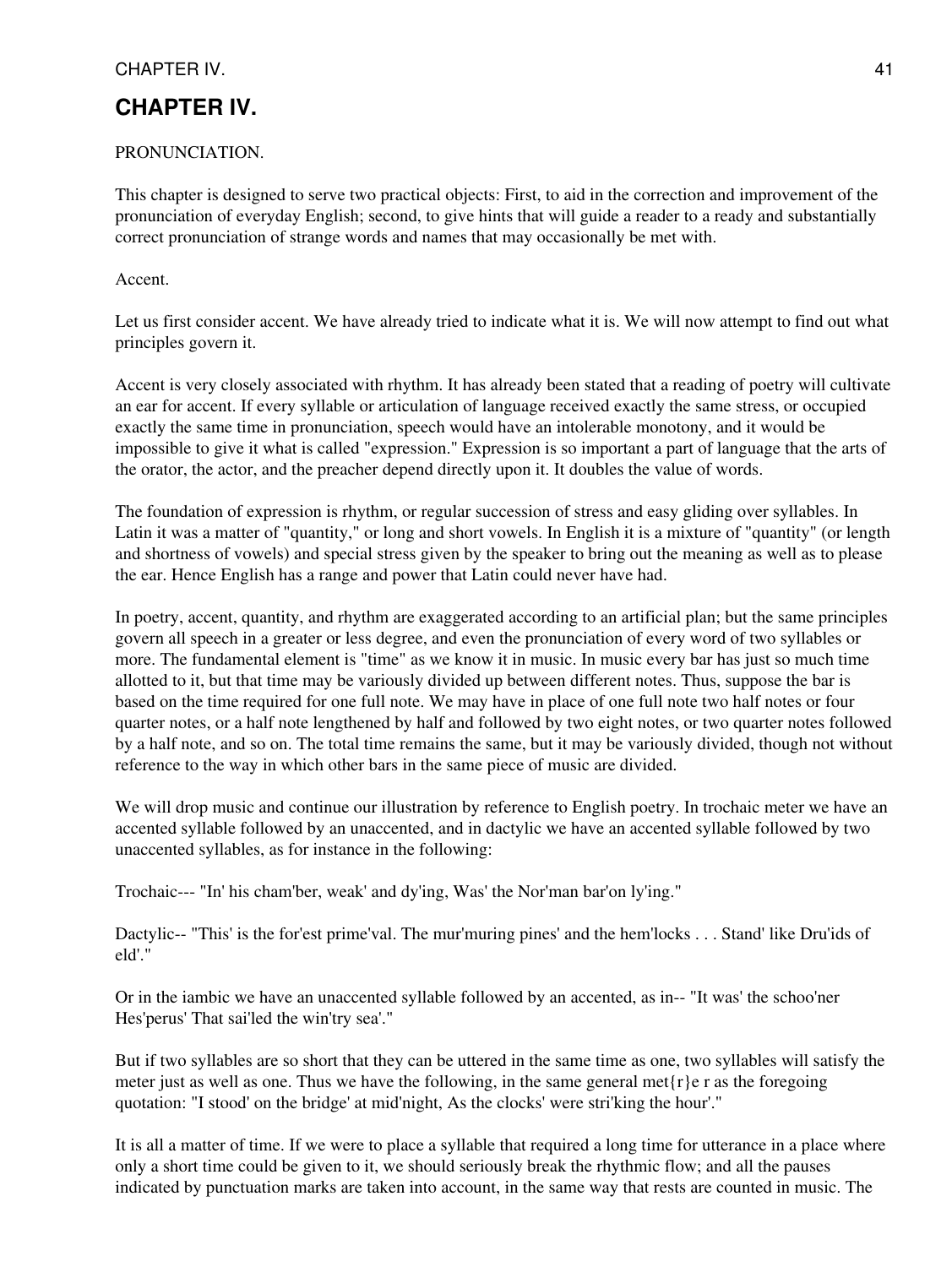# CHAPTER IV.

PRONUNCIATION.

This chapter is designed to serve two practical objects: First, to aid in the correction and improvement of the pronunciation of everyday English; second, to give hints that will guide a reader to a ready and substantially correct pronunciation of strange words and names that may occasionally be met with.

Accent.

Let us first consider accent. We have already tried to indicate what it is. We will now attempt to find out what principles govern it.

Accent is very closely associated with rhythm. It has already been stated that a reading of poetry will cultivate an ear for accent. If every syllable or articulation of language received exactly the same stress, or occupied exactly the same time in pronunciation, speech would have an intolerable monotony, and it would be impossible to give it what is called "expression." Expression is so important a part of language that the arts of the orator, the actor, and the preacher depend directly upon it. It doubles the value of words.

The foundation of expression is rhythm, or regular succession of stress and easy gliding over syllables. In Latin it was a matter of "quantity," or long and short vowels. In English it is a mixture of "quantity" (or length and shortness of vowels) and special stress given by the speaker to bring out the meaning as well as to please the ear. Hence English has a range and power that Latin could never have had.

In poetry, accent, quantity, and rhythm are exaggerated according to an artificial plan; but the same principles govern all speech in a greater or less degree, and even the pronunciation of every word of two syllables or more. The fundamental element is "time" as we know it in music. In music every bar has just so much time allotted to it, but that time may be variously divided up between different notes. Thus, suppose the bar is based on the time required for one full note. We may have in place of one full note two half notes or four quarter notes, or a half note lengthened by half and followed by two eight notes, or two quarter notes followed by a half note, and so on. The total time remains the same, but it may be variously divided, though not without reference to the way in which other bars in the same piece of music are divided.

We will drop music and continue our illustration by reference to English poetry. In trochaic meter we have an accented syllable followed by an unaccented, and in dactylic we have an accented syllable followed by two unaccented syllables, as for instance in the following:

Trochaic--- "In' his cham'ber, weak' and dy'ing, Was' the Nor'man bar'on ly'ing."

Dactylic-- "This' is the for'est prime'val. The mur'muring pines' and the hem'locks . . . Stand' like Dru'ids of eld'."

Or in the iambic we have an unaccented syllable followed by an accented, as in-- "It was' the schoo'ner Hes'perus' That sai'led the win'try sea'."

But if two syllables are so short that they can be uttered in the same time as one, two syllables will satisfy the meter just as well as one. Thus we have the following, in the same general met{r}e r as the foregoing quotation: "I stood' on the bridge' at mid'night, As the clocks' were stri'king the hour'."

It is all a matter of time. If we were to place a syllable that required a long time for utterance in a place where only a short time could be given to it, we should seriously break the rhythmic flow; and all the pauses indicated by punctuation marks are taken into account, in the same way that rests are counted in music. The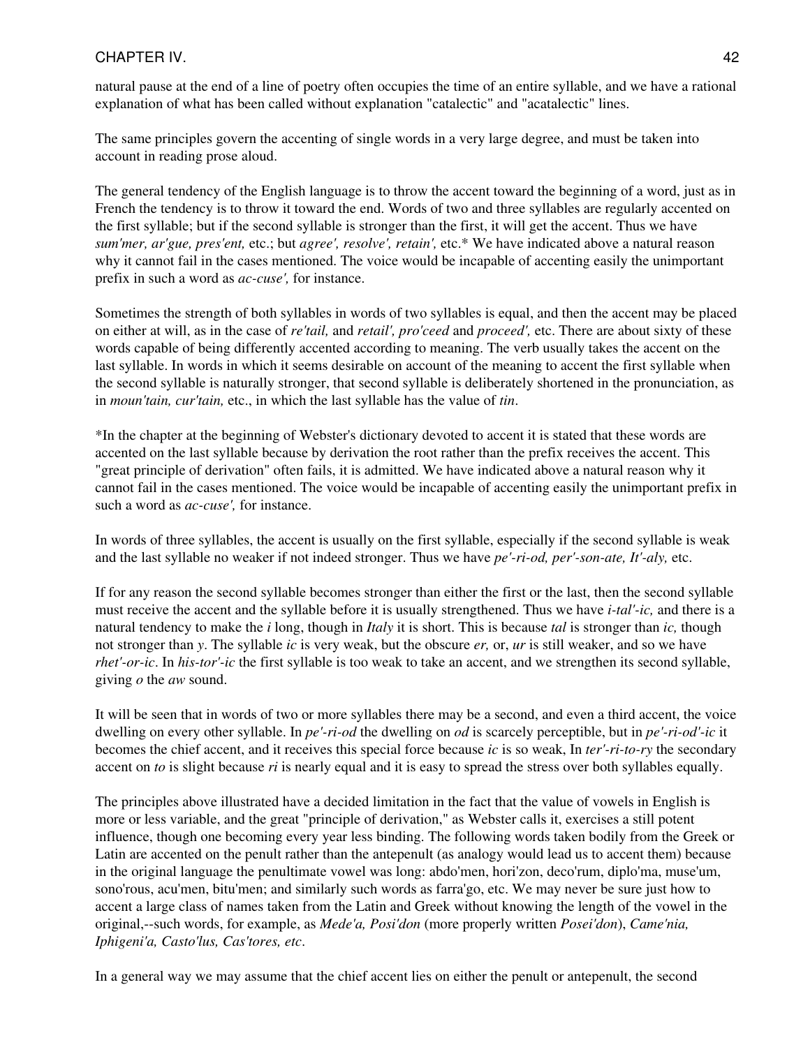natural pause at the end of a line of poetry often occupies the time of an entire syllable, and we have a rational explanation of what has been called without explanation "catalectic" and "acatalectic" lines.

The same principles govern the accenting of single words in a very large degree, and must be taken into account in reading prose aloud.

The general tendency of the English language is to throw the accent toward the beginning of a word, just as in French the tendency is to throw it toward the end. Words of two and three syllables are regularly accented on the first syllable; but if the second syllable is stronger than the first, it will get the accent. Thus we have *sum'mer, ar'gue, pres'ent,* etc.; but *agree', resolve', retain',* etc.* We have indicated above a natural reason why it cannot fail in the cases mentioned. The voice would be incapable of accenting easily the unimportant prefix in such a word as *ac-cuse',* for instance.

Sometimes the strength of both syllables in words of two syllables is equal, and then the accent may be placed on either at will, as in the case of *re'tail,* and *retail', pro'ceed* and *proceed',* etc. There are about sixty of these words capable of being differently accented according to meaning. The verb usually takes the accent on the last syllable. In words in which it seems desirable on account of the meaning to accent the first syllable when the second syllable is naturally stronger, that second syllable is deliberately shortened in the pronunciation, as in *moun'tain, cur'tain,* etc., in which the last syllable has the value of *tin*.

*In the chapter at the beginning of Webster's dictionary devoted to accent it is stated that these words are accented on the last syllable because by derivation the root rather than the prefix receives the accent. This "great principle of derivation" often fails, it is admitted. We have indicated above a natural reason why it cannot fail in the cases mentioned. The voice would be incapable of accenting easily the unimportant prefix in such a word as *ac-cuse',* for instance.

In words of three syllables, the accent is usually on the first syllable, especially if the second syllable is weak and the last syllable no weaker if not indeed stronger. Thus we have *pe'-ri-od, per'-son-ate, It'-aly,* etc.

If for any reason the second syllable becomes stronger than either the first or the last, then the second syllable must receive the accent and the syllable before it is usually strengthened. Thus we have *i-tal'-ic,* and there is a natural tendency to make the *i* long, though in *Italy* it is short. This is because *tal* is stronger than *ic,* though not stronger than *y*. The syllable *ic* is very weak, but the obscure *er,* or, *ur* is still weaker, and so we have *rhet'-or-ic*. In *his-tor'-ic* the first syllable is too weak to take an accent, and we strengthen its second syllable, giving *o* the *aw* sound.

It will be seen that in words of two or more syllables there may be a second, and even a third accent, the voice dwelling on every other syllable. In *pe'-ri-od* the dwelling on *od* is scarcely perceptible, but in *pe'-ri-od'-ic* it becomes the chief accent, and it receives this special force because *ic* is so weak, In *ter'-ri-to-ry* the secondary accent on *to* is slight because *ri* is nearly equal and it is easy to spread the stress over both syllables equally.

The principles above illustrated have a decided limitation in the fact that the value of vowels in English is more or less variable, and the great "principle of derivation," as Webster calls it, exercises a still potent influence, though one becoming every year less binding. The following words taken bodily from the Greek or Latin are accented on the penult rather than the antepenult (as analogy would lead us to accent them) because in the original language the penultimate vowel was long: abdo'men, hori'zon, deco'rum, diplo'ma, muse'um, sono'rous, acu'men, bitu'men; and similarly such words as farra'go, etc. We may never be sure just how to accent a large class of names taken from the Latin and Greek without knowing the length of the vowel in the original,--such words, for example, as *Mede'a, Posi'don* (more properly written *Posei'don*), *Came'nia, Iphigeni'a, Casto'lus, Cas'tores, etc*.

In a general way we may assume that the chief accent lies on either the penult or antepenult, the second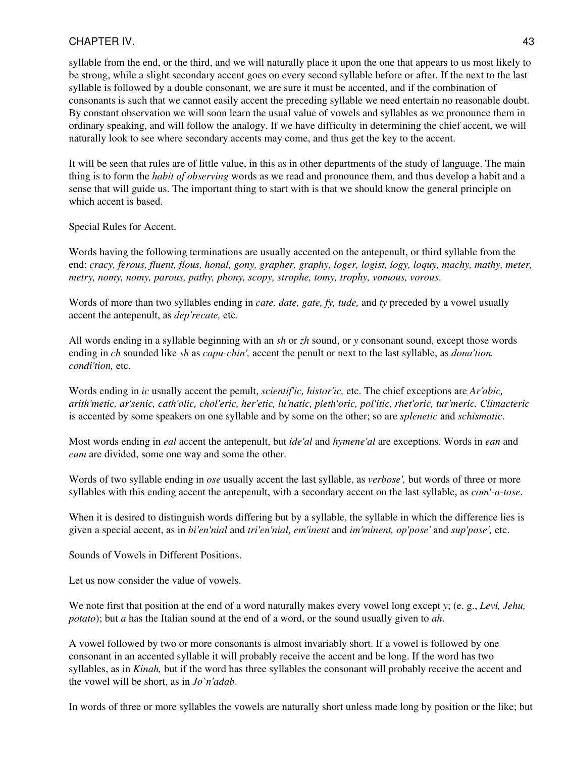syllable from the end, or the third, and we will naturally place it upon the one that appears to us most likely to be strong, while a slight secondary accent goes on every second syllable before or after. If the next to the last syllable is followed by a double consonant, we are sure it must be accented, and if the combination of consonants is such that we cannot easily accent the preceding syllable we need entertain no reasonable doubt. By constant observation we will soon learn the usual value of vowels and syllables as we pronounce them in ordinary speaking, and will follow the analogy. If we have difficulty in determining the chief accent, we will naturally look to see where secondary accents may come, and thus get the key to the accent.

It will be seen that rules are of little value, in this as in other departments of the study of language. The main thing is to form the *habit of observing* words as we read and pronounce them, and thus develop a habit and a sense that will guide us. The important thing to start with is that we should know the general principle on which accent is based.

Special Rules for Accent.

Words having the following terminations are usually accented on the antepenult, or third syllable from the end: *cracy, ferous, fluent, flous, honal, gony, grapher, graphy, loger, logist, logy, loquy, machy, mathy, meter, metry, nomy, nomy, parous, pathy, phony, scopy, strophe, tomy, trophy, vomous, vorous*.

Words of more than two syllables ending in *cate, date, gate, fy, tude,* and *ty* preceded by a vowel usually accent the antepenult, as *dep'recate,* etc.

All words ending in a syllable beginning with an *sh* or *zh* sound, or *y* consonant sound, except those words ending in *ch* sounded like *sh* as *capu-chin',* accent the penult or next to the last syllable, as *dona'tion, condi'tion,* etc.

Words ending in *ic* usually accent the penult, *scientif'ic, histor'ic,* etc. The chief exceptions are *Ar'abic, arith'metic, ar'senic, cath'olic, chol'eric, her'etic, lu'natic, pleth'oric, pol'itic, rhet'oric, tur'meric. Climacteric* is accented by some speakers on one syllable and by some on the other; so are *splenetic* and *schismatic*.

Most words ending in *eal* accent the antepenult, but *ide'al* and *hymene'al* are exceptions. Words in *ean* and *eum* are divided, some one way and some the other.

Words of two syllable ending in *ose* usually accent the last syllable, as *verbose',* but words of three or more syllables with this ending accent the antepenult, with a secondary accent on the last syllable, as *com'-a-tose*.

When it is desired to distinguish words differing but by a syllable, the syllable in which the difference lies is given a special accent, as in *bi'en'nial* and *tri'en'nial, em'inent* and *im'minent, op'pose'* and *sup'pose',* etc.

Sounds of Vowels in Different Positions.

Let us now consider the value of vowels.

We note first that position at the end of a word naturally makes every vowel long except *y*; (e. g., *Levi, Jehu, potato*); but *a* has the Italian sound at the end of a word, or the sound usually given to *ah*.

A vowel followed by two or more consonants is almost invariably short. If a vowel is followed by one consonant in an accented syllable it will probably receive the accent and be long. If the word has two syllables, as in *Kinah,* but if the word has three syllables the consonant will probably receive the accent and the vowel will be short, as in *Jo`n'adab*.

In words of three or more syllables the vowels are naturally short unless made long by position or the like; but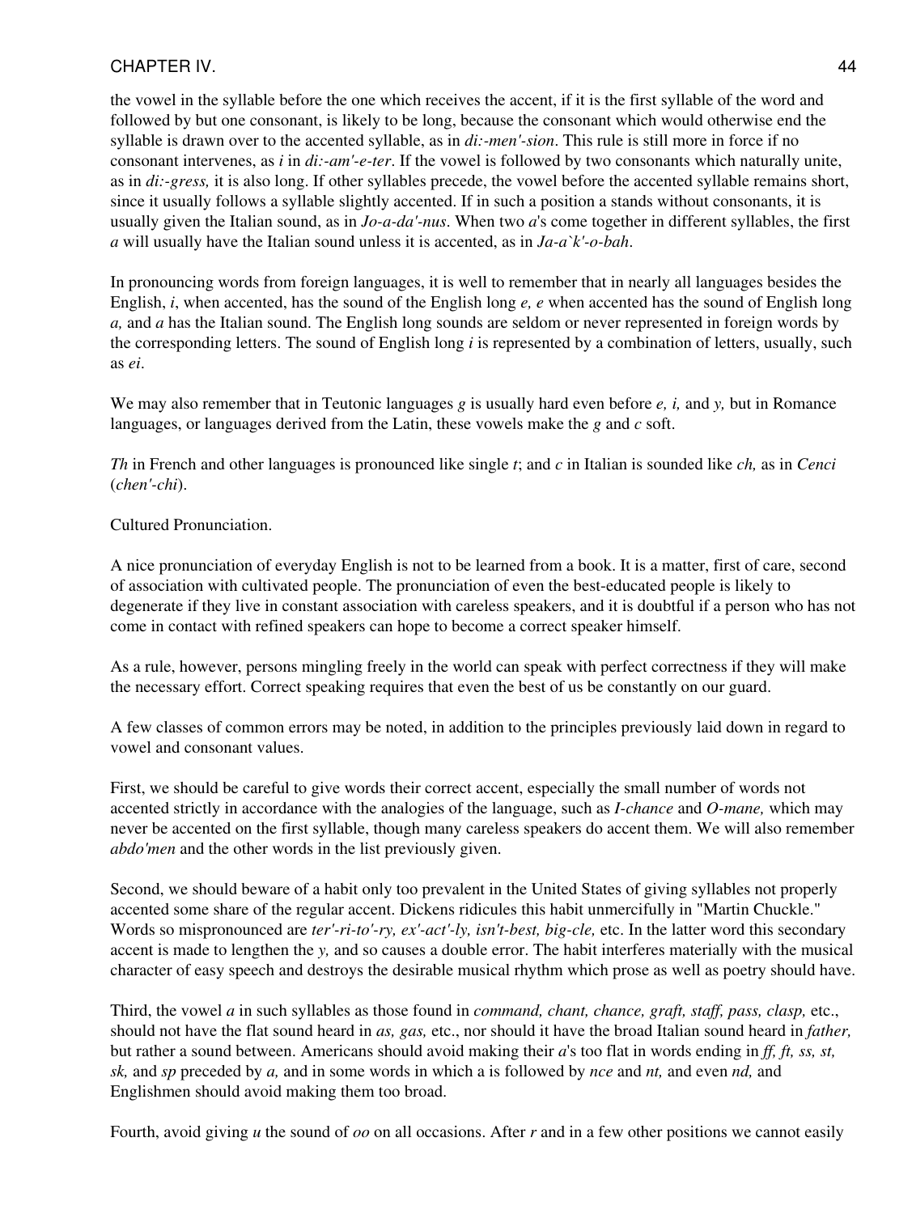the vowel in the syllable before the one which receives the accent, if it is the first syllable of the word and followed by but one consonant, is likely to be long, because the consonant which would otherwise end the syllable is drawn over to the accented syllable, as in *di:-men'-sion*. This rule is still more in force if no consonant intervenes, as *i* in *di:-am'-e-ter*. If the vowel is followed by two consonants which naturally unite, as in *di:-gress,* it is also long. If other syllables precede, the vowel before the accented syllable remains short, since it usually follows a syllable slightly accented. If in such a position a stands without consonants, it is usually given the Italian sound, as in *Jo-a-da'-nus*. When two *a*'s come together in different syllables, the first *a* will usually have the Italian sound unless it is accented, as in *Ja-a`k'-o-bah*.

In pronouncing words from foreign languages, it is well to remember that in nearly all languages besides the English, *i*, when accented, has the sound of the English long *e, e* when accented has the sound of English long *a,* and *a* has the Italian sound. The English long sounds are seldom or never represented in foreign words by the corresponding letters. The sound of English long *i* is represented by a combination of letters, usually, such as *ei*.

We may also remember that in Teutonic languages *g* is usually hard even before *e, i,* and *y,* but in Romance languages, or languages derived from the Latin, these vowels make the *g* and *c* soft.

*Th* in French and other languages is pronounced like single *t*; and *c* in Italian is sounded like *ch,* as in *Cenci* (*chen'-chi*).

Cultured Pronunciation.

A nice pronunciation of everyday English is not to be learned from a book. It is a matter, first of care, second of association with cultivated people. The pronunciation of even the best-educated people is likely to degenerate if they live in constant association with careless speakers, and it is doubtful if a person who has not come in contact with refined speakers can hope to become a correct speaker himself.

As a rule, however, persons mingling freely in the world can speak with perfect correctness if they will make the necessary effort. Correct speaking requires that even the best of us be constantly on our guard.

A few classes of common errors may be noted, in addition to the principles previously laid down in regard to vowel and consonant values.

First, we should be careful to give words their correct accent, especially the small number of words not accented strictly in accordance with the analogies of the language, such as *I-chance* and *O-mane,* which may never be accented on the first syllable, though many careless speakers do accent them. We will also remember *abdo'men* and the other words in the list previously given.

Second, we should beware of a habit only too prevalent in the United States of giving syllables not properly accented some share of the regular accent. Dickens ridicules this habit unmercifully in "Martin Chuckle." Words so mispronounced are *ter'-ri-to'-ry, ex'-act'-ly, isn't-best, big-cle,* etc. In the latter word this secondary accent is made to lengthen the *y,* and so causes a double error. The habit interferes materially with the musical character of easy speech and destroys the desirable musical rhythm which prose as well as poetry should have.

Third, the vowel *a* in such syllables as those found in *command, chant, chance, graft, staff, pass, clasp,* etc., should not have the flat sound heard in *as, gas,* etc., nor should it have the broad Italian sound heard in *father,* but rather a sound between. Americans should avoid making their *a*'s too flat in words ending in *ff, ft, ss, st, sk,* and *sp* preceded by *a,* and in some words in which a is followed by *nce* and *nt,* and even *nd,* and Englishmen should avoid making them too broad.

Fourth, avoid giving *u* the sound of *oo* on all occasions. After *r* and in a few other positions we cannot easily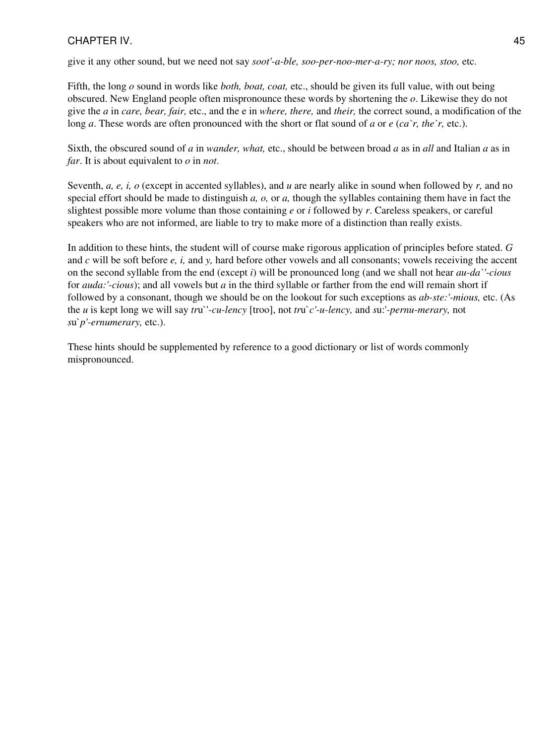give it any other sound, but we need not say *soot'-a-ble, soo-per-noo-mer-a-ry; nor noos, stoo,* etc.

Fifth, the long *o* sound in words like *both, boat, coat,* etc., should be given its full value, with out being obscured. New England people often mispronounce these words by shortening the *o*. Likewise they do not give the *a* in *care, bear, fair,* etc., and the e in *where, there,* and *their,* the correct sound, a modification of the long *a*. These words are often pronounced with the short or flat sound of *a* or *e* (*ca`r, the`r,* etc.).

Sixth, the obscured sound of *a* in *wander, what,* etc., should be between broad *a* as in *all* and Italian *a* as in *far*. It is about equivalent to *o* in *not*.

Seventh, *a, e, i, o* (except in accented syllables), and *u* are nearly alike in sound when followed by *r,* and no special effort should be made to distinguish *a, o,* or *a,* though the syllables containing them have in fact the slightest possible more volume than those containing *e* or *i* followed by *r*. Careless speakers, or careful speakers who are not informed, are liable to try to make more of a distinction than really exists.

In addition to these hints, the student will of course make rigorous application of principles before stated. *G* and *c* will be soft before *e, i,* and *y,* hard before other vowels and all consonants; vowels receiving the accent on the second syllable from the end (except *i*) will be pronounced long (and we shall not hear *au-da`'-cious* for *auda:'-cious*); and all vowels but *a* in the third syllable or farther from the end will remain short if followed by a consonant, though we should be on the lookout for such exceptions as *ab-ste:'-mious,* etc. (As the *u* is kept long we will say *tr*u`'*-cu-lency* [troo], not *tr*u`*c'-u-lency,* and *s*u:'*-pernu-merary,* not *s*u`*p'-ernumerary,* etc.).

These hints should be supplemented by reference to a good dictionary or list of words commonly mispronounced.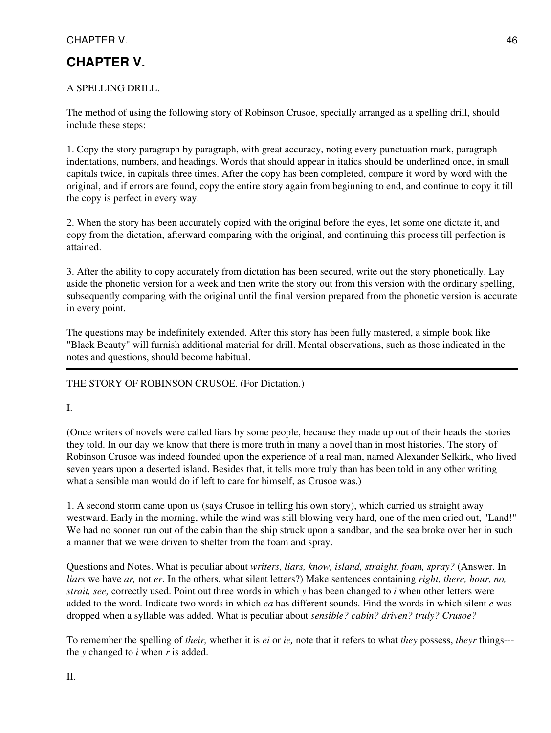# CHAPTER V.

A SPELLING DRILL.

The method of using the following story of Robinson Crusoe, specially arranged as a spelling drill, should include these steps:

1. Copy the story paragraph by paragraph, with great accuracy, noting every punctuation mark, paragraph indentations, numbers, and headings. Words that should appear in italics should be underlined once, in small capitals twice, in capitals three times. After the copy has been completed, compare it word by word with the original, and if errors are found, copy the entire story again from beginning to end, and continue to copy it till the copy is perfect in every way.

2. When the story has been accurately copied with the original before the eyes, let some one dictate it, and copy from the dictation, afterward comparing with the original, and continuing this process till perfection is attained.

3. After the ability to copy accurately from dictation has been secured, write out the story phonetically. Lay aside the phonetic version for a week and then write the story out from this version with the ordinary spelling, subsequently comparing with the original until the final version prepared from the phonetic version is accurate in every point.

The questions may be indefinitely extended. After this story has been fully mastered, a simple book like "Black Beauty" will furnish additional material for drill. Mental observations, such as those indicated in the notes and questions, should become habitual.

---

THE STORY OF ROBINSON CRUSOE. (For Dictation.)

I.

(Once writers of novels were called liars by some people, because they made up out of their heads the stories they told. In our day we know that there is more truth in many a novel than in most histories. The story of Robinson Crusoe was indeed founded upon the experience of a real man, named Alexander Selkirk, who lived seven years upon a deserted island. Besides that, it tells more truly than has been told in any other writing what a sensible man would do if left to care for himself, as Crusoe was.)

1. A second storm came upon us (says Crusoe in telling his own story), which carried us straight away westward. Early in the morning, while the wind was still blowing very hard, one of the men cried out, "Land!" We had no sooner run out of the cabin than the ship struck upon a sandbar, and the sea broke over her in such a manner that we were driven to shelter from the foam and spray.

Questions and Notes. What is peculiar about *writers, liars, know, island, straight, foam, spray?* (Answer. In *liars* we have *ar,* not *er*. In the others, what silent letters?) Make sentences containing *right, there, hour, no, strait, see,* correctly used. Point out three words in which *y* has been changed to *i* when other letters were added to the word. Indicate two words in which *ea* has different sounds. Find the words in which silent *e* was dropped when a syllable was added. What is peculiar about *sensible? cabin? driven? truly? Crusoe?*

To remember the spelling of *their,* whether it is *ei* or *ie,* note that it refers to what *they* possess, *theyr* things---the *y* changed to *i* when *r* is added.

II.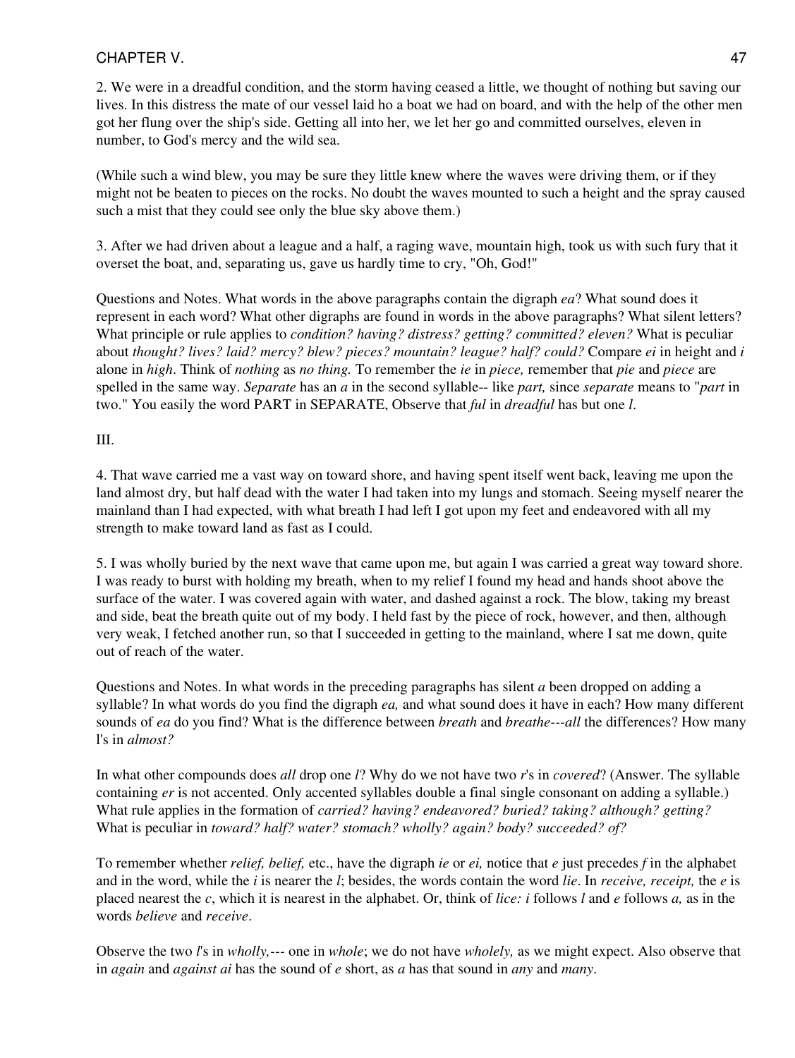2. We were in a dreadful condition, and the storm having ceased a little, we thought of nothing but saving our lives. In this distress the mate of our vessel laid ho a boat we had on board, and with the help of the other men got her flung over the ship's side. Getting all into her, we let her go and committed ourselves, eleven in number, to God's mercy and the wild sea.

(While such a wind blew, you may be sure they little knew where the waves were driving them, or if they might not be beaten to pieces on the rocks. No doubt the waves mounted to such a height and the spray caused such a mist that they could see only the blue sky above them.)

3. After we had driven about a league and a half, a raging wave, mountain high, took us with such fury that it overset the boat, and, separating us, gave us hardly time to cry, "Oh, God!"

Questions and Notes. What words in the above paragraphs contain the digraph *ea*? What sound does it represent in each word? What other digraphs are found in words in the above paragraphs? What silent letters? What principle or rule applies to *condition? having? distress? getting? committed? eleven?* What is peculiar about *thought? lives? laid? mercy? blew? pieces? mountain? league? half? could?* Compare *ei* in height and *i* alone in *high*. Think of *nothing* as *no thing.* To remember the *ie* in *piece,* remember that *pie* and *piece* are spelled in the same way. *Separate* has an *a* in the second syllable-- like *part,* since *separate* means to "*part* in two." You easily the word PART in SEPARATE, Observe that *ful* in *dreadful* has but one *l*.

III.

4. That wave carried me a vast way on toward shore, and having spent itself went back, leaving me upon the land almost dry, but half dead with the water I had taken into my lungs and stomach. Seeing myself nearer the mainland than I had expected, with what breath I had left I got upon my feet and endeavored with all my strength to make toward land as fast as I could.

5. I was wholly buried by the next wave that came upon me, but again I was carried a great way toward shore. I was ready to burst with holding my breath, when to my relief I found my head and hands shoot above the surface of the water. I was covered again with water, and dashed against a rock. The blow, taking my breast and side, beat the breath quite out of my body. I held fast by the piece of rock, however, and then, although very weak, I fetched another run, so that I succeeded in getting to the mainland, where I sat me down, quite out of reach of the water.

Questions and Notes. In what words in the preceding paragraphs has silent *a* been dropped on adding a syllable? In what words do you find the digraph *ea,* and what sound does it have in each? How many different sounds of *ea* do you find? What is the difference between *breath* and *breathe---all* the differences? How many l's in *almost?*

In what other compounds does *all* drop one *l*? Why do we not have two *r*'s in *covered*? (Answer. The syllable containing *er* is not accented. Only accented syllables double a final single consonant on adding a syllable.) What rule applies in the formation of *carried? having? endeavored? buried? taking? although? getting?* What is peculiar in *toward? half? water? stomach? wholly? again? body? succeeded? of?*

To remember whether *relief, belief,* etc., have the digraph *ie* or *ei,* notice that *e* just precedes *f* in the alphabet and in the word, while the *i* is nearer the *l*; besides, the words contain the word *lie*. In *receive, receipt,* the *e* is placed nearest the *c*, which it is nearest in the alphabet. Or, think of *lice: i* follows *l* and *e* follows *a,* as in the words *believe* and *receive*.

Observe the two *l*'s in *wholly,---* one in *whole*; we do not have *wholely,* as we might expect. Also observe that in *again* and *against ai* has the sound of *e* short, as *a* has that sound in *any* and *many*.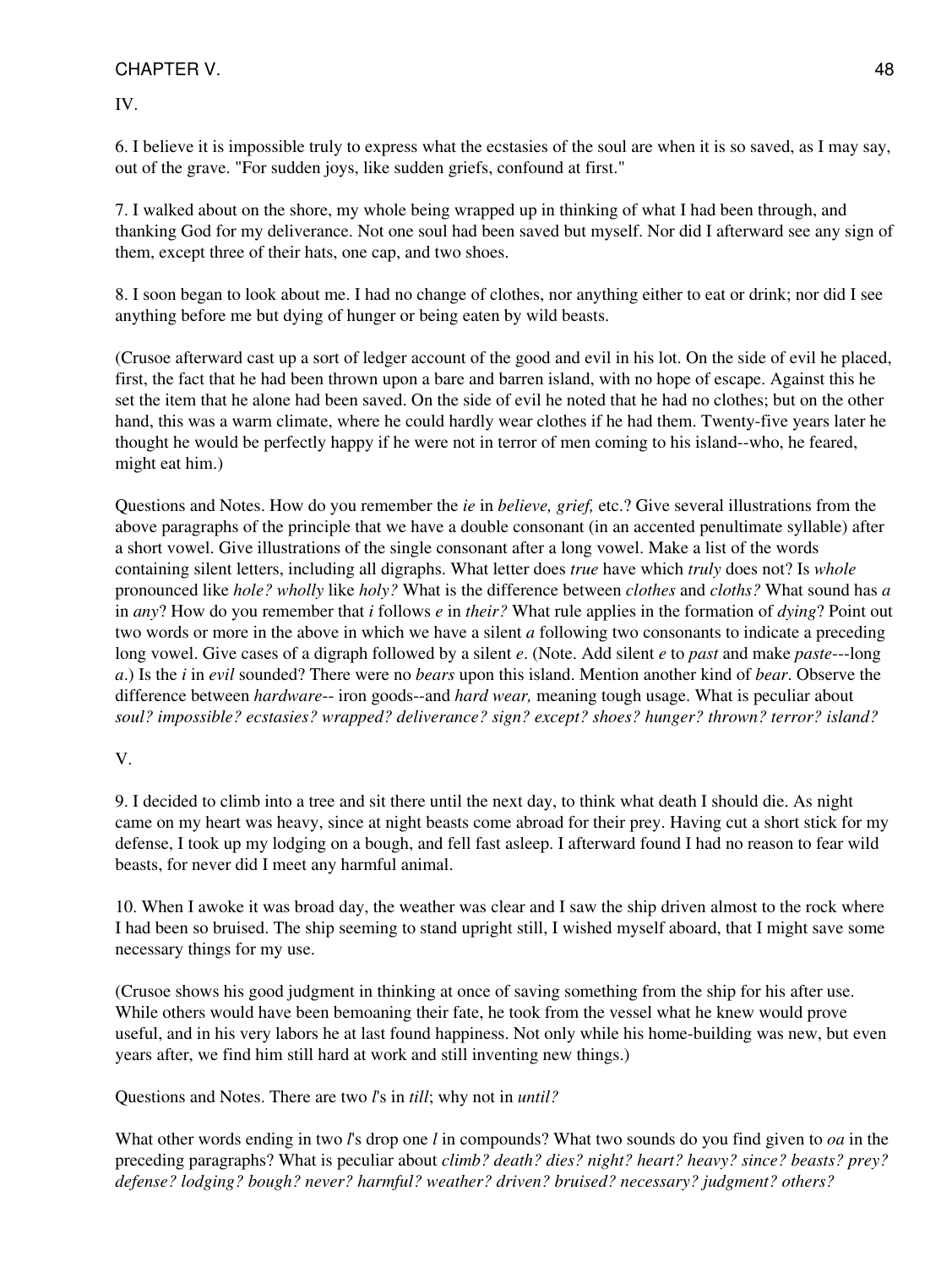IV.

6. I believe it is impossible truly to express what the ecstasies of the soul are when it is so saved, as I may say, out of the grave. "For sudden joys, like sudden griefs, confound at first."

7. I walked about on the shore, my whole being wrapped up in thinking of what I had been through, and thanking God for my deliverance. Not one soul had been saved but myself. Nor did I afterward see any sign of them, except three of their hats, one cap, and two shoes.

8. I soon began to look about me. I had no change of clothes, nor anything either to eat or drink; nor did I see anything before me but dying of hunger or being eaten by wild beasts.

(Crusoe afterward cast up a sort of ledger account of the good and evil in his lot. On the side of evil he placed, first, the fact that he had been thrown upon a bare and barren island, with no hope of escape. Against this he set the item that he alone had been saved. On the side of evil he noted that he had no clothes; but on the other hand, this was a warm climate, where he could hardly wear clothes if he had them. Twenty-five years later he thought he would be perfectly happy if he were not in terror of men coming to his island--who, he feared, might eat him.)

Questions and Notes. How do you remember the *ie* in *believe, grief,* etc.? Give several illustrations from the above paragraphs of the principle that we have a double consonant (in an accented penultimate syllable) after a short vowel. Give illustrations of the single consonant after a long vowel. Make a list of the words containing silent letters, including all digraphs. What letter does *true* have which *truly* does not? Is *whole* pronounced like *hole? wholly* like *holy?* What is the difference between *clothes* and *cloths?* What sound has *a* in *any*? How do you remember that *i* follows *e* in *their?* What rule applies in the formation of *dying*? Point out two words or more in the above in which we have a silent *a* following two consonants to indicate a preceding long vowel. Give cases of a digraph followed by a silent *e*. (Note. Add silent *e* to *past* and make *paste*---long *a*.) Is the *i* in *evil* sounded? There were no *bears* upon this island. Mention another kind of *bear*. Observe the difference between *hardware*-- iron goods--and *hard wear,* meaning tough usage. What is peculiar about *soul? impossible? ecstasies? wrapped? deliverance? sign? except? shoes? hunger? thrown? terror? island?*

V.

9. I decided to climb into a tree and sit there until the next day, to think what death I should die. As night came on my heart was heavy, since at night beasts come abroad for their prey. Having cut a short stick for my defense, I took up my lodging on a bough, and fell fast asleep. I afterward found I had no reason to fear wild beasts, for never did I meet any harmful animal.

10. When I awoke it was broad day, the weather was clear and I saw the ship driven almost to the rock where I had been so bruised. The ship seeming to stand upright still, I wished myself aboard, that I might save some necessary things for my use.

(Crusoe shows his good judgment in thinking at once of saving something from the ship for his after use. While others would have been bemoaning their fate, he took from the vessel what he knew would prove useful, and in his very labors he at last found happiness. Not only while his home-building was new, but even years after, we find him still hard at work and still inventing new things.)

Questions and Notes. There are two *l*'s in *till*; why not in *until?*

What other words ending in two *l*'s drop one *l* in compounds? What two sounds do you find given to *oa* in the preceding paragraphs? What is peculiar about *climb? death? dies? night? heart? heavy? since? beasts? prey? defense? lodging? bough? never? harmful? weather? driven? bruised? necessary? judgment? others?*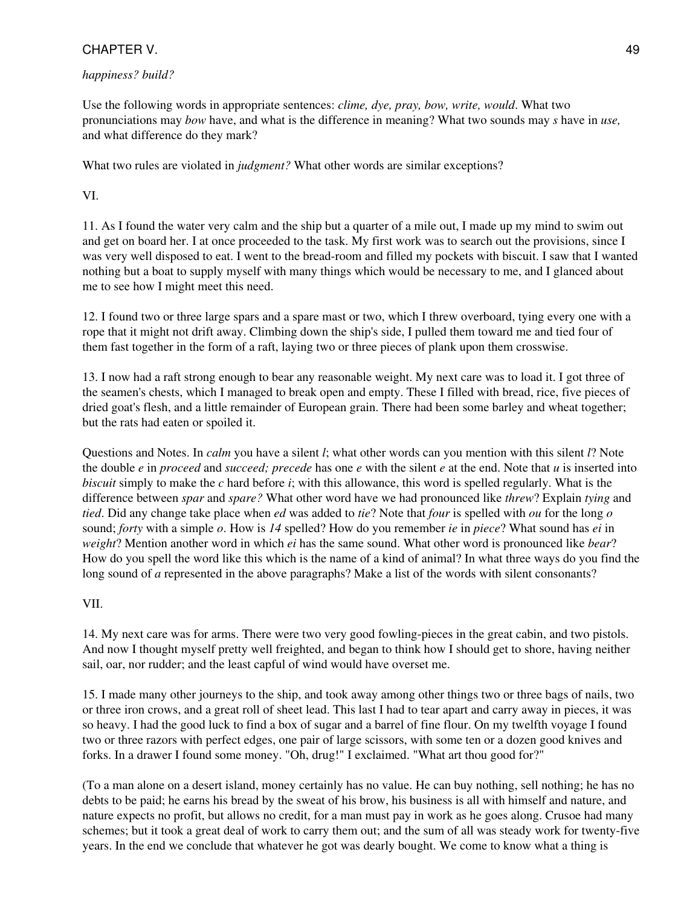*happiness? build?*

Use the following words in appropriate sentences: *clime, dye, pray, bow, write, would*. What two pronunciations may *bow* have, and what is the difference in meaning? What two sounds may *s* have in *use,* and what difference do they mark?

What two rules are violated in *judgment?* What other words are similar exceptions?

VI.

11. As I found the water very calm and the ship but a quarter of a mile out, I made up my mind to swim out and get on board her. I at once proceeded to the task. My first work was to search out the provisions, since I was very well disposed to eat. I went to the bread-room and filled my pockets with biscuit. I saw that I wanted nothing but a boat to supply myself with many things which would be necessary to me, and I glanced about me to see how I might meet this need.

12. I found two or three large spars and a spare mast or two, which I threw overboard, tying every one with a rope that it might not drift away. Climbing down the ship's side, I pulled them toward me and tied four of them fast together in the form of a raft, laying two or three pieces of plank upon them crosswise.

13. I now had a raft strong enough to bear any reasonable weight. My next care was to load it. I got three of the seamen's chests, which I managed to break open and empty. These I filled with bread, rice, five pieces of dried goat's flesh, and a little remainder of European grain. There had been some barley and wheat together; but the rats had eaten or spoiled it.

Questions and Notes. In *calm* you have a silent *l*; what other words can you mention with this silent *l*? Note the double *e* in *proceed* and *succeed; precede* has one *e* with the silent *e* at the end. Note that *u* is inserted into *biscuit* simply to make the *c* hard before *i*; with this allowance, this word is spelled regularly. What is the difference between *spar* and *spare?* What other word have we had pronounced like *threw*? Explain *tying* and *tied*. Did any change take place when *ed* was added to *tie*? Note that *four* is spelled with *ou* for the long *o* sound; *forty* with a simple *o*. How is *14* spelled? How do you remember *ie* in *piece*? What sound has *ei* in *weight*? Mention another word in which *ei* has the same sound. What other word is pronounced like *bear*? How do you spell the word like this which is the name of a kind of animal? In what three ways do you find the long sound of *a* represented in the above paragraphs? Make a list of the words with silent consonants?

VII.

14. My next care was for arms. There were two very good fowling-pieces in the great cabin, and two pistols. And now I thought myself pretty well freighted, and began to think how I should get to shore, having neither sail, oar, nor rudder; and the least capful of wind would have overset me.

15. I made many other journeys to the ship, and took away among other things two or three bags of nails, two or three iron crows, and a great roll of sheet lead. This last I had to tear apart and carry away in pieces, it was so heavy. I had the good luck to find a box of sugar and a barrel of fine flour. On my twelfth voyage I found two or three razors with perfect edges, one pair of large scissors, with some ten or a dozen good knives and forks. In a drawer I found some money. "Oh, drug!" I exclaimed. "What art thou good for?"

(To a man alone on a desert island, money certainly has no value. He can buy nothing, sell nothing; he has no debts to be paid; he earns his bread by the sweat of his brow, his business is all with himself and nature, and nature expects no profit, but allows no credit, for a man must pay in work as he goes along. Crusoe had many schemes; but it took a great deal of work to carry them out; and the sum of all was steady work for twenty-five years. In the end we conclude that whatever he got was dearly bought. We come to know what a thing is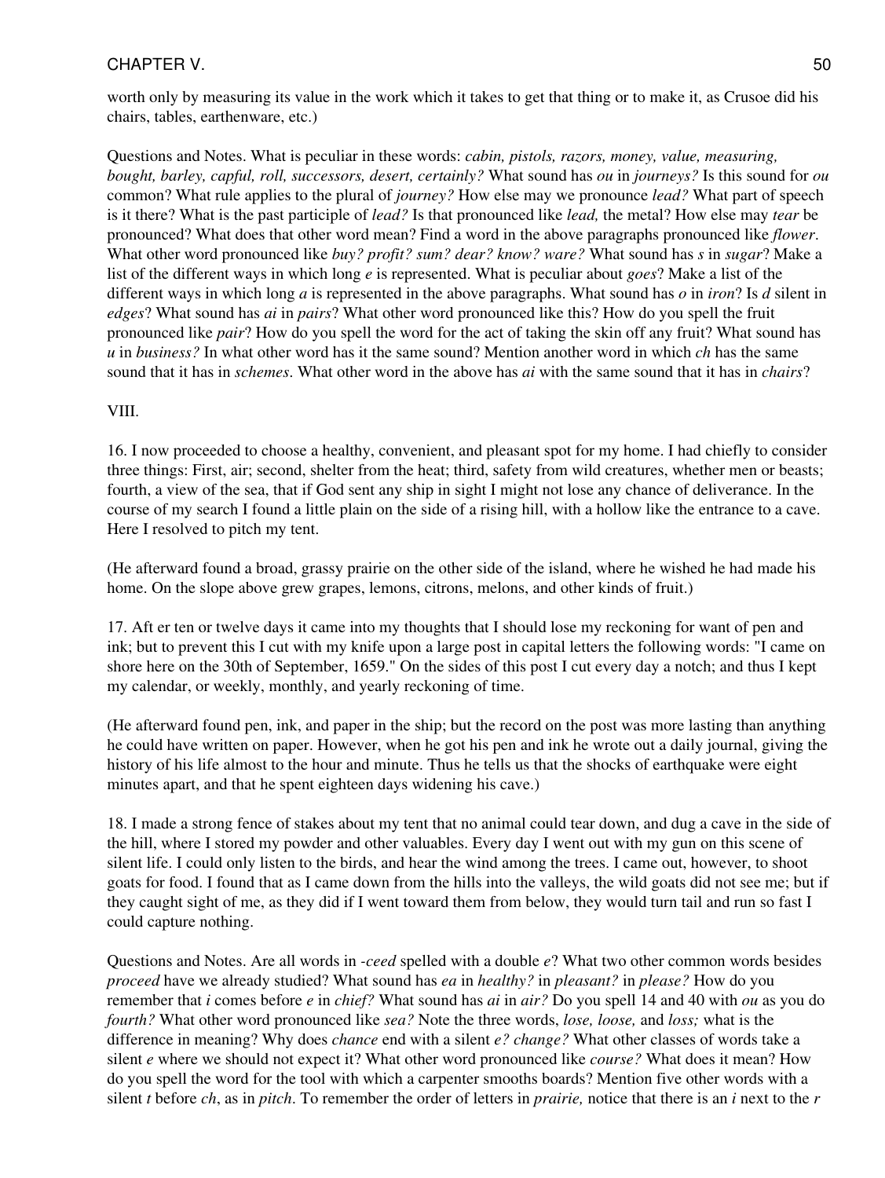worth only by measuring its value in the work which it takes to get that thing or to make it, as Crusoe did his chairs, tables, earthenware, etc.)

Questions and Notes. What is peculiar in these words: *cabin, pistols, razors, money, value, measuring, bought, barley, capful, roll, successors, desert, certainly?* What sound has *ou* in *journeys?* Is this sound for *ou* common? What rule applies to the plural of *journey?* How else may we pronounce *lead?* What part of speech is it there? What is the past participle of *lead?* Is that pronounced like *lead,* the metal? How else may *tear* be pronounced? What does that other word mean? Find a word in the above paragraphs pronounced like *flower*. What other word pronounced like *buy? profit? sum? dear? know? ware?* What sound has *s* in *sugar*? Make a list of the different ways in which long *e* is represented. What is peculiar about *goes*? Make a list of the different ways in which long *a* is represented in the above paragraphs. What sound has *o* in *iron*? Is *d* silent in *edges*? What sound has *ai* in *pairs*? What other word pronounced like this? How do you spell the fruit pronounced like *pair*? How do you spell the word for the act of taking the skin off any fruit? What sound has *u* in *business?* In what other word has it the same sound? Mention another word in which *ch* has the same sound that it has in *schemes*. What other word in the above has *ai* with the same sound that it has in *chairs*?

VIII.

16. I now proceeded to choose a healthy, convenient, and pleasant spot for my home. I had chiefly to consider three things: First, air; second, shelter from the heat; third, safety from wild creatures, whether men or beasts; fourth, a view of the sea, that if God sent any ship in sight I might not lose any chance of deliverance. In the course of my search I found a little plain on the side of a rising hill, with a hollow like the entrance to a cave. Here I resolved to pitch my tent.

(He afterward found a broad, grassy prairie on the other side of the island, where he wished he had made his home. On the slope above grew grapes, lemons, citrons, melons, and other kinds of fruit.)

17. Aft er ten or twelve days it came into my thoughts that I should lose my reckoning for want of pen and ink; but to prevent this I cut with my knife upon a large post in capital letters the following words: "I came on shore here on the 30th of September, 1659." On the sides of this post I cut every day a notch; and thus I kept my calendar, or weekly, monthly, and yearly reckoning of time.

(He afterward found pen, ink, and paper in the ship; but the record on the post was more lasting than anything he could have written on paper. However, when he got his pen and ink he wrote out a daily journal, giving the history of his life almost to the hour and minute. Thus he tells us that the shocks of earthquake were eight minutes apart, and that he spent eighteen days widening his cave.)

18. I made a strong fence of stakes about my tent that no animal could tear down, and dug a cave in the side of the hill, where I stored my powder and other valuables. Every day I went out with my gun on this scene of silent life. I could only listen to the birds, and hear the wind among the trees. I came out, however, to shoot goats for food. I found that as I came down from the hills into the valleys, the wild goats did not see me; but if they caught sight of me, as they did if I went toward them from below, they would turn tail and run so fast I could capture nothing.

Questions and Notes. Are all words in *-ceed* spelled with a double *e*? What two other common words besides *proceed* have we already studied? What sound has *ea* in *healthy?* in *pleasant?* in *please?* How do you remember that *i* comes before *e* in *chief?* What sound has *ai* in *air?* Do you spell 14 and 40 with *ou* as you do *fourth?* What other word pronounced like *sea?* Note the three words, *lose, loose,* and *loss;* what is the difference in meaning? Why does *chance* end with a silent *e? change?* What other classes of words take a silent *e* where we should not expect it? What other word pronounced like *course?* What does it mean? How do you spell the word for the tool with which a carpenter smooths boards? Mention five other words with a silent *t* before *ch*, as in *pitch*. To remember the order of letters in *prairie,* notice that there is an *i* next to the *r*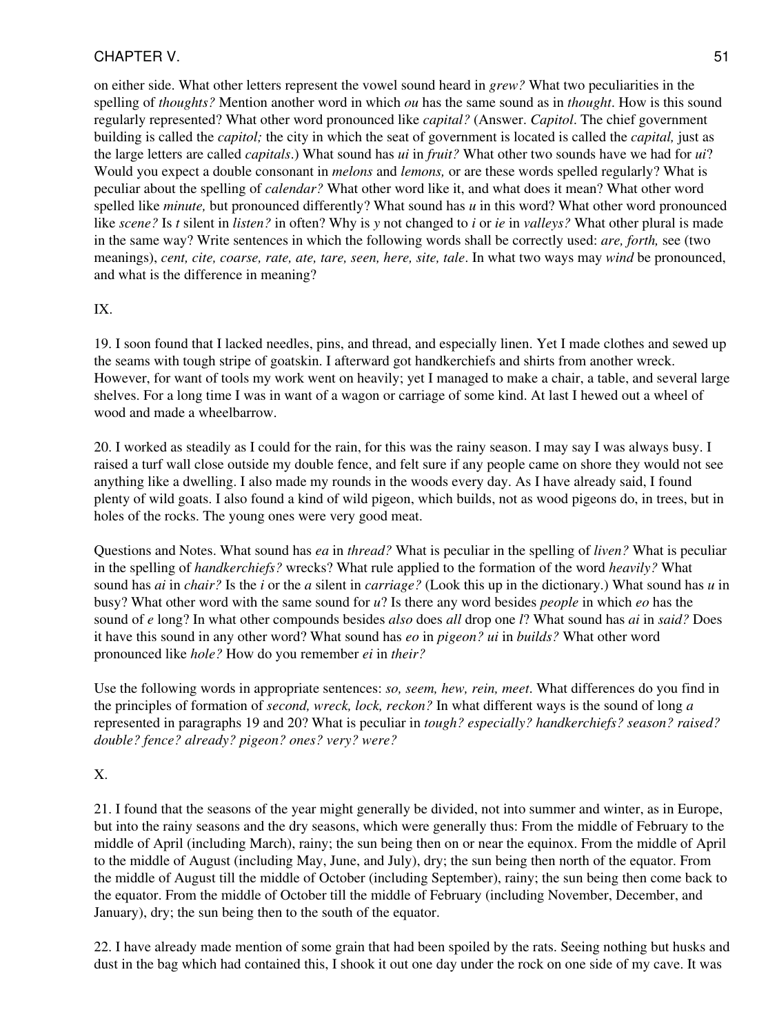on either side. What other letters represent the vowel sound heard in *grew?* What two peculiarities in the spelling of *thoughts?* Mention another word in which *ou* has the same sound as in *thought*. How is this sound regularly represented? What other word pronounced like *capital?* (Answer. *Capitol*. The chief government building is called the *capitol;* the city in which the seat of government is located is called the *capital,* just as the large letters are called *capitals*.) What sound has *ui* in *fruit?* What other two sounds have we had for *ui*? Would you expect a double consonant in *melons* and *lemons,* or are these words spelled regularly? What is peculiar about the spelling of *calendar?* What other word like it, and what does it mean? What other word spelled like *minute,* but pronounced differently? What sound has *u* in this word? What other word pronounced like *scene?* Is *t* silent in *listen?* in often? Why is *y* not changed to *i* or *ie* in *valleys?* What other plural is made in the same way? Write sentences in which the following words shall be correctly used: *are, forth,* see (two meanings), *cent, cite, coarse, rate, ate, tare, seen, here, site, tale*. In what two ways may *wind* be pronounced, and what is the difference in meaning?

IX.

19. I soon found that I lacked needles, pins, and thread, and especially linen. Yet I made clothes and sewed up the seams with tough stripe of goatskin. I afterward got handkerchiefs and shirts from another wreck. However, for want of tools my work went on heavily; yet I managed to make a chair, a table, and several large shelves. For a long time I was in want of a wagon or carriage of some kind. At last I hewed out a wheel of wood and made a wheelbarrow.

20. I worked as steadily as I could for the rain, for this was the rainy season. I may say I was always busy. I raised a turf wall close outside my double fence, and felt sure if any people came on shore they would not see anything like a dwelling. I also made my rounds in the woods every day. As I have already said, I found plenty of wild goats. I also found a kind of wild pigeon, which builds, not as wood pigeons do, in trees, but in holes of the rocks. The young ones were very good meat.

Questions and Notes. What sound has *ea* in *thread?* What is peculiar in the spelling of *liven?* What is peculiar in the spelling of *handkerchiefs?* wrecks? What rule applied to the formation of the word *heavily?* What sound has *ai* in *chair?* Is the *i* or the *a* silent in *carriage?* (Look this up in the dictionary.) What sound has *u* in busy? What other word with the same sound for *u*? Is there any word besides *people* in which *eo* has the sound of *e* long? In what other compounds besides *also* does *all* drop one *l*? What sound has *ai* in *said?* Does it have this sound in any other word? What sound has *eo* in *pigeon? ui* in *builds?* What other word pronounced like *hole?* How do you remember *ei* in *their?*

Use the following words in appropriate sentences: *so, seem, hew, rein, meet*. What differences do you find in the principles of formation of *second, wreck, lock, reckon?* In what different ways is the sound of long *a* represented in paragraphs 19 and 20? What is peculiar in *tough? especially? handkerchiefs? season? raised? double? fence? already? pigeon? ones? very? were?*

X.

21. I found that the seasons of the year might generally be divided, not into summer and winter, as in Europe, but into the rainy seasons and the dry seasons, which were generally thus: From the middle of February to the middle of April (including March), rainy; the sun being then on or near the equinox. From the middle of April to the middle of August (including May, June, and July), dry; the sun being then north of the equator. From the middle of August till the middle of October (including September), rainy; the sun being then come back to the equator. From the middle of October till the middle of February (including November, December, and January), dry; the sun being then to the south of the equator.

22. I have already made mention of some grain that had been spoiled by the rats. Seeing nothing but husks and dust in the bag which had contained this, I shook it out one day under the rock on one side of my cave. It was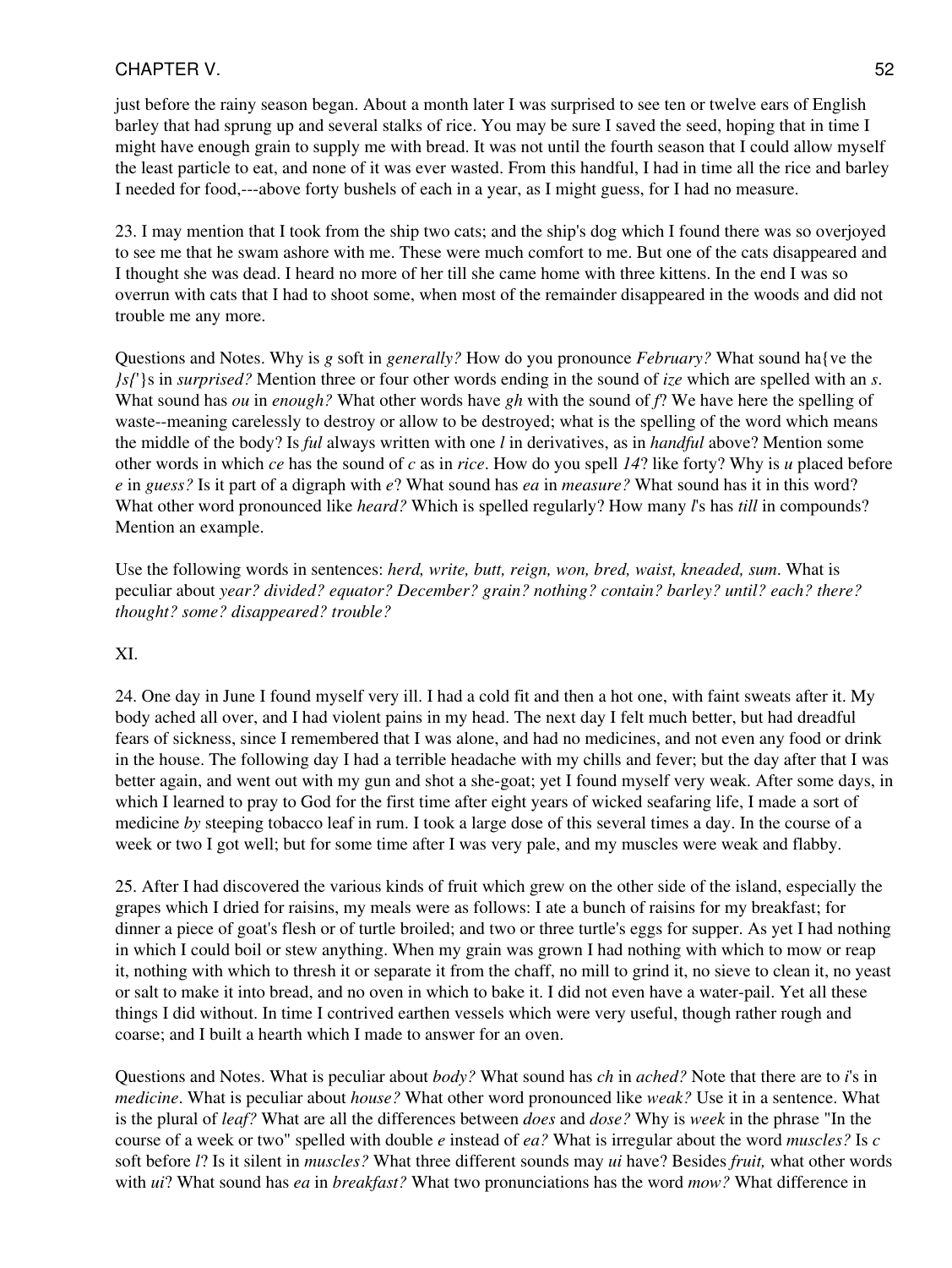just before the rainy season began. About a month later I was surprised to see ten or twelve ears of English barley that had sprung up and several stalks of rice. You may be sure I saved the seed, hoping that in time I might have enough grain to supply me with bread. It was not until the fourth season that I could allow myself the least particle to eat, and none of it was ever wasted. From this handful, I had in time all the rice and barley I needed for food,---above forty bushels of each in a year, as I might guess, for I had no measure.

23. I may mention that I took from the ship two cats; and the ship's dog which I found there was so overjoyed to see me that he swam ashore with me. These were much comfort to me. But one of the cats disappeared and I thought she was dead. I heard no more of her till she came home with three kittens. In the end I was so overrun with cats that I had to shoot some, when most of the remainder disappeared in the woods and did not trouble me any more.

Questions and Notes. Why is *g* soft in *generally?* How do you pronounce *February?* What sound ha{ve the }*s*{'}s in *surprised?* Mention three or four other words ending in the sound of *ize* which are spelled with an *s*. What sound has *ou* in *enough?* What other words have *gh* with the sound of *f*? We have here the spelling of waste--meaning carelessly to destroy or allow to be destroyed; what is the spelling of the word which means the middle of the body? Is *ful* always written with one *l* in derivatives, as in *handful* above? Mention some other words in which *ce* has the sound of *c* as in *rice*. How do you spell *14*? like forty? Why is *u* placed before *e* in *guess?* Is it part of a digraph with *e*? What sound has *ea* in *measure?* What sound has it in this word? What other word pronounced like *heard?* Which is spelled regularly? How many *l*'s has *till* in compounds? Mention an example.

Use the following words in sentences: *herd, write, butt, reign, won, bred, waist, kneaded, sum*. What is peculiar about *year? divided? equator? December? grain? nothing? contain? barley? until? each? there? thought? some? disappeared? trouble?*

XI.

24. One day in June I found myself very ill. I had a cold fit and then a hot one, with faint sweats after it. My body ached all over, and I had violent pains in my head. The next day I felt much better, but had dreadful fears of sickness, since I remembered that I was alone, and had no medicines, and not even any food or drink in the house. The following day I had a terrible headache with my chills and fever; but the day after that I was better again, and went out with my gun and shot a she-goat; yet I found myself very weak. After some days, in which I learned to pray to God for the first time after eight years of wicked seafaring life, I made a sort of medicine *by* steeping tobacco leaf in rum. I took a large dose of this several times a day. In the course of a week or two I got well; but for some time after I was very pale, and my muscles were weak and flabby.

25. After I had discovered the various kinds of fruit which grew on the other side of the island, especially the grapes which I dried for raisins, my meals were as follows: I ate a bunch of raisins for my breakfast; for dinner a piece of goat's flesh or of turtle broiled; and two or three turtle's eggs for supper. As yet I had nothing in which I could boil or stew anything. When my grain was grown I had nothing with which to mow or reap it, nothing with which to thresh it or separate it from the chaff, no mill to grind it, no sieve to clean it, no yeast or salt to make it into bread, and no oven in which to bake it. I did not even have a water-pail. Yet all these things I did without. In time I contrived earthen vessels which were very useful, though rather rough and coarse; and I built a hearth which I made to answer for an oven.

Questions and Notes. What is peculiar about *body?* What sound has *ch* in *ached?* Note that there are to *i*'s in *medicine*. What is peculiar about *house?* What other word pronounced like *weak?* Use it in a sentence. What is the plural of *leaf?* What are all the differences between *does* and *dose?* Why is *week* in the phrase "In the course of a week or two" spelled with double *e* instead of *ea?* What is irregular about the word *muscles?* Is *c* soft before *l*? Is it silent in *muscles?* What three different sounds may *ui* have? Besides *fruit,* what other words with *ui*? What sound has *ea* in *breakfast?* What two pronunciations has the word *mow?* What difference in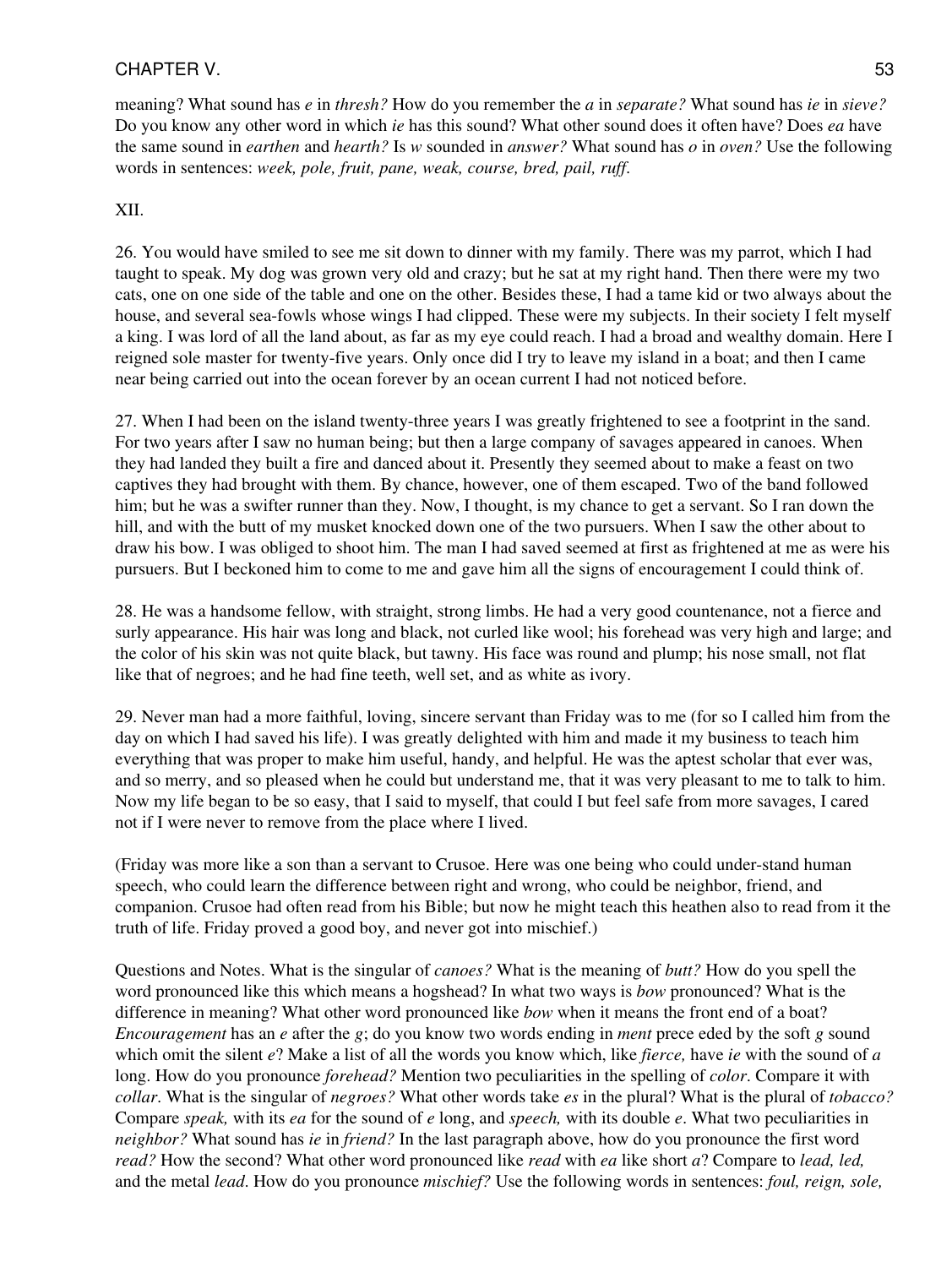meaning? What sound has *e* in *thresh?* How do you remember the *a* in *separate?* What sound has *ie* in *sieve?* Do you know any other word in which *ie* has this sound? What other sound does it often have? Does *ea* have the same sound in *earthen* and *hearth?* Is *w* sounded in *answer?* What sound has *o* in *oven?* Use the following words in sentences: *week, pole, fruit, pane, weak, course, bred, pail, ruff*.

XII.

26. You would have smiled to see me sit down to dinner with my family. There was my parrot, which I had taught to speak. My dog was grown very old and crazy; but he sat at my right hand. Then there were my two cats, one on one side of the table and one on the other. Besides these, I had a tame kid or two always about the house, and several sea-fowls whose wings I had clipped. These were my subjects. In their society I felt myself a king. I was lord of all the land about, as far as my eye could reach. I had a broad and wealthy domain. Here I reigned sole master for twenty-five years. Only once did I try to leave my island in a boat; and then I came near being carried out into the ocean forever by an ocean current I had not noticed before.

27. When I had been on the island twenty-three years I was greatly frightened to see a footprint in the sand. For two years after I saw no human being; but then a large company of savages appeared in canoes. When they had landed they built a fire and danced about it. Presently they seemed about to make a feast on two captives they had brought with them. By chance, however, one of them escaped. Two of the band followed him; but he was a swifter runner than they. Now, I thought, is my chance to get a servant. So I ran down the hill, and with the butt of my musket knocked down one of the two pursuers. When I saw the other about to draw his bow. I was obliged to shoot him. The man I had saved seemed at first as frightened at me as were his pursuers. But I beckoned him to come to me and gave him all the signs of encouragement I could think of.

28. He was a handsome fellow, with straight, strong limbs. He had a very good countenance, not a fierce and surly appearance. His hair was long and black, not curled like wool; his forehead was very high and large; and the color of his skin was not quite black, but tawny. His face was round and plump; his nose small, not flat like that of negroes; and he had fine teeth, well set, and as white as ivory.

29. Never man had a more faithful, loving, sincere servant than Friday was to me (for so I called him from the day on which I had saved his life). I was greatly delighted with him and made it my business to teach him everything that was proper to make him useful, handy, and helpful. He was the aptest scholar that ever was, and so merry, and so pleased when he could but understand me, that it was very pleasant to me to talk to him. Now my life began to be so easy, that I said to myself, that could I but feel safe from more savages, I cared not if I were never to remove from the place where I lived.

(Friday was more like a son than a servant to Crusoe. Here was one being who could under-stand human speech, who could learn the difference between right and wrong, who could be neighbor, friend, and companion. Crusoe had often read from his Bible; but now he might teach this heathen also to read from it the truth of life. Friday proved a good boy, and never got into mischief.)

Questions and Notes. What is the singular of *canoes?* What is the meaning of *butt?* How do you spell the word pronounced like this which means a hogshead? In what two ways is *bow* pronounced? What is the difference in meaning? What other word pronounced like *bow* when it means the front end of a boat? *Encouragement* has an *e* after the *g*; do you know two words ending in *ment* prece eded by the soft *g* sound which omit the silent *e*? Make a list of all the words you know which, like *fierce,* have *ie* with the sound of *a* long. How do you pronounce *forehead?* Mention two peculiarities in the spelling of *color*. Compare it with *collar*. What is the singular of *negroes?* What other words take *es* in the plural? What is the plural of *tobacco?* Compare *speak,* with its *ea* for the sound of *e* long, and *speech,* with its double *e*. What two peculiarities in *neighbor?* What sound has *ie* in *friend?* In the last paragraph above, how do you pronounce the first word *read?* How the second? What other word pronounced like *read* with *ea* like short *a*? Compare to *lead, led,* and the metal *lead*. How do you pronounce *mischief?* Use the following words in sentences: *foul, reign, sole,*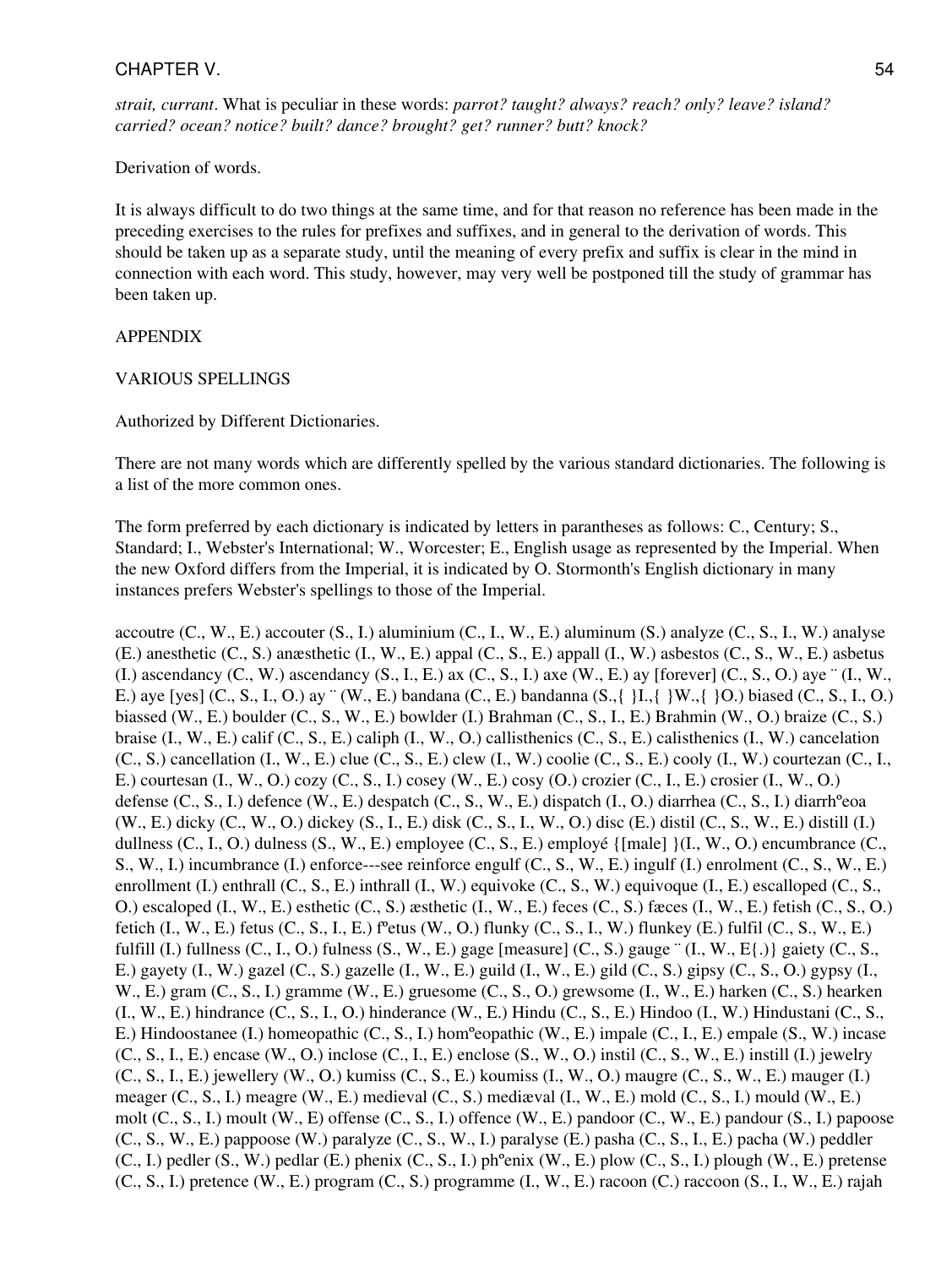*strait, currant*. What is peculiar in these words: *parrot? taught? always? reach? only? leave? island? carried? ocean? notice? built? dance? brought? get? runner? butt? knock?*

Derivation of words.

It is always difficult to do two things at the same time, and for that reason no reference has been made in the preceding exercises to the rules for prefixes and suffixes, and in general to the derivation of words. This should be taken up as a separate study, until the meaning of every prefix and suffix is clear in the mind in connection with each word. This study, however, may very well be postponed till the study of grammar has been taken up.

APPENDIX

VARIOUS SPELLINGS

Authorized by Different Dictionaries.

There are not many words which are differently spelled by the various standard dictionaries. The following is a list of the more common ones.

The form preferred by each dictionary is indicated by letters in parantheses as follows: C., Century; S., Standard; I., Webster's International; W., Worcester; E., English usage as represented by the Imperial. When the new Oxford differs from the Imperial, it is indicated by O. Stormonth's English dictionary in many instances prefers Webster's spellings to those of the Imperial.

accoutre (C., W., E.) accouter (S., I.) aluminium (C., I., W., E.) aluminum (S.) analyze (C., S., I., W.) analyse (E.) anesthetic (C., S.) anæsthetic (I., W., E.) appal (C., S., E.) appall (I., W.) asbestos (C., S., W., E.) asbetus (I.) ascendancy (C., W.) ascendancy (S., I., E.) ax (C., S., I.) axe (W., E.) ay [forever] (C., S., O.) aye ¨ (I., W., E.) aye [yes] (C., S., I., O.) ay ¨ (W., E.) bandana (C., E.) bandanna (S.,{ }I.,{ }W.,{ }O.) biased (C., S., I., O.) biassed (W., E.) boulder (C., S., W., E.) bowlder (I.) Brahman (C., S., I., E.) Brahmin (W., O.) braize (C., S.) braise (I., W., E.) calif (C., S., E.) caliph (I., W., O.) callisthenics (C., S., E.) calisthenics (I., W.) cancelation (C., S.) cancellation (I., W., E.) clue (C., S., E.) clew (I., W.) coolie (C., S., E.) cooly (I., W.) courtezan (C., I., E.) courtesan (I., W., O.) cozy (C., S., I.) cosey (W., E.) cosy (O.) crozier (C., I., E.) crosier (I., W., O.) defense (C., S., I.) defence (W., E.) despatch (C., S., W., E.) dispatch (I., O.) diarrhea (C., S., I.) diarrhºeoa (W., E.) dicky (C., W., O.) dickey (S., I., E.) disk (C., S., I., W., O.) disc (E.) distil (C., S., W., E.) distill (I.) dullness (C., I., O.) dulness (S., W., E.) employee (C., S., E.) employé {[male] }(I., W., O.) encumbrance (C., S., W., I.) incumbrance (I.) enforce---see reinforce engulf (C., S., W., E.) ingulf (I.) enrolment (C., S., W., E.) enrollment (I.) enthrall (C., S., E.) inthrall (I., W.) equivoke (C., S., W.) equivoque (I., E.) escalloped (C., S., O.) escaloped (I., W., E.) esthetic (C., S.) æsthetic (I., W., E.) feces (C., S.) fæces (I., W., E.) fetish (C., S., O.) fetich (I., W., E.) fetus (C., S., I., E.) fºetus (W., O.) flunky (C., S., I., W.) flunkey (E.) fulfil (C., S., W., E.) fulfill (I.) fullness (C., I., O.) fulness (S., W., E.) gage [measure] (C., S.) gauge ¨ (I., W., E{.)} gaiety (C., S., E.) gayety (I., W.) gazel (C., S.) gazelle (I., W., E.) guild (I., W., E.) gild (C., S.) gipsy (C., S., O.) gypsy (I., W., E.) gram (C., S., I.) gramme (W., E.) gruesome (C., S., O.) grewsome (I., W., E.) harken (C., S.) hearken (I., W., E.) hindrance (C., S., I., O.) hinderance (W., E.) Hindu (C., S., E.) Hindoo (I., W.) Hindustani (C., S., E.) Hindoostanee (I.) homeopathic (C., S., I.) homºeopathic (W., E.) impale (C., I., E.) empale (S., W.) incase (C., S., I., E.) encase (W., O.) inclose (C., I., E.) enclose (S., W., O.) instil (C., S., W., E.) instill (I.) jewelry (C., S., I., E.) jewellery (W., O.) kumiss (C., S., E.) koumiss (I., W., O.) maugre (C., S., W., E.) mauger (I.) meager (C., S., I.) meagre (W., E.) medieval (C., S.) mediæval (I., W., E.) mold (C., S., I.) mould (W., E.) molt (C., S., I.) moult (W., E) offense (C., S., I.) offence (W., E.) pandoor (C., W., E.) pandour (S., I.) papoose (C., S., W., E.) pappoose (W.) paralyze (C., S., W., I.) paralyse (E.) pasha (C., S., I., E.) pacha (W.) peddler (C., I.) pedler (S., W.) pedlar (E.) phenix (C., S., I.) phºenix (W., E.) plow (C., S., I.) plough (W., E.) pretense (C., S., I.) pretence (W., E.) program (C., S.) programme (I., W., E.) racoon (C.) raccoon (S., I., W., E.) rajah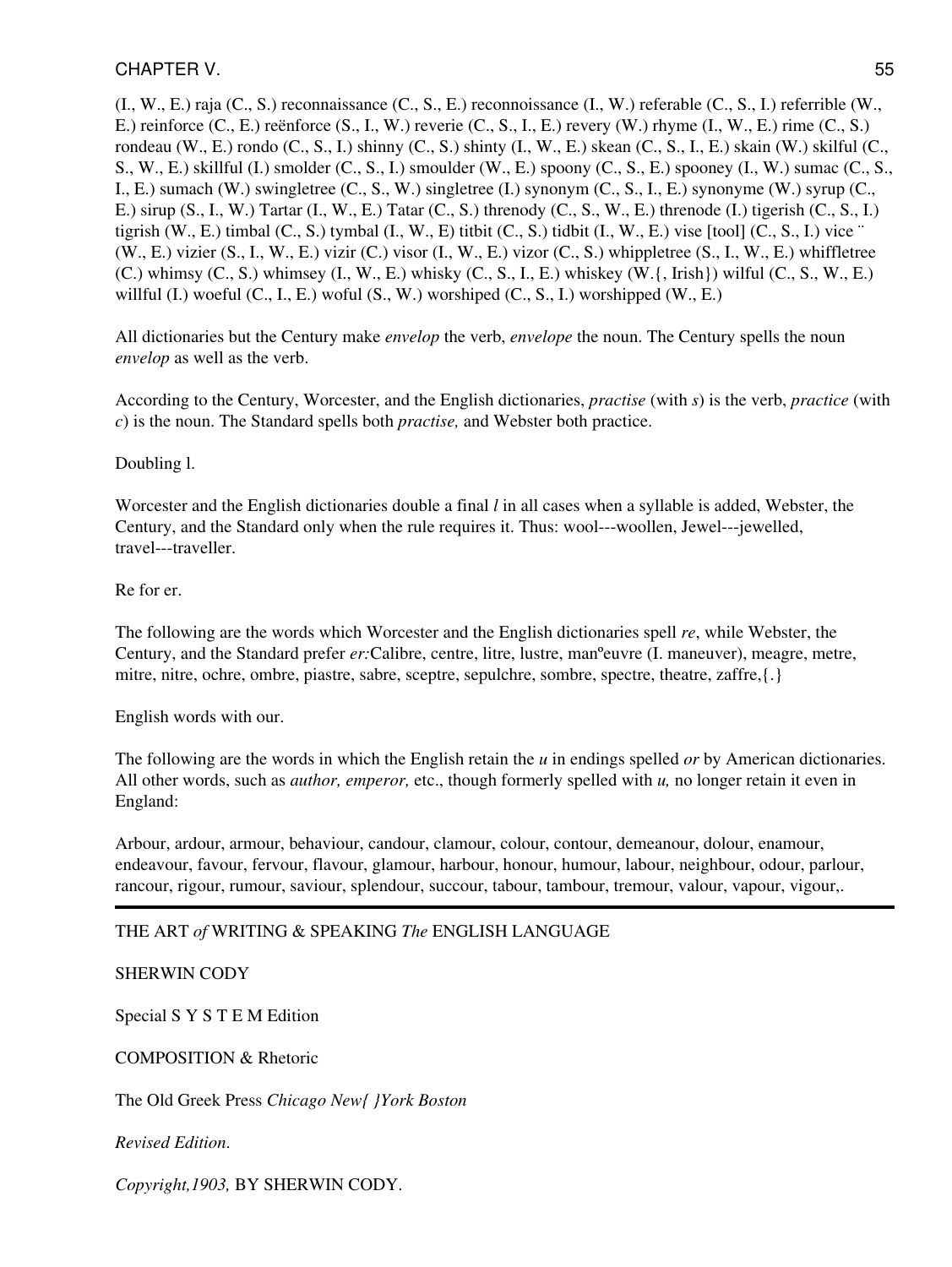(I., W., E.) raja (C., S.) reconnaissance (C., S., E.) reconnoissance (I., W.) referable (C., S., I.) referrible (W., E.) reinforce (C., E.) reënforce (S., I., W.) reverie (C., S., I., E.) revery (W.) rhyme (I., W., E.) rime (C., S.) rondeau (W., E.) rondo (C., S., I.) shinny (C., S.) shinty (I., W., E.) skean (C., S., I., E.) skain (W.) skilful (C., S., W., E.) skillful (I.) smolder (C., S., I.) smoulder (W., E.) spoony (C., S., E.) spooney (I., W.) sumac (C., S., I., E.) sumach (W.) swingletree (C., S., W.) singletree (I.) synonym (C., S., I., E.) synonyme (W.) syrup (C., E.) sirup (S., I., W.) Tartar (I., W., E.) Tatar (C., S.) threnody (C., S., W., E.) threnode (I.) tigerish (C., S., I.) tigrish (W., E.) timbal (C., S.) tymbal (I., W., E) titbit (C., S.) tidbit (I., W., E.) vise [tool] (C., S., I.) vice ¨ (W., E.) vizier (S., I., W., E.) vizir (C.) visor (I., W., E.) vizor (C., S.) whippletree (S., I., W., E.) whiffletree (C.) whimsy (C., S.) whimsey (I., W., E.) whisky (C., S., I., E.) whiskey (W.{, Irish}) wilful (C., S., W., E.) willful (I.) woeful (C., I., E.) woful (S., W.) worshiped (C., S., I.) worshipped (W., E.)

All dictionaries but the Century make *envelop* the verb, *envelope* the noun. The Century spells the noun *envelop* as well as the verb.

According to the Century, Worcester, and the English dictionaries, *practise* (with *s*) is the verb, *practice* (with *c*) is the noun. The Standard spells both *practise,* and Webster both practice.

Doubling l.

Worcester and the English dictionaries double a final *l* in all cases when a syllable is added, Webster, the Century, and the Standard only when the rule requires it. Thus: wool---woollen, Jewel---jewelled, travel---traveller.

Re for er.

The following are the words which Worcester and the English dictionaries spell *re*, while Webster, the Century, and the Standard prefer *er:*Calibre, centre, litre, lustre, manºeuvre (I. maneuver), meagre, metre, mitre, nitre, ochre, ombre, piastre, sabre, sceptre, sepulchre, sombre, spectre, theatre, zaffre,{.}

English words with our.

The following are the words in which the English retain the *u* in endings spelled *or* by American dictionaries. All other words, such as *author, emperor,* etc., though formerly spelled with *u,* no longer retain it even in England:

Arbour, ardour, armour, behaviour, candour, clamour, colour, contour, demeanour, dolour, enamour, endeavour, favour, fervour, flavour, glamour, harbour, honour, humour, labour, neighbour, odour, parlour, rancour, rigour, rumour, saviour, splendour, succour, tabour, tambour, tremour, valour, vapour, vigour,.

---

THE ART *of* WRITING & SPEAKING *The* ENGLISH LANGUAGE

SHERWIN CODY

Special S Y S T E M Edition

COMPOSITION & Rhetoric

The Old Greek Press *Chicago New{ }York Boston*

*Revised Edition.*

*Copyright,1903,* BY SHERWIN CODY.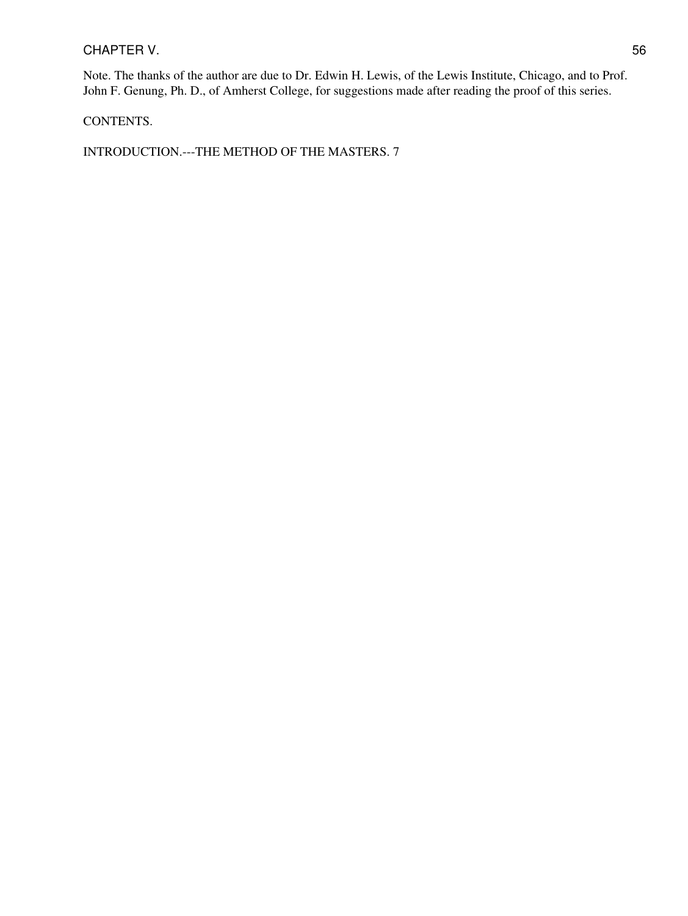Note. The thanks of the author are due to Dr. Edwin H. Lewis, of the Lewis Institute, Chicago, and to Prof. John F. Genung, Ph. D., of Amherst College, for suggestions made after reading the proof of this series.

CONTENTS.

INTRODUCTION.---THE METHOD OF THE MASTERS. 7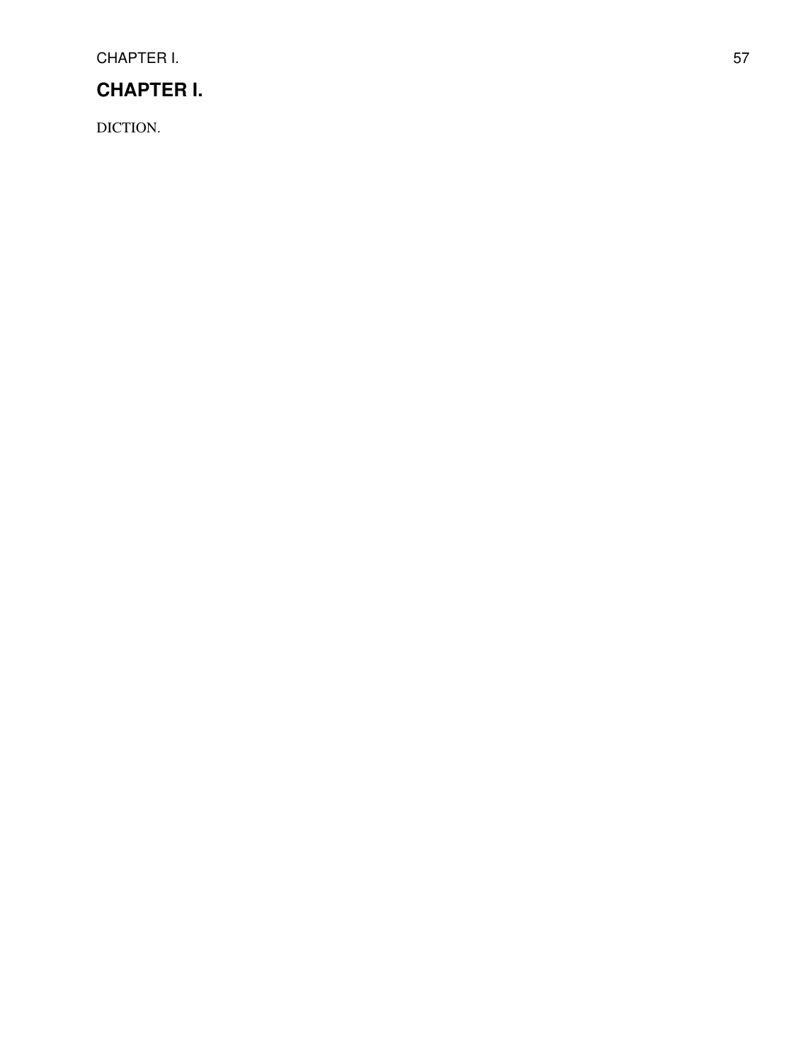## CHAPTER I.

DICTION.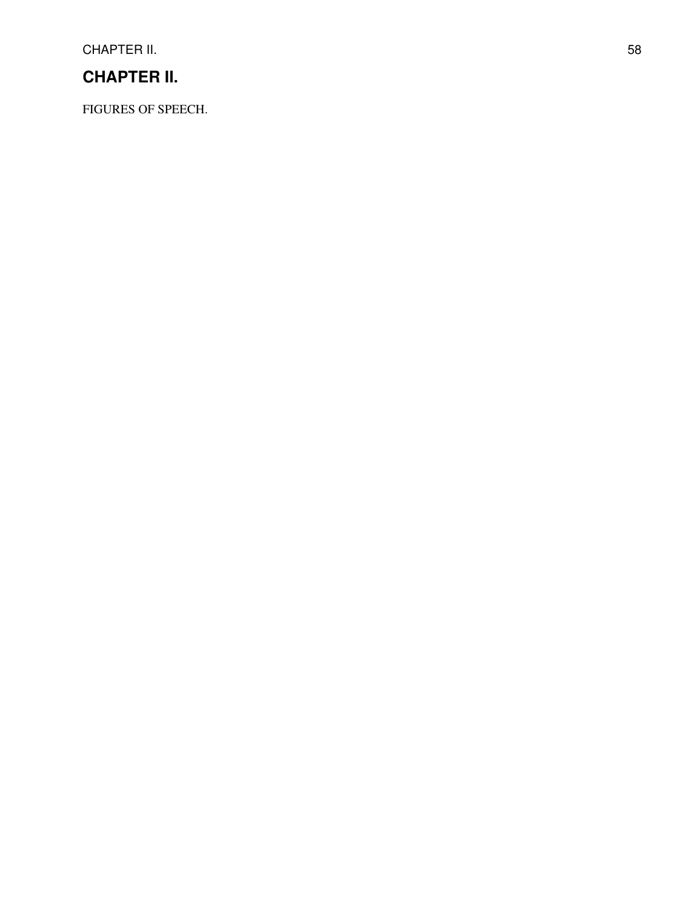## CHAPTER II.

FIGURES OF SPEECH.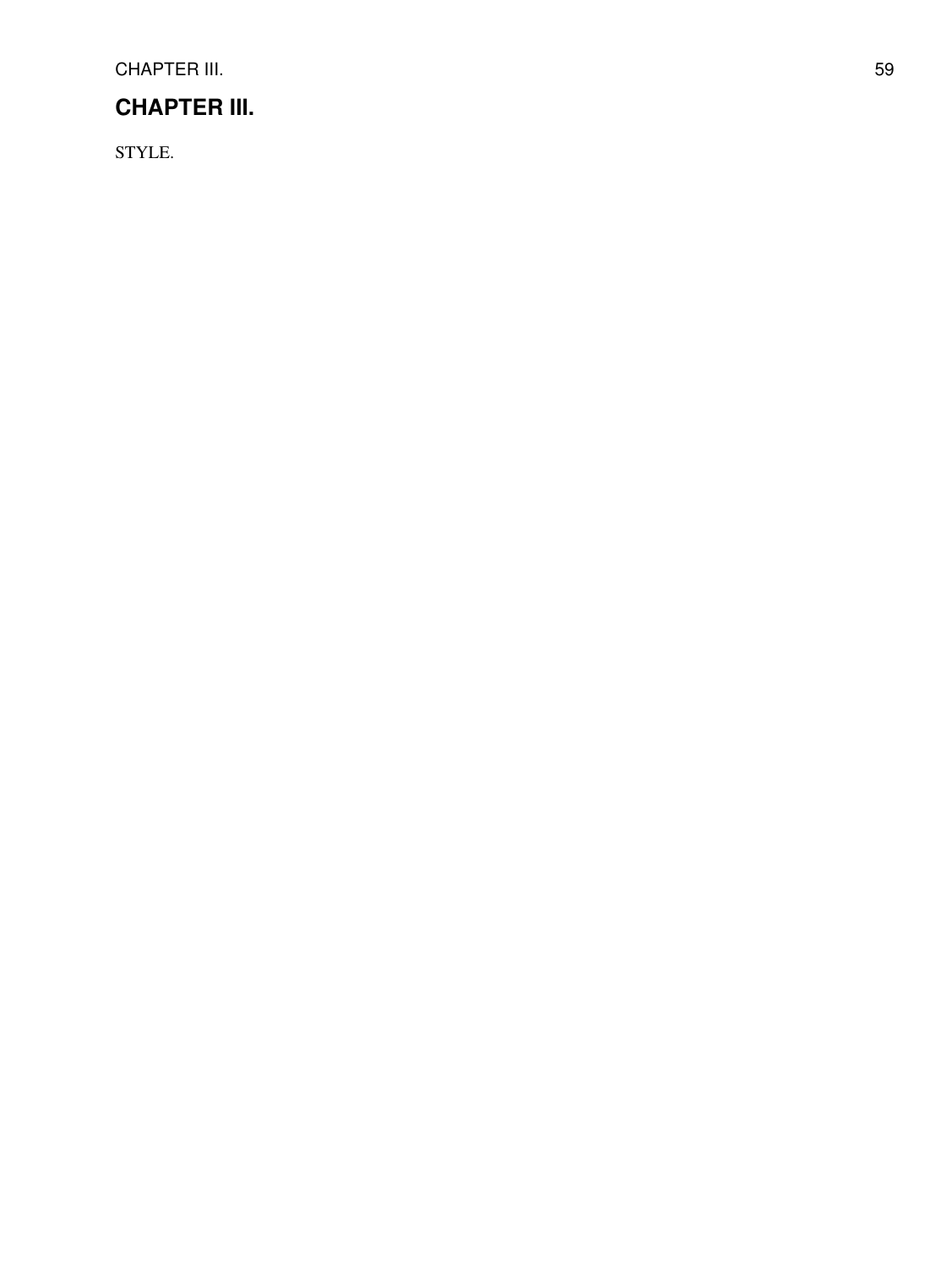# CHAPTER III.

STYLE.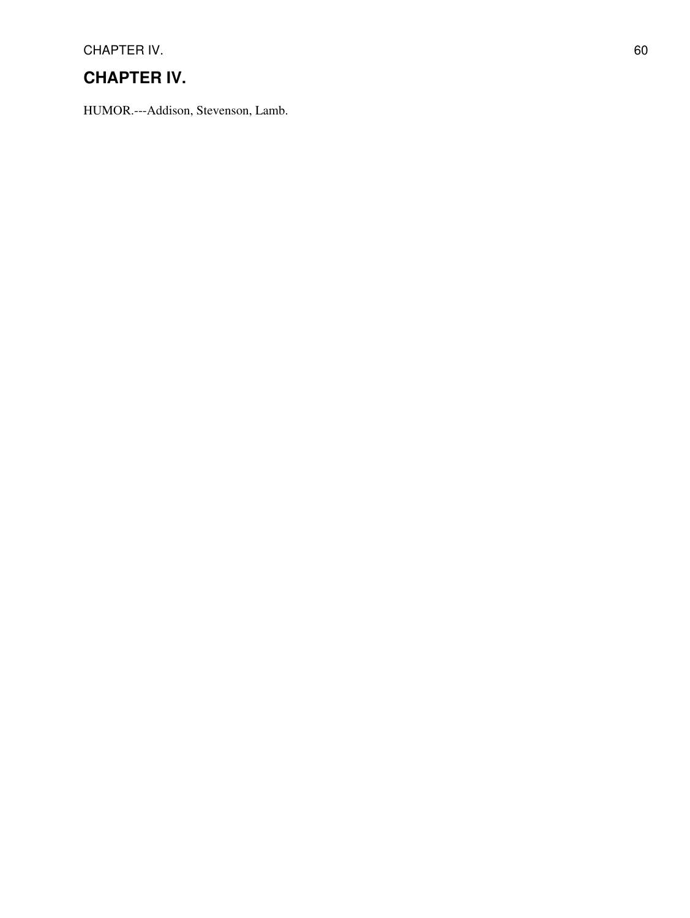# CHAPTER IV.

HUMOR.---Addison, Stevenson, Lamb.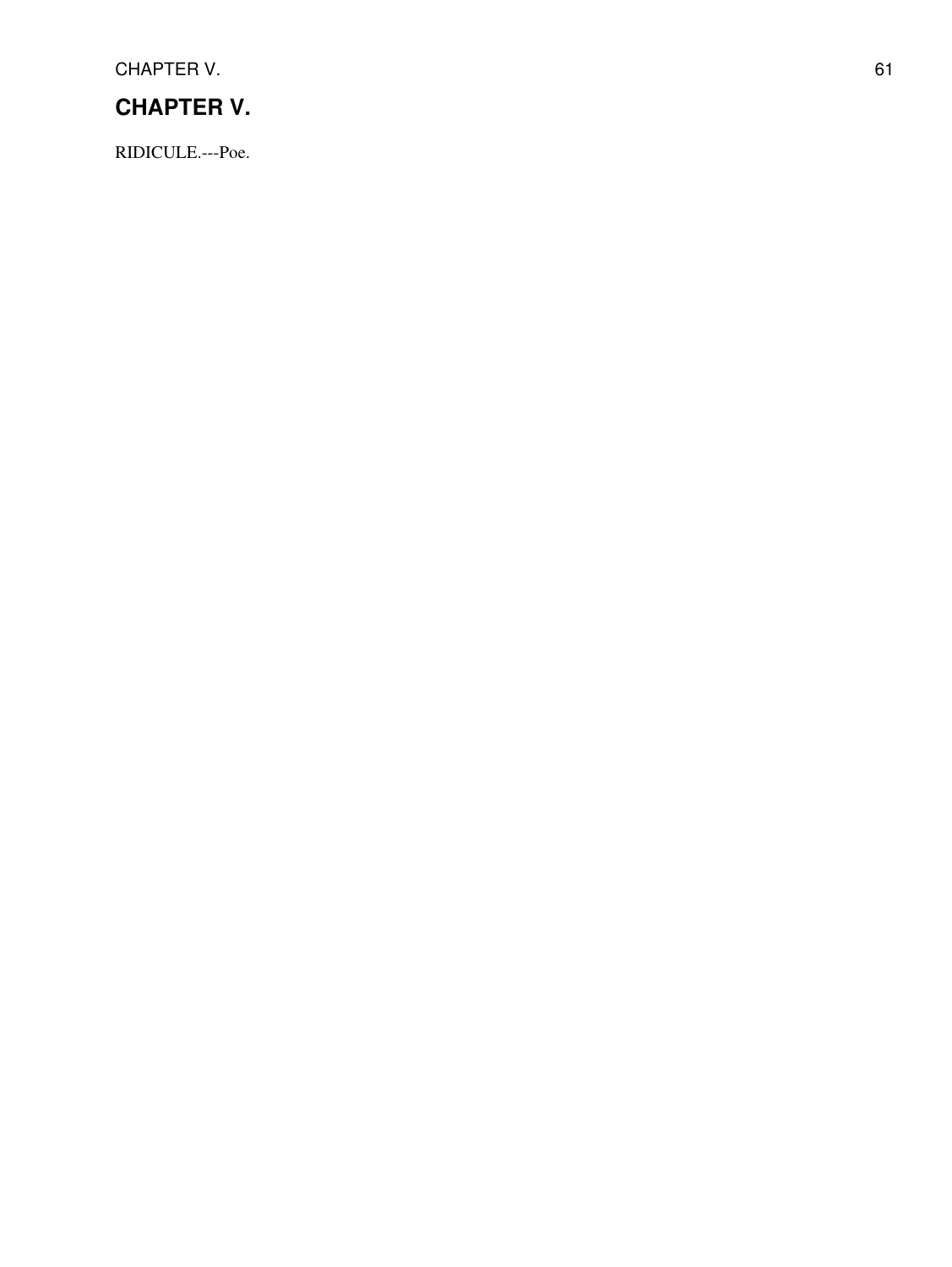## CHAPTER V.

RIDICULE.---Poe.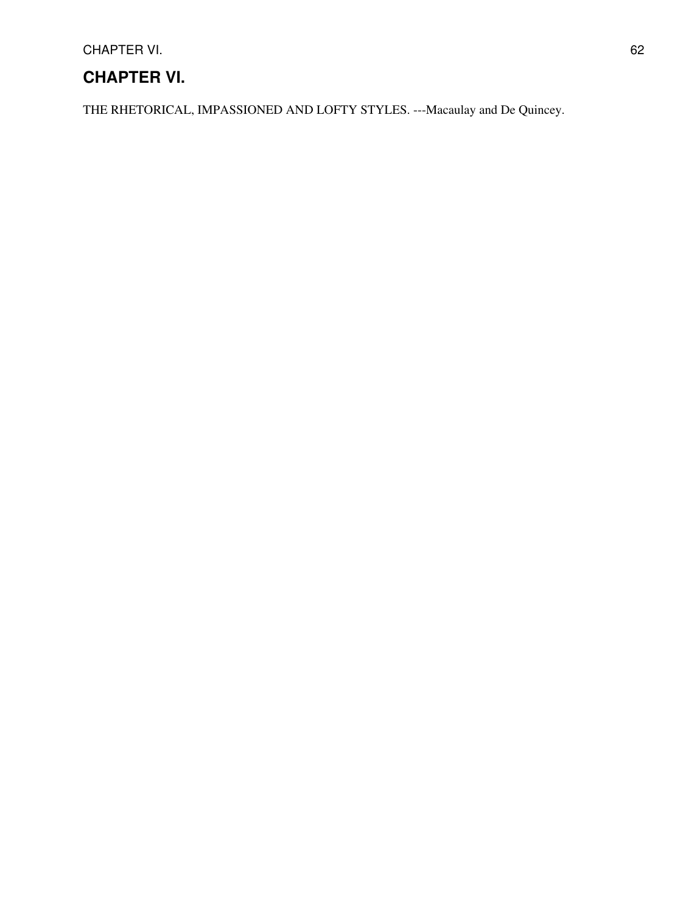# CHAPTER VI.

THE RHETORICAL, IMPASSIONED AND LOFTY STYLES. ---Macaulay and De Quincey.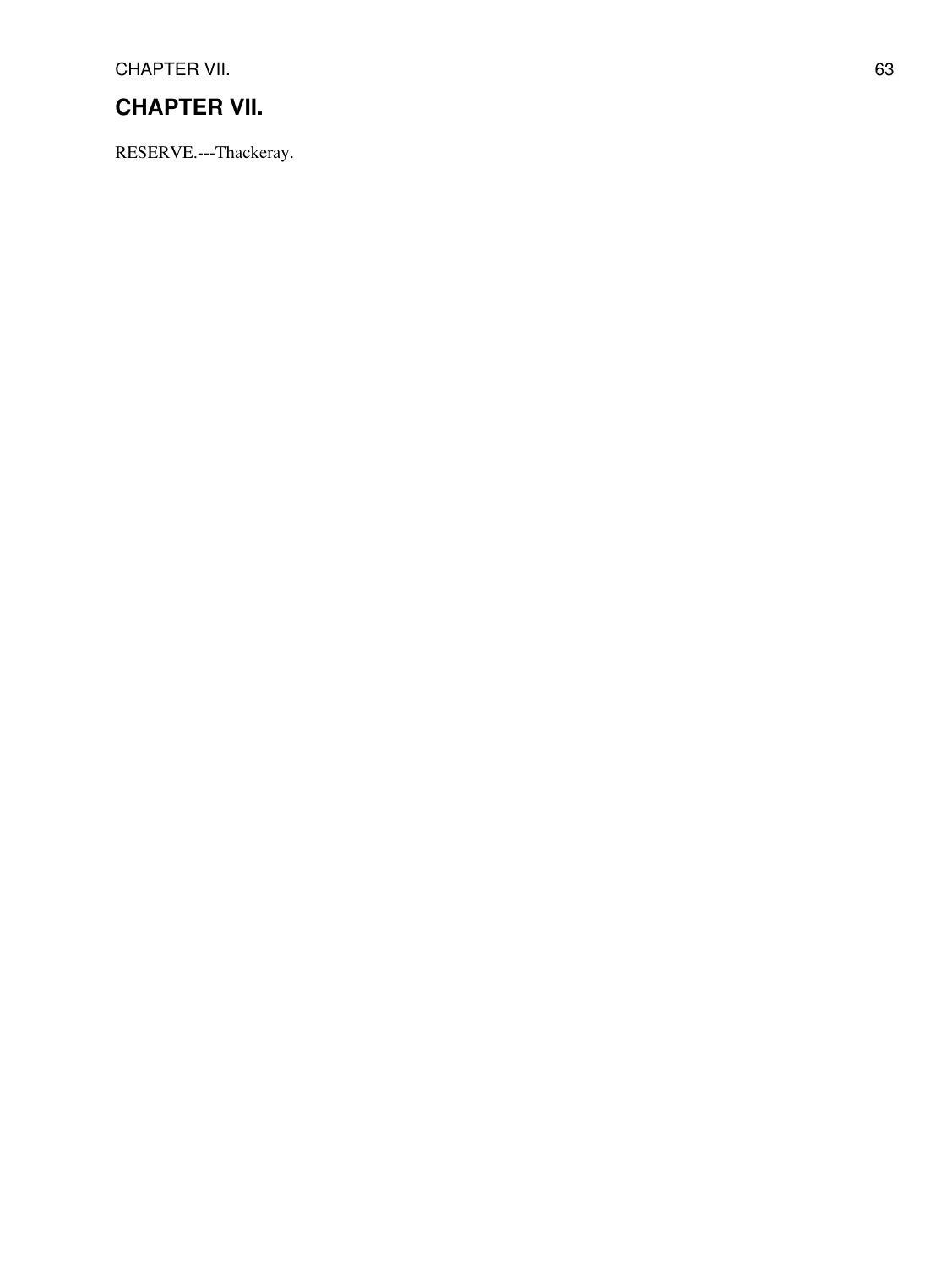# CHAPTER VII.

RESERVE.---Thackeray.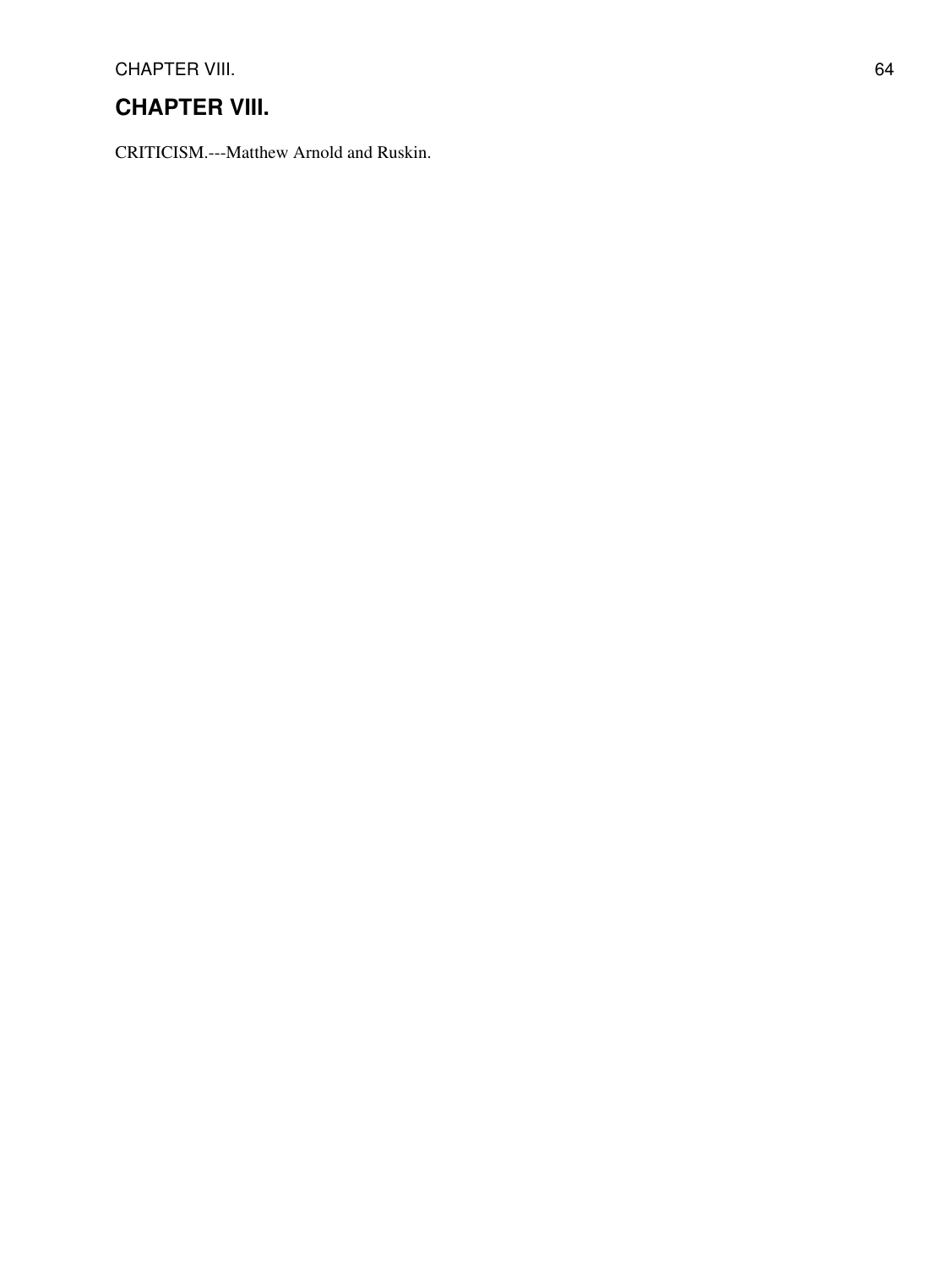## CHAPTER VIII.

CRITICISM.---Matthew Arnold and Ruskin.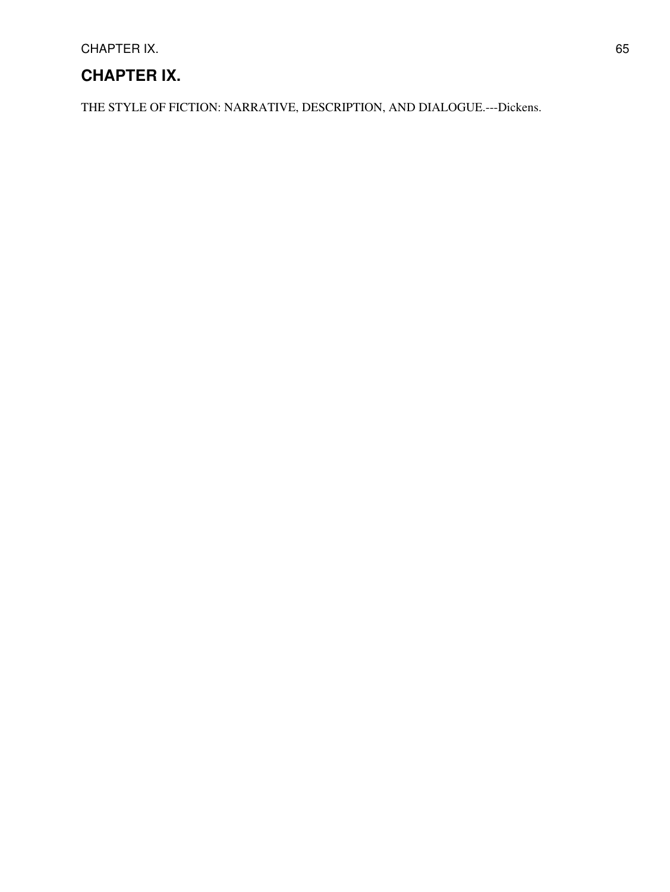# CHAPTER IX.

THE STYLE OF FICTION: NARRATIVE, DESCRIPTION, AND DIALOGUE.---Dickens.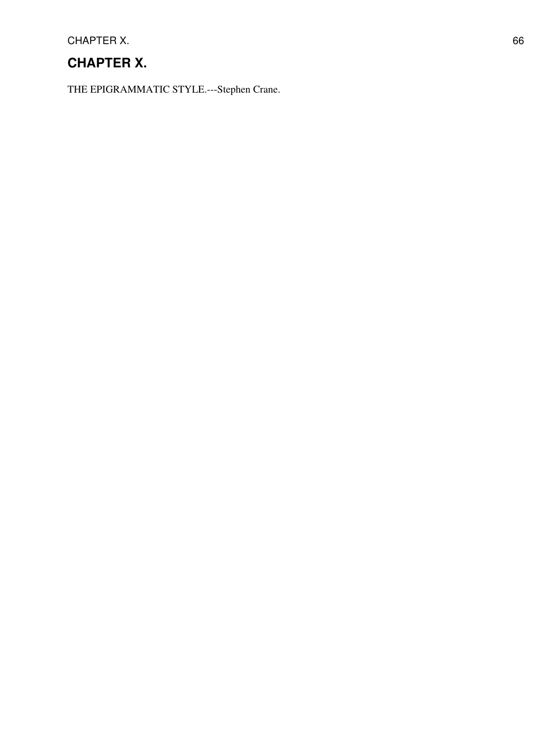# CHAPTER X.

THE EPIGRAMMATIC STYLE.---Stephen Crane.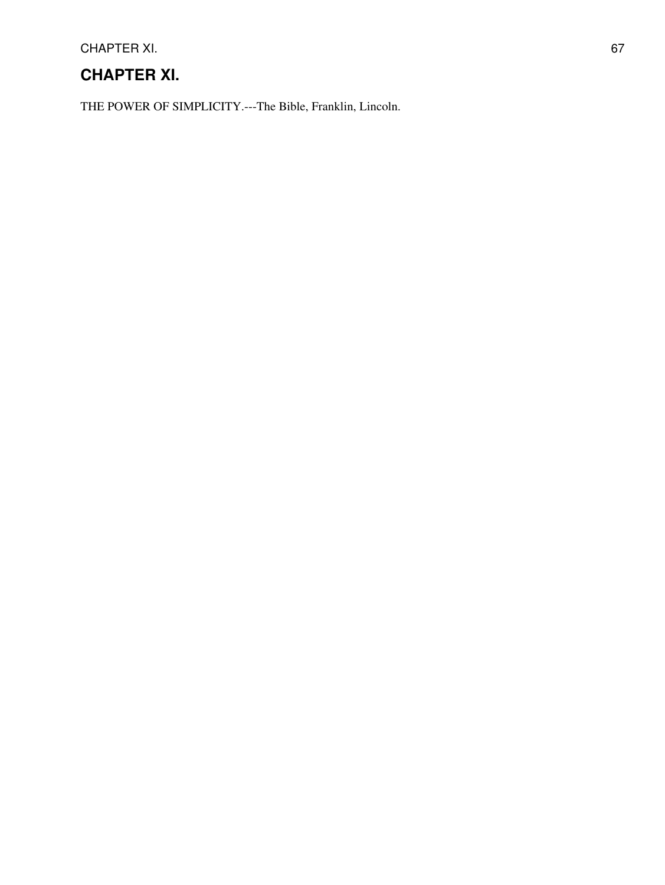## CHAPTER XI.

THE POWER OF SIMPLICITY.---The Bible, Franklin, Lincoln.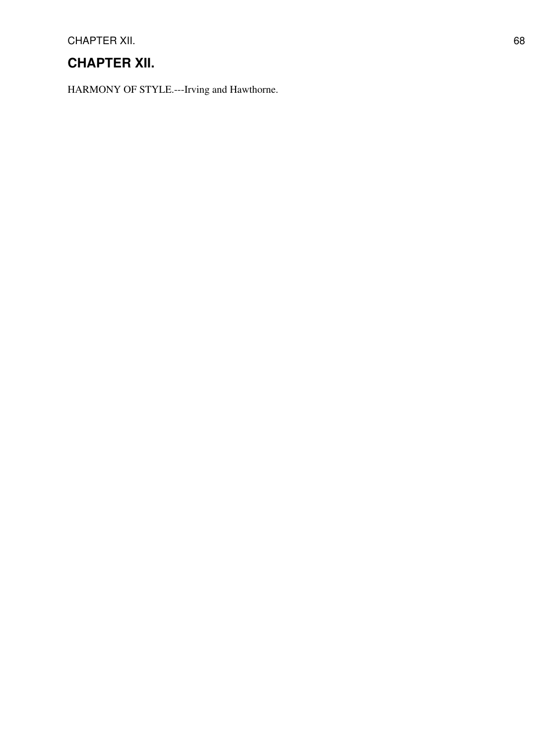## CHAPTER XII.

HARMONY OF STYLE.---Irving and Hawthorne.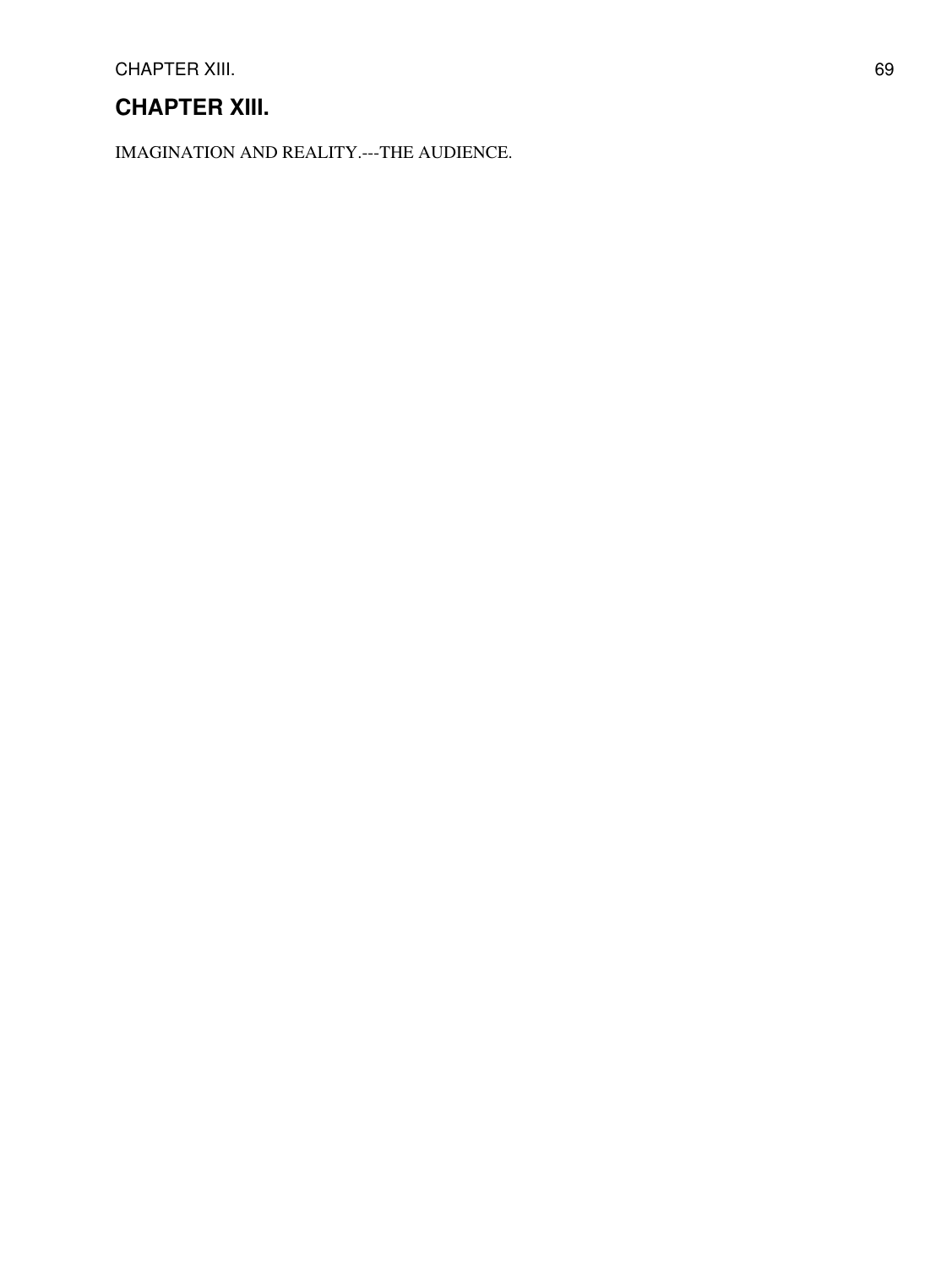## CHAPTER XIII.

IMAGINATION AND REALITY.---THE AUDIENCE.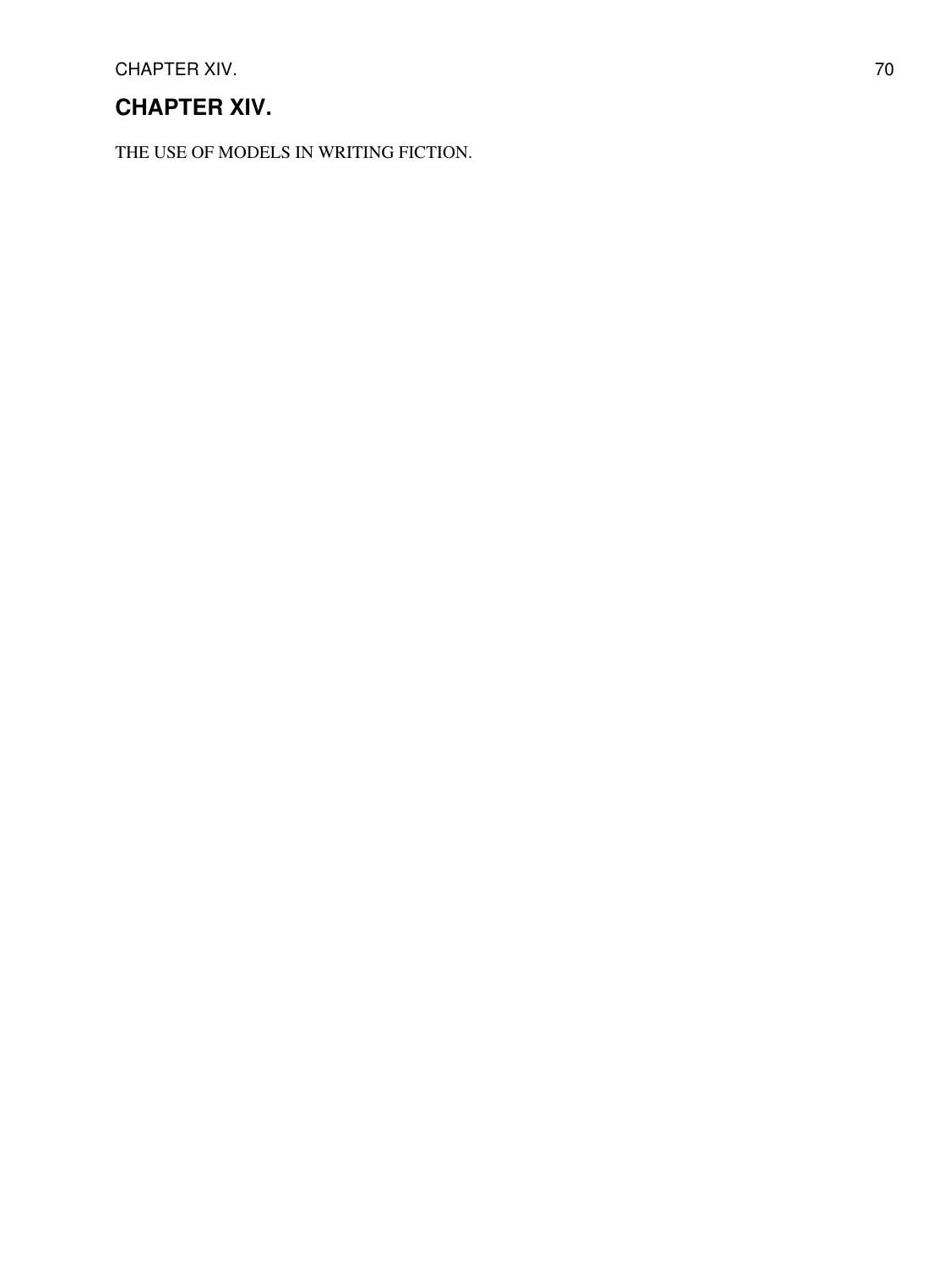# CHAPTER XIV.

THE USE OF MODELS IN WRITING FICTION.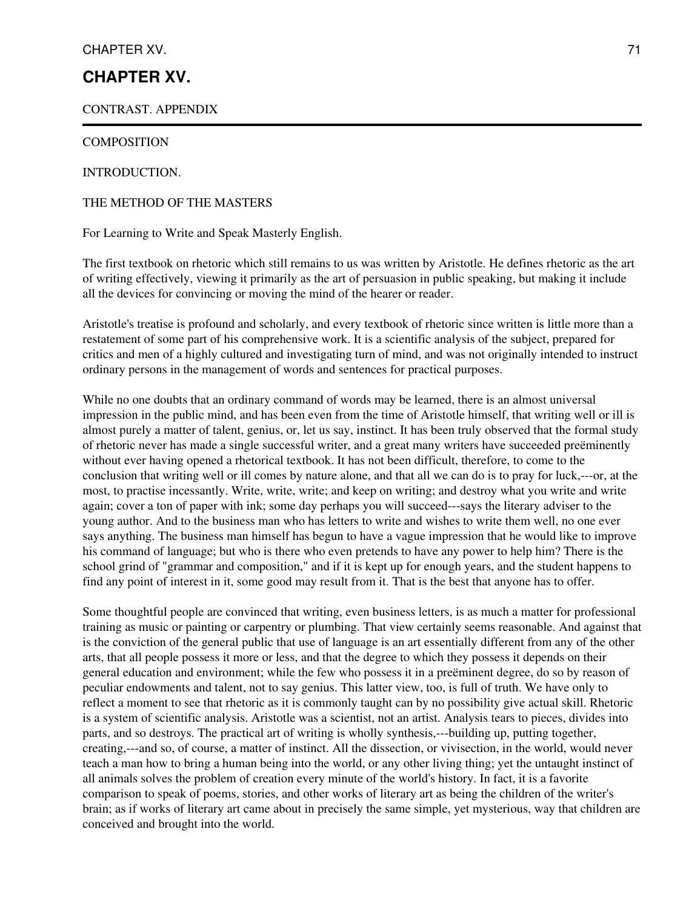# CHAPTER XV.

CONTRAST. APPENDIX

---

COMPOSITION

INTRODUCTION.

THE METHOD OF THE MASTERS

For Learning to Write and Speak Masterly English.

The first textbook on rhetoric which still remains to us was written by Aristotle. He defines rhetoric as the art of writing effectively, viewing it primarily as the art of persuasion in public speaking, but making it include all the devices for convincing or moving the mind of the hearer or reader.

Aristotle's treatise is profound and scholarly, and every textbook of rhetoric since written is little more than a restatement of some part of his comprehensive work. It is a scientific analysis of the subject, prepared for critics and men of a highly cultured and investigating turn of mind, and was not originally intended to instruct ordinary persons in the management of words and sentences for practical purposes.

While no one doubts that an ordinary command of words may be learned, there is an almost universal impression in the public mind, and has been even from the time of Aristotle himself, that writing well or ill is almost purely a matter of talent, genius, or, let us say, instinct. It has been truly observed that the formal study of rhetoric never has made a single successful writer, and a great many writers have succeeded preëminently without ever having opened a rhetorical textbook. It has not been difficult, therefore, to come to the conclusion that writing well or ill comes by nature alone, and that all we can do is to pray for luck,---or, at the most, to practise incessantly. Write, write, write; and keep on writing; and destroy what you write and write again; cover a ton of paper with ink; some day perhaps you will succeed---says the literary adviser to the young author. And to the business man who has letters to write and wishes to write them well, no one ever says anything. The business man himself has begun to have a vague impression that he would like to improve his command of language; but who is there who even pretends to have any power to help him? There is the school grind of "grammar and composition," and if it is kept up for enough years, and the student happens to find any point of interest in it, some good may result from it. That is the best that anyone has to offer.

Some thoughtful people are convinced that writing, even business letters, is as much a matter for professional training as music or painting or carpentry or plumbing. That view certainly seems reasonable. And against that is the conviction of the general public that use of language is an art essentially different from any of the other arts, that all people possess it more or less, and that the degree to which they possess it depends on their general education and environment; while the few who possess it in a preëminent degree, do so by reason of peculiar endowments and talent, not to say genius. This latter view, too, is full of truth. We have only to reflect a moment to see that rhetoric as it is commonly taught can by no possibility give actual skill. Rhetoric is a system of scientific analysis. Aristotle was a scientist, not an artist. Analysis tears to pieces, divides into parts, and so destroys. The practical art of writing is wholly synthesis,---building up, putting together, creating,---and so, of course, a matter of instinct. All the dissection, or vivisection, in the world, would never teach a man how to bring a human being into the world, or any other living thing; yet the untaught instinct of all animals solves the problem of creation every minute of the world's history. In fact, it is a favorite comparison to speak of poems, stories, and other works of literary art as being the children of the writer's brain; as if works of literary art came about in precisely the same simple, yet mysterious, way that children are conceived and brought into the world.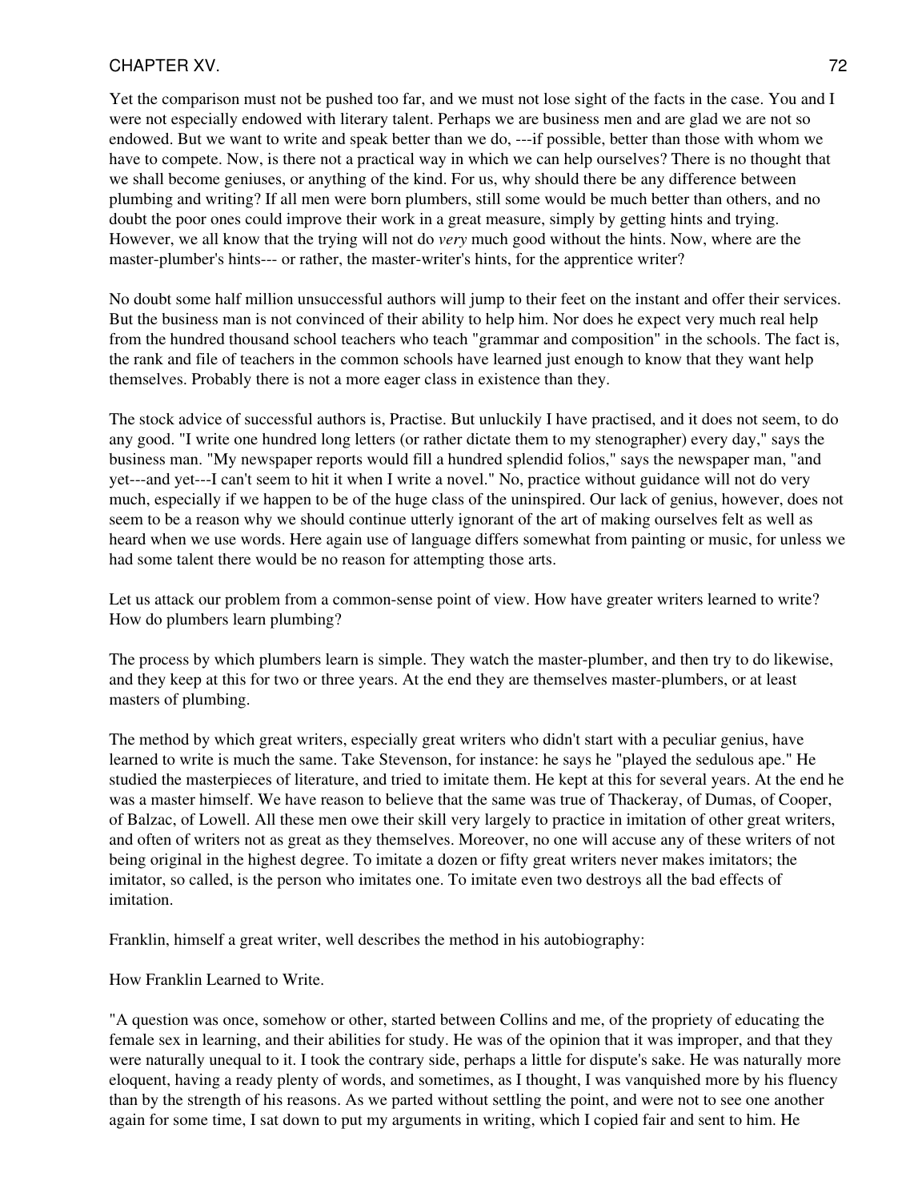Yet the comparison must not be pushed too far, and we must not lose sight of the facts in the case. You and I were not especially endowed with literary talent. Perhaps we are business men and are glad we are not so endowed. But we want to write and speak better than we do, ---if possible, better than those with whom we have to compete. Now, is there not a practical way in which we can help ourselves? There is no thought that we shall become geniuses, or anything of the kind. For us, why should there be any difference between plumbing and writing? If all men were born plumbers, still some would be much better than others, and no doubt the poor ones could improve their work in a great measure, simply by getting hints and trying. However, we all know that the trying will not do *very* much good without the hints. Now, where are the master-plumber's hints--- or rather, the master-writer's hints, for the apprentice writer?

No doubt some half million unsuccessful authors will jump to their feet on the instant and offer their services. But the business man is not convinced of their ability to help him. Nor does he expect very much real help from the hundred thousand school teachers who teach "grammar and composition" in the schools. The fact is, the rank and file of teachers in the common schools have learned just enough to know that they want help themselves. Probably there is not a more eager class in existence than they.

The stock advice of successful authors is, Practise. But unluckily I have practised, and it does not seem, to do any good. "I write one hundred long letters (or rather dictate them to my stenographer) every day," says the business man. "My newspaper reports would fill a hundred splendid folios," says the newspaper man, "and yet---and yet---I can't seem to hit it when I write a novel." No, practice without guidance will not do very much, especially if we happen to be of the huge class of the uninspired. Our lack of genius, however, does not seem to be a reason why we should continue utterly ignorant of the art of making ourselves felt as well as heard when we use words. Here again use of language differs somewhat from painting or music, for unless we had some talent there would be no reason for attempting those arts.

Let us attack our problem from a common-sense point of view. How have greater writers learned to write? How do plumbers learn plumbing?

The process by which plumbers learn is simple. They watch the master-plumber, and then try to do likewise, and they keep at this for two or three years. At the end they are themselves master-plumbers, or at least masters of plumbing.

The method by which great writers, especially great writers who didn't start with a peculiar genius, have learned to write is much the same. Take Stevenson, for instance: he says he "played the sedulous ape." He studied the masterpieces of literature, and tried to imitate them. He kept at this for several years. At the end he was a master himself. We have reason to believe that the same was true of Thackeray, of Dumas, of Cooper, of Balzac, of Lowell. All these men owe their skill very largely to practice in imitation of other great writers, and often of writers not as great as they themselves. Moreover, no one will accuse any of these writers of not being original in the highest degree. To imitate a dozen or fifty great writers never makes imitators; the imitator, so called, is the person who imitates one. To imitate even two destroys all the bad effects of imitation.

Franklin, himself a great writer, well describes the method in his autobiography:

How Franklin Learned to Write.

"A question was once, somehow or other, started between Collins and me, of the propriety of educating the female sex in learning, and their abilities for study. He was of the opinion that it was improper, and that they were naturally unequal to it. I took the contrary side, perhaps a little for dispute's sake. He was naturally more eloquent, having a ready plenty of words, and sometimes, as I thought, I was vanquished more by his fluency than by the strength of his reasons. As we parted without settling the point, and were not to see one another again for some time, I sat down to put my arguments in writing, which I copied fair and sent to him. He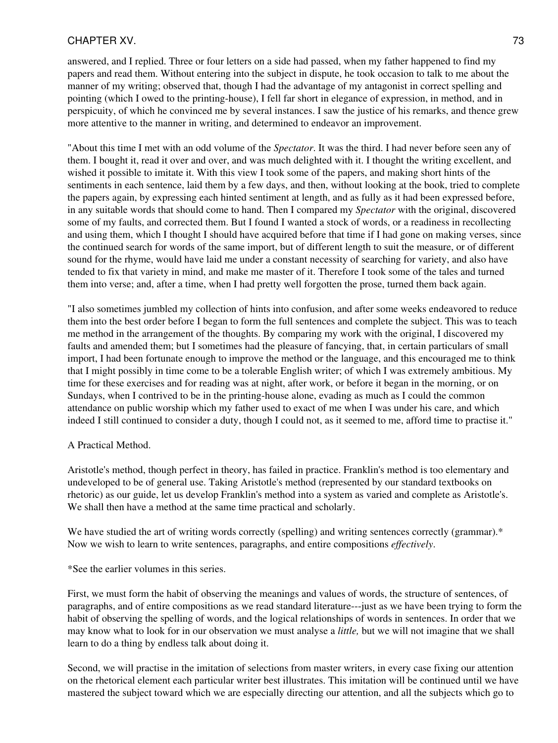answered, and I replied. Three or four letters on a side had passed, when my father happened to find my papers and read them. Without entering into the subject in dispute, he took occasion to talk to me about the manner of my writing; observed that, though I had the advantage of my antagonist in correct spelling and pointing (which I owed to the printing-house), I fell far short in elegance of expression, in method, and in perspicuity, of which he convinced me by several instances. I saw the justice of his remarks, and thence grew more attentive to the manner in writing, and determined to endeavor an improvement.

"About this time I met with an odd volume of the *Spectator*. It was the third. I had never before seen any of them. I bought it, read it over and over, and was much delighted with it. I thought the writing excellent, and wished it possible to imitate it. With this view I took some of the papers, and making short hints of the sentiments in each sentence, laid them by a few days, and then, without looking at the book, tried to complete the papers again, by expressing each hinted sentiment at length, and as fully as it had been expressed before, in any suitable words that should come to hand. Then I compared my *Spectator* with the original, discovered some of my faults, and corrected them. But I found I wanted a stock of words, or a readiness in recollecting and using them, which I thought I should have acquired before that time if I had gone on making verses, since the continued search for words of the same import, but of different length to suit the measure, or of different sound for the rhyme, would have laid me under a constant necessity of searching for variety, and also have tended to fix that variety in mind, and make me master of it. Therefore I took some of the tales and turned them into verse; and, after a time, when I had pretty well forgotten the prose, turned them back again.

"I also sometimes jumbled my collection of hints into confusion, and after some weeks endeavored to reduce them into the best order before I began to form the full sentences and complete the subject. This was to teach me method in the arrangement of the thoughts. By comparing my work with the original, I discovered my faults and amended them; but I sometimes had the pleasure of fancying, that, in certain particulars of small import, I had been fortunate enough to improve the method or the language, and this encouraged me to think that I might possibly in time come to be a tolerable English writer; of which I was extremely ambitious. My time for these exercises and for reading was at night, after work, or before it began in the morning, or on Sundays, when I contrived to be in the printing-house alone, evading as much as I could the common attendance on public worship which my father used to exact of me when I was under his care, and which indeed I still continued to consider a duty, though I could not, as it seemed to me, afford time to practise it."

A Practical Method.

Aristotle's method, though perfect in theory, has failed in practice. Franklin's method is too elementary and undeveloped to be of general use. Taking Aristotle's method (represented by our standard textbooks on rhetoric) as our guide, let us develop Franklin's method into a system as varied and complete as Aristotle's. We shall then have a method at the same time practical and scholarly.

We have studied the art of writing words correctly (spelling) and writing sentences correctly (grammar).* Now we wish to learn to write sentences, paragraphs, and entire compositions *effectively*.

*See the earlier volumes in this series.

First, we must form the habit of observing the meanings and values of words, the structure of sentences, of paragraphs, and of entire compositions as we read standard literature---just as we have been trying to form the habit of observing the spelling of words, and the logical relationships of words in sentences. In order that we may know what to look for in our observation we must analyse a *little,* but we will not imagine that we shall learn to do a thing by endless talk about doing it.

Second, we will practise in the imitation of selections from master writers, in every case fixing our attention on the rhetorical element each particular writer best illustrates. This imitation will be continued until we have mastered the subject toward which we are especially directing our attention, and all the subjects which go to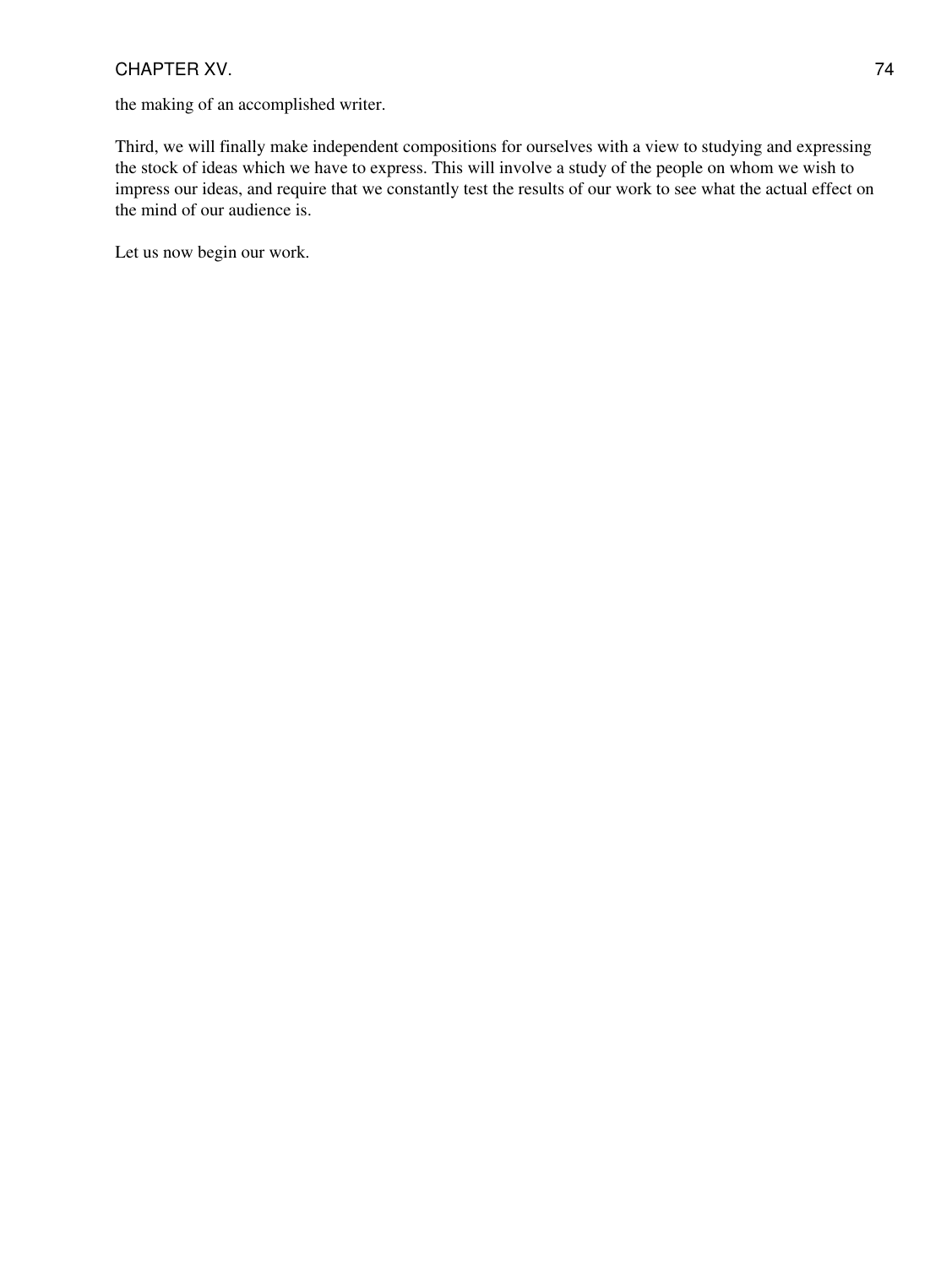the making of an accomplished writer.

Third, we will finally make independent compositions for ourselves with a view to studying and expressing the stock of ideas which we have to express. This will involve a study of the people on whom we wish to impress our ideas, and require that we constantly test the results of our work to see what the actual effect on the mind of our audience is.

Let us now begin our work.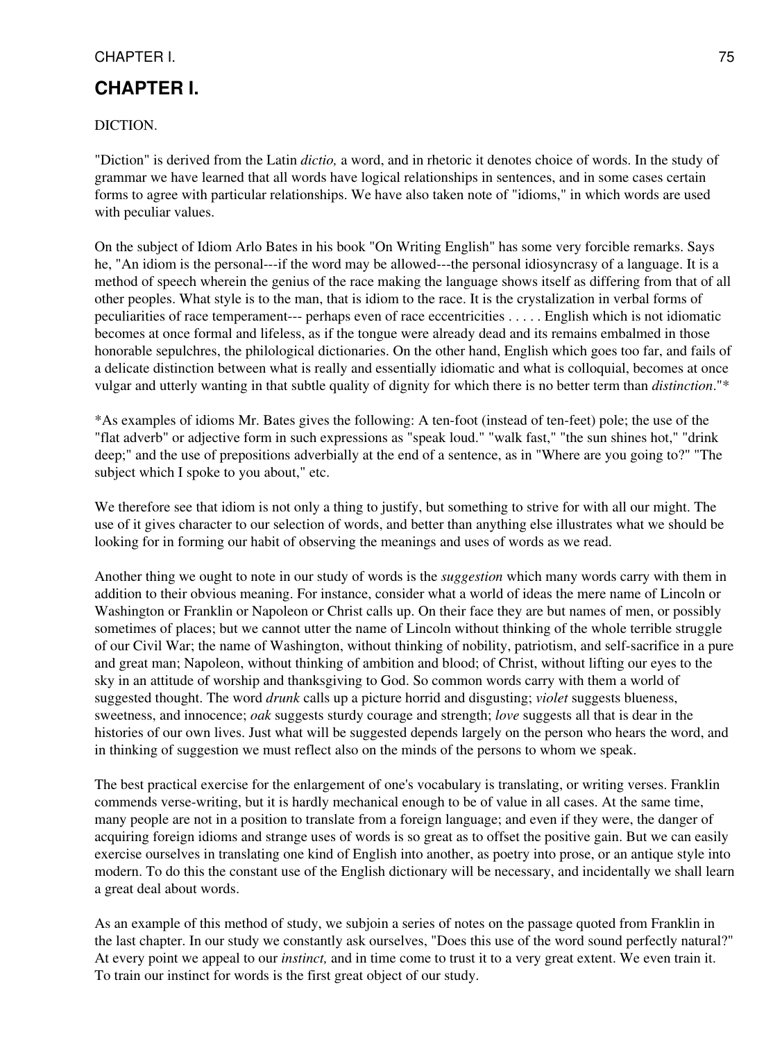# CHAPTER I.

DICTION.

"Diction" is derived from the Latin *dictio,* a word, and in rhetoric it denotes choice of words. In the study of grammar we have learned that all words have logical relationships in sentences, and in some cases certain forms to agree with particular relationships. We have also taken note of "idioms," in which words are used with peculiar values.

On the subject of Idiom Arlo Bates in his book "On Writing English" has some very forcible remarks. Says he, "An idiom is the personal---if the word may be allowed---the personal idiosyncrasy of a language. It is a method of speech wherein the genius of the race making the language shows itself as differing from that of all other peoples. What style is to the man, that is idiom to the race. It is the crystalization in verbal forms of peculiarities of race temperament--- perhaps even of race eccentricities . . . . . English which is not idiomatic becomes at once formal and lifeless, as if the tongue were already dead and its remains embalmed in those honorable sepulchres, the philological dictionaries. On the other hand, English which goes too far, and fails of a delicate distinction between what is really and essentially idiomatic and what is colloquial, becomes at once vulgar and utterly wanting in that subtle quality of dignity for which there is no better term than *distinction*."*

*As examples of idioms Mr. Bates gives the following: A ten-foot (instead of ten-feet) pole; the use of the "flat adverb" or adjective form in such expressions as "speak loud." "walk fast," "the sun shines hot," "drink deep;" and the use of prepositions adverbially at the end of a sentence, as in "Where are you going to?" "The subject which I spoke to you about," etc.

We therefore see that idiom is not only a thing to justify, but something to strive for with all our might. The use of it gives character to our selection of words, and better than anything else illustrates what we should be looking for in forming our habit of observing the meanings and uses of words as we read.

Another thing we ought to note in our study of words is the *suggestion* which many words carry with them in addition to their obvious meaning. For instance, consider what a world of ideas the mere name of Lincoln or Washington or Franklin or Napoleon or Christ calls up. On their face they are but names of men, or possibly sometimes of places; but we cannot utter the name of Lincoln without thinking of the whole terrible struggle of our Civil War; the name of Washington, without thinking of nobility, patriotism, and self-sacrifice in a pure and great man; Napoleon, without thinking of ambition and blood; of Christ, without lifting our eyes to the sky in an attitude of worship and thanksgiving to God. So common words carry with them a world of suggested thought. The word *drunk* calls up a picture horrid and disgusting; *violet* suggests blueness, sweetness, and innocence; *oak* suggests sturdy courage and strength; *love* suggests all that is dear in the histories of our own lives. Just what will be suggested depends largely on the person who hears the word, and in thinking of suggestion we must reflect also on the minds of the persons to whom we speak.

The best practical exercise for the enlargement of one's vocabulary is translating, or writing verses. Franklin commends verse-writing, but it is hardly mechanical enough to be of value in all cases. At the same time, many people are not in a position to translate from a foreign language; and even if they were, the danger of acquiring foreign idioms and strange uses of words is so great as to offset the positive gain. But we can easily exercise ourselves in translating one kind of English into another, as poetry into prose, or an antique style into modern. To do this the constant use of the English dictionary will be necessary, and incidentally we shall learn a great deal about words.

As an example of this method of study, we subjoin a series of notes on the passage quoted from Franklin in the last chapter. In our study we constantly ask ourselves, "Does this use of the word sound perfectly natural?" At every point we appeal to our *instinct,* and in time come to trust it to a very great extent. We even train it. To train our instinct for words is the first great object of our study.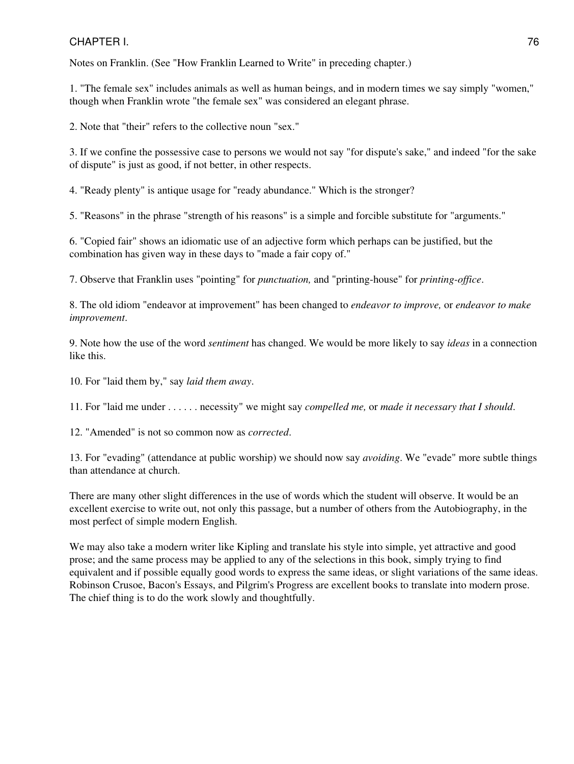Notes on Franklin. (See "How Franklin Learned to Write" in preceding chapter.)

1. "The female sex" includes animals as well as human beings, and in modern times we say simply "women," though when Franklin wrote "the female sex" was considered an elegant phrase.

2. Note that "their" refers to the collective noun "sex."

3. If we confine the possessive case to persons we would not say "for dispute's sake," and indeed "for the sake of dispute" is just as good, if not better, in other respects.

4. "Ready plenty" is antique usage for "ready abundance." Which is the stronger?

5. "Reasons" in the phrase "strength of his reasons" is a simple and forcible substitute for "arguments."

6. "Copied fair" shows an idiomatic use of an adjective form which perhaps can be justified, but the combination has given way in these days to "made a fair copy of."

7. Observe that Franklin uses "pointing" for *punctuation,* and "printing-house" for *printing-office*.

8. The old idiom "endeavor at improvement" has been changed to *endeavor to improve,* or *endeavor to make improvement*.

9. Note how the use of the word *sentiment* has changed. We would be more likely to say *ideas* in a connection like this.

10. For "laid them by," say *laid them away*.

11. For "laid me under . . . . . . necessity" we might say *compelled me,* or *made it necessary that I should*.

12. "Amended" is not so common now as *corrected*.

13. For "evading" (attendance at public worship) we should now say *avoiding*. We "evade" more subtle things than attendance at church.

There are many other slight differences in the use of words which the student will observe. It would be an excellent exercise to write out, not only this passage, but a number of others from the Autobiography, in the most perfect of simple modern English.

We may also take a modern writer like Kipling and translate his style into simple, yet attractive and good prose; and the same process may be applied to any of the selections in this book, simply trying to find equivalent and if possible equally good words to express the same ideas, or slight variations of the same ideas. Robinson Crusoe, Bacon's Essays, and Pilgrim's Progress are excellent books to translate into modern prose. The chief thing is to do the work slowly and thoughtfully.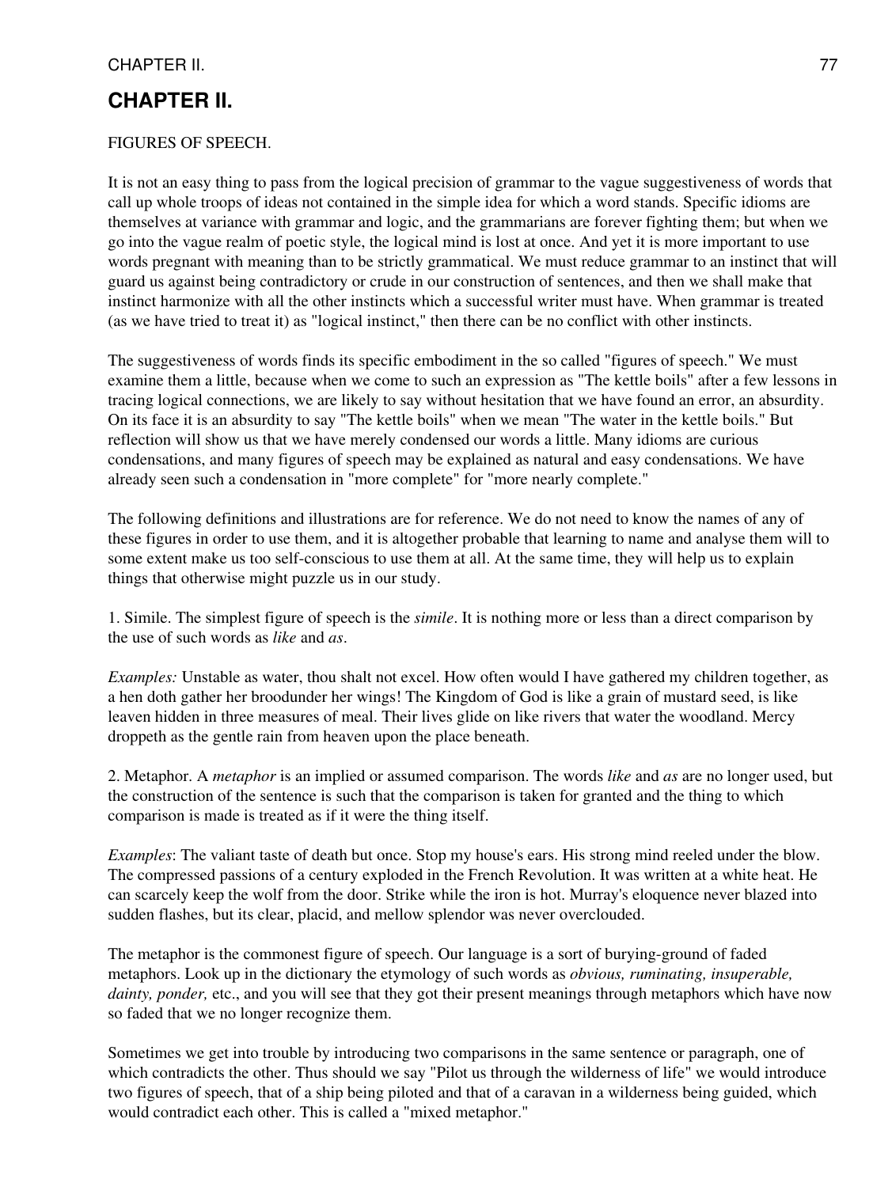## CHAPTER II.

FIGURES OF SPEECH.

It is not an easy thing to pass from the logical precision of grammar to the vague suggestiveness of words that call up whole troops of ideas not contained in the simple idea for which a word stands. Specific idioms are themselves at variance with grammar and logic, and the grammarians are forever fighting them; but when we go into the vague realm of poetic style, the logical mind is lost at once. And yet it is more important to use words pregnant with meaning than to be strictly grammatical. We must reduce grammar to an instinct that will guard us against being contradictory or crude in our construction of sentences, and then we shall make that instinct harmonize with all the other instincts which a successful writer must have. When grammar is treated (as we have tried to treat it) as "logical instinct," then there can be no conflict with other instincts.

The suggestiveness of words finds its specific embodiment in the so called "figures of speech." We must examine them a little, because when we come to such an expression as "The kettle boils" after a few lessons in tracing logical connections, we are likely to say without hesitation that we have found an error, an absurdity. On its face it is an absurdity to say "The kettle boils" when we mean "The water in the kettle boils." But reflection will show us that we have merely condensed our words a little. Many idioms are curious condensations, and many figures of speech may be explained as natural and easy condensations. We have already seen such a condensation in "more complete" for "more nearly complete."

The following definitions and illustrations are for reference. We do not need to know the names of any of these figures in order to use them, and it is altogether probable that learning to name and analyse them will to some extent make us too self-conscious to use them at all. At the same time, they will help us to explain things that otherwise might puzzle us in our study.

1. Simile. The simplest figure of speech is the *simile*. It is nothing more or less than a direct comparison by the use of such words as *like* and *as*.

*Examples:* Unstable as water, thou shalt not excel. How often would I have gathered my children together, as a hen doth gather her broodunder her wings! The Kingdom of God is like a grain of mustard seed, is like leaven hidden in three measures of meal. Their lives glide on like rivers that water the woodland. Mercy droppeth as the gentle rain from heaven upon the place beneath.

2. Metaphor. A *metaphor* is an implied or assumed comparison. The words *like* and *as* are no longer used, but the construction of the sentence is such that the comparison is taken for granted and the thing to which comparison is made is treated as if it were the thing itself.

*Examples*: The valiant taste of death but once. Stop my house's ears. His strong mind reeled under the blow. The compressed passions of a century exploded in the French Revolution. It was written at a white heat. He can scarcely keep the wolf from the door. Strike while the iron is hot. Murray's eloquence never blazed into sudden flashes, but its clear, placid, and mellow splendor was never overclouded.

The metaphor is the commonest figure of speech. Our language is a sort of burying-ground of faded metaphors. Look up in the dictionary the etymology of such words as *obvious, ruminating, insuperable, dainty, ponder,* etc., and you will see that they got their present meanings through metaphors which have now so faded that we no longer recognize them.

Sometimes we get into trouble by introducing two comparisons in the same sentence or paragraph, one of which contradicts the other. Thus should we say "Pilot us through the wilderness of life" we would introduce two figures of speech, that of a ship being piloted and that of a caravan in a wilderness being guided, which would contradict each other. This is called a "mixed metaphor."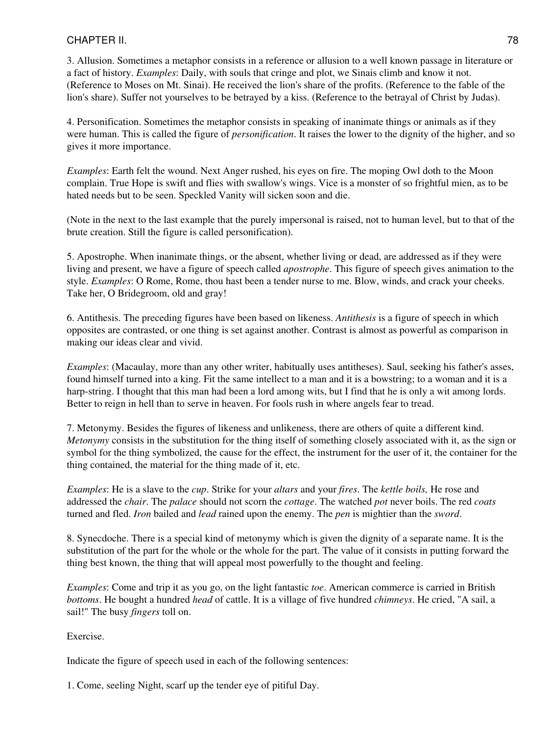3. Allusion. Sometimes a metaphor consists in a reference or allusion to a well known passage in literature or a fact of history. *Examples*: Daily, with souls that cringe and plot, we Sinais climb and know it not. (Reference to Moses on Mt. Sinai). He received the lion's share of the profits. (Reference to the fable of the lion's share). Suffer not yourselves to be betrayed by a kiss. (Reference to the betrayal of Christ by Judas).

4. Personification. Sometimes the metaphor consists in speaking of inanimate things or animals as if they were human. This is called the figure of *personification*. It raises the lower to the dignity of the higher, and so gives it more importance.

*Examples*: Earth felt the wound. Next Anger rushed, his eyes on fire. The moping Owl doth to the Moon complain. True Hope is swift and flies with swallow's wings. Vice is a monster of so frightful mien, as to be hated needs but to be seen. Speckled Vanity will sicken soon and die.

(Note in the next to the last example that the purely impersonal is raised, not to human level, but to that of the brute creation. Still the figure is called personification).

5. Apostrophe. When inanimate things, or the absent, whether living or dead, are addressed as if they were living and present, we have a figure of speech called *apostrophe*. This figure of speech gives animation to the style. *Examples*: O Rome, Rome, thou hast been a tender nurse to me. Blow, winds, and crack your cheeks. Take her, O Bridegroom, old and gray!

6. Antithesis. The preceding figures have been based on likeness. *Antithesis* is a figure of speech in which opposites are contrasted, or one thing is set against another. Contrast is almost as powerful as comparison in making our ideas clear and vivid.

*Examples*: (Macaulay, more than any other writer, habitually uses antitheses). Saul, seeking his father's asses, found himself turned into a king. Fit the same intellect to a man and it is a bowstring; to a woman and it is a harp-string. I thought that this man had been a lord among wits, but I find that he is only a wit among lords. Better to reign in hell than to serve in heaven. For fools rush in where angels fear to tread.

7. Metonymy. Besides the figures of likeness and unlikeness, there are others of quite a different kind. *Metonymy* consists in the substitution for the thing itself of something closely associated with it, as the sign or symbol for the thing symbolized, the cause for the effect, the instrument for the user of it, the container for the thing contained, the material for the thing made of it, etc.

*Examples*: He is a slave to the *cup*. Strike for your *altars* and your *fires*. The *kettle boils,* He rose and addressed the *chair*. The *palace* should not scorn the *cottage*. The watched *pot* never boils. The red *coats* turned and fled. *Iron* bailed and *lead* rained upon the enemy. The *pen* is mightier than the *sword*.

8. Synecdoche. There is a special kind of metonymy which is given the dignity of a separate name. It is the substitution of the part for the whole or the whole for the part. The value of it consists in putting forward the thing best known, the thing that will appeal most powerfully to the thought and feeling.

*Examples*: Come and trip it as you go, on the light fantastic *toe*. American commerce is carried in British *bottoms*. He bought a hundred *head* of cattle. It is a village of five hundred *chimneys*. He cried, "A sail, a sail!" The busy *fingers* toll on.

Exercise.

Indicate the figure of speech used in each of the following sentences:

1. Come, seeling Night, scarf up the tender eye of pitiful Day.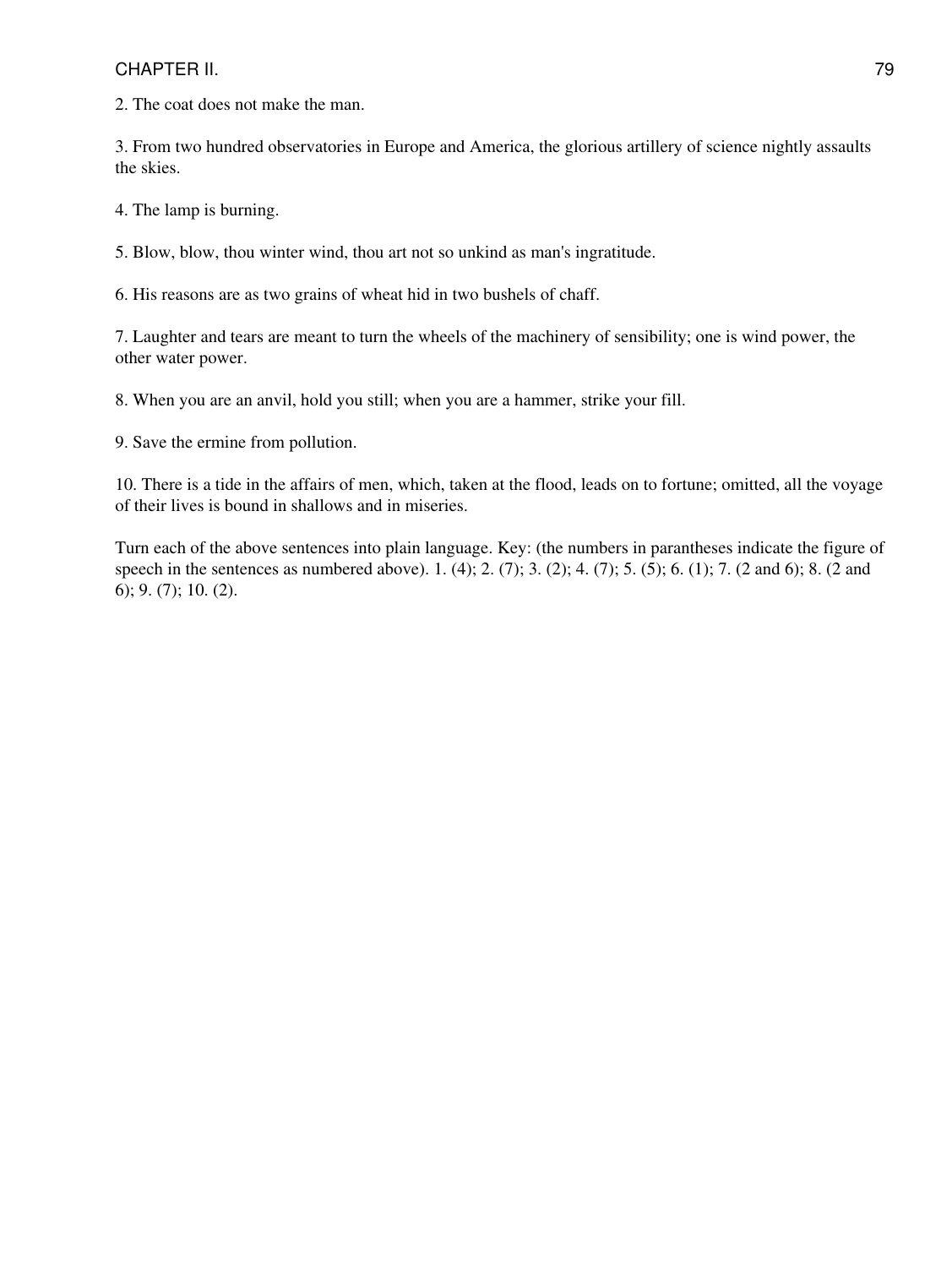2. The coat does not make the man.

3. From two hundred observatories in Europe and America, the glorious artillery of science nightly assaults the skies.

4. The lamp is burning.

5. Blow, blow, thou winter wind, thou art not so unkind as man's ingratitude.

6. His reasons are as two grains of wheat hid in two bushels of chaff.

7. Laughter and tears are meant to turn the wheels of the machinery of sensibility; one is wind power, the other water power.

8. When you are an anvil, hold you still; when you are a hammer, strike your fill.

9. Save the ermine from pollution.

10. There is a tide in the affairs of men, which, taken at the flood, leads on to fortune; omitted, all the voyage of their lives is bound in shallows and in miseries.

Turn each of the above sentences into plain language. Key: (the numbers in parantheses indicate the figure of speech in the sentences as numbered above). 1. (4); 2. (7); 3. (2); 4. (7); 5. (5); 6. (1); 7. (2 and 6); 8. (2 and 6); 9. (7); 10. (2).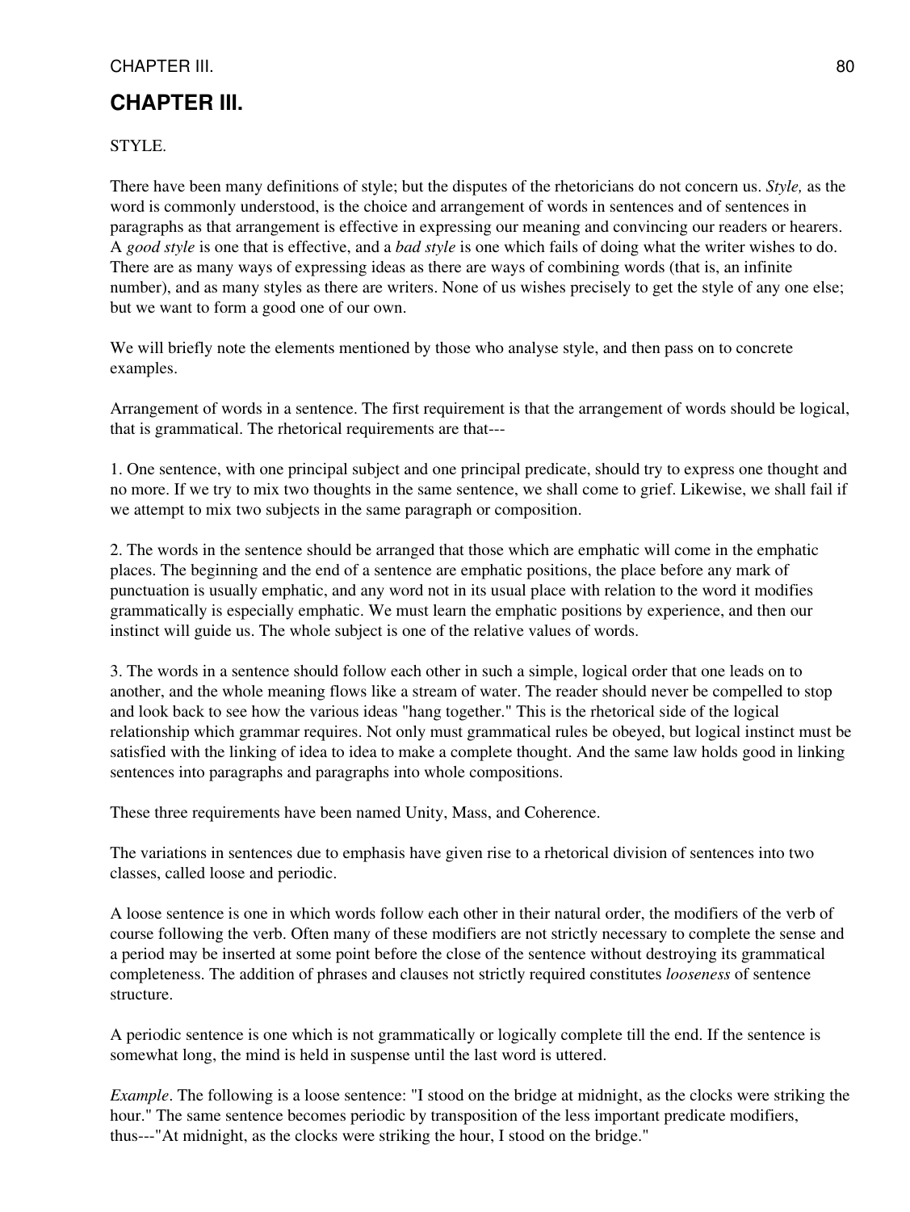# CHAPTER III.

STYLE.

There have been many definitions of style; but the disputes of the rhetoricians do not concern us. *Style,* as the word is commonly understood, is the choice and arrangement of words in sentences and of sentences in paragraphs as that arrangement is effective in expressing our meaning and convincing our readers or hearers. A *good style* is one that is effective, and a *bad style* is one which fails of doing what the writer wishes to do. There are as many ways of expressing ideas as there are ways of combining words (that is, an infinite number), and as many styles as there are writers. None of us wishes precisely to get the style of any one else; but we want to form a good one of our own.

We will briefly note the elements mentioned by those who analyse style, and then pass on to concrete examples.

Arrangement of words in a sentence. The first requirement is that the arrangement of words should be logical, that is grammatical. The rhetorical requirements are that---

1. One sentence, with one principal subject and one principal predicate, should try to express one thought and no more. If we try to mix two thoughts in the same sentence, we shall come to grief. Likewise, we shall fail if we attempt to mix two subjects in the same paragraph or composition.

2. The words in the sentence should be arranged that those which are emphatic will come in the emphatic places. The beginning and the end of a sentence are emphatic positions, the place before any mark of punctuation is usually emphatic, and any word not in its usual place with relation to the word it modifies grammatically is especially emphatic. We must learn the emphatic positions by experience, and then our instinct will guide us. The whole subject is one of the relative values of words.

3. The words in a sentence should follow each other in such a simple, logical order that one leads on to another, and the whole meaning flows like a stream of water. The reader should never be compelled to stop and look back to see how the various ideas "hang together." This is the rhetorical side of the logical relationship which grammar requires. Not only must grammatical rules be obeyed, but logical instinct must be satisfied with the linking of idea to idea to make a complete thought. And the same law holds good in linking sentences into paragraphs and paragraphs into whole compositions.

These three requirements have been named Unity, Mass, and Coherence.

The variations in sentences due to emphasis have given rise to a rhetorical division of sentences into two classes, called loose and periodic.

A loose sentence is one in which words follow each other in their natural order, the modifiers of the verb of course following the verb. Often many of these modifiers are not strictly necessary to complete the sense and a period may be inserted at some point before the close of the sentence without destroying its grammatical completeness. The addition of phrases and clauses not strictly required constitutes *looseness* of sentence structure.

A periodic sentence is one which is not grammatically or logically complete till the end. If the sentence is somewhat long, the mind is held in suspense until the last word is uttered.

*Example*. The following is a loose sentence: "I stood on the bridge at midnight, as the clocks were striking the hour." The same sentence becomes periodic by transposition of the less important predicate modifiers, thus---"At midnight, as the clocks were striking the hour, I stood on the bridge."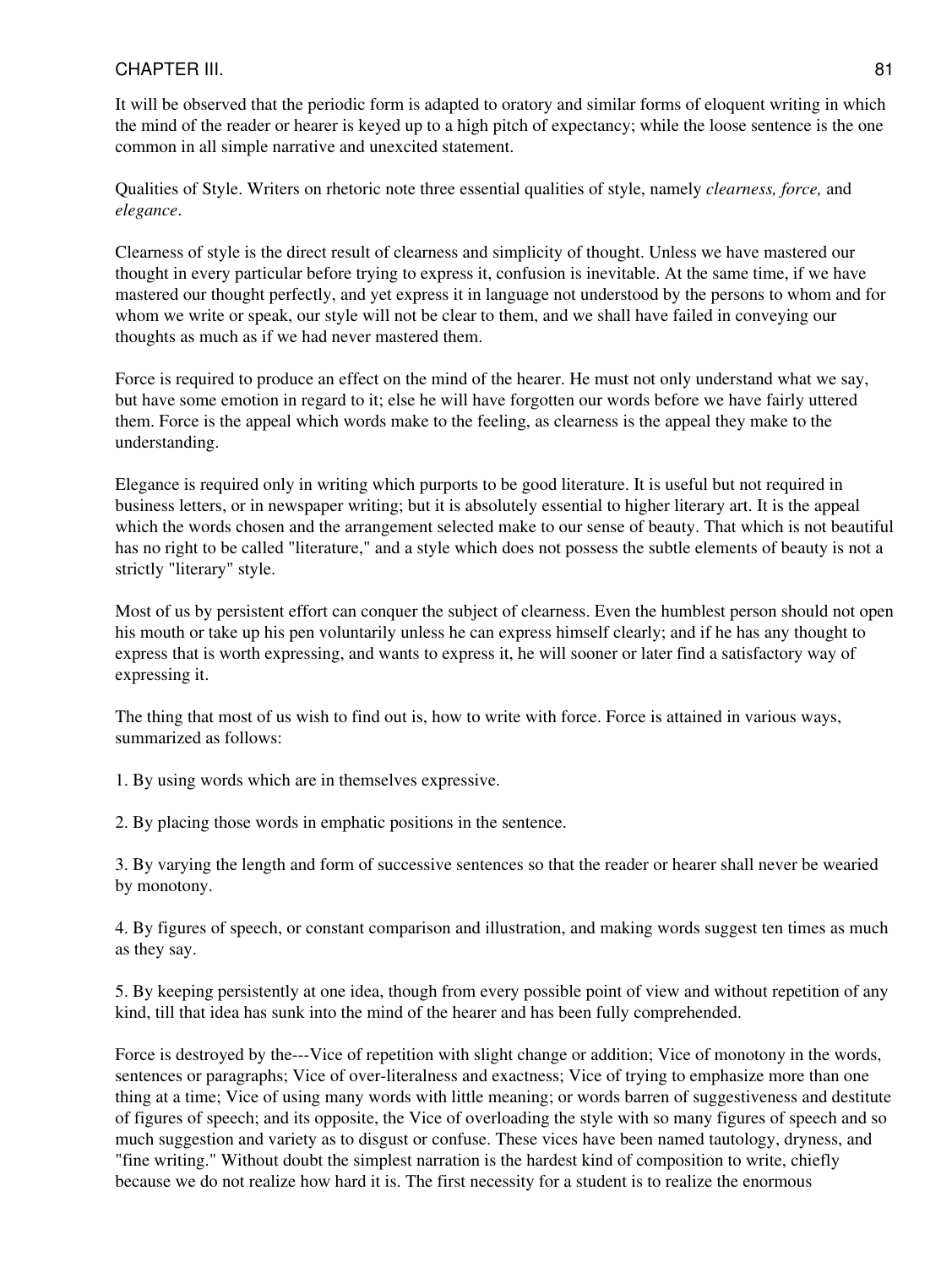It will be observed that the periodic form is adapted to oratory and similar forms of eloquent writing in which the mind of the reader or hearer is keyed up to a high pitch of expectancy; while the loose sentence is the one common in all simple narrative and unexcited statement.

Qualities of Style. Writers on rhetoric note three essential qualities of style, namely *clearness, force,* and *elegance*.

Clearness of style is the direct result of clearness and simplicity of thought. Unless we have mastered our thought in every particular before trying to express it, confusion is inevitable. At the same time, if we have mastered our thought perfectly, and yet express it in language not understood by the persons to whom and for whom we write or speak, our style will not be clear to them, and we shall have failed in conveying our thoughts as much as if we had never mastered them.

Force is required to produce an effect on the mind of the hearer. He must not only understand what we say, but have some emotion in regard to it; else he will have forgotten our words before we have fairly uttered them. Force is the appeal which words make to the feeling, as clearness is the appeal they make to the understanding.

Elegance is required only in writing which purports to be good literature. It is useful but not required in business letters, or in newspaper writing; but it is absolutely essential to higher literary art. It is the appeal which the words chosen and the arrangement selected make to our sense of beauty. That which is not beautiful has no right to be called "literature," and a style which does not possess the subtle elements of beauty is not a strictly "literary" style.

Most of us by persistent effort can conquer the subject of clearness. Even the humblest person should not open his mouth or take up his pen voluntarily unless he can express himself clearly; and if he has any thought to express that is worth expressing, and wants to express it, he will sooner or later find a satisfactory way of expressing it.

The thing that most of us wish to find out is, how to write with force. Force is attained in various ways, summarized as follows:

1. By using words which are in themselves expressive.

2. By placing those words in emphatic positions in the sentence.

3. By varying the length and form of successive sentences so that the reader or hearer shall never be wearied by monotony.

4. By figures of speech, or constant comparison and illustration, and making words suggest ten times as much as they say.

5. By keeping persistently at one idea, though from every possible point of view and without repetition of any kind, till that idea has sunk into the mind of the hearer and has been fully comprehended.

Force is destroyed by the---Vice of repetition with slight change or addition; Vice of monotony in the words, sentences or paragraphs; Vice of over-literalness and exactness; Vice of trying to emphasize more than one thing at a time; Vice of using many words with little meaning; or words barren of suggestiveness and destitute of figures of speech; and its opposite, the Vice of overloading the style with so many figures of speech and so much suggestion and variety as to disgust or confuse. These vices have been named tautology, dryness, and "fine writing." Without doubt the simplest narration is the hardest kind of composition to write, chiefly because we do not realize how hard it is. The first necessity for a student is to realize the enormous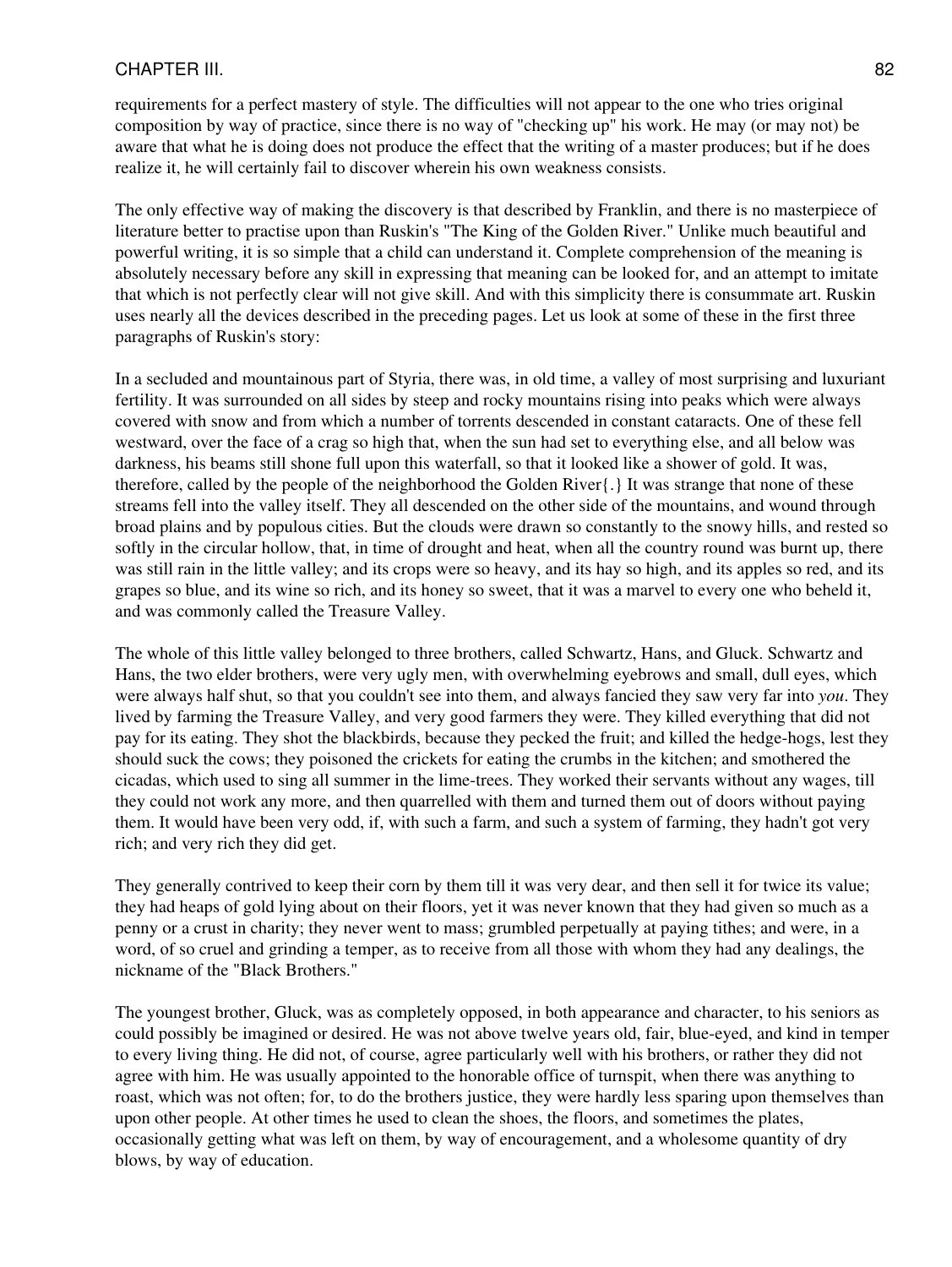requirements for a perfect mastery of style. The difficulties will not appear to the one who tries original composition by way of practice, since there is no way of "checking up" his work. He may (or may not) be aware that what he is doing does not produce the effect that the writing of a master produces; but if he does realize it, he will certainly fail to discover wherein his own weakness consists.

The only effective way of making the discovery is that described by Franklin, and there is no masterpiece of literature better to practise upon than Ruskin's "The King of the Golden River." Unlike much beautiful and powerful writing, it is so simple that a child can understand it. Complete comprehension of the meaning is absolutely necessary before any skill in expressing that meaning can be looked for, and an attempt to imitate that which is not perfectly clear will not give skill. And with this simplicity there is consummate art. Ruskin uses nearly all the devices described in the preceding pages. Let us look at some of these in the first three paragraphs of Ruskin's story:

In a secluded and mountainous part of Styria, there was, in old time, a valley of most surprising and luxuriant fertility. It was surrounded on all sides by steep and rocky mountains rising into peaks which were always covered with snow and from which a number of torrents descended in constant cataracts. One of these fell westward, over the face of a crag so high that, when the sun had set to everything else, and all below was darkness, his beams still shone full upon this waterfall, so that it looked like a shower of gold. It was, therefore, called by the people of the neighborhood the Golden River{.} It was strange that none of these streams fell into the valley itself. They all descended on the other side of the mountains, and wound through broad plains and by populous cities. But the clouds were drawn so constantly to the snowy hills, and rested so softly in the circular hollow, that, in time of drought and heat, when all the country round was burnt up, there was still rain in the little valley; and its crops were so heavy, and its hay so high, and its apples so red, and its grapes so blue, and its wine so rich, and its honey so sweet, that it was a marvel to every one who beheld it, and was commonly called the Treasure Valley.

The whole of this little valley belonged to three brothers, called Schwartz, Hans, and Gluck. Schwartz and Hans, the two elder brothers, were very ugly men, with overwhelming eyebrows and small, dull eyes, which were always half shut, so that you couldn't see into them, and always fancied they saw very far into *you*. They lived by farming the Treasure Valley, and very good farmers they were. They killed everything that did not pay for its eating. They shot the blackbirds, because they pecked the fruit; and killed the hedge-hogs, lest they should suck the cows; they poisoned the crickets for eating the crumbs in the kitchen; and smothered the cicadas, which used to sing all summer in the lime-trees. They worked their servants without any wages, till they could not work any more, and then quarrelled with them and turned them out of doors without paying them. It would have been very odd, if, with such a farm, and such a system of farming, they hadn't got very rich; and very rich they did get.

They generally contrived to keep their corn by them till it was very dear, and then sell it for twice its value; they had heaps of gold lying about on their floors, yet it was never known that they had given so much as a penny or a crust in charity; they never went to mass; grumbled perpetually at paying tithes; and were, in a word, of so cruel and grinding a temper, as to receive from all those with whom they had any dealings, the nickname of the "Black Brothers."

The youngest brother, Gluck, was as completely opposed, in both appearance and character, to his seniors as could possibly be imagined or desired. He was not above twelve years old, fair, blue-eyed, and kind in temper to every living thing. He did not, of course, agree particularly well with his brothers, or rather they did not agree with him. He was usually appointed to the honorable office of turnspit, when there was anything to roast, which was not often; for, to do the brothers justice, they were hardly less sparing upon themselves than upon other people. At other times he used to clean the shoes, the floors, and sometimes the plates, occasionally getting what was left on them, by way of encouragement, and a wholesome quantity of dry blows, by way of education.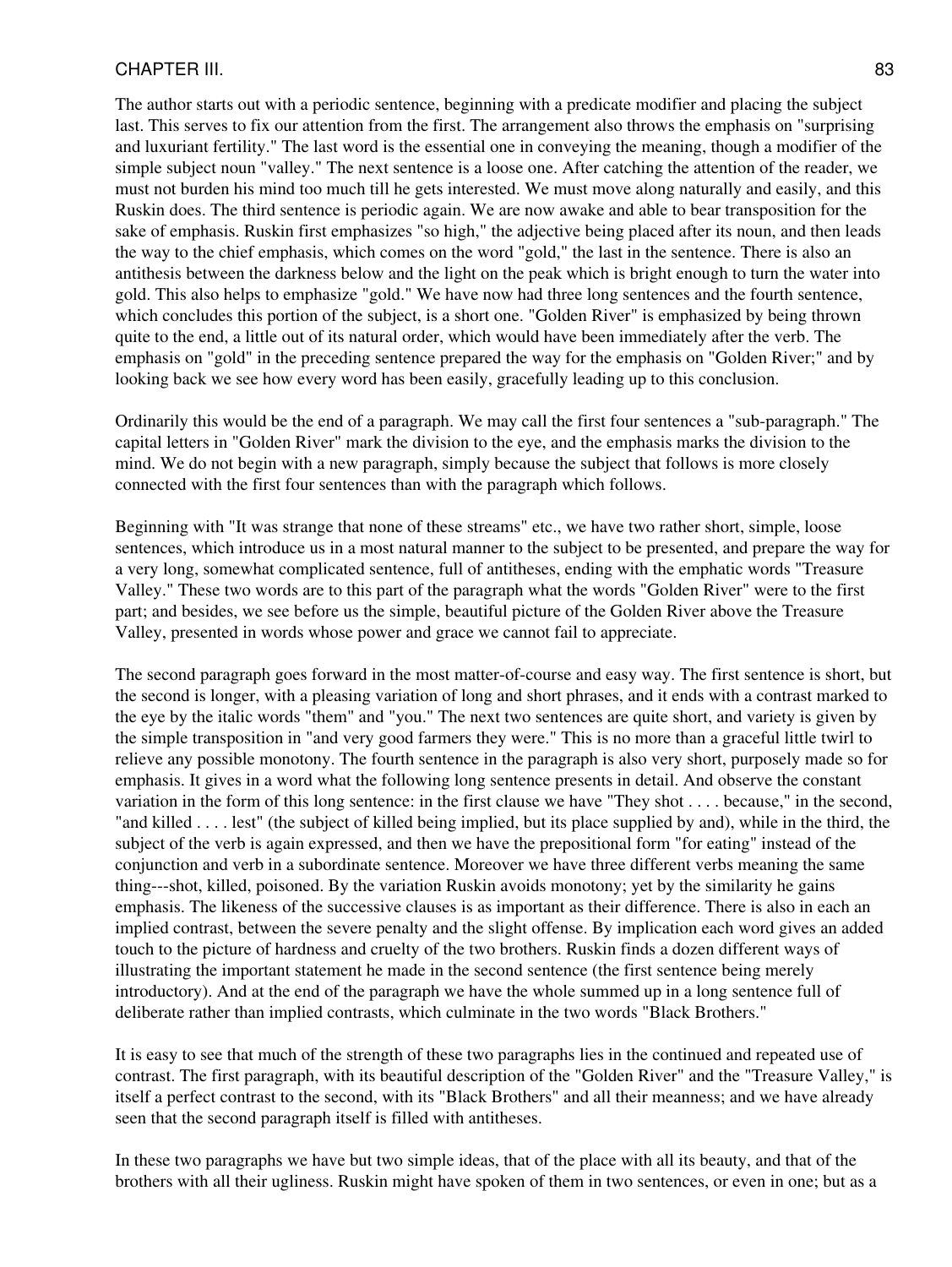The author starts out with a periodic sentence, beginning with a predicate modifier and placing the subject last. This serves to fix our attention from the first. The arrangement also throws the emphasis on "surprising and luxuriant fertility." The last word is the essential one in conveying the meaning, though a modifier of the simple subject noun "valley." The next sentence is a loose one. After catching the attention of the reader, we must not burden his mind too much till he gets interested. We must move along naturally and easily, and this Ruskin does. The third sentence is periodic again. We are now awake and able to bear transposition for the sake of emphasis. Ruskin first emphasizes "so high," the adjective being placed after its noun, and then leads the way to the chief emphasis, which comes on the word "gold," the last in the sentence. There is also an antithesis between the darkness below and the light on the peak which is bright enough to turn the water into gold. This also helps to emphasize "gold." We have now had three long sentences and the fourth sentence, which concludes this portion of the subject, is a short one. "Golden River" is emphasized by being thrown quite to the end, a little out of its natural order, which would have been immediately after the verb. The emphasis on "gold" in the preceding sentence prepared the way for the emphasis on "Golden River;" and by looking back we see how every word has been easily, gracefully leading up to this conclusion.

Ordinarily this would be the end of a paragraph. We may call the first four sentences a "sub-paragraph." The capital letters in "Golden River" mark the division to the eye, and the emphasis marks the division to the mind. We do not begin with a new paragraph, simply because the subject that follows is more closely connected with the first four sentences than with the paragraph which follows.

Beginning with "It was strange that none of these streams" etc., we have two rather short, simple, loose sentences, which introduce us in a most natural manner to the subject to be presented, and prepare the way for a very long, somewhat complicated sentence, full of antitheses, ending with the emphatic words "Treasure Valley." These two words are to this part of the paragraph what the words "Golden River" were to the first part; and besides, we see before us the simple, beautiful picture of the Golden River above the Treasure Valley, presented in words whose power and grace we cannot fail to appreciate.

The second paragraph goes forward in the most matter-of-course and easy way. The first sentence is short, but the second is longer, with a pleasing variation of long and short phrases, and it ends with a contrast marked to the eye by the italic words "them" and "you." The next two sentences are quite short, and variety is given by the simple transposition in "and very good farmers they were." This is no more than a graceful little twirl to relieve any possible monotony. The fourth sentence in the paragraph is also very short, purposely made so for emphasis. It gives in a word what the following long sentence presents in detail. And observe the constant variation in the form of this long sentence: in the first clause we have "They shot . . . . because," in the second, "and killed . . . . lest" (the subject of killed being implied, but its place supplied by and), while in the third, the subject of the verb is again expressed, and then we have the prepositional form "for eating" instead of the conjunction and verb in a subordinate sentence. Moreover we have three different verbs meaning the same thing---shot, killed, poisoned. By the variation Ruskin avoids monotony; yet by the similarity he gains emphasis. The likeness of the successive clauses is as important as their difference. There is also in each an implied contrast, between the severe penalty and the slight offense. By implication each word gives an added touch to the picture of hardness and cruelty of the two brothers. Ruskin finds a dozen different ways of illustrating the important statement he made in the second sentence (the first sentence being merely introductory). And at the end of the paragraph we have the whole summed up in a long sentence full of deliberate rather than implied contrasts, which culminate in the two words "Black Brothers."

It is easy to see that much of the strength of these two paragraphs lies in the continued and repeated use of contrast. The first paragraph, with its beautiful description of the "Golden River" and the "Treasure Valley," is itself a perfect contrast to the second, with its "Black Brothers" and all their meanness; and we have already seen that the second paragraph itself is filled with antitheses.

In these two paragraphs we have but two simple ideas, that of the place with all its beauty, and that of the brothers with all their ugliness. Ruskin might have spoken of them in two sentences, or even in one; but as a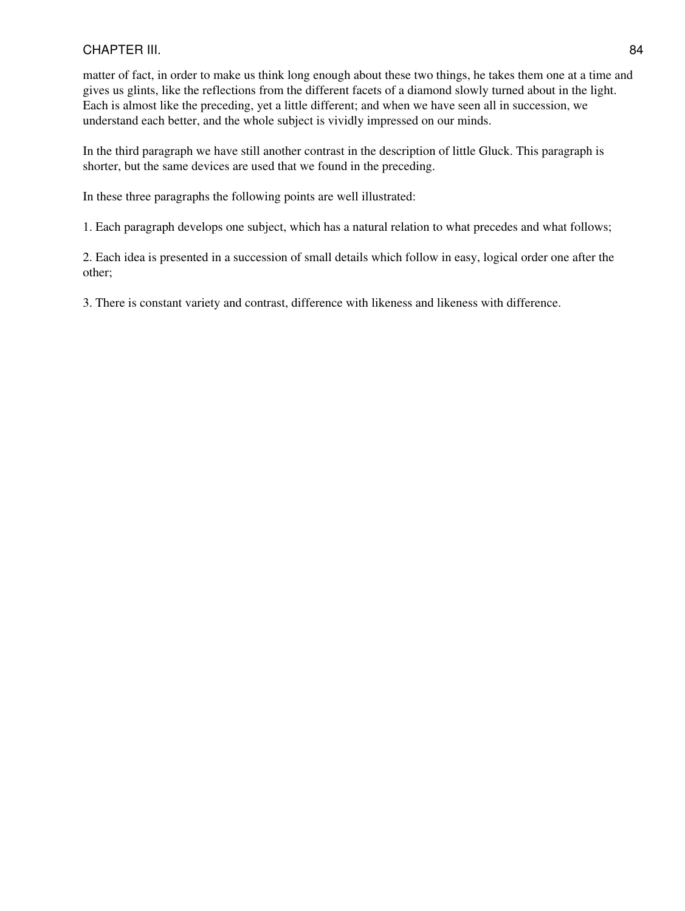matter of fact, in order to make us think long enough about these two things, he takes them one at a time and gives us glints, like the reflections from the different facets of a diamond slowly turned about in the light. Each is almost like the preceding, yet a little different; and when we have seen all in succession, we understand each better, and the whole subject is vividly impressed on our minds.

In the third paragraph we have still another contrast in the description of little Gluck. This paragraph is shorter, but the same devices are used that we found in the preceding.

In these three paragraphs the following points are well illustrated:

1. Each paragraph develops one subject, which has a natural relation to what precedes and what follows;

2. Each idea is presented in a succession of small details which follow in easy, logical order one after the other;

3. There is constant variety and contrast, difference with likeness and likeness with difference.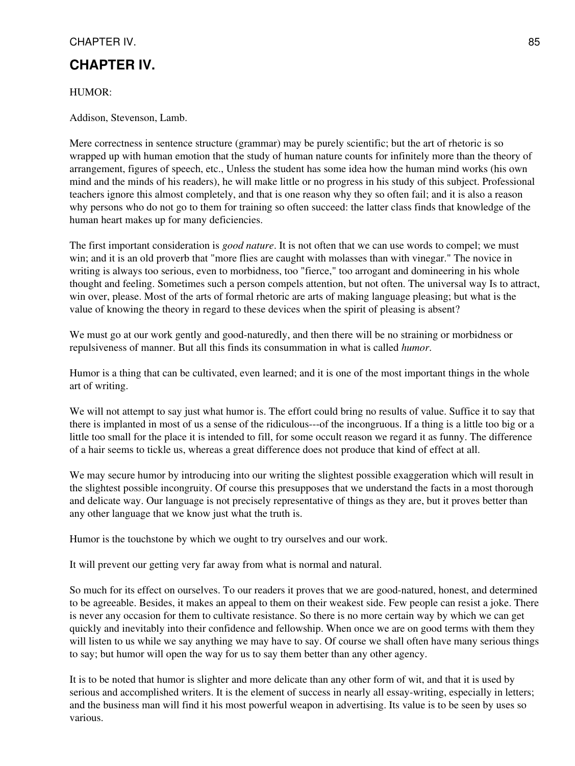# CHAPTER IV.

HUMOR:

Addison, Stevenson, Lamb.

Mere correctness in sentence structure (grammar) may be purely scientific; but the art of rhetoric is so wrapped up with human emotion that the study of human nature counts for infinitely more than the theory of arrangement, figures of speech, etc., Unless the student has some idea how the human mind works (his own mind and the minds of his readers), he will make little or no progress in his study of this subject. Professional teachers ignore this almost completely, and that is one reason why they so often fail; and it is also a reason why persons who do not go to them for training so often succeed: the latter class finds that knowledge of the human heart makes up for many deficiencies.

The first important consideration is *good nature*. It is not often that we can use words to compel; we must win; and it is an old proverb that "more flies are caught with molasses than with vinegar." The novice in writing is always too serious, even to morbidness, too "fierce," too arrogant and domineering in his whole thought and feeling. Sometimes such a person compels attention, but not often. The universal way Is to attract, win over, please. Most of the arts of formal rhetoric are arts of making language pleasing; but what is the value of knowing the theory in regard to these devices when the spirit of pleasing is absent?

We must go at our work gently and good-naturedly, and then there will be no straining or morbidness or repulsiveness of manner. But all this finds its consummation in what is called *humor*.

Humor is a thing that can be cultivated, even learned; and it is one of the most important things in the whole art of writing.

We will not attempt to say just what humor is. The effort could bring no results of value. Suffice it to say that there is implanted in most of us a sense of the ridiculous---of the incongruous. If a thing is a little too big or a little too small for the place it is intended to fill, for some occult reason we regard it as funny. The difference of a hair seems to tickle us, whereas a great difference does not produce that kind of effect at all.

We may secure humor by introducing into our writing the slightest possible exaggeration which will result in the slightest possible incongruity. Of course this presupposes that we understand the facts in a most thorough and delicate way. Our language is not precisely representative of things as they are, but it proves better than any other language that we know just what the truth is.

Humor is the touchstone by which we ought to try ourselves and our work.

It will prevent our getting very far away from what is normal and natural.

So much for its effect on ourselves. To our readers it proves that we are good-natured, honest, and determined to be agreeable. Besides, it makes an appeal to them on their weakest side. Few people can resist a joke. There is never any occasion for them to cultivate resistance. So there is no more certain way by which we can get quickly and inevitably into their confidence and fellowship. When once we are on good terms with them they will listen to us while we say anything we may have to say. Of course we shall often have many serious things to say; but humor will open the way for us to say them better than any other agency.

It is to be noted that humor is slighter and more delicate than any other form of wit, and that it is used by serious and accomplished writers. It is the element of success in nearly all essay-writing, especially in letters; and the business man will find it his most powerful weapon in advertising. Its value is to be seen by uses so various.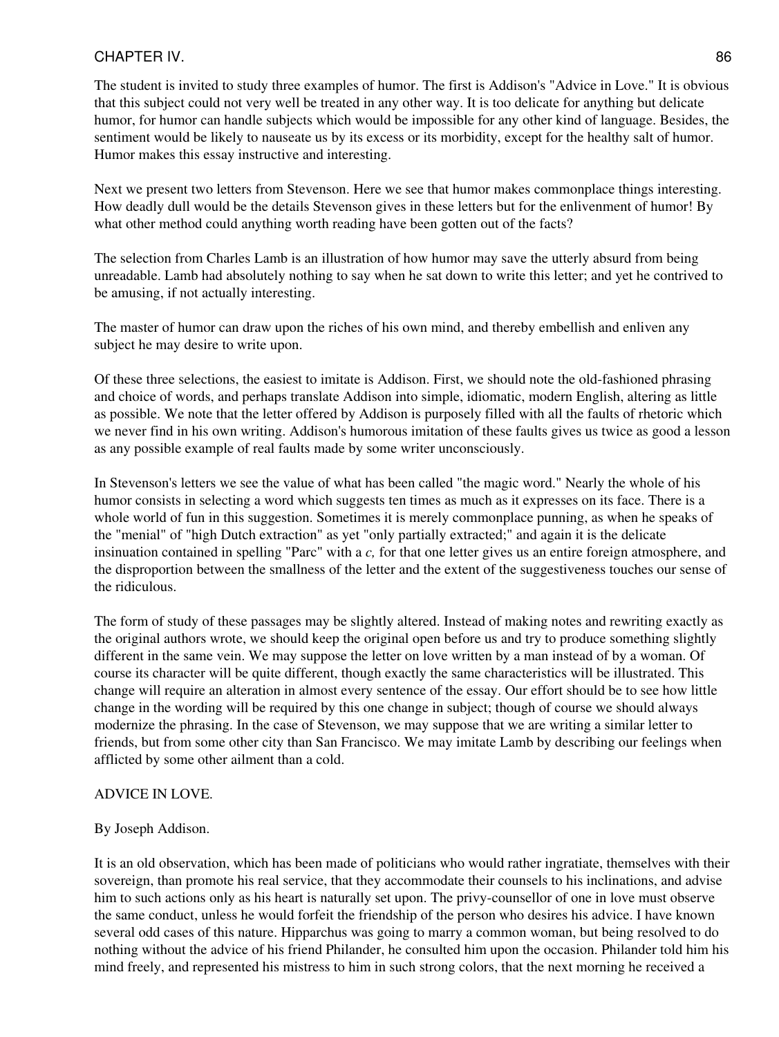The student is invited to study three examples of humor. The first is Addison's "Advice in Love." It is obvious that this subject could not very well be treated in any other way. It is too delicate for anything but delicate humor, for humor can handle subjects which would be impossible for any other kind of language. Besides, the sentiment would be likely to nauseate us by its excess or its morbidity, except for the healthy salt of humor. Humor makes this essay instructive and interesting.

Next we present two letters from Stevenson. Here we see that humor makes commonplace things interesting. How deadly dull would be the details Stevenson gives in these letters but for the enlivenment of humor! By what other method could anything worth reading have been gotten out of the facts?

The selection from Charles Lamb is an illustration of how humor may save the utterly absurd from being unreadable. Lamb had absolutely nothing to say when he sat down to write this letter; and yet he contrived to be amusing, if not actually interesting.

The master of humor can draw upon the riches of his own mind, and thereby embellish and enliven any subject he may desire to write upon.

Of these three selections, the easiest to imitate is Addison. First, we should note the old-fashioned phrasing and choice of words, and perhaps translate Addison into simple, idiomatic, modern English, altering as little as possible. We note that the letter offered by Addison is purposely filled with all the faults of rhetoric which we never find in his own writing. Addison's humorous imitation of these faults gives us twice as good a lesson as any possible example of real faults made by some writer unconsciously.

In Stevenson's letters we see the value of what has been called "the magic word." Nearly the whole of his humor consists in selecting a word which suggests ten times as much as it expresses on its face. There is a whole world of fun in this suggestion. Sometimes it is merely commonplace punning, as when he speaks of the "menial" of "high Dutch extraction" as yet "only partially extracted;" and again it is the delicate insinuation contained in spelling "Parc" with a *c,* for that one letter gives us an entire foreign atmosphere, and the disproportion between the smallness of the letter and the extent of the suggestiveness touches our sense of the ridiculous.

The form of study of these passages may be slightly altered. Instead of making notes and rewriting exactly as the original authors wrote, we should keep the original open before us and try to produce something slightly different in the same vein. We may suppose the letter on love written by a man instead of by a woman. Of course its character will be quite different, though exactly the same characteristics will be illustrated. This change will require an alteration in almost every sentence of the essay. Our effort should be to see how little change in the wording will be required by this one change in subject; though of course we should always modernize the phrasing. In the case of Stevenson, we may suppose that we are writing a similar letter to friends, but from some other city than San Francisco. We may imitate Lamb by describing our feelings when afflicted by some other ailment than a cold.

## ADVICE IN LOVE.

By Joseph Addison.

It is an old observation, which has been made of politicians who would rather ingratiate, themselves with their sovereign, than promote his real service, that they accommodate their counsels to his inclinations, and advise him to such actions only as his heart is naturally set upon. The privy-counsellor of one in love must observe the same conduct, unless he would forfeit the friendship of the person who desires his advice. I have known several odd cases of this nature. Hipparchus was going to marry a common woman, but being resolved to do nothing without the advice of his friend Philander, he consulted him upon the occasion. Philander told him his mind freely, and represented his mistress to him in such strong colors, that the next morning he received a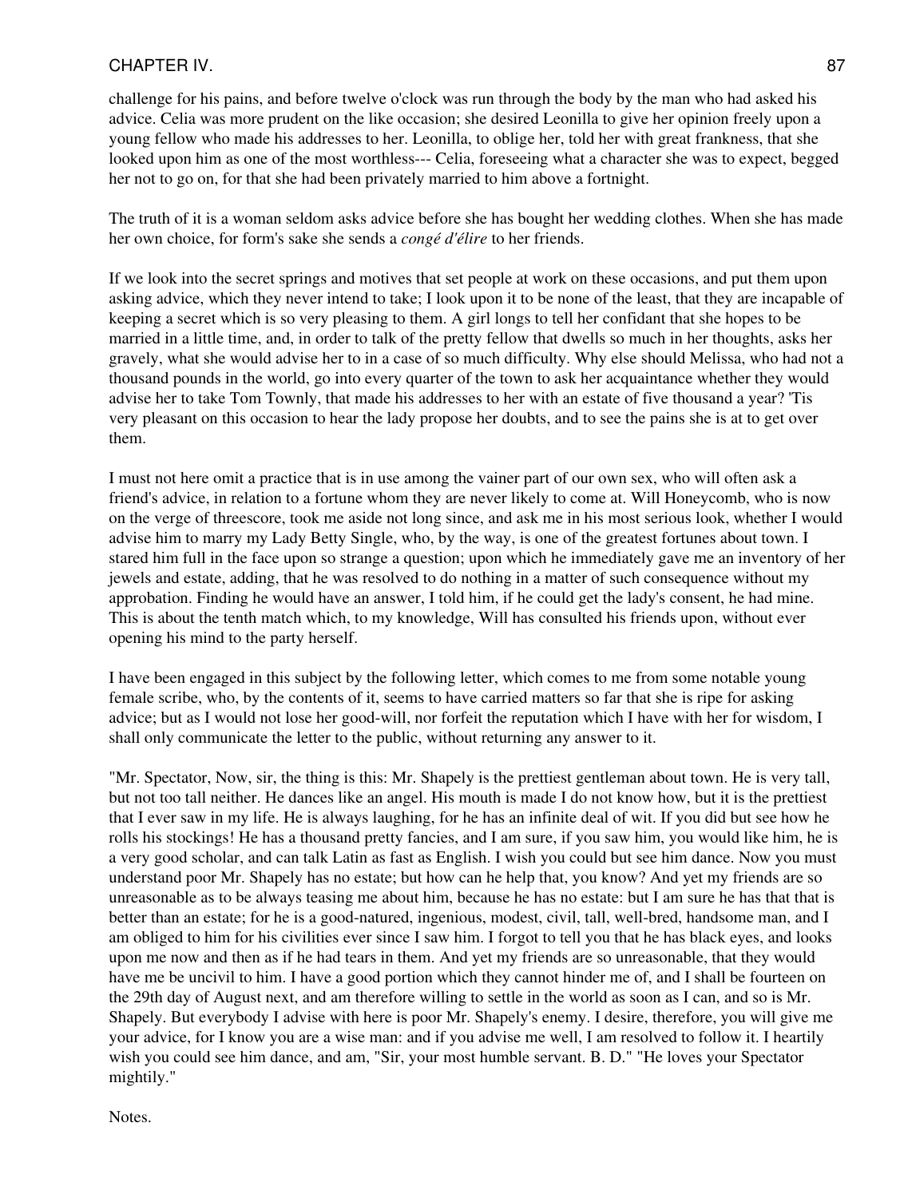challenge for his pains, and before twelve o'clock was run through the body by the man who had asked his advice. Celia was more prudent on the like occasion; she desired Leonilla to give her opinion freely upon a young fellow who made his addresses to her. Leonilla, to oblige her, told her with great frankness, that she looked upon him as one of the most worthless--- Celia, foreseeing what a character she was to expect, begged her not to go on, for that she had been privately married to him above a fortnight.

The truth of it is a woman seldom asks advice before she has bought her wedding clothes. When she has made her own choice, for form's sake she sends a *congé d'élire* to her friends.

If we look into the secret springs and motives that set people at work on these occasions, and put them upon asking advice, which they never intend to take; I look upon it to be none of the least, that they are incapable of keeping a secret which is so very pleasing to them. A girl longs to tell her confidant that she hopes to be married in a little time, and, in order to talk of the pretty fellow that dwells so much in her thoughts, asks her gravely, what she would advise her to in a case of so much difficulty. Why else should Melissa, who had not a thousand pounds in the world, go into every quarter of the town to ask her acquaintance whether they would advise her to take Tom Townly, that made his addresses to her with an estate of five thousand a year? 'Tis very pleasant on this occasion to hear the lady propose her doubts, and to see the pains she is at to get over them.

I must not here omit a practice that is in use among the vainer part of our own sex, who will often ask a friend's advice, in relation to a fortune whom they are never likely to come at. Will Honeycomb, who is now on the verge of threescore, took me aside not long since, and ask me in his most serious look, whether I would advise him to marry my Lady Betty Single, who, by the way, is one of the greatest fortunes about town. I stared him full in the face upon so strange a question; upon which he immediately gave me an inventory of her jewels and estate, adding, that he was resolved to do nothing in a matter of such consequence without my approbation. Finding he would have an answer, I told him, if he could get the lady's consent, he had mine. This is about the tenth match which, to my knowledge, Will has consulted his friends upon, without ever opening his mind to the party herself.

I have been engaged in this subject by the following letter, which comes to me from some notable young female scribe, who, by the contents of it, seems to have carried matters so far that she is ripe for asking advice; but as I would not lose her good-will, nor forfeit the reputation which I have with her for wisdom, I shall only communicate the letter to the public, without returning any answer to it.

"Mr. Spectator, Now, sir, the thing is this: Mr. Shapely is the prettiest gentleman about town. He is very tall, but not too tall neither. He dances like an angel. His mouth is made I do not know how, but it is the prettiest that I ever saw in my life. He is always laughing, for he has an infinite deal of wit. If you did but see how he rolls his stockings! He has a thousand pretty fancies, and I am sure, if you saw him, you would like him, he is a very good scholar, and can talk Latin as fast as English. I wish you could but see him dance. Now you must understand poor Mr. Shapely has no estate; but how can he help that, you know? And yet my friends are so unreasonable as to be always teasing me about him, because he has no estate: but I am sure he has that that is better than an estate; for he is a good-natured, ingenious, modest, civil, tall, well-bred, handsome man, and I am obliged to him for his civilities ever since I saw him. I forgot to tell you that he has black eyes, and looks upon me now and then as if he had tears in them. And yet my friends are so unreasonable, that they would have me be uncivil to him. I have a good portion which they cannot hinder me of, and I shall be fourteen on the 29th day of August next, and am therefore willing to settle in the world as soon as I can, and so is Mr. Shapely. But everybody I advise with here is poor Mr. Shapely's enemy. I desire, therefore, you will give me your advice, for I know you are a wise man: and if you advise me well, I am resolved to follow it. I heartily wish you could see him dance, and am, "Sir, your most humble servant. B. D." "He loves your Spectator mightily."

Notes.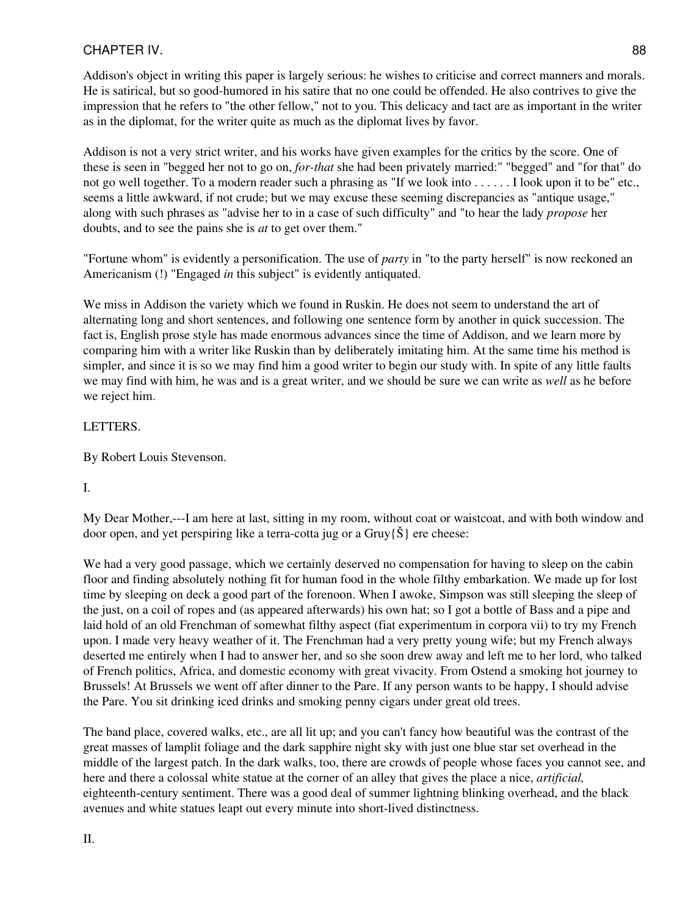Addison's object in writing this paper is largely serious: he wishes to criticise and correct manners and morals. He is satirical, but so good-humored in his satire that no one could be offended. He also contrives to give the impression that he refers to "the other fellow," not to you. This delicacy and tact are as important in the writer as in the diplomat, for the writer quite as much as the diplomat lives by favor.

Addison is not a very strict writer, and his works have given examples for the critics by the score. One of these is seen in "begged her not to go on, *for-that* she had been privately married:" "begged" and "for that" do not go well together. To a modern reader such a phrasing as "If we look into . . . . . . I look upon it to be" etc., seems a little awkward, if not crude; but we may excuse these seeming discrepancies as "antique usage," along with such phrases as "advise her to in a case of such difficulty" and "to hear the lady *propose* her doubts, and to see the pains she is *at* to get over them."

"Fortune whom" is evidently a personification. The use of *party* in "to the party herself" is now reckoned an Americanism (!) "Engaged *in* this subject" is evidently antiquated.

We miss in Addison the variety which we found in Ruskin. He does not seem to understand the art of alternating long and short sentences, and following one sentence form by another in quick succession. The fact is, English prose style has made enormous advances since the time of Addison, and we learn more by comparing him with a writer like Ruskin than by deliberately imitating him. At the same time his method is simpler, and since it is so we may find him a good writer to begin our study with. In spite of any little faults we may find with him, he was and is a great writer, and we should be sure we can write as *well* as he before we reject him.

LETTERS.

By Robert Louis Stevenson.

I.

My Dear Mother,---I am here at last, sitting in my room, without coat or waistcoat, and with both window and door open, and yet perspiring like a terra-cotta jug or a Gruy{Š} ere cheese:

We had a very good passage, which we certainly deserved no compensation for having to sleep on the cabin floor and finding absolutely nothing fit for human food in the whole filthy embarkation. We made up for lost time by sleeping on deck a good part of the forenoon. When I awoke, Simpson was still sleeping the sleep of the just, on a coil of ropes and (as appeared afterwards) his own hat; so I got a bottle of Bass and a pipe and laid hold of an old Frenchman of somewhat filthy aspect (fiat experimentum in corpora vii) to try my French upon. I made very heavy weather of it. The Frenchman had a very pretty young wife; but my French always deserted me entirely when I had to answer her, and so she soon drew away and left me to her lord, who talked of French politics, Africa, and domestic economy with great vivacity. From Ostend a smoking hot journey to Brussels! At Brussels we went off after dinner to the Pare. If any person wants to be happy, I should advise the Pare. You sit drinking iced drinks and smoking penny cigars under great old trees.

The band place, covered walks, etc., are all lit up; and you can't fancy how beautiful was the contrast of the great masses of lamplit foliage and the dark sapphire night sky with just one blue star set overhead in the middle of the largest patch. In the dark walks, too, there are crowds of people whose faces you cannot see, and here and there a colossal white statue at the corner of an alley that gives the place a nice, *artificial,* eighteenth-century sentiment. There was a good deal of summer lightning blinking overhead, and the black avenues and white statues leapt out every minute into short-lived distinctness.

II.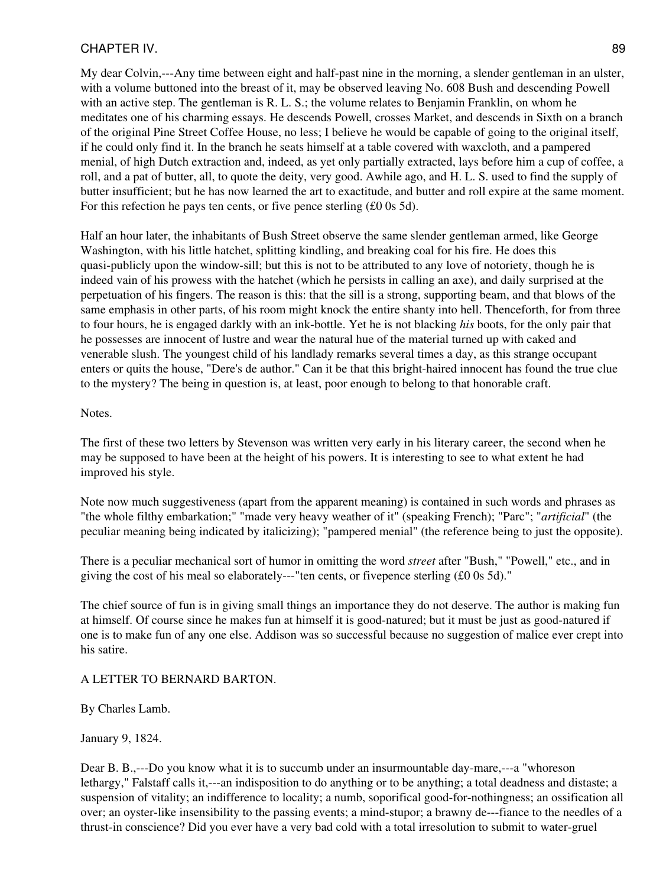My dear Colvin,---Any time between eight and half-past nine in the morning, a slender gentleman in an ulster, with a volume buttoned into the breast of it, may be observed leaving No. 608 Bush and descending Powell with an active step. The gentleman is R. L. S.; the volume relates to Benjamin Franklin, on whom he meditates one of his charming essays. He descends Powell, crosses Market, and descends in Sixth on a branch of the original Pine Street Coffee House, no less; I believe he would be capable of going to the original itself, if he could only find it. In the branch he seats himself at a table covered with waxcloth, and a pampered menial, of high Dutch extraction and, indeed, as yet only partially extracted, lays before him a cup of coffee, a roll, and a pat of butter, all, to quote the deity, very good. Awhile ago, and H. L. S. used to find the supply of butter insufficient; but he has now learned the art to exactitude, and butter and roll expire at the same moment. For this refection he pays ten cents, or five pence sterling (£0 0s 5d).

Half an hour later, the inhabitants of Bush Street observe the same slender gentleman armed, like George Washington, with his little hatchet, splitting kindling, and breaking coal for his fire. He does this quasi-publicly upon the window-sill; but this is not to be attributed to any love of notoriety, though he is indeed vain of his prowess with the hatchet (which he persists in calling an axe), and daily surprised at the perpetuation of his fingers. The reason is this: that the sill is a strong, supporting beam, and that blows of the same emphasis in other parts, of his room might knock the entire shanty into hell. Thenceforth, for from three to four hours, he is engaged darkly with an ink-bottle. Yet he is not blacking *his* boots, for the only pair that he possesses are innocent of lustre and wear the natural hue of the material turned up with caked and venerable slush. The youngest child of his landlady remarks several times a day, as this strange occupant enters or quits the house, "Dere's de author." Can it be that this bright-haired innocent has found the true clue to the mystery? The being in question is, at least, poor enough to belong to that honorable craft.

Notes.

The first of these two letters by Stevenson was written very early in his literary career, the second when he may be supposed to have been at the height of his powers. It is interesting to see to what extent he had improved his style.

Note now much suggestiveness (apart from the apparent meaning) is contained in such words and phrases as "the whole filthy embarkation;" "made very heavy weather of it" (speaking French); "Parc"; "*artificial*" (the peculiar meaning being indicated by italicizing); "pampered menial" (the reference being to just the opposite).

There is a peculiar mechanical sort of humor in omitting the word *street* after "Bush," "Powell," etc., and in giving the cost of his meal so elaborately---"ten cents, or fivepence sterling (£0 0s 5d)."

The chief source of fun is in giving small things an importance they do not deserve. The author is making fun at himself. Of course since he makes fun at himself it is good-natured; but it must be just as good-natured if one is to make fun of any one else. Addison was so successful because no suggestion of malice ever crept into his satire.

A LETTER TO BERNARD BARTON.

By Charles Lamb.

January 9, 1824.

Dear B. B.,---Do you know what it is to succumb under an insurmountable day-mare,---a "whoreson lethargy," Falstaff calls it,---an indisposition to do anything or to be anything; a total deadness and distaste; a suspension of vitality; an indifference to locality; a numb, soporifical good-for-nothingness; an ossification all over; an oyster-like insensibility to the passing events; a mind-stupor; a brawny de---fiance to the needles of a thrust-in conscience? Did you ever have a very bad cold with a total irresolution to submit to water-gruel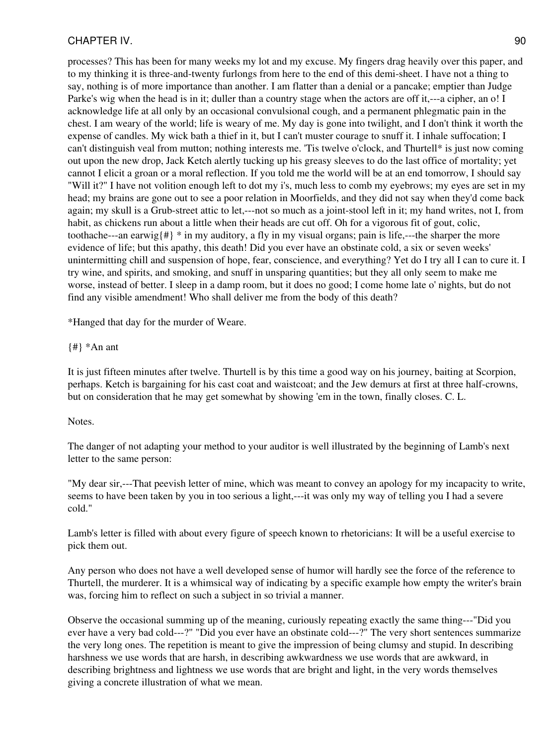processes? This has been for many weeks my lot and my excuse. My fingers drag heavily over this paper, and to my thinking it is three-and-twenty furlongs from here to the end of this demi-sheet. I have not a thing to say, nothing is of more importance than another. I am flatter than a denial or a pancake; emptier than Judge Parke's wig when the head is in it; duller than a country stage when the actors are off it,---a cipher, an o! I acknowledge life at all only by an occasional convulsional cough, and a permanent phlegmatic pain in the chest. I am weary of the world; life is weary of me. My day is gone into twilight, and I don't think it worth the expense of candles. My wick bath a thief in it, but I can't muster courage to snuff it. I inhale suffocation; I can't distinguish veal from mutton; nothing interests me. 'Tis twelve o'clock, and Thurtell* is just now coming out upon the new drop, Jack Ketch alertly tucking up his greasy sleeves to do the last office of mortality; yet cannot I elicit a groan or a moral reflection. If you told me the world will be at an end tomorrow, I should say "Will it?" I have not volition enough left to dot my i's, much less to comb my eyebrows; my eyes are set in my head; my brains are gone out to see a poor relation in Moorfields, and they did not say when they'd come back again; my skull is a Grub-street attic to let,---not so much as a joint-stool left in it; my hand writes, not I, from habit, as chickens run about a little when their heads are cut off. Oh for a vigorous fit of gout, colic, toothache---an earwig{#} * in my auditory, a fly in my visual organs; pain is life,---the sharper the more evidence of life; but this apathy, this death! Did you ever have an obstinate cold, a six or seven weeks' unintermitting chill and suspension of hope, fear, conscience, and everything? Yet do I try all I can to cure it. I try wine, and spirits, and smoking, and snuff in unsparing quantities; but they all only seem to make me worse, instead of better. I sleep in a damp room, but it does no good; I come home late o' nights, but do not find any visible amendment! Who shall deliver me from the body of this death?

*Hanged that day for the murder of Weare.

{#} *An ant

It is just fifteen minutes after twelve. Thurtell is by this time a good way on his journey, baiting at Scorpion, perhaps. Ketch is bargaining for his cast coat and waistcoat; and the Jew demurs at first at three half-crowns, but on consideration that he may get somewhat by showing 'em in the town, finally closes. C. L.

Notes.

The danger of not adapting your method to your auditor is well illustrated by the beginning of Lamb's next letter to the same person:

"My dear sir,---That peevish letter of mine, which was meant to convey an apology for my incapacity to write, seems to have been taken by you in too serious a light,---it was only my way of telling you I had a severe cold."

Lamb's letter is filled with about every figure of speech known to rhetoricians: It will be a useful exercise to pick them out.

Any person who does not have a well developed sense of humor will hardly see the force of the reference to Thurtell, the murderer. It is a whimsical way of indicating by a specific example how empty the writer's brain was, forcing him to reflect on such a subject in so trivial a manner.

Observe the occasional summing up of the meaning, curiously repeating exactly the same thing---"Did you ever have a very bad cold---?" "Did you ever have an obstinate cold---?" The very short sentences summarize the very long ones. The repetition is meant to give the impression of being clumsy and stupid. In describing harshness we use words that are harsh, in describing awkwardness we use words that are awkward, in describing brightness and lightness we use words that are bright and light, in the very words themselves giving a concrete illustration of what we mean.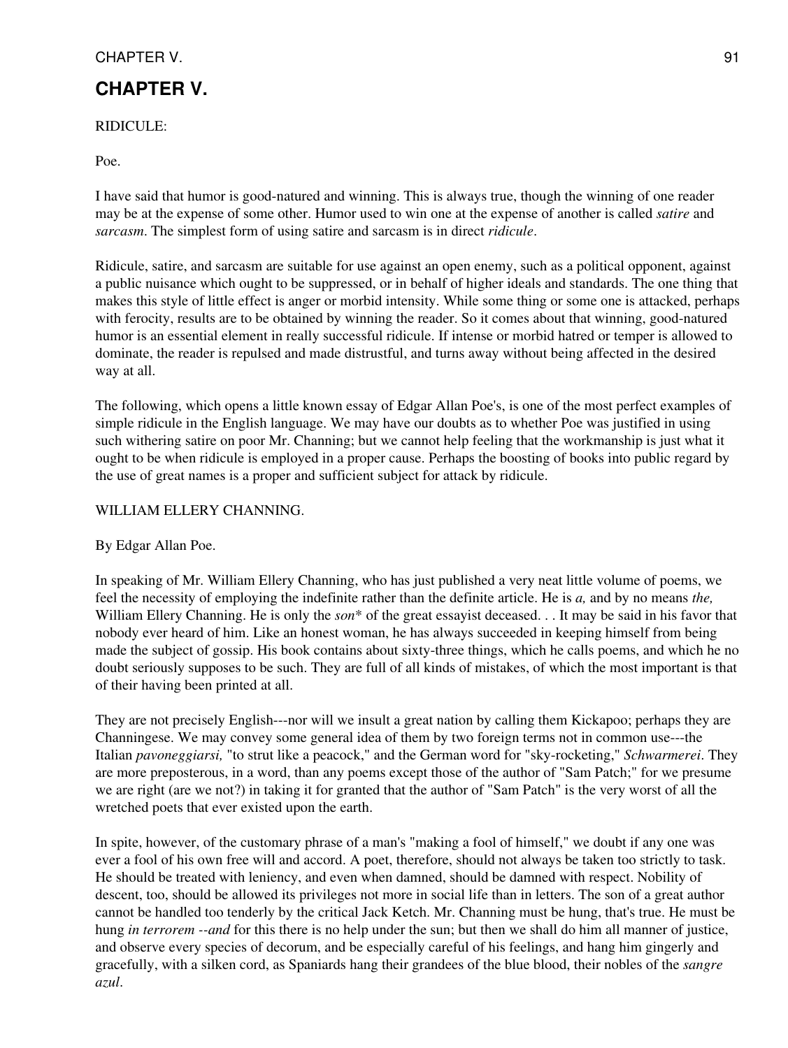# CHAPTER V.

RIDICULE:

Poe.

I have said that humor is good-natured and winning. This is always true, though the winning of one reader may be at the expense of some other. Humor used to win one at the expense of another is called *satire* and *sarcasm*. The simplest form of using satire and sarcasm is in direct *ridicule*.

Ridicule, satire, and sarcasm are suitable for use against an open enemy, such as a political opponent, against a public nuisance which ought to be suppressed, or in behalf of higher ideals and standards. The one thing that makes this style of little effect is anger or morbid intensity. While some thing or some one is attacked, perhaps with ferocity, results are to be obtained by winning the reader. So it comes about that winning, good-natured humor is an essential element in really successful ridicule. If intense or morbid hatred or temper is allowed to dominate, the reader is repulsed and made distrustful, and turns away without being affected in the desired way at all.

The following, which opens a little known essay of Edgar Allan Poe's, is one of the most perfect examples of simple ridicule in the English language. We may have our doubts as to whether Poe was justified in using such withering satire on poor Mr. Channing; but we cannot help feeling that the workmanship is just what it ought to be when ridicule is employed in a proper cause. Perhaps the boosting of books into public regard by the use of great names is a proper and sufficient subject for attack by ridicule.

WILLIAM ELLERY CHANNING.

By Edgar Allan Poe.

In speaking of Mr. William Ellery Channing, who has just published a very neat little volume of poems, we feel the necessity of employing the indefinite rather than the definite article. He is *a,* and by no means *the,* William Ellery Channing. He is only the *son*\* of the great essayist deceased. . . It may be said in his favor that nobody ever heard of him. Like an honest woman, he has always succeeded in keeping himself from being made the subject of gossip. His book contains about sixty-three things, which he calls poems, and which he no doubt seriously supposes to be such. They are full of all kinds of mistakes, of which the most important is that of their having been printed at all.

They are not precisely English---nor will we insult a great nation by calling them Kickapoo; perhaps they are Channingese. We may convey some general idea of them by two foreign terms not in common use---the Italian *pavoneggiarsi,* "to strut like a peacock," and the German word for "sky-rocketing," *Schwarmerei*. They are more preposterous, in a word, than any poems except those of the author of "Sam Patch;" for we presume we are right (are we not?) in taking it for granted that the author of "Sam Patch" is the very worst of all the wretched poets that ever existed upon the earth.

In spite, however, of the customary phrase of a man's "making a fool of himself," we doubt if any one was ever a fool of his own free will and accord. A poet, therefore, should not always be taken too strictly to task. He should be treated with leniency, and even when damned, should be damned with respect. Nobility of descent, too, should be allowed its privileges not more in social life than in letters. The son of a great author cannot be handled too tenderly by the critical Jack Ketch. Mr. Channing must be hung, that's true. He must be hung *in terrorem --and* for this there is no help under the sun; but then we shall do him all manner of justice, and observe every species of decorum, and be especially careful of his feelings, and hang him gingerly and gracefully, with a silken cord, as Spaniards hang their grandees of the blue blood, their nobles of the *sangre azul*.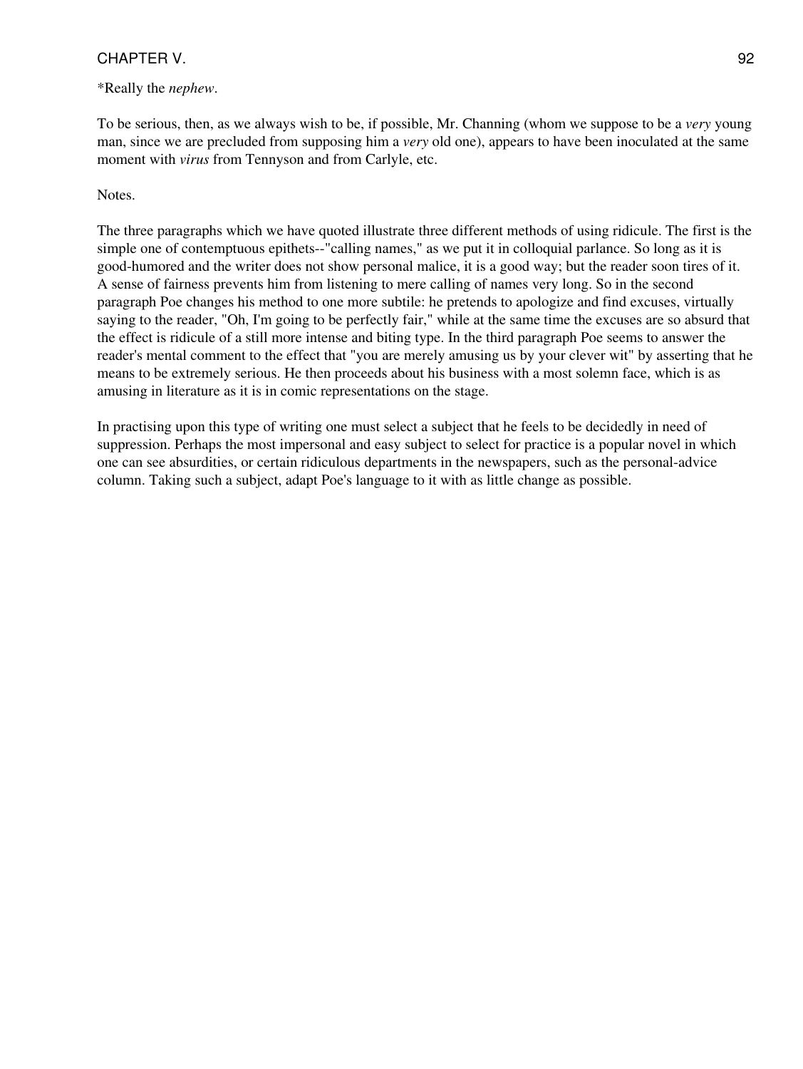*Really the *nephew*.

To be serious, then, as we always wish to be, if possible, Mr. Channing (whom we suppose to be a *very* young man, since we are precluded from supposing him a *very* old one), appears to have been inoculated at the same moment with *virus* from Tennyson and from Carlyle, etc.

Notes.

The three paragraphs which we have quoted illustrate three different methods of using ridicule. The first is the simple one of contemptuous epithets--"calling names," as we put it in colloquial parlance. So long as it is good-humored and the writer does not show personal malice, it is a good way; but the reader soon tires of it. A sense of fairness prevents him from listening to mere calling of names very long. So in the second paragraph Poe changes his method to one more subtile: he pretends to apologize and find excuses, virtually saying to the reader, "Oh, I'm going to be perfectly fair," while at the same time the excuses are so absurd that the effect is ridicule of a still more intense and biting type. In the third paragraph Poe seems to answer the reader's mental comment to the effect that "you are merely amusing us by your clever wit" by asserting that he means to be extremely serious. He then proceeds about his business with a most solemn face, which is as amusing in literature as it is in comic representations on the stage.

In practising upon this type of writing one must select a subject that he feels to be decidedly in need of suppression. Perhaps the most impersonal and easy subject to select for practice is a popular novel in which one can see absurdities, or certain ridiculous departments in the newspapers, such as the personal-advice column. Taking such a subject, adapt Poe's language to it with as little change as possible.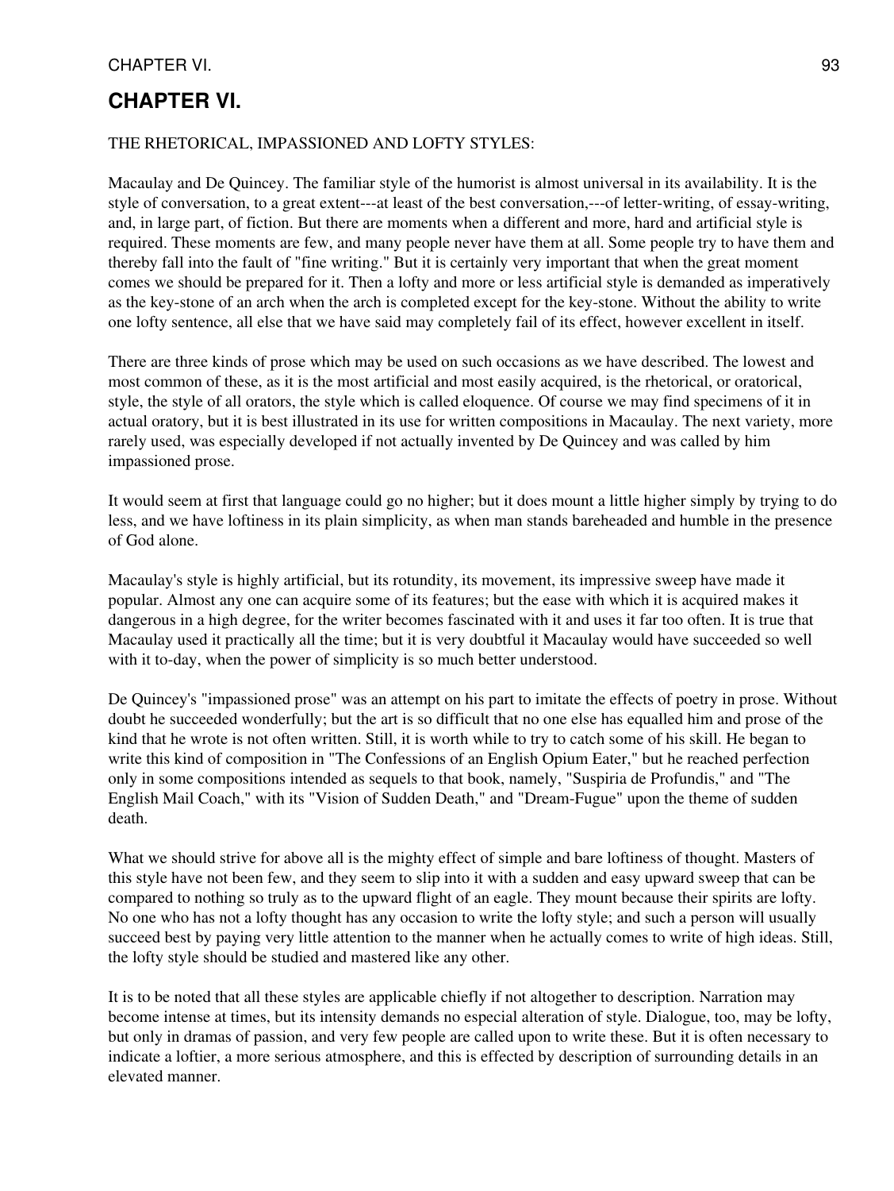## CHAPTER VI.

THE RHETORICAL, IMPASSIONED AND LOFTY STYLES:

Macaulay and De Quincey. The familiar style of the humorist is almost universal in its availability. It is the style of conversation, to a great extent---at least of the best conversation,---of letter-writing, of essay-writing, and, in large part, of fiction. But there are moments when a different and more, hard and artificial style is required. These moments are few, and many people never have them at all. Some people try to have them and thereby fall into the fault of "fine writing." But it is certainly very important that when the great moment comes we should be prepared for it. Then a lofty and more or less artificial style is demanded as imperatively as the key-stone of an arch when the arch is completed except for the key-stone. Without the ability to write one lofty sentence, all else that we have said may completely fail of its effect, however excellent in itself.

There are three kinds of prose which may be used on such occasions as we have described. The lowest and most common of these, as it is the most artificial and most easily acquired, is the rhetorical, or oratorical, style, the style of all orators, the style which is called eloquence. Of course we may find specimens of it in actual oratory, but it is best illustrated in its use for written compositions in Macaulay. The next variety, more rarely used, was especially developed if not actually invented by De Quincey and was called by him impassioned prose.

It would seem at first that language could go no higher; but it does mount a little higher simply by trying to do less, and we have loftiness in its plain simplicity, as when man stands bareheaded and humble in the presence of God alone.

Macaulay's style is highly artificial, but its rotundity, its movement, its impressive sweep have made it popular. Almost any one can acquire some of its features; but the ease with which it is acquired makes it dangerous in a high degree, for the writer becomes fascinated with it and uses it far too often. It is true that Macaulay used it practically all the time; but it is very doubtful it Macaulay would have succeeded so well with it to-day, when the power of simplicity is so much better understood.

De Quincey's "impassioned prose" was an attempt on his part to imitate the effects of poetry in prose. Without doubt he succeeded wonderfully; but the art is so difficult that no one else has equalled him and prose of the kind that he wrote is not often written. Still, it is worth while to try to catch some of his skill. He began to write this kind of composition in "The Confessions of an English Opium Eater," but he reached perfection only in some compositions intended as sequels to that book, namely, "Suspiria de Profundis," and "The English Mail Coach," with its "Vision of Sudden Death," and "Dream-Fugue" upon the theme of sudden death.

What we should strive for above all is the mighty effect of simple and bare loftiness of thought. Masters of this style have not been few, and they seem to slip into it with a sudden and easy upward sweep that can be compared to nothing so truly as to the upward flight of an eagle. They mount because their spirits are lofty. No one who has not a lofty thought has any occasion to write the lofty style; and such a person will usually succeed best by paying very little attention to the manner when he actually comes to write of high ideas. Still, the lofty style should be studied and mastered like any other.

It is to be noted that all these styles are applicable chiefly if not altogether to description. Narration may become intense at times, but its intensity demands no especial alteration of style. Dialogue, too, may be lofty, but only in dramas of passion, and very few people are called upon to write these. But it is often necessary to indicate a loftier, a more serious atmosphere, and this is effected by description of surrounding details in an elevated manner.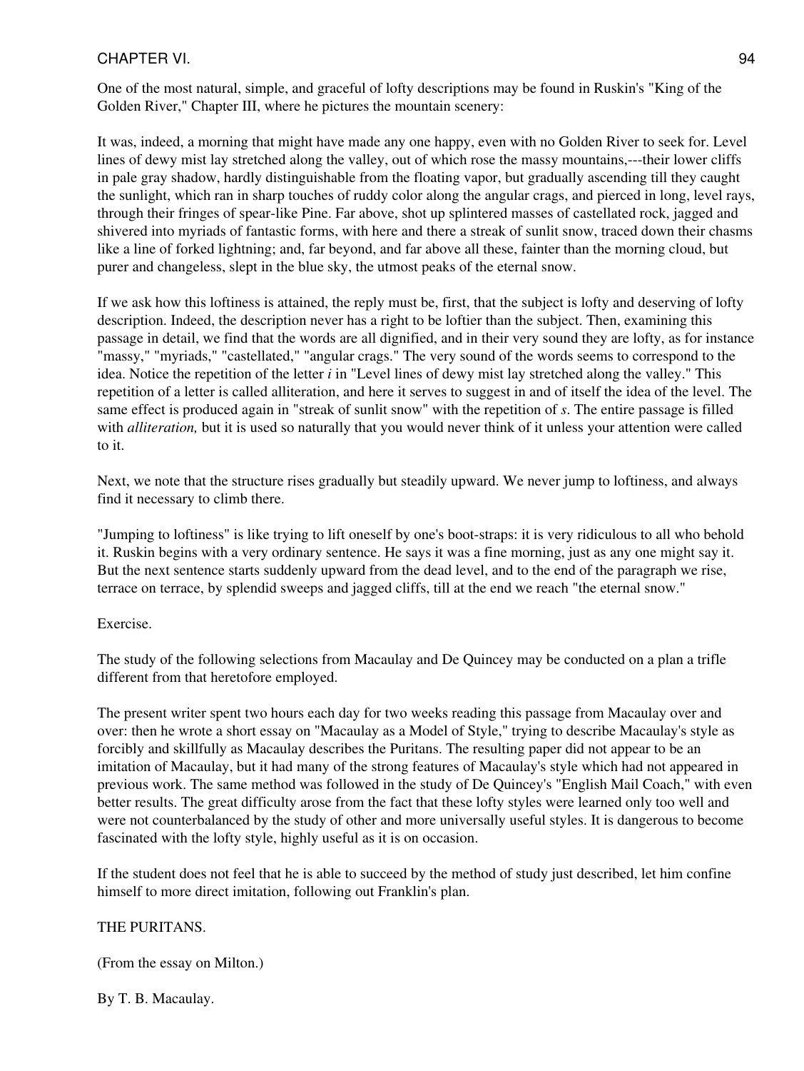One of the most natural, simple, and graceful of lofty descriptions may be found in Ruskin's "King of the Golden River," Chapter III, where he pictures the mountain scenery:

It was, indeed, a morning that might have made any one happy, even with no Golden River to seek for. Level lines of dewy mist lay stretched along the valley, out of which rose the massy mountains,---their lower cliffs in pale gray shadow, hardly distinguishable from the floating vapor, but gradually ascending till they caught the sunlight, which ran in sharp touches of ruddy color along the angular crags, and pierced in long, level rays, through their fringes of spear-like Pine. Far above, shot up splintered masses of castellated rock, jagged and shivered into myriads of fantastic forms, with here and there a streak of sunlit snow, traced down their chasms like a line of forked lightning; and, far beyond, and far above all these, fainter than the morning cloud, but purer and changeless, slept in the blue sky, the utmost peaks of the eternal snow.

If we ask how this loftiness is attained, the reply must be, first, that the subject is lofty and deserving of lofty description. Indeed, the description never has a right to be loftier than the subject. Then, examining this passage in detail, we find that the words are all dignified, and in their very sound they are lofty, as for instance "massy," "myriads," "castellated," "angular crags." The very sound of the words seems to correspond to the idea. Notice the repetition of the letter *i* in "Level lines of dewy mist lay stretched along the valley." This repetition of a letter is called alliteration, and here it serves to suggest in and of itself the idea of the level. The same effect is produced again in "streak of sunlit snow" with the repetition of *s*. The entire passage is filled with *alliteration,* but it is used so naturally that you would never think of it unless your attention were called to it.

Next, we note that the structure rises gradually but steadily upward. We never jump to loftiness, and always find it necessary to climb there.

"Jumping to loftiness" is like trying to lift oneself by one's boot-straps: it is very ridiculous to all who behold it. Ruskin begins with a very ordinary sentence. He says it was a fine morning, just as any one might say it. But the next sentence starts suddenly upward from the dead level, and to the end of the paragraph we rise, terrace on terrace, by splendid sweeps and jagged cliffs, till at the end we reach "the eternal snow."

Exercise.

The study of the following selections from Macaulay and De Quincey may be conducted on a plan a trifle different from that heretofore employed.

The present writer spent two hours each day for two weeks reading this passage from Macaulay over and over: then he wrote a short essay on "Macaulay as a Model of Style," trying to describe Macaulay's style as forcibly and skillfully as Macaulay describes the Puritans. The resulting paper did not appear to be an imitation of Macaulay, but it had many of the strong features of Macaulay's style which had not appeared in previous work. The same method was followed in the study of De Quincey's "English Mail Coach," with even better results. The great difficulty arose from the fact that these lofty styles were learned only too well and were not counterbalanced by the study of other and more universally useful styles. It is dangerous to become fascinated with the lofty style, highly useful as it is on occasion.

If the student does not feel that he is able to succeed by the method of study just described, let him confine himself to more direct imitation, following out Franklin's plan.

THE PURITANS.

(From the essay on Milton.)

By T. B. Macaulay.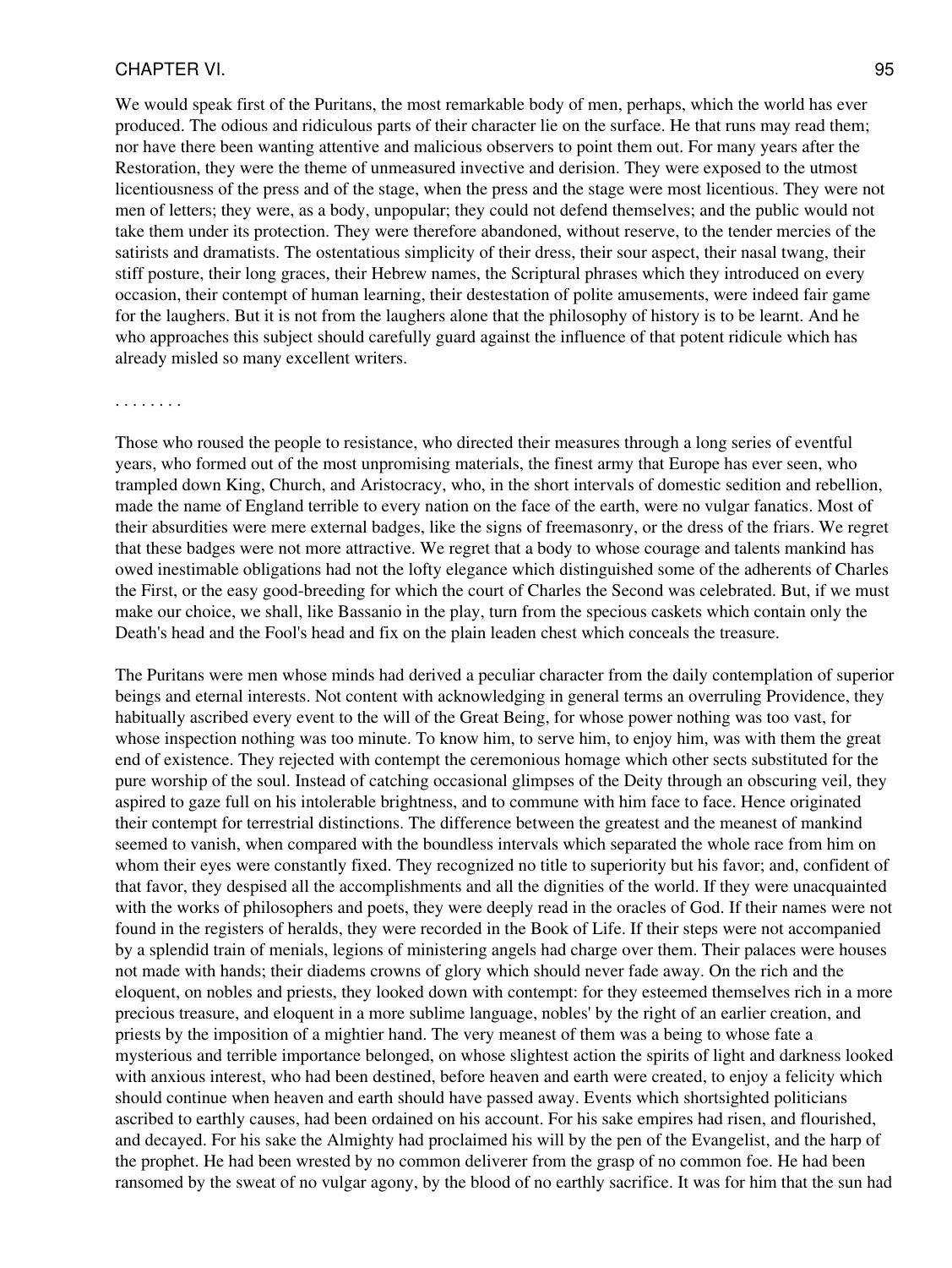We would speak first of the Puritans, the most remarkable body of men, perhaps, which the world has ever produced. The odious and ridiculous parts of their character lie on the surface. He that runs may read them; nor have there been wanting attentive and malicious observers to point them out. For many years after the Restoration, they were the theme of unmeasured invective and derision. They were exposed to the utmost licentiousness of the press and of the stage, when the press and the stage were most licentious. They were not men of letters; they were, as a body, unpopular; they could not defend themselves; and the public would not take them under its protection. They were therefore abandoned, without reserve, to the tender mercies of the satirists and dramatists. The ostentatious simplicity of their dress, their sour aspect, their nasal twang, their stiff posture, their long graces, their Hebrew names, the Scriptural phrases which they introduced on every occasion, their contempt of human learning, their destestation of polite amusements, were indeed fair game for the laughers. But it is not from the laughers alone that the philosophy of history is to be learnt. And he who approaches this subject should carefully guard against the influence of that potent ridicule which has already misled so many excellent writers.

. . . . . . . .

Those who roused the people to resistance, who directed their measures through a long series of eventful years, who formed out of the most unpromising materials, the finest army that Europe has ever seen, who trampled down King, Church, and Aristocracy, who, in the short intervals of domestic sedition and rebellion, made the name of England terrible to every nation on the face of the earth, were no vulgar fanatics. Most of their absurdities were mere external badges, like the signs of freemasonry, or the dress of the friars. We regret that these badges were not more attractive. We regret that a body to whose courage and talents mankind has owed inestimable obligations had not the lofty elegance which distinguished some of the adherents of Charles the First, or the easy good-breeding for which the court of Charles the Second was celebrated. But, if we must make our choice, we shall, like Bassanio in the play, turn from the specious caskets which contain only the Death's head and the Fool's head and fix on the plain leaden chest which conceals the treasure.

The Puritans were men whose minds had derived a peculiar character from the daily contemplation of superior beings and eternal interests. Not content with acknowledging in general terms an overruling Providence, they habitually ascribed every event to the will of the Great Being, for whose power nothing was too vast, for whose inspection nothing was too minute. To know him, to serve him, to enjoy him, was with them the great end of existence. They rejected with contempt the ceremonious homage which other sects substituted for the pure worship of the soul. Instead of catching occasional glimpses of the Deity through an obscuring veil, they aspired to gaze full on his intolerable brightness, and to commune with him face to face. Hence originated their contempt for terrestrial distinctions. The difference between the greatest and the meanest of mankind seemed to vanish, when compared with the boundless intervals which separated the whole race from him on whom their eyes were constantly fixed. They recognized no title to superiority but his favor; and, confident of that favor, they despised all the accomplishments and all the dignities of the world. If they were unacquainted with the works of philosophers and poets, they were deeply read in the oracles of God. If their names were not found in the registers of heralds, they were recorded in the Book of Life. If their steps were not accompanied by a splendid train of menials, legions of ministering angels had charge over them. Their palaces were houses not made with hands; their diadems crowns of glory which should never fade away. On the rich and the eloquent, on nobles and priests, they looked down with contempt: for they esteemed themselves rich in a more precious treasure, and eloquent in a more sublime language, nobles' by the right of an earlier creation, and priests by the imposition of a mightier hand. The very meanest of them was a being to whose fate a mysterious and terrible importance belonged, on whose slightest action the spirits of light and darkness looked with anxious interest, who had been destined, before heaven and earth were created, to enjoy a felicity which should continue when heaven and earth should have passed away. Events which shortsighted politicians ascribed to earthly causes, had been ordained on his account. For his sake empires had risen, and flourished, and decayed. For his sake the Almighty had proclaimed his will by the pen of the Evangelist, and the harp of the prophet. He had been wrested by no common deliverer from the grasp of no common foe. He had been ransomed by the sweat of no vulgar agony, by the blood of no earthly sacrifice. It was for him that the sun had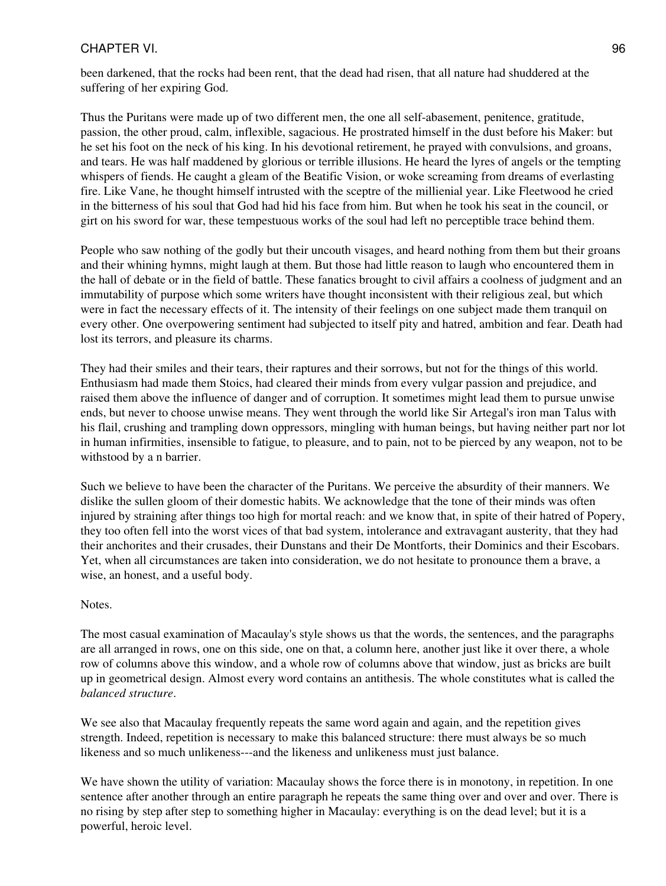been darkened, that the rocks had been rent, that the dead had risen, that all nature had shuddered at the suffering of her expiring God.

Thus the Puritans were made up of two different men, the one all self-abasement, penitence, gratitude, passion, the other proud, calm, inflexible, sagacious. He prostrated himself in the dust before his Maker: but he set his foot on the neck of his king. In his devotional retirement, he prayed with convulsions, and groans, and tears. He was half maddened by glorious or terrible illusions. He heard the lyres of angels or the tempting whispers of fiends. He caught a gleam of the Beatific Vision, or woke screaming from dreams of everlasting fire. Like Vane, he thought himself intrusted with the sceptre of the millienial year. Like Fleetwood he cried in the bitterness of his soul that God had hid his face from him. But when he took his seat in the council, or girt on his sword for war, these tempestuous works of the soul had left no perceptible trace behind them.

People who saw nothing of the godly but their uncouth visages, and heard nothing from them but their groans and their whining hymns, might laugh at them. But those had little reason to laugh who encountered them in the hall of debate or in the field of battle. These fanatics brought to civil affairs a coolness of judgment and an immutability of purpose which some writers have thought inconsistent with their religious zeal, but which were in fact the necessary effects of it. The intensity of their feelings on one subject made them tranquil on every other. One overpowering sentiment had subjected to itself pity and hatred, ambition and fear. Death had lost its terrors, and pleasure its charms.

They had their smiles and their tears, their raptures and their sorrows, but not for the things of this world. Enthusiasm had made them Stoics, had cleared their minds from every vulgar passion and prejudice, and raised them above the influence of danger and of corruption. It sometimes might lead them to pursue unwise ends, but never to choose unwise means. They went through the world like Sir Artegal's iron man Talus with his flail, crushing and trampling down oppressors, mingling with human beings, but having neither part nor lot in human infirmities, insensible to fatigue, to pleasure, and to pain, not to be pierced by any weapon, not to be withstood by a n barrier.

Such we believe to have been the character of the Puritans. We perceive the absurdity of their manners. We dislike the sullen gloom of their domestic habits. We acknowledge that the tone of their minds was often injured by straining after things too high for mortal reach: and we know that, in spite of their hatred of Popery, they too often fell into the worst vices of that bad system, intolerance and extravagant austerity, that they had their anchorites and their crusades, their Dunstans and their De Montforts, their Dominics and their Escobars. Yet, when all circumstances are taken into consideration, we do not hesitate to pronounce them a brave, a wise, an honest, and a useful body.

Notes.

The most casual examination of Macaulay's style shows us that the words, the sentences, and the paragraphs are all arranged in rows, one on this side, one on that, a column here, another just like it over there, a whole row of columns above this window, and a whole row of columns above that window, just as bricks are built up in geometrical design. Almost every word contains an antithesis. The whole constitutes what is called the *balanced structure*.

We see also that Macaulay frequently repeats the same word again and again, and the repetition gives strength. Indeed, repetition is necessary to make this balanced structure: there must always be so much likeness and so much unlikeness---and the likeness and unlikeness must just balance.

We have shown the utility of variation: Macaulay shows the force there is in monotony, in repetition. In one sentence after another through an entire paragraph he repeats the same thing over and over and over. There is no rising by step after step to something higher in Macaulay: everything is on the dead level; but it is a powerful, heroic level.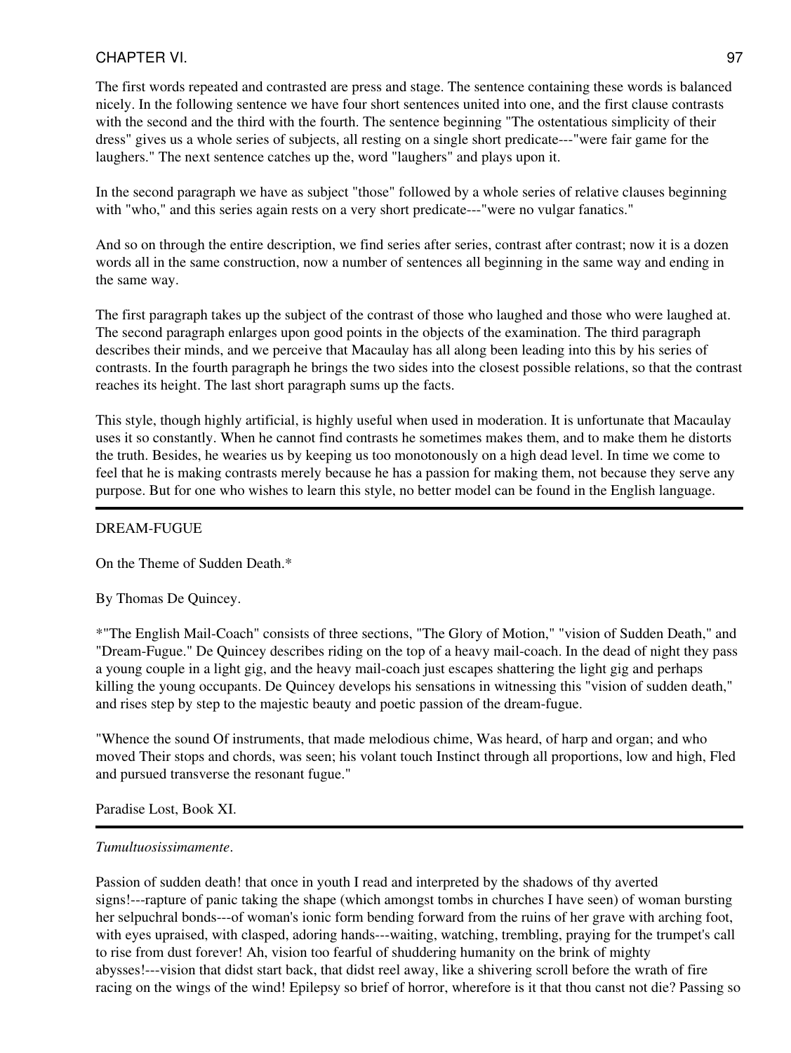The first words repeated and contrasted are press and stage. The sentence containing these words is balanced nicely. In the following sentence we have four short sentences united into one, and the first clause contrasts with the second and the third with the fourth. The sentence beginning "The ostentatious simplicity of their dress" gives us a whole series of subjects, all resting on a single short predicate---"were fair game for the laughers." The next sentence catches up the, word "laughers" and plays upon it.

In the second paragraph we have as subject "those" followed by a whole series of relative clauses beginning with "who," and this series again rests on a very short predicate---"were no vulgar fanatics."

And so on through the entire description, we find series after series, contrast after contrast; now it is a dozen words all in the same construction, now a number of sentences all beginning in the same way and ending in the same way.

The first paragraph takes up the subject of the contrast of those who laughed and those who were laughed at. The second paragraph enlarges upon good points in the objects of the examination. The third paragraph describes their minds, and we perceive that Macaulay has all along been leading into this by his series of contrasts. In the fourth paragraph he brings the two sides into the closest possible relations, so that the contrast reaches its height. The last short paragraph sums up the facts.

This style, though highly artificial, is highly useful when used in moderation. It is unfortunate that Macaulay uses it so constantly. When he cannot find contrasts he sometimes makes them, and to make them he distorts the truth. Besides, he wearies us by keeping us too monotonously on a high dead level. In time we come to feel that he is making contrasts merely because he has a passion for making them, not because they serve any purpose. But for one who wishes to learn this style, no better model can be found in the English language.

---

## DREAM-FUGUE

On the Theme of Sudden Death.*

By Thomas De Quincey.

*"The English Mail-Coach" consists of three sections, "The Glory of Motion," "vision of Sudden Death," and "Dream-Fugue." De Quincey describes riding on the top of a heavy mail-coach. In the dead of night they pass a young couple in a light gig, and the heavy mail-coach just escapes shattering the light gig and perhaps killing the young occupants. De Quincey develops his sensations in witnessing this "vision of sudden death," and rises step by step to the majestic beauty and poetic passion of the dream-fugue.

"Whence the sound Of instruments, that made melodious chime, Was heard, of harp and organ; and who moved Their stops and chords, was seen; his volant touch Instinct through all proportions, low and high, Fled and pursued transverse the resonant fugue."

Paradise Lost, Book XI.

---

*Tumultuosissimamente*.

Passion of sudden death! that once in youth I read and interpreted by the shadows of thy averted signs!---rapture of panic taking the shape (which amongst tombs in churches I have seen) of woman bursting her selpuchral bonds---of woman's ionic form bending forward from the ruins of her grave with arching foot, with eyes upraised, with clasped, adoring hands---waiting, watching, trembling, praying for the trumpet's call to rise from dust forever! Ah, vision too fearful of shuddering humanity on the brink of mighty abysses!---vision that didst start back, that didst reel away, like a shivering scroll before the wrath of fire racing on the wings of the wind! Epilepsy so brief of horror, wherefore is it that thou canst not die? Passing so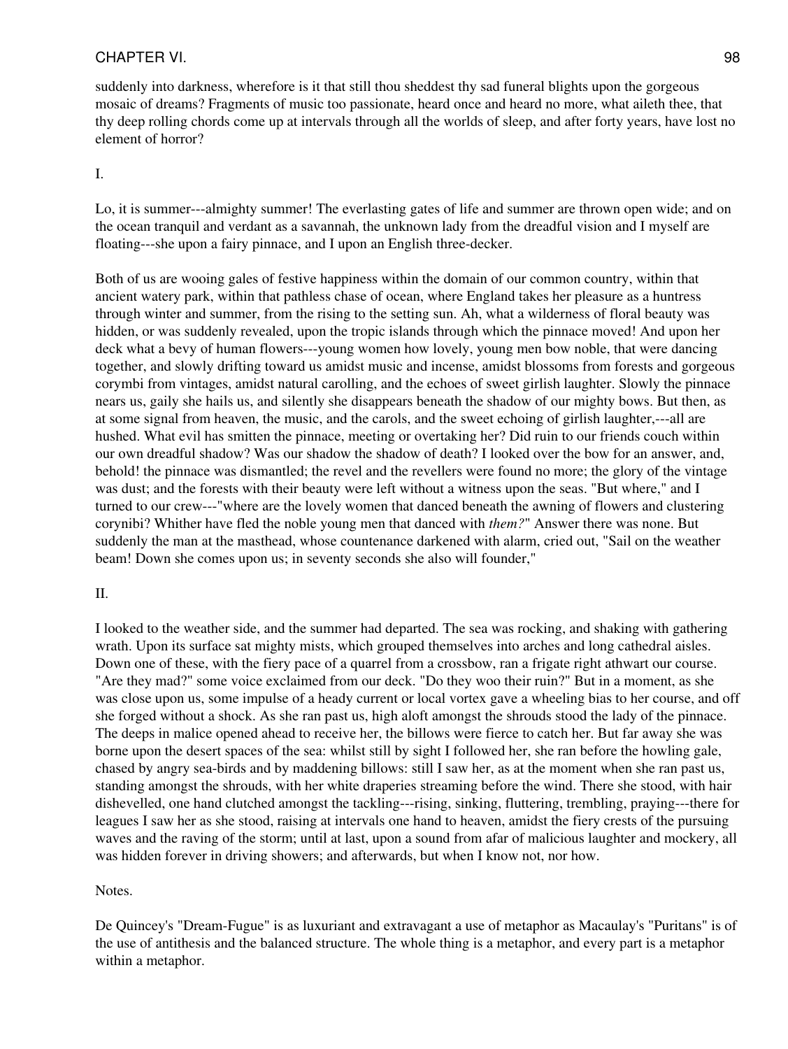suddenly into darkness, wherefore is it that still thou sheddest thy sad funeral blights upon the gorgeous mosaic of dreams? Fragments of music too passionate, heard once and heard no more, what aileth thee, that thy deep rolling chords come up at intervals through all the worlds of sleep, and after forty years, have lost no element of horror?

I.

Lo, it is summer---almighty summer! The everlasting gates of life and summer are thrown open wide; and on the ocean tranquil and verdant as a savannah, the unknown lady from the dreadful vision and I myself are floating---she upon a fairy pinnace, and I upon an English three-decker.

Both of us are wooing gales of festive happiness within the domain of our common country, within that ancient watery park, within that pathless chase of ocean, where England takes her pleasure as a huntress through winter and summer, from the rising to the setting sun. Ah, what a wilderness of floral beauty was hidden, or was suddenly revealed, upon the tropic islands through which the pinnace moved! And upon her deck what a bevy of human flowers---young women how lovely, young men bow noble, that were dancing together, and slowly drifting toward us amidst music and incense, amidst blossoms from forests and gorgeous corymbi from vintages, amidst natural carolling, and the echoes of sweet girlish laughter. Slowly the pinnace nears us, gaily she hails us, and silently she disappears beneath the shadow of our mighty bows. But then, as at some signal from heaven, the music, and the carols, and the sweet echoing of girlish laughter,---all are hushed. What evil has smitten the pinnace, meeting or overtaking her? Did ruin to our friends couch within our own dreadful shadow? Was our shadow the shadow of death? I looked over the bow for an answer, and, behold! the pinnace was dismantled; the revel and the revellers were found no more; the glory of the vintage was dust; and the forests with their beauty were left without a witness upon the seas. "But where," and I turned to our crew---"where are the lovely women that danced beneath the awning of flowers and clustering corynibi? Whither have fled the noble young men that danced with *them?*" Answer there was none. But suddenly the man at the masthead, whose countenance darkened with alarm, cried out, "Sail on the weather beam! Down she comes upon us; in seventy seconds she also will founder,"

II.

I looked to the weather side, and the summer had departed. The sea was rocking, and shaking with gathering wrath. Upon its surface sat mighty mists, which grouped themselves into arches and long cathedral aisles. Down one of these, with the fiery pace of a quarrel from a crossbow, ran a frigate right athwart our course. "Are they mad?" some voice exclaimed from our deck. "Do they woo their ruin?" But in a moment, as she was close upon us, some impulse of a heady current or local vortex gave a wheeling bias to her course, and off she forged without a shock. As she ran past us, high aloft amongst the shrouds stood the lady of the pinnace. The deeps in malice opened ahead to receive her, the billows were fierce to catch her. But far away she was borne upon the desert spaces of the sea: whilst still by sight I followed her, she ran before the howling gale, chased by angry sea-birds and by maddening billows: still I saw her, as at the moment when she ran past us, standing amongst the shrouds, with her white draperies streaming before the wind. There she stood, with hair dishevelled, one hand clutched amongst the tackling---rising, sinking, fluttering, trembling, praying---there for leagues I saw her as she stood, raising at intervals one hand to heaven, amidst the fiery crests of the pursuing waves and the raving of the storm; until at last, upon a sound from afar of malicious laughter and mockery, all was hidden forever in driving showers; and afterwards, but when I know not, nor how.

Notes.

De Quincey's "Dream-Fugue" is as luxuriant and extravagant a use of metaphor as Macaulay's "Puritans" is of the use of antithesis and the balanced structure. The whole thing is a metaphor, and every part is a metaphor within a metaphor.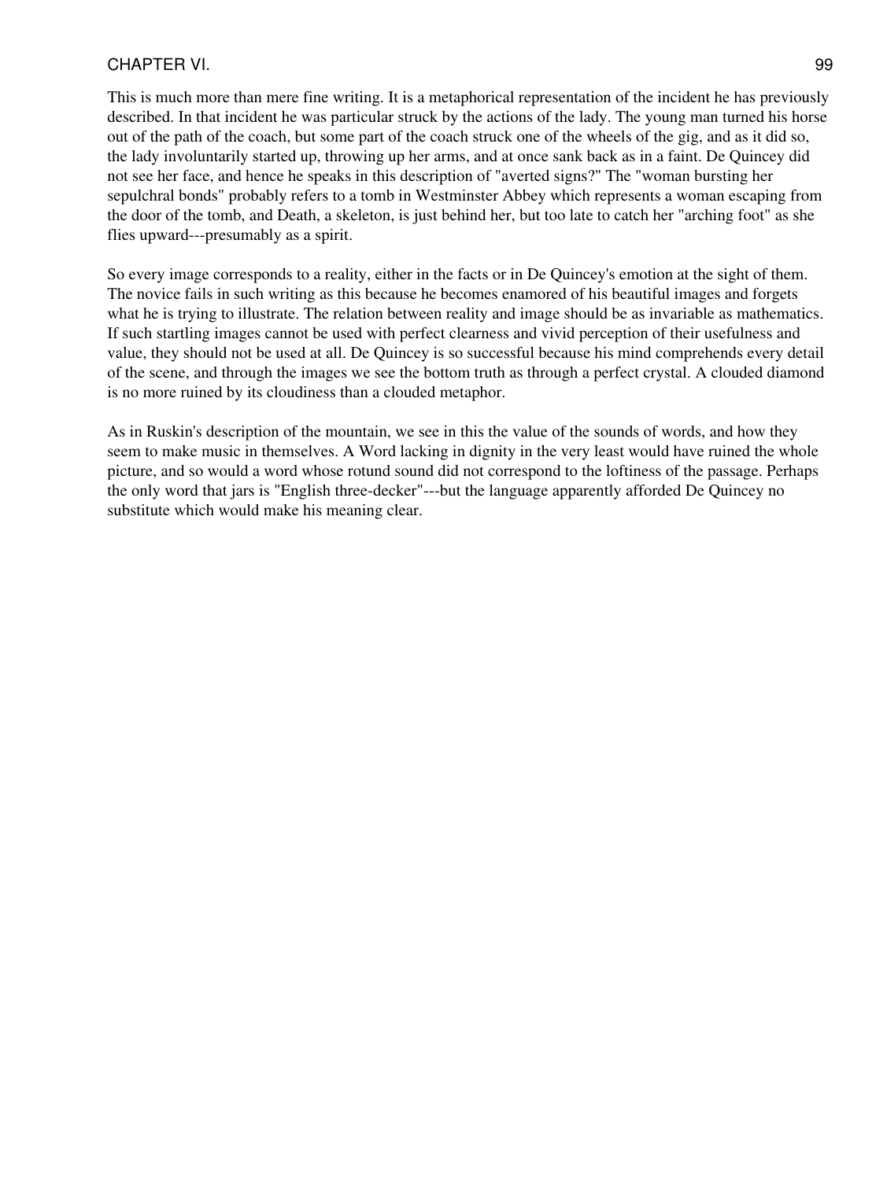This is much more than mere fine writing. It is a metaphorical representation of the incident he has previously described. In that incident he was particular struck by the actions of the lady. The young man turned his horse out of the path of the coach, but some part of the coach struck one of the wheels of the gig, and as it did so, the lady involuntarily started up, throwing up her arms, and at once sank back as in a faint. De Quincey did not see her face, and hence he speaks in this description of "averted signs?" The "woman bursting her sepulchral bonds" probably refers to a tomb in Westminster Abbey which represents a woman escaping from the door of the tomb, and Death, a skeleton, is just behind her, but too late to catch her "arching foot" as she flies upward---presumably as a spirit.

So every image corresponds to a reality, either in the facts or in De Quincey's emotion at the sight of them. The novice fails in such writing as this because he becomes enamored of his beautiful images and forgets what he is trying to illustrate. The relation between reality and image should be as invariable as mathematics. If such startling images cannot be used with perfect clearness and vivid perception of their usefulness and value, they should not be used at all. De Quincey is so successful because his mind comprehends every detail of the scene, and through the images we see the bottom truth as through a perfect crystal. A clouded diamond is no more ruined by its cloudiness than a clouded metaphor.

As in Ruskin's description of the mountain, we see in this the value of the sounds of words, and how they seem to make music in themselves. A Word lacking in dignity in the very least would have ruined the whole picture, and so would a word whose rotund sound did not correspond to the loftiness of the passage. Perhaps the only word that jars is "English three-decker"---but the language apparently afforded De Quincey no substitute which would make his meaning clear.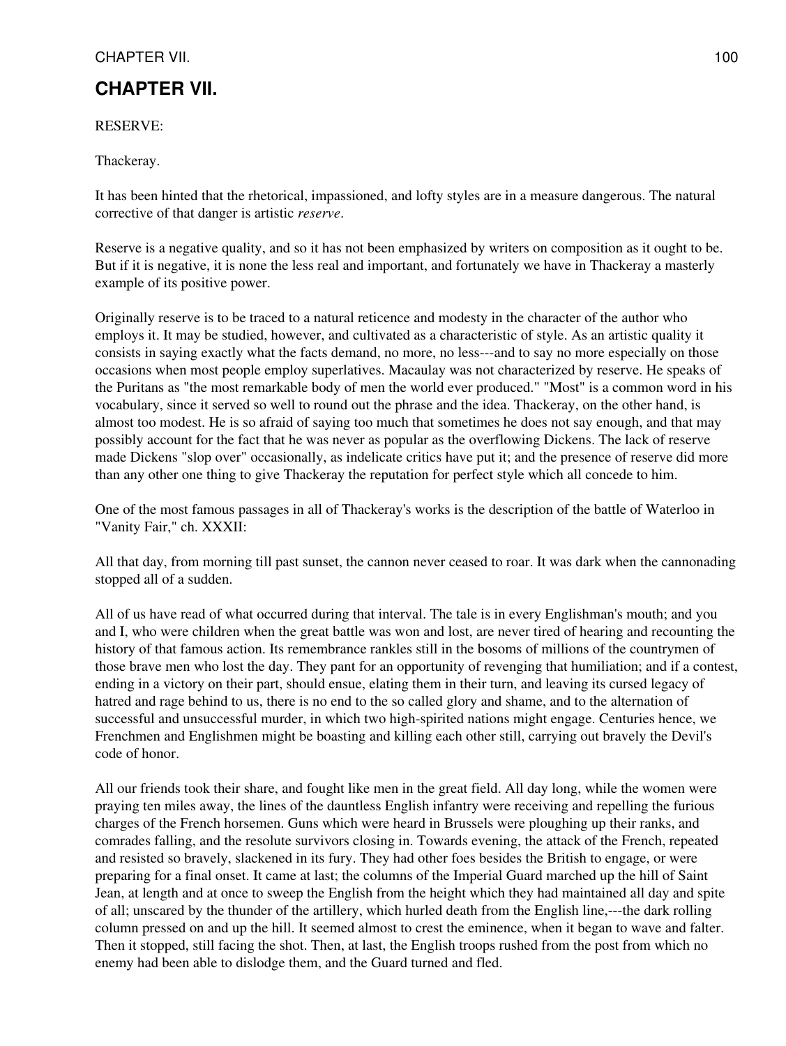# CHAPTER VII.

RESERVE:

Thackeray.

It has been hinted that the rhetorical, impassioned, and lofty styles are in a measure dangerous. The natural corrective of that danger is artistic *reserve*.

Reserve is a negative quality, and so it has not been emphasized by writers on composition as it ought to be. But if it is negative, it is none the less real and important, and fortunately we have in Thackeray a masterly example of its positive power.

Originally reserve is to be traced to a natural reticence and modesty in the character of the author who employs it. It may be studied, however, and cultivated as a characteristic of style. As an artistic quality it consists in saying exactly what the facts demand, no more, no less---and to say no more especially on those occasions when most people employ superlatives. Macaulay was not characterized by reserve. He speaks of the Puritans as "the most remarkable body of men the world ever produced." "Most" is a common word in his vocabulary, since it served so well to round out the phrase and the idea. Thackeray, on the other hand, is almost too modest. He is so afraid of saying too much that sometimes he does not say enough, and that may possibly account for the fact that he was never as popular as the overflowing Dickens. The lack of reserve made Dickens "slop over" occasionally, as indelicate critics have put it; and the presence of reserve did more than any other one thing to give Thackeray the reputation for perfect style which all concede to him.

One of the most famous passages in all of Thackeray's works is the description of the battle of Waterloo in "Vanity Fair," ch. XXXII:

All that day, from morning till past sunset, the cannon never ceased to roar. It was dark when the cannonading stopped all of a sudden.

All of us have read of what occurred during that interval. The tale is in every Englishman's mouth; and you and I, who were children when the great battle was won and lost, are never tired of hearing and recounting the history of that famous action. Its remembrance rankles still in the bosoms of millions of the countrymen of those brave men who lost the day. They pant for an opportunity of revenging that humiliation; and if a contest, ending in a victory on their part, should ensue, elating them in their turn, and leaving its cursed legacy of hatred and rage behind to us, there is no end to the so called glory and shame, and to the alternation of successful and unsuccessful murder, in which two high-spirited nations might engage. Centuries hence, we Frenchmen and Englishmen might be boasting and killing each other still, carrying out bravely the Devil's code of honor.

All our friends took their share, and fought like men in the great field. All day long, while the women were praying ten miles away, the lines of the dauntless English infantry were receiving and repelling the furious charges of the French horsemen. Guns which were heard in Brussels were ploughing up their ranks, and comrades falling, and the resolute survivors closing in. Towards evening, the attack of the French, repeated and resisted so bravely, slackened in its fury. They had other foes besides the British to engage, or were preparing for a final onset. It came at last; the columns of the Imperial Guard marched up the hill of Saint Jean, at length and at once to sweep the English from the height which they had maintained all day and spite of all; unscared by the thunder of the artillery, which hurled death from the English line,---the dark rolling column pressed on and up the hill. It seemed almost to crest the eminence, when it began to wave and falter. Then it stopped, still facing the shot. Then, at last, the English troops rushed from the post from which no enemy had been able to dislodge them, and the Guard turned and fled.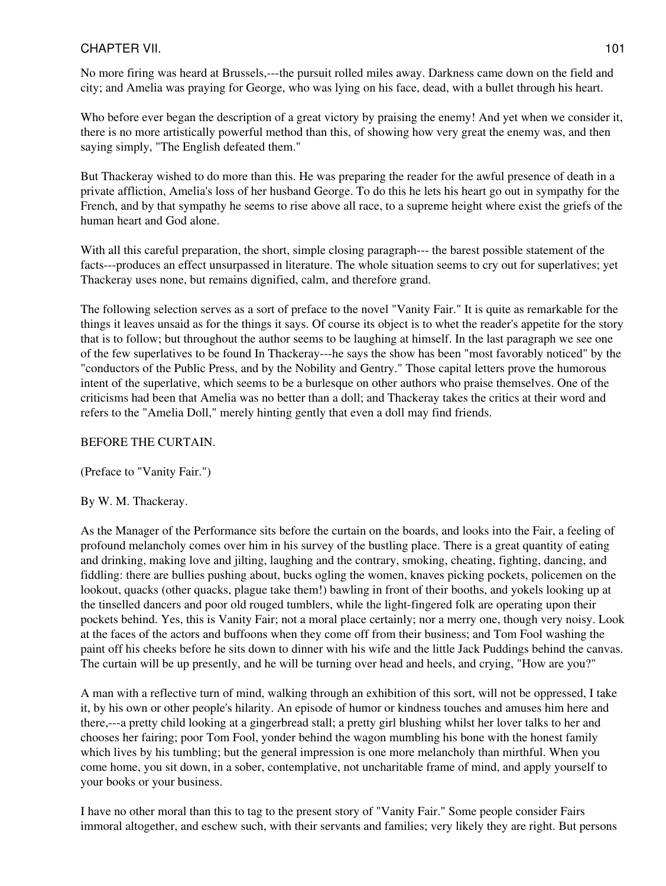No more firing was heard at Brussels,---the pursuit rolled miles away. Darkness came down on the field and city; and Amelia was praying for George, who was lying on his face, dead, with a bullet through his heart.

Who before ever began the description of a great victory by praising the enemy! And yet when we consider it, there is no more artistically powerful method than this, of showing how very great the enemy was, and then saying simply, "The English defeated them."

But Thackeray wished to do more than this. He was preparing the reader for the awful presence of death in a private affliction, Amelia's loss of her husband George. To do this he lets his heart go out in sympathy for the French, and by that sympathy he seems to rise above all race, to a supreme height where exist the griefs of the human heart and God alone.

With all this careful preparation, the short, simple closing paragraph--- the barest possible statement of the facts---produces an effect unsurpassed in literature. The whole situation seems to cry out for superlatives; yet Thackeray uses none, but remains dignified, calm, and therefore grand.

The following selection serves as a sort of preface to the novel "Vanity Fair." It is quite as remarkable for the things it leaves unsaid as for the things it says. Of course its object is to whet the reader's appetite for the story that is to follow; but throughout the author seems to be laughing at himself. In the last paragraph we see one of the few superlatives to be found In Thackeray---he says the show has been "most favorably noticed" by the "conductors of the Public Press, and by the Nobility and Gentry." Those capital letters prove the humorous intent of the superlative, which seems to be a burlesque on other authors who praise themselves. One of the criticisms had been that Amelia was no better than a doll; and Thackeray takes the critics at their word and refers to the "Amelia Doll," merely hinting gently that even a doll may find friends.

## BEFORE THE CURTAIN.

(Preface to "Vanity Fair.")

By W. M. Thackeray.

As the Manager of the Performance sits before the curtain on the boards, and looks into the Fair, a feeling of profound melancholy comes over him in his survey of the bustling place. There is a great quantity of eating and drinking, making love and jilting, laughing and the contrary, smoking, cheating, fighting, dancing, and fiddling: there are bullies pushing about, bucks ogling the women, knaves picking pockets, policemen on the lookout, quacks (other quacks, plague take them!) bawling in front of their booths, and yokels looking up at the tinselled dancers and poor old rouged tumblers, while the light-fingered folk are operating upon their pockets behind. Yes, this is Vanity Fair; not a moral place certainly; nor a merry one, though very noisy. Look at the faces of the actors and buffoons when they come off from their business; and Tom Fool washing the paint off his cheeks before he sits down to dinner with his wife and the little Jack Puddings behind the canvas. The curtain will be up presently, and he will be turning over head and heels, and crying, "How are you?"

A man with a reflective turn of mind, walking through an exhibition of this sort, will not be oppressed, I take it, by his own or other people's hilarity. An episode of humor or kindness touches and amuses him here and there,---a pretty child looking at a gingerbread stall; a pretty girl blushing whilst her lover talks to her and chooses her fairing; poor Tom Fool, yonder behind the wagon mumbling his bone with the honest family which lives by his tumbling; but the general impression is one more melancholy than mirthful. When you come home, you sit down, in a sober, contemplative, not uncharitable frame of mind, and apply yourself to your books or your business.

I have no other moral than this to tag to the present story of "Vanity Fair." Some people consider Fairs immoral altogether, and eschew such, with their servants and families; very likely they are right. But persons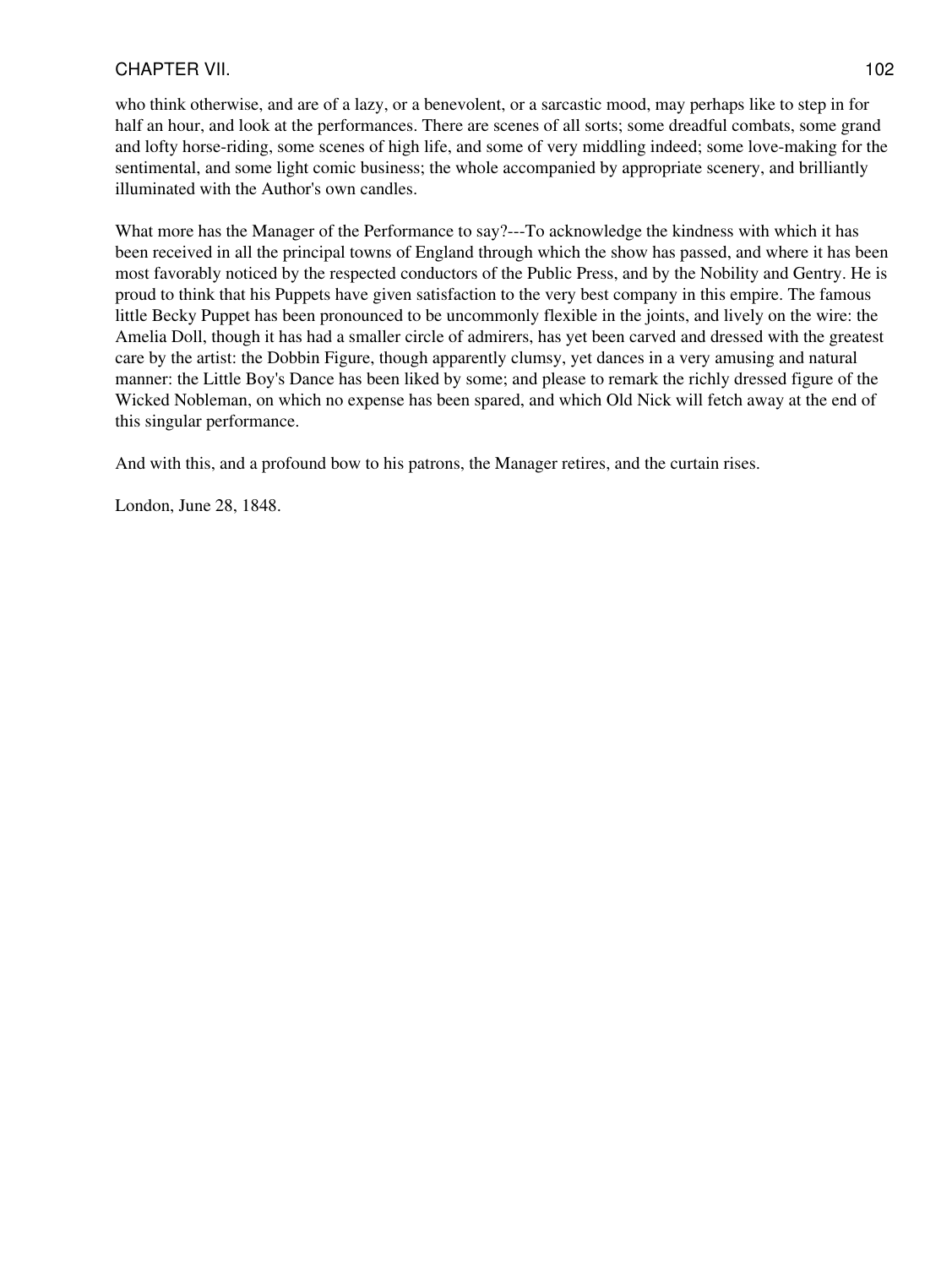who think otherwise, and are of a lazy, or a benevolent, or a sarcastic mood, may perhaps like to step in for half an hour, and look at the performances. There are scenes of all sorts; some dreadful combats, some grand and lofty horse-riding, some scenes of high life, and some of very middling indeed; some love-making for the sentimental, and some light comic business; the whole accompanied by appropriate scenery, and brilliantly illuminated with the Author's own candles.

What more has the Manager of the Performance to say?---To acknowledge the kindness with which it has been received in all the principal towns of England through which the show has passed, and where it has been most favorably noticed by the respected conductors of the Public Press, and by the Nobility and Gentry. He is proud to think that his Puppets have given satisfaction to the very best company in this empire. The famous little Becky Puppet has been pronounced to be uncommonly flexible in the joints, and lively on the wire: the Amelia Doll, though it has had a smaller circle of admirers, has yet been carved and dressed with the greatest care by the artist: the Dobbin Figure, though apparently clumsy, yet dances in a very amusing and natural manner: the Little Boy's Dance has been liked by some; and please to remark the richly dressed figure of the Wicked Nobleman, on which no expense has been spared, and which Old Nick will fetch away at the end of this singular performance.

And with this, and a profound bow to his patrons, the Manager retires, and the curtain rises.

London, June 28, 1848.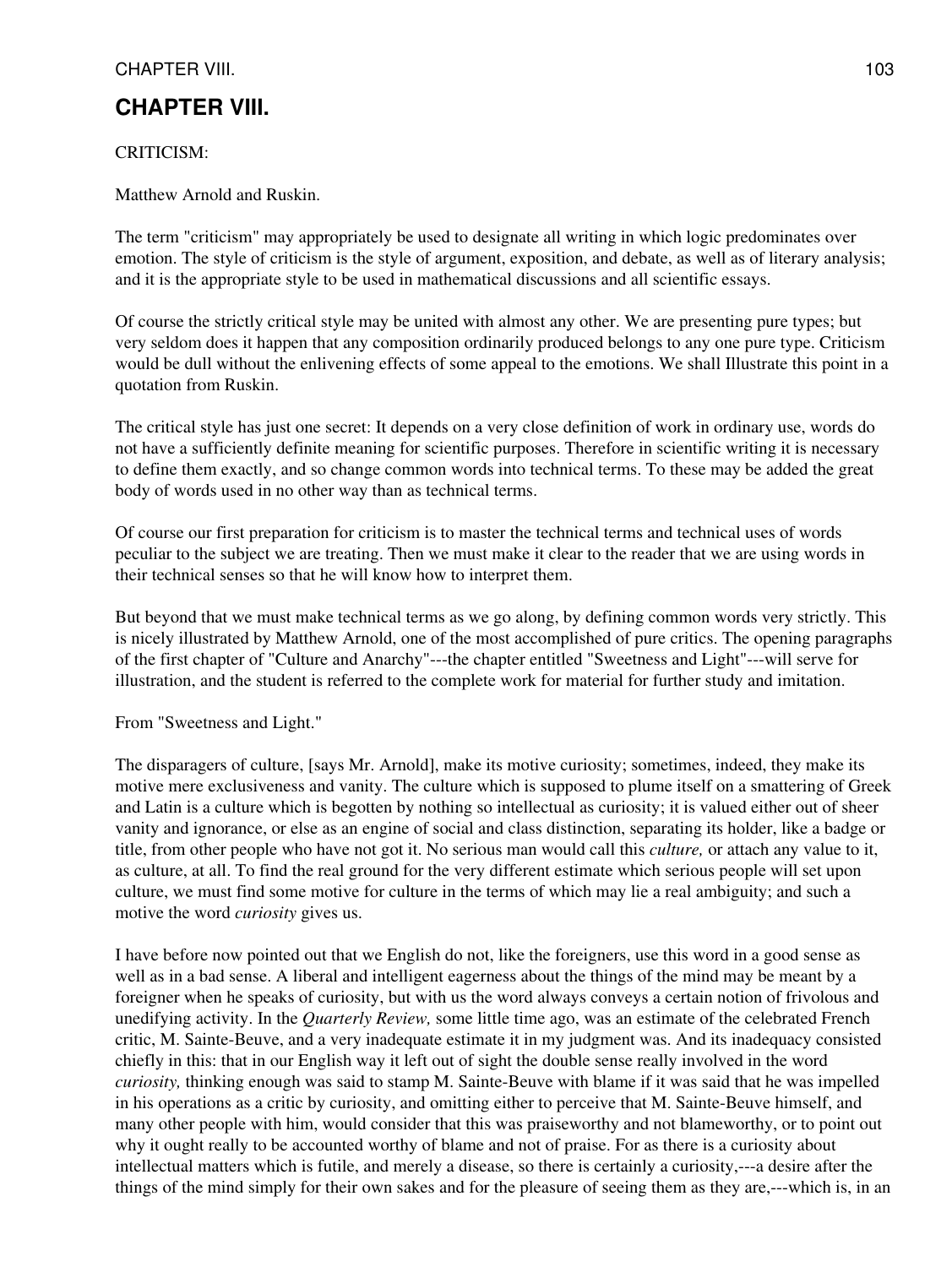# CHAPTER VIII.

CRITICISM:

Matthew Arnold and Ruskin.

The term "criticism" may appropriately be used to designate all writing in which logic predominates over emotion. The style of criticism is the style of argument, exposition, and debate, as well as of literary analysis; and it is the appropriate style to be used in mathematical discussions and all scientific essays.

Of course the strictly critical style may be united with almost any other. We are presenting pure types; but very seldom does it happen that any composition ordinarily produced belongs to any one pure type. Criticism would be dull without the enlivening effects of some appeal to the emotions. We shall Illustrate this point in a quotation from Ruskin.

The critical style has just one secret: It depends on a very close definition of work in ordinary use, words do not have a sufficiently definite meaning for scientific purposes. Therefore in scientific writing it is necessary to define them exactly, and so change common words into technical terms. To these may be added the great body of words used in no other way than as technical terms.

Of course our first preparation for criticism is to master the technical terms and technical uses of words peculiar to the subject we are treating. Then we must make it clear to the reader that we are using words in their technical senses so that he will know how to interpret them.

But beyond that we must make technical terms as we go along, by defining common words very strictly. This is nicely illustrated by Matthew Arnold, one of the most accomplished of pure critics. The opening paragraphs of the first chapter of "Culture and Anarchy"---the chapter entitled "Sweetness and Light"---will serve for illustration, and the student is referred to the complete work for material for further study and imitation.

From "Sweetness and Light."

The disparagers of culture, [says Mr. Arnold], make its motive curiosity; sometimes, indeed, they make its motive mere exclusiveness and vanity. The culture which is supposed to plume itself on a smattering of Greek and Latin is a culture which is begotten by nothing so intellectual as curiosity; it is valued either out of sheer vanity and ignorance, or else as an engine of social and class distinction, separating its holder, like a badge or title, from other people who have not got it. No serious man would call this *culture,* or attach any value to it, as culture, at all. To find the real ground for the very different estimate which serious people will set upon culture, we must find some motive for culture in the terms of which may lie a real ambiguity; and such a motive the word *curiosity* gives us.

I have before now pointed out that we English do not, like the foreigners, use this word in a good sense as well as in a bad sense. A liberal and intelligent eagerness about the things of the mind may be meant by a foreigner when he speaks of curiosity, but with us the word always conveys a certain notion of frivolous and unedifying activity. In the *Quarterly Review,* some little time ago, was an estimate of the celebrated French critic, M. Sainte-Beuve, and a very inadequate estimate it in my judgment was. And its inadequacy consisted chiefly in this: that in our English way it left out of sight the double sense really involved in the word *curiosity,* thinking enough was said to stamp M. Sainte-Beuve with blame if it was said that he was impelled in his operations as a critic by curiosity, and omitting either to perceive that M. Sainte-Beuve himself, and many other people with him, would consider that this was praiseworthy and not blameworthy, or to point out why it ought really to be accounted worthy of blame and not of praise. For as there is a curiosity about intellectual matters which is futile, and merely a disease, so there is certainly a curiosity,---a desire after the things of the mind simply for their own sakes and for the pleasure of seeing them as they are,---which is, in an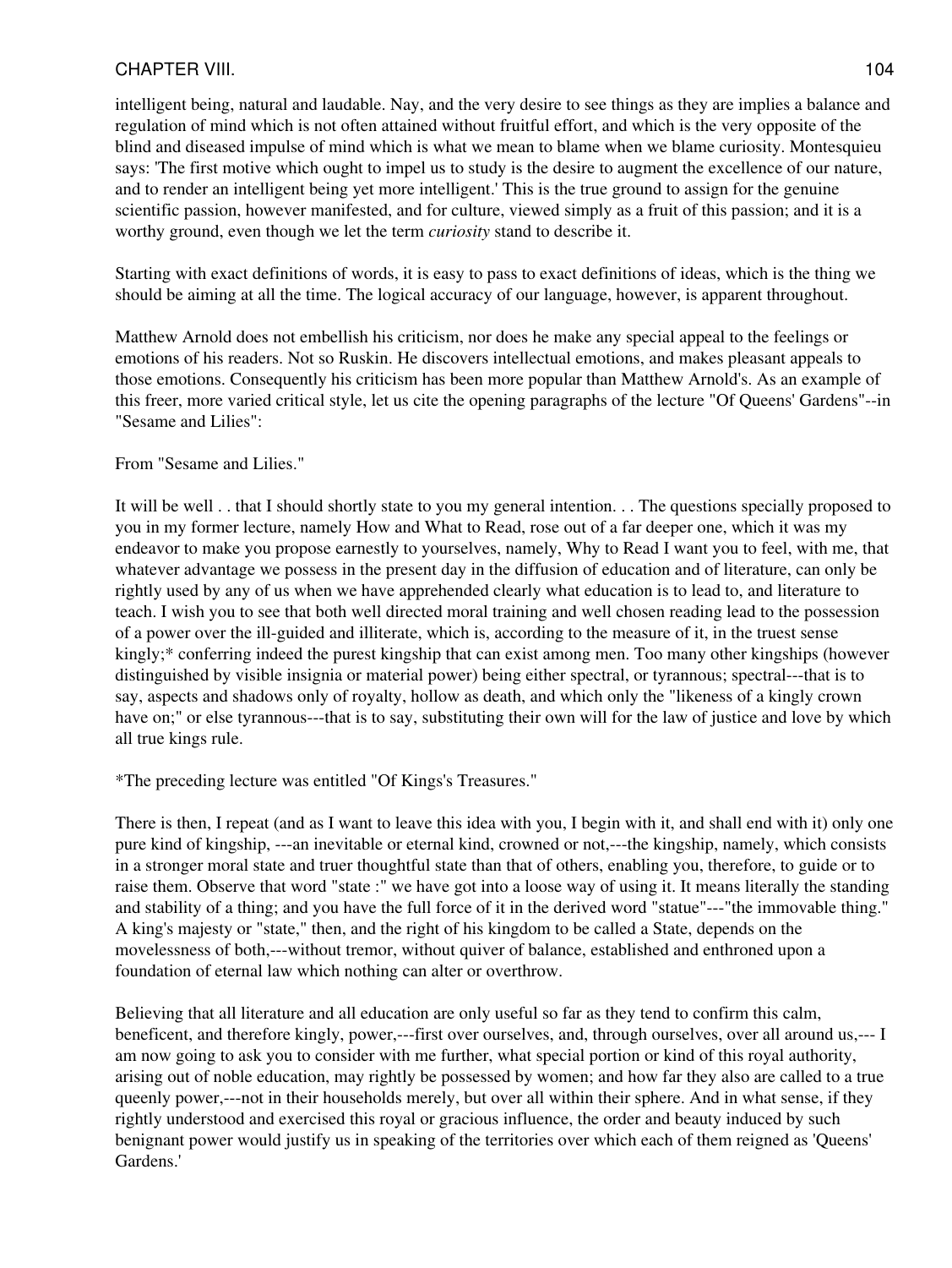intelligent being, natural and laudable. Nay, and the very desire to see things as they are implies a balance and regulation of mind which is not often attained without fruitful effort, and which is the very opposite of the blind and diseased impulse of mind which is what we mean to blame when we blame curiosity. Montesquieu says: 'The first motive which ought to impel us to study is the desire to augment the excellence of our nature, and to render an intelligent being yet more intelligent.' This is the true ground to assign for the genuine scientific passion, however manifested, and for culture, viewed simply as a fruit of this passion; and it is a worthy ground, even though we let the term *curiosity* stand to describe it.

Starting with exact definitions of words, it is easy to pass to exact definitions of ideas, which is the thing we should be aiming at all the time. The logical accuracy of our language, however, is apparent throughout.

Matthew Arnold does not embellish his criticism, nor does he make any special appeal to the feelings or emotions of his readers. Not so Ruskin. He discovers intellectual emotions, and makes pleasant appeals to those emotions. Consequently his criticism has been more popular than Matthew Arnold's. As an example of this freer, more varied critical style, let us cite the opening paragraphs of the lecture "Of Queens' Gardens"--in "Sesame and Lilies":

From "Sesame and Lilies."

It will be well . . that I should shortly state to you my general intention. . . The questions specially proposed to you in my former lecture, namely How and What to Read, rose out of a far deeper one, which it was my endeavor to make you propose earnestly to yourselves, namely, Why to Read I want you to feel, with me, that whatever advantage we possess in the present day in the diffusion of education and of literature, can only be rightly used by any of us when we have apprehended clearly what education is to lead to, and literature to teach. I wish you to see that both well directed moral training and well chosen reading lead to the possession of a power over the ill-guided and illiterate, which is, according to the measure of it, in the truest sense kingly;* conferring indeed the purest kingship that can exist among men. Too many other kingships (however distinguished by visible insignia or material power) being either spectral, or tyrannous; spectral---that is to say, aspects and shadows only of royalty, hollow as death, and which only the "likeness of a kingly crown have on;" or else tyrannous---that is to say, substituting their own will for the law of justice and love by which all true kings rule.

*The preceding lecture was entitled "Of Kings's Treasures."

There is then, I repeat (and as I want to leave this idea with you, I begin with it, and shall end with it) only one pure kind of kingship, ---an inevitable or eternal kind, crowned or not,---the kingship, namely, which consists in a stronger moral state and truer thoughtful state than that of others, enabling you, therefore, to guide or to raise them. Observe that word "state :" we have got into a loose way of using it. It means literally the standing and stability of a thing; and you have the full force of it in the derived word "statue"---"the immovable thing." A king's majesty or "state," then, and the right of his kingdom to be called a State, depends on the movelessness of both,---without tremor, without quiver of balance, established and enthroned upon a foundation of eternal law which nothing can alter or overthrow.

Believing that all literature and all education are only useful so far as they tend to confirm this calm, beneficent, and therefore kingly, power,---first over ourselves, and, through ourselves, over all around us,--- I am now going to ask you to consider with me further, what special portion or kind of this royal authority, arising out of noble education, may rightly be possessed by women; and how far they also are called to a true queenly power,---not in their households merely, but over all within their sphere. And in what sense, if they rightly understood and exercised this royal or gracious influence, the order and beauty induced by such benignant power would justify us in speaking of the territories over which each of them reigned as 'Queens' Gardens.'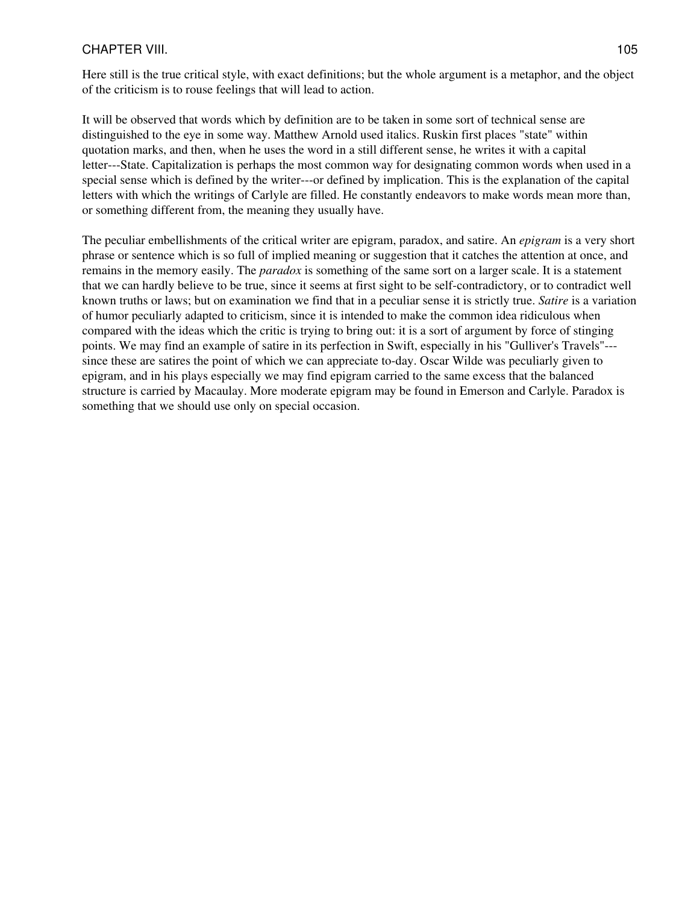Here still is the true critical style, with exact definitions; but the whole argument is a metaphor, and the object of the criticism is to rouse feelings that will lead to action.

It will be observed that words which by definition are to be taken in some sort of technical sense are distinguished to the eye in some way. Matthew Arnold used italics. Ruskin first places "state" within quotation marks, and then, when he uses the word in a still different sense, he writes it with a capital letter---State. Capitalization is perhaps the most common way for designating common words when used in a special sense which is defined by the writer---or defined by implication. This is the explanation of the capital letters with which the writings of Carlyle are filled. He constantly endeavors to make words mean more than, or something different from, the meaning they usually have.

The peculiar embellishments of the critical writer are epigram, paradox, and satire. An *epigram* is a very short phrase or sentence which is so full of implied meaning or suggestion that it catches the attention at once, and remains in the memory easily. The *paradox* is something of the same sort on a larger scale. It is a statement that we can hardly believe to be true, since it seems at first sight to be self-contradictory, or to contradict well known truths or laws; but on examination we find that in a peculiar sense it is strictly true. *Satire* is a variation of humor peculiarly adapted to criticism, since it is intended to make the common idea ridiculous when compared with the ideas which the critic is trying to bring out: it is a sort of argument by force of stinging points. We may find an example of satire in its perfection in Swift, especially in his "Gulliver's Travels"---since these are satires the point of which we can appreciate to-day. Oscar Wilde was peculiarly given to epigram, and in his plays especially we may find epigram carried to the same excess that the balanced structure is carried by Macaulay. More moderate epigram may be found in Emerson and Carlyle. Paradox is something that we should use only on special occasion.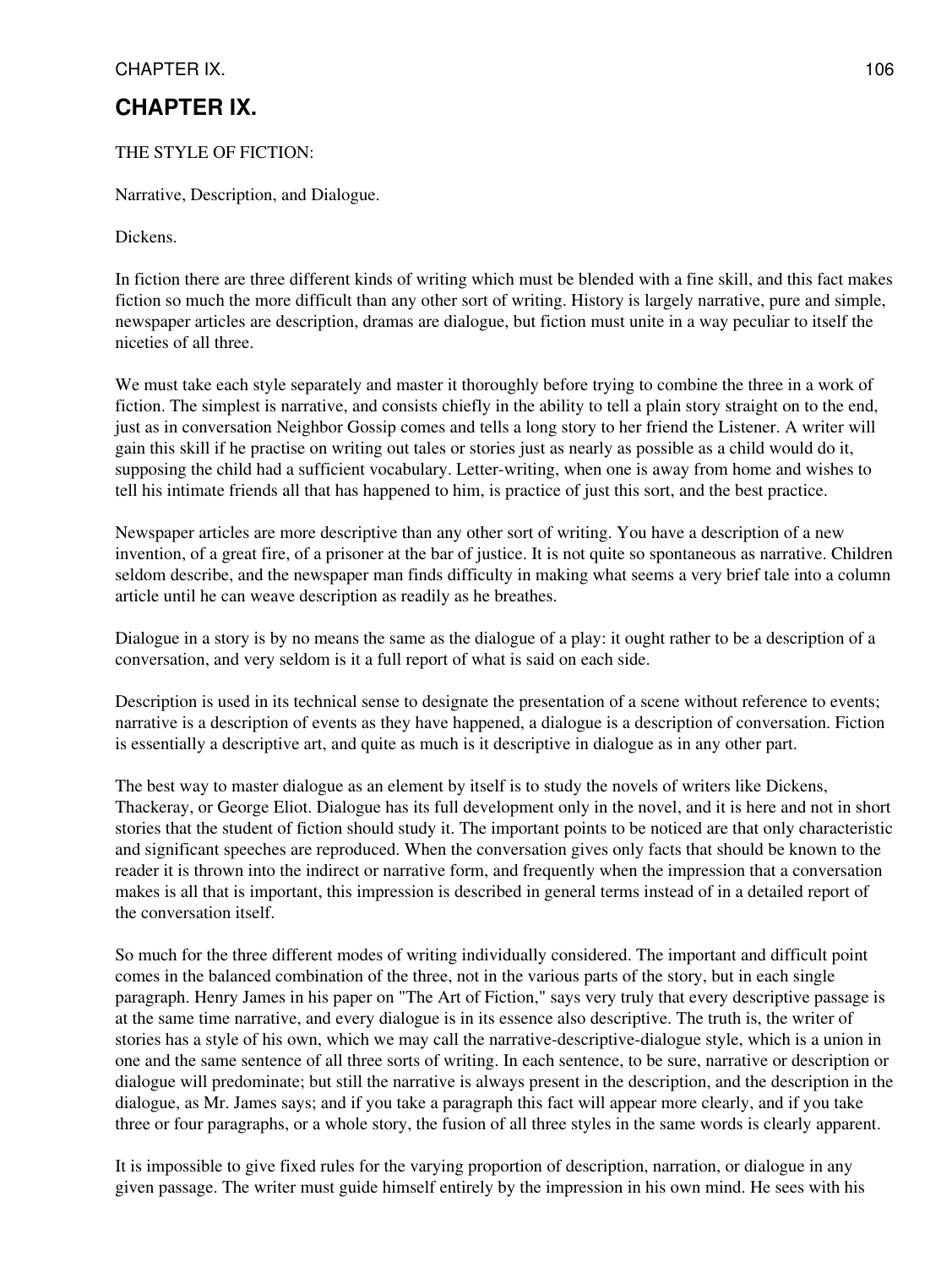# CHAPTER IX.

THE STYLE OF FICTION:

Narrative, Description, and Dialogue.

Dickens.

In fiction there are three different kinds of writing which must be blended with a fine skill, and this fact makes fiction so much the more difficult than any other sort of writing. History is largely narrative, pure and simple, newspaper articles are description, dramas are dialogue, but fiction must unite in a way peculiar to itself the niceties of all three.

We must take each style separately and master it thoroughly before trying to combine the three in a work of fiction. The simplest is narrative, and consists chiefly in the ability to tell a plain story straight on to the end, just as in conversation Neighbor Gossip comes and tells a long story to her friend the Listener. A writer will gain this skill if he practise on writing out tales or stories just as nearly as possible as a child would do it, supposing the child had a sufficient vocabulary. Letter-writing, when one is away from home and wishes to tell his intimate friends all that has happened to him, is practice of just this sort, and the best practice.

Newspaper articles are more descriptive than any other sort of writing. You have a description of a new invention, of a great fire, of a prisoner at the bar of justice. It is not quite so spontaneous as narrative. Children seldom describe, and the newspaper man finds difficulty in making what seems a very brief tale into a column article until he can weave description as readily as he breathes.

Dialogue in a story is by no means the same as the dialogue of a play: it ought rather to be a description of a conversation, and very seldom is it a full report of what is said on each side.

Description is used in its technical sense to designate the presentation of a scene without reference to events; narrative is a description of events as they have happened, a dialogue is a description of conversation. Fiction is essentially a descriptive art, and quite as much is it descriptive in dialogue as in any other part.

The best way to master dialogue as an element by itself is to study the novels of writers like Dickens, Thackeray, or George Eliot. Dialogue has its full development only in the novel, and it is here and not in short stories that the student of fiction should study it. The important points to be noticed are that only characteristic and significant speeches are reproduced. When the conversation gives only facts that should be known to the reader it is thrown into the indirect or narrative form, and frequently when the impression that a conversation makes is all that is important, this impression is described in general terms instead of in a detailed report of the conversation itself.

So much for the three different modes of writing individually considered. The important and difficult point comes in the balanced combination of the three, not in the various parts of the story, but in each single paragraph. Henry James in his paper on "The Art of Fiction," says very truly that every descriptive passage is at the same time narrative, and every dialogue is in its essence also descriptive. The truth is, the writer of stories has a style of his own, which we may call the narrative-descriptive-dialogue style, which is a union in one and the same sentence of all three sorts of writing. In each sentence, to be sure, narrative or description or dialogue will predominate; but still the narrative is always present in the description, and the description in the dialogue, as Mr. James says; and if you take a paragraph this fact will appear more clearly, and if you take three or four paragraphs, or a whole story, the fusion of all three styles in the same words is clearly apparent.

It is impossible to give fixed rules for the varying proportion of description, narration, or dialogue in any given passage. The writer must guide himself entirely by the impression in his own mind. He sees with his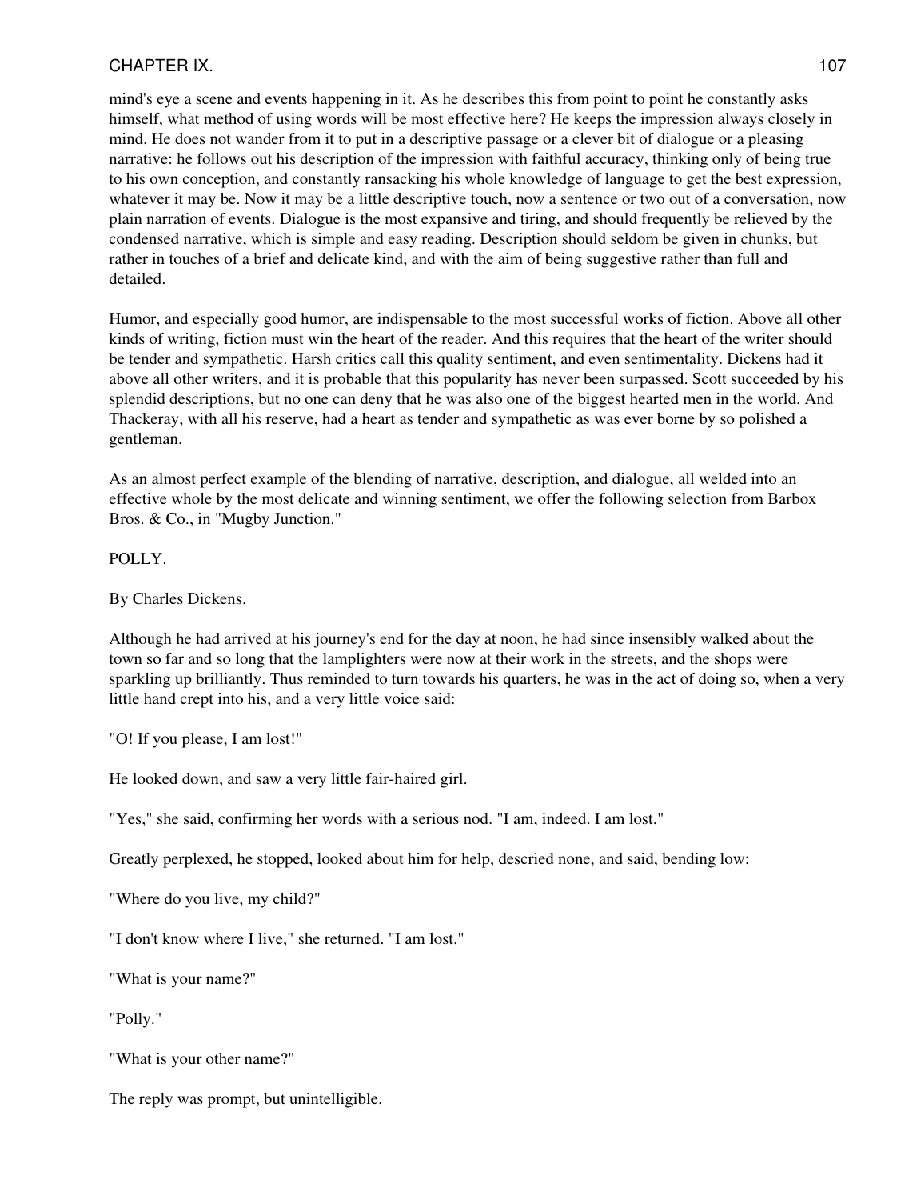mind's eye a scene and events happening in it. As he describes this from point to point he constantly asks himself, what method of using words will be most effective here? He keeps the impression always closely in mind. He does not wander from it to put in a descriptive passage or a clever bit of dialogue or a pleasing narrative: he follows out his description of the impression with faithful accuracy, thinking only of being true to his own conception, and constantly ransacking his whole knowledge of language to get the best expression, whatever it may be. Now it may be a little descriptive touch, now a sentence or two out of a conversation, now plain narration of events. Dialogue is the most expansive and tiring, and should frequently be relieved by the condensed narrative, which is simple and easy reading. Description should seldom be given in chunks, but rather in touches of a brief and delicate kind, and with the aim of being suggestive rather than full and detailed.

Humor, and especially good humor, are indispensable to the most successful works of fiction. Above all other kinds of writing, fiction must win the heart of the reader. And this requires that the heart of the writer should be tender and sympathetic. Harsh critics call this quality sentiment, and even sentimentality. Dickens had it above all other writers, and it is probable that this popularity has never been surpassed. Scott succeeded by his splendid descriptions, but no one can deny that he was also one of the biggest hearted men in the world. And Thackeray, with all his reserve, had a heart as tender and sympathetic as was ever borne by so polished a gentleman.

As an almost perfect example of the blending of narrative, description, and dialogue, all welded into an effective whole by the most delicate and winning sentiment, we offer the following selection from Barbox Bros. & Co., in "Mugby Junction."

POLLY.

By Charles Dickens.

Although he had arrived at his journey's end for the day at noon, he had since insensibly walked about the town so far and so long that the lamplighters were now at their work in the streets, and the shops were sparkling up brilliantly. Thus reminded to turn towards his quarters, he was in the act of doing so, when a very little hand crept into his, and a very little voice said:

"O! If you please, I am lost!"

He looked down, and saw a very little fair-haired girl.

"Yes," she said, confirming her words with a serious nod. "I am, indeed. I am lost."

Greatly perplexed, he stopped, looked about him for help, descried none, and said, bending low:

"Where do you live, my child?"

"I don't know where I live," she returned. "I am lost."

"What is your name?"

"Polly."

"What is your other name?"

The reply was prompt, but unintelligible.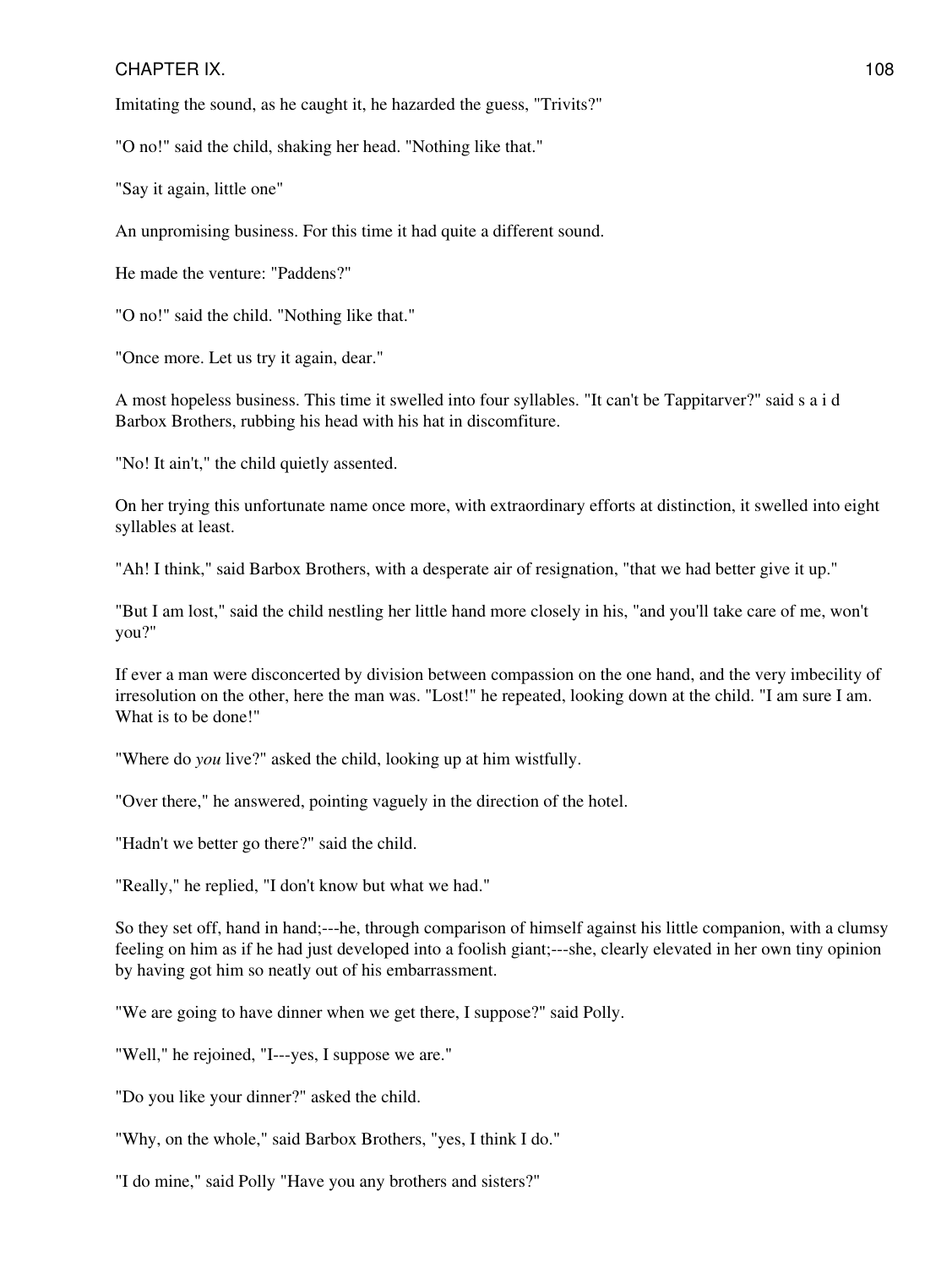Imitating the sound, as he caught it, he hazarded the guess, "Trivits?"

"O no!" said the child, shaking her head. "Nothing like that."

"Say it again, little one"

An unpromising business. For this time it had quite a different sound.

He made the venture: "Paddens?"

"O no!" said the child. "Nothing like that."

"Once more. Let us try it again, dear."

A most hopeless business. This time it swelled into four syllables. "It can't be Tappitarver?" said s a i d Barbox Brothers, rubbing his head with his hat in discomfiture.

"No! It ain't," the child quietly assented.

On her trying this unfortunate name once more, with extraordinary efforts at distinction, it swelled into eight syllables at least.

"Ah! I think," said Barbox Brothers, with a desperate air of resignation, "that we had better give it up."

"But I am lost," said the child nestling her little hand more closely in his, "and you'll take care of me, won't you?"

If ever a man were disconcerted by division between compassion on the one hand, and the very imbecility of irresolution on the other, here the man was. "Lost!" he repeated, looking down at the child. "I am sure I am. What is to be done!"

"Where do *you* live?" asked the child, looking up at him wistfully.

"Over there," he answered, pointing vaguely in the direction of the hotel.

"Hadn't we better go there?" said the child.

"Really," he replied, "I don't know but what we had."

So they set off, hand in hand;---he, through comparison of himself against his little companion, with a clumsy feeling on him as if he had just developed into a foolish giant;---she, clearly elevated in her own tiny opinion by having got him so neatly out of his embarrassment.

"We are going to have dinner when we get there, I suppose?" said Polly.

"Well," he rejoined, "I---yes, I suppose we are."

"Do you like your dinner?" asked the child.

"Why, on the whole," said Barbox Brothers, "yes, I think I do."

"I do mine," said Polly "Have you any brothers and sisters?"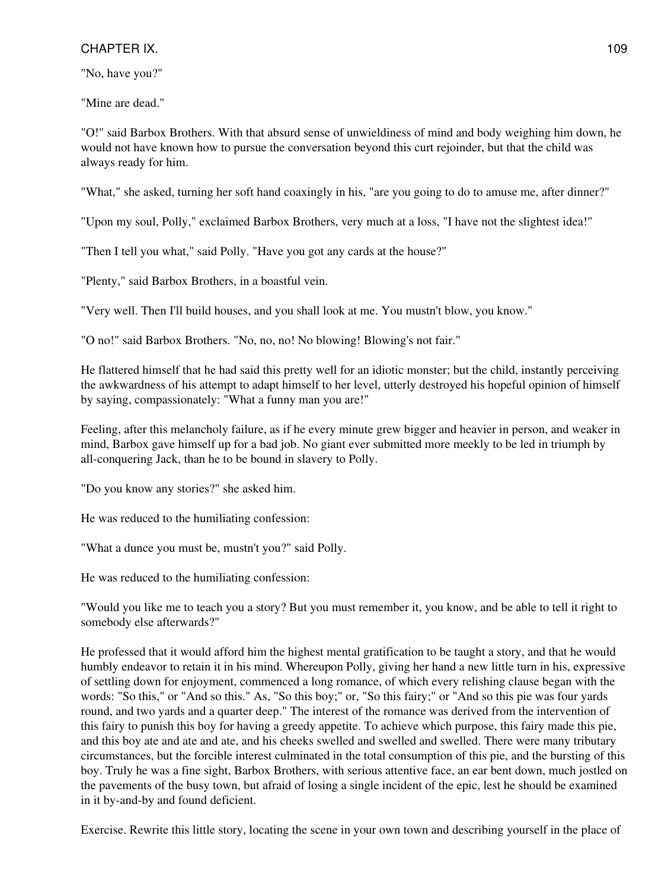"No, have you?"

"Mine are dead."

"O!" said Barbox Brothers. With that absurd sense of unwieldiness of mind and body weighing him down, he would not have known how to pursue the conversation beyond this curt rejoinder, but that the child was always ready for him.

"What," she asked, turning her soft hand coaxingly in his, "are you going to do to amuse me, after dinner?"

"Upon my soul, Polly," exclaimed Barbox Brothers, very much at a loss, "I have not the slightest idea!"

"Then I tell you what," said Polly. "Have you got any cards at the house?"

"Plenty," said Barbox Brothers, in a boastful vein.

"Very well. Then I'll build houses, and you shall look at me. You mustn't blow, you know."

"O no!" said Barbox Brothers. "No, no, no! No blowing! Blowing's not fair."

He flattered himself that he had said this pretty well for an idiotic monster; but the child, instantly perceiving the awkwardness of his attempt to adapt himself to her level, utterly destroyed his hopeful opinion of himself by saying, compassionately: "What a funny man you are!"

Feeling, after this melancholy failure, as if he every minute grew bigger and heavier in person, and weaker in mind, Barbox gave himself up for a bad job. No giant ever submitted more meekly to be led in triumph by all-conquering Jack, than he to be bound in slavery to Polly.

"Do you know any stories?" she asked him.

He was reduced to the humiliating confession:

"What a dunce you must be, mustn't you?" said Polly.

He was reduced to the humiliating confession:

"Would you like me to teach you a story? But you must remember it, you know, and be able to tell it right to somebody else afterwards?"

He professed that it would afford him the highest mental gratification to be taught a story, and that he would humbly endeavor to retain it in his mind. Whereupon Polly, giving her hand a new little turn in his, expressive of settling down for enjoyment, commenced a long romance, of which every relishing clause began with the words: "So this," or "And so this." As, "So this boy;" or, "So this fairy;" or "And so this pie was four yards round, and two yards and a quarter deep." The interest of the romance was derived from the intervention of this fairy to punish this boy for having a greedy appetite. To achieve which purpose, this fairy made this pie, and this boy ate and ate and ate, and his cheeks swelled and swelled and swelled. There were many tributary circumstances, but the forcible interest culminated in the total consumption of this pie, and the bursting of this boy. Truly he was a fine sight, Barbox Brothers, with serious attentive face, an ear bent down, much jostled on the pavements of the busy town, but afraid of losing a single incident of the epic, lest he should be examined in it by-and-by and found deficient.

Exercise. Rewrite this little story, locating the scene in your own town and describing yourself in the place of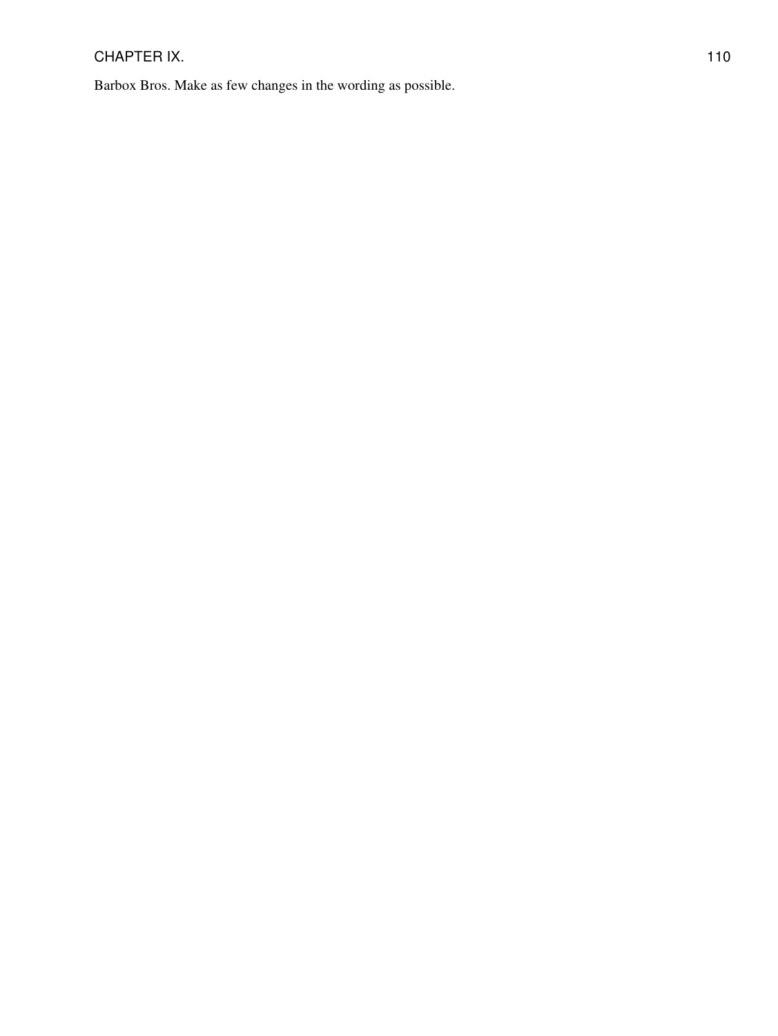Barbox Bros. Make as few changes in the wording as possible.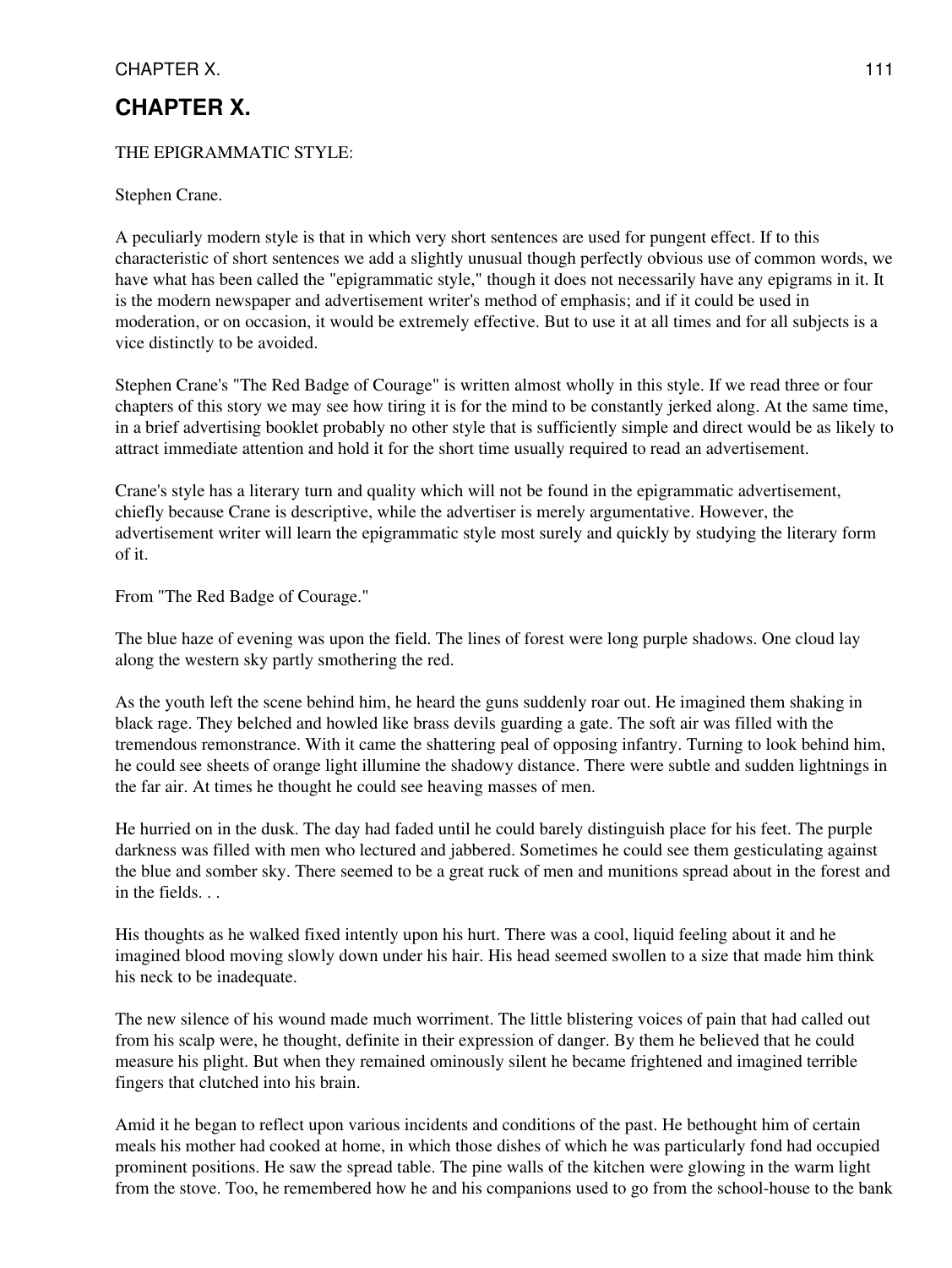# CHAPTER X.

THE EPIGRAMMATIC STYLE:

Stephen Crane.

A peculiarly modern style is that in which very short sentences are used for pungent effect. If to this characteristic of short sentences we add a slightly unusual though perfectly obvious use of common words, we have what has been called the "epigrammatic style," though it does not necessarily have any epigrams in it. It is the modern newspaper and advertisement writer's method of emphasis; and if it could be used in moderation, or on occasion, it would be extremely effective. But to use it at all times and for all subjects is a vice distinctly to be avoided.

Stephen Crane's "The Red Badge of Courage" is written almost wholly in this style. If we read three or four chapters of this story we may see how tiring it is for the mind to be constantly jerked along. At the same time, in a brief advertising booklet probably no other style that is sufficiently simple and direct would be as likely to attract immediate attention and hold it for the short time usually required to read an advertisement.

Crane's style has a literary turn and quality which will not be found in the epigrammatic advertisement, chiefly because Crane is descriptive, while the advertiser is merely argumentative. However, the advertisement writer will learn the epigrammatic style most surely and quickly by studying the literary form of it.

From "The Red Badge of Courage."

The blue haze of evening was upon the field. The lines of forest were long purple shadows. One cloud lay along the western sky partly smothering the red.

As the youth left the scene behind him, he heard the guns suddenly roar out. He imagined them shaking in black rage. They belched and howled like brass devils guarding a gate. The soft air was filled with the tremendous remonstrance. With it came the shattering peal of opposing infantry. Turning to look behind him, he could see sheets of orange light illumine the shadowy distance. There were subtle and sudden lightnings in the far air. At times he thought he could see heaving masses of men.

He hurried on in the dusk. The day had faded until he could barely distinguish place for his feet. The purple darkness was filled with men who lectured and jabbered. Sometimes he could see them gesticulating against the blue and somber sky. There seemed to be a great ruck of men and munitions spread about in the forest and in the fields. . .

His thoughts as he walked fixed intently upon his hurt. There was a cool, liquid feeling about it and he imagined blood moving slowly down under his hair. His head seemed swollen to a size that made him think his neck to be inadequate.

The new silence of his wound made much worriment. The little blistering voices of pain that had called out from his scalp were, he thought, definite in their expression of danger. By them he believed that he could measure his plight. But when they remained ominously silent he became frightened and imagined terrible fingers that clutched into his brain.

Amid it he began to reflect upon various incidents and conditions of the past. He bethought him of certain meals his mother had cooked at home, in which those dishes of which he was particularly fond had occupied prominent positions. He saw the spread table. The pine walls of the kitchen were glowing in the warm light from the stove. Too, he remembered how he and his companions used to go from the school-house to the bank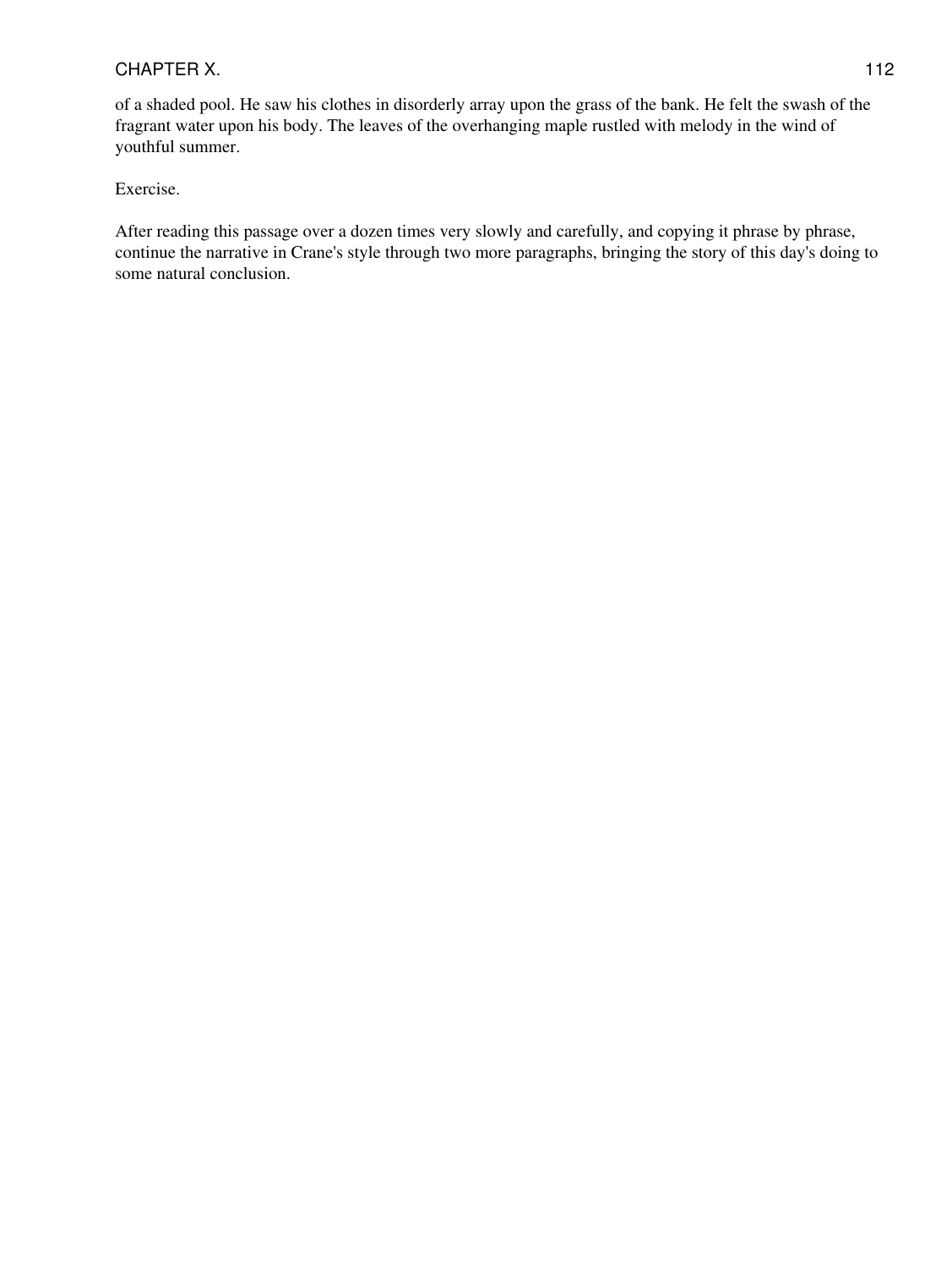of a shaded pool. He saw his clothes in disorderly array upon the grass of the bank. He felt the swash of the fragrant water upon his body. The leaves of the overhanging maple rustled with melody in the wind of youthful summer.

Exercise.

After reading this passage over a dozen times very slowly and carefully, and copying it phrase by phrase, continue the narrative in Crane's style through two more paragraphs, bringing the story of this day's doing to some natural conclusion.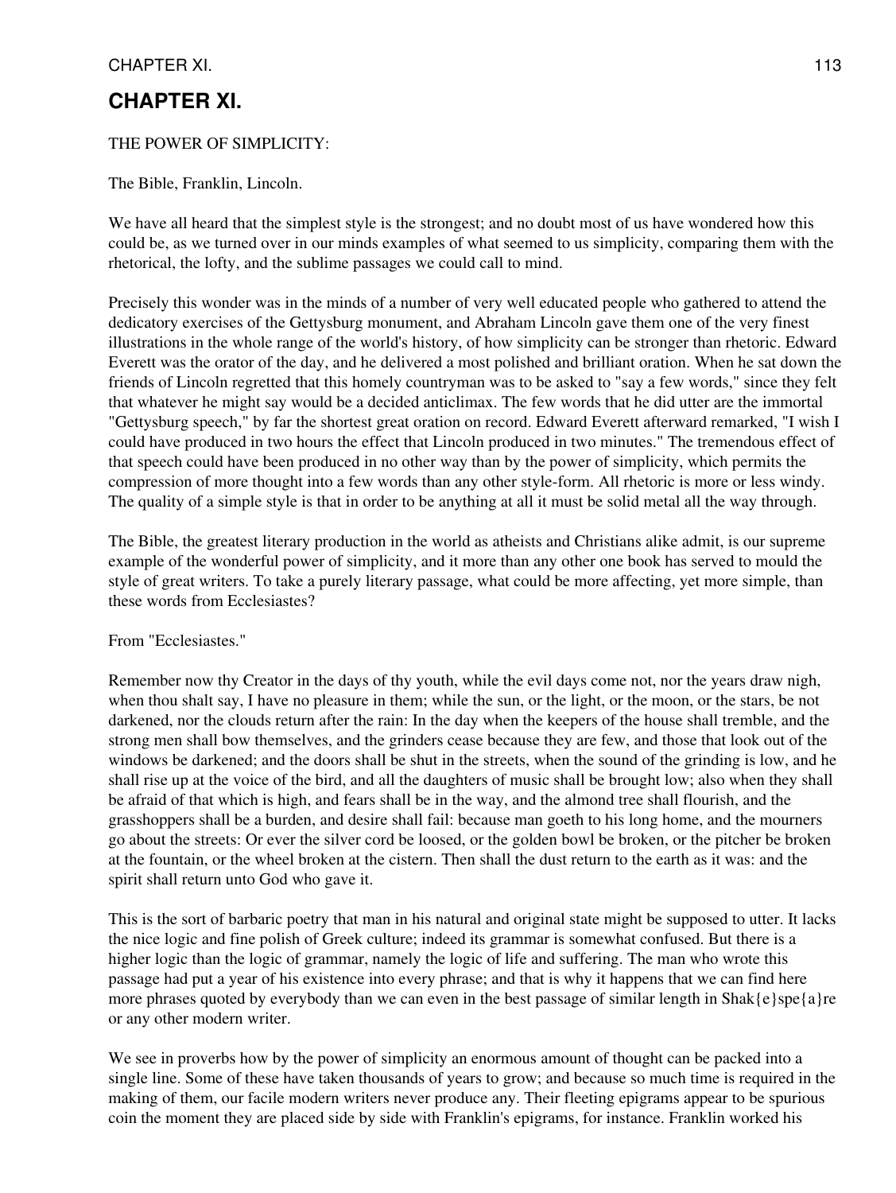# CHAPTER XI.

THE POWER OF SIMPLICITY:

The Bible, Franklin, Lincoln.

We have all heard that the simplest style is the strongest; and no doubt most of us have wondered how this could be, as we turned over in our minds examples of what seemed to us simplicity, comparing them with the rhetorical, the lofty, and the sublime passages we could call to mind.

Precisely this wonder was in the minds of a number of very well educated people who gathered to attend the dedicatory exercises of the Gettysburg monument, and Abraham Lincoln gave them one of the very finest illustrations in the whole range of the world's history, of how simplicity can be stronger than rhetoric. Edward Everett was the orator of the day, and he delivered a most polished and brilliant oration. When he sat down the friends of Lincoln regretted that this homely countryman was to be asked to "say a few words," since they felt that whatever he might say would be a decided anticlimax. The few words that he did utter are the immortal "Gettysburg speech," by far the shortest great oration on record. Edward Everett afterward remarked, "I wish I could have produced in two hours the effect that Lincoln produced in two minutes." The tremendous effect of that speech could have been produced in no other way than by the power of simplicity, which permits the compression of more thought into a few words than any other style-form. All rhetoric is more or less windy. The quality of a simple style is that in order to be anything at all it must be solid metal all the way through.

The Bible, the greatest literary production in the world as atheists and Christians alike admit, is our supreme example of the wonderful power of simplicity, and it more than any other one book has served to mould the style of great writers. To take a purely literary passage, what could be more affecting, yet more simple, than these words from Ecclesiastes?

From "Ecclesiastes."

Remember now thy Creator in the days of thy youth, while the evil days come not, nor the years draw nigh, when thou shalt say, I have no pleasure in them; while the sun, or the light, or the moon, or the stars, be not darkened, nor the clouds return after the rain: In the day when the keepers of the house shall tremble, and the strong men shall bow themselves, and the grinders cease because they are few, and those that look out of the windows be darkened; and the doors shall be shut in the streets, when the sound of the grinding is low, and he shall rise up at the voice of the bird, and all the daughters of music shall be brought low; also when they shall be afraid of that which is high, and fears shall be in the way, and the almond tree shall flourish, and the grasshoppers shall be a burden, and desire shall fail: because man goeth to his long home, and the mourners go about the streets: Or ever the silver cord be loosed, or the golden bowl be broken, or the pitcher be broken at the fountain, or the wheel broken at the cistern. Then shall the dust return to the earth as it was: and the spirit shall return unto God who gave it.

This is the sort of barbaric poetry that man in his natural and original state might be supposed to utter. It lacks the nice logic and fine polish of Greek culture; indeed its grammar is somewhat confused. But there is a higher logic than the logic of grammar, namely the logic of life and suffering. The man who wrote this passage had put a year of his existence into every phrase; and that is why it happens that we can find here more phrases quoted by everybody than we can even in the best passage of similar length in Shak{e}spe{a}re or any other modern writer.

We see in proverbs how by the power of simplicity an enormous amount of thought can be packed into a single line. Some of these have taken thousands of years to grow; and because so much time is required in the making of them, our facile modern writers never produce any. Their fleeting epigrams appear to be spurious coin the moment they are placed side by side with Franklin's epigrams, for instance. Franklin worked his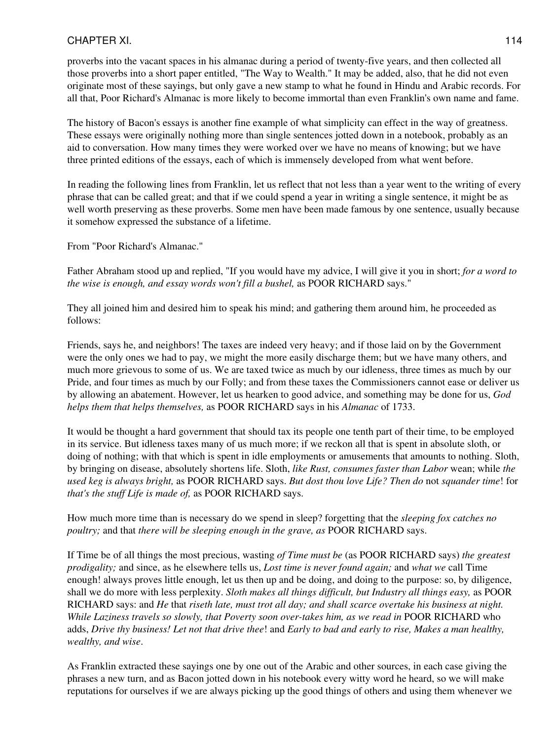proverbs into the vacant spaces in his almanac during a period of twenty-five years, and then collected all those proverbs into a short paper entitled, "The Way to Wealth." It may be added, also, that he did not even originate most of these sayings, but only gave a new stamp to what he found in Hindu and Arabic records. For all that, Poor Richard's Almanac is more likely to become immortal than even Franklin's own name and fame.

The history of Bacon's essays is another fine example of what simplicity can effect in the way of greatness. These essays were originally nothing more than single sentences jotted down in a notebook, probably as an aid to conversation. How many times they were worked over we have no means of knowing; but we have three printed editions of the essays, each of which is immensely developed from what went before.

In reading the following lines from Franklin, let us reflect that not less than a year went to the writing of every phrase that can be called great; and that if we could spend a year in writing a single sentence, it might be as well worth preserving as these proverbs. Some men have been made famous by one sentence, usually because it somehow expressed the substance of a lifetime.

From "Poor Richard's Almanac."

Father Abraham stood up and replied, "If you would have my advice, I will give it you in short; *for a word to the wise is enough, and essay words won't fill a bushel,* as POOR RICHARD says."

They all joined him and desired him to speak his mind; and gathering them around him, he proceeded as follows:

Friends, says he, and neighbors! The taxes are indeed very heavy; and if those laid on by the Government were the only ones we had to pay, we might the more easily discharge them; but we have many others, and much more grievous to some of us. We are taxed twice as much by our idleness, three times as much by our Pride, and four times as much by our Folly; and from these taxes the Commissioners cannot ease or deliver us by allowing an abatement. However, let us hearken to good advice, and something may be done for us, *God helps them that helps themselves,* as POOR RICHARD says in his *Almanac* of 1733.

It would be thought a hard government that should tax its people one tenth part of their time, to be employed in its service. But idleness taxes many of us much more; if we reckon all that is spent in absolute sloth, or doing of nothing; with that which is spent in idle employments or amusements that amounts to nothing. Sloth, by bringing on disease, absolutely shortens life. Sloth, *like Rust, consumes faster than Labor* wean; while *the used keg is always bright,* as POOR RICHARD says. *But dost thou love Life? Then do* not *squander time*! for *that's the stuff Life is made of,* as POOR RICHARD says.

How much more time than is necessary do we spend in sleep? forgetting that the *sleeping fox catches no poultry;* and that *there will be sleeping enough in the grave, as* POOR RICHARD says.

If Time be of all things the most precious, wasting *of Time must be* (as POOR RICHARD says) *the greatest prodigality;* and since, as he elsewhere tells us, *Lost time is never found again;* and *what we* call Time enough! always proves little enough, let us then up and be doing, and doing to the purpose: so, by diligence, shall we do more with less perplexity. *Sloth makes all things difficult, but Industry all things easy,* as POOR RICHARD says: and *He* that *riseth late, must trot all day; and shall scarce overtake his business at night. While Laziness travels so slowly, that Poverty soon over-takes him, as we read in* POOR RICHARD who adds, *Drive thy business! Let not that drive thee*! and *Early to bad and early to rise, Makes a man healthy, wealthy, and wise*.

As Franklin extracted these sayings one by one out of the Arabic and other sources, in each case giving the phrases a new turn, and as Bacon jotted down in his notebook every witty word he heard, so we will make reputations for ourselves if we are always picking up the good things of others and using them whenever we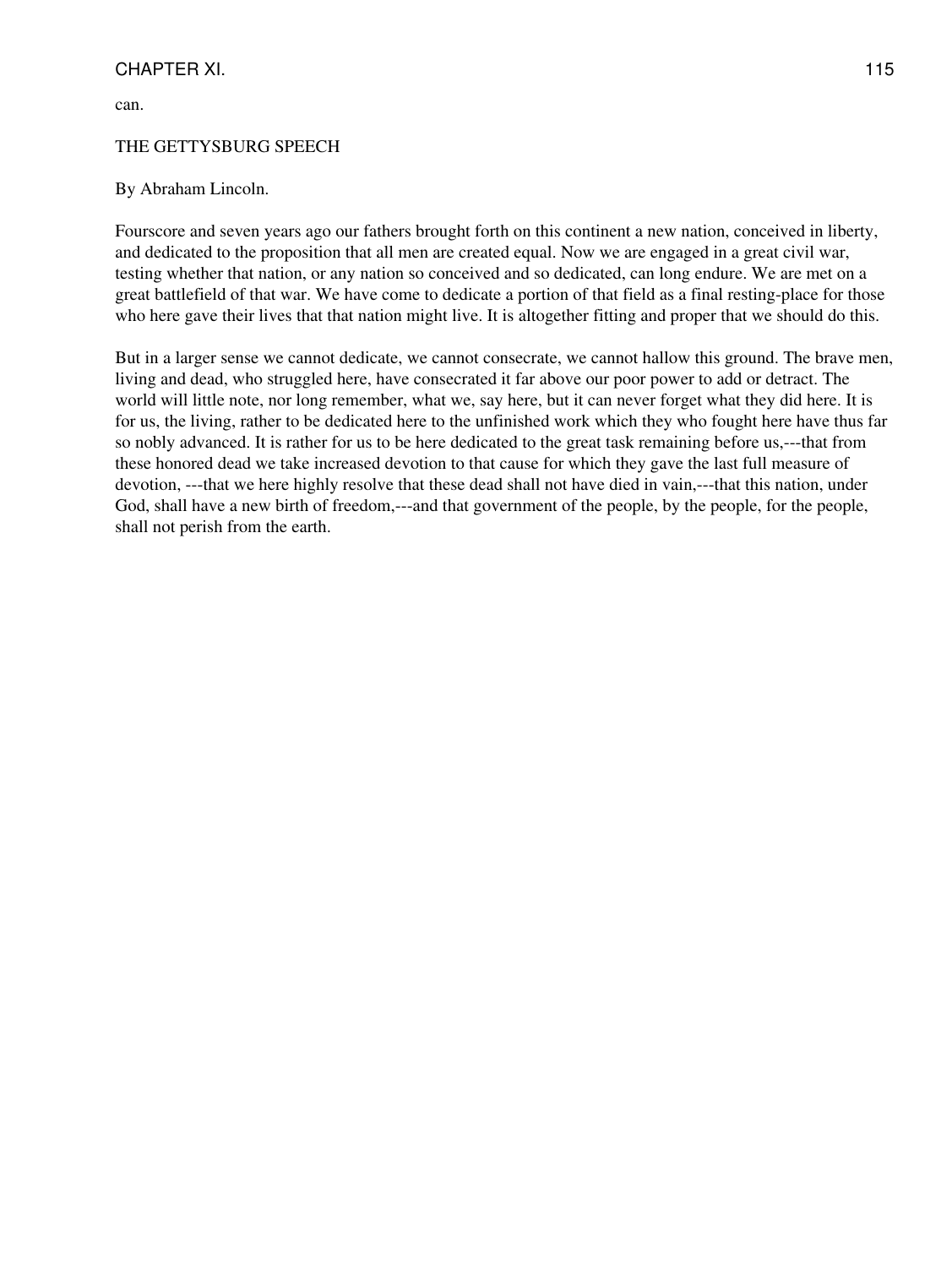can.

## THE GETTYSBURG SPEECH

By Abraham Lincoln.

Fourscore and seven years ago our fathers brought forth on this continent a new nation, conceived in liberty, and dedicated to the proposition that all men are created equal. Now we are engaged in a great civil war, testing whether that nation, or any nation so conceived and so dedicated, can long endure. We are met on a great battlefield of that war. We have come to dedicate a portion of that field as a final resting-place for those who here gave their lives that that nation might live. It is altogether fitting and proper that we should do this.

But in a larger sense we cannot dedicate, we cannot consecrate, we cannot hallow this ground. The brave men, living and dead, who struggled here, have consecrated it far above our poor power to add or detract. The world will little note, nor long remember, what we, say here, but it can never forget what they did here. It is for us, the living, rather to be dedicated here to the unfinished work which they who fought here have thus far so nobly advanced. It is rather for us to be here dedicated to the great task remaining before us,---that from these honored dead we take increased devotion to that cause for which they gave the last full measure of devotion, ---that we here highly resolve that these dead shall not have died in vain,---that this nation, under God, shall have a new birth of freedom,---and that government of the people, by the people, for the people, shall not perish from the earth.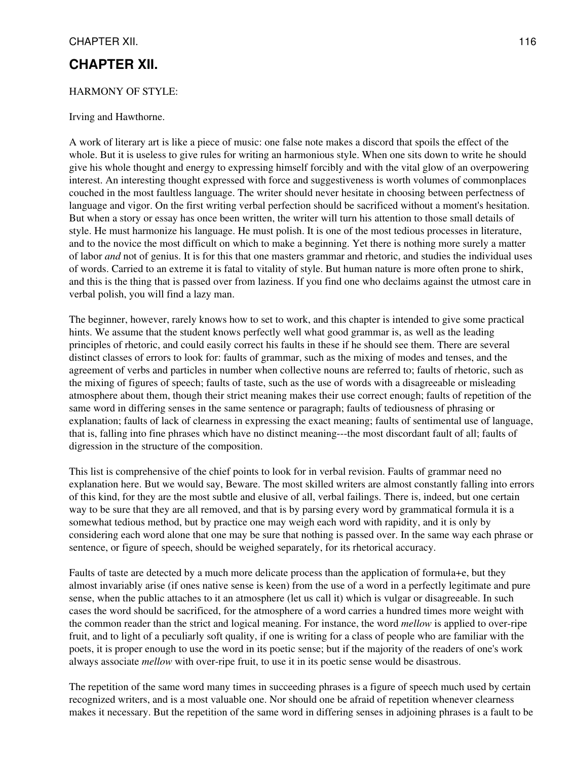# CHAPTER XII.

HARMONY OF STYLE:

Irving and Hawthorne.

A work of literary art is like a piece of music: one false note makes a discord that spoils the effect of the whole. But it is useless to give rules for writing an harmonious style. When one sits down to write he should give his whole thought and energy to expressing himself forcibly and with the vital glow of an overpowering interest. An interesting thought expressed with force and suggestiveness is worth volumes of commonplaces couched in the most faultless language. The writer should never hesitate in choosing between perfectness of language and vigor. On the first writing verbal perfection should be sacrificed without a moment's hesitation. But when a story or essay has once been written, the writer will turn his attention to those small details of style. He must harmonize his language. He must polish. It is one of the most tedious processes in literature, and to the novice the most difficult on which to make a beginning. Yet there is nothing more surely a matter of labor *and* not of genius. It is for this that one masters grammar and rhetoric, and studies the individual uses of words. Carried to an extreme it is fatal to vitality of style. But human nature is more often prone to shirk, and this is the thing that is passed over from laziness. If you find one who declaims against the utmost care in verbal polish, you will find a lazy man.

The beginner, however, rarely knows how to set to work, and this chapter is intended to give some practical hints. We assume that the student knows perfectly well what good grammar is, as well as the leading principles of rhetoric, and could easily correct his faults in these if he should see them. There are several distinct classes of errors to look for: faults of grammar, such as the mixing of modes and tenses, and the agreement of verbs and particles in number when collective nouns are referred to; faults of rhetoric, such as the mixing of figures of speech; faults of taste, such as the use of words with a disagreeable or misleading atmosphere about them, though their strict meaning makes their use correct enough; faults of repetition of the same word in differing senses in the same sentence or paragraph; faults of tediousness of phrasing or explanation; faults of lack of clearness in expressing the exact meaning; faults of sentimental use of language, that is, falling into fine phrases which have no distinct meaning---the most discordant fault of all; faults of digression in the structure of the composition.

This list is comprehensive of the chief points to look for in verbal revision. Faults of grammar need no explanation here. But we would say, Beware. The most skilled writers are almost constantly falling into errors of this kind, for they are the most subtle and elusive of all, verbal failings. There is, indeed, but one certain way to be sure that they are all removed, and that is by parsing every word by grammatical formula it is a somewhat tedious method, but by practice one may weigh each word with rapidity, and it is only by considering each word alone that one may be sure that nothing is passed over. In the same way each phrase or sentence, or figure of speech, should be weighed separately, for its rhetorical accuracy.

Faults of taste are detected by a much more delicate process than the application of formula+e, but they almost invariably arise (if ones native sense is keen) from the use of a word in a perfectly legitimate and pure sense, when the public attaches to it an atmosphere (let us call it) which is vulgar or disagreeable. In such cases the word should be sacrificed, for the atmosphere of a word carries a hundred times more weight with the common reader than the strict and logical meaning. For instance, the word *mellow* is applied to over-ripe fruit, and to light of a peculiarly soft quality, if one is writing for a class of people who are familiar with the poets, it is proper enough to use the word in its poetic sense; but if the majority of the readers of one's work always associate *mellow* with over-ripe fruit, to use it in its poetic sense would be disastrous.

The repetition of the same word many times in succeeding phrases is a figure of speech much used by certain recognized writers, and is a most valuable one. Nor should one be afraid of repetition whenever clearness makes it necessary. But the repetition of the same word in differing senses in adjoining phrases is a fault to be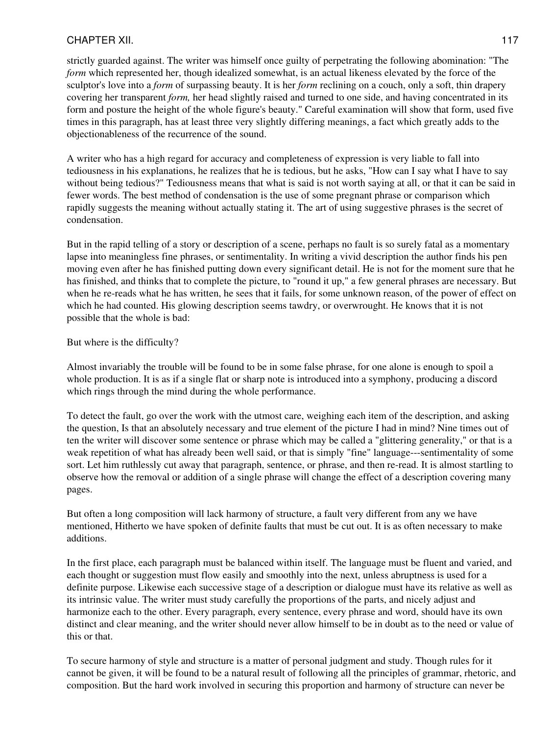strictly guarded against. The writer was himself once guilty of perpetrating the following abomination: "The *form* which represented her, though idealized somewhat, is an actual likeness elevated by the force of the sculptor's love into a *form* of surpassing beauty. It is her *form* reclining on a couch, only a soft, thin drapery covering her transparent *form,* her head slightly raised and turned to one side, and having concentrated in its form and posture the height of the whole figure's beauty." Careful examination will show that form, used five times in this paragraph, has at least three very slightly differing meanings, a fact which greatly adds to the objectionableness of the recurrence of the sound.

A writer who has a high regard for accuracy and completeness of expression is very liable to fall into tediousness in his explanations, he realizes that he is tedious, but he asks, "How can I say what I have to say without being tedious?" Tediousness means that what is said is not worth saying at all, or that it can be said in fewer words. The best method of condensation is the use of some pregnant phrase or comparison which rapidly suggests the meaning without actually stating it. The art of using suggestive phrases is the secret of condensation.

But in the rapid telling of a story or description of a scene, perhaps no fault is so surely fatal as a momentary lapse into meaningless fine phrases, or sentimentality. In writing a vivid description the author finds his pen moving even after he has finished putting down every significant detail. He is not for the moment sure that he has finished, and thinks that to complete the picture, to "round it up," a few general phrases are necessary. But when he re-reads what he has written, he sees that it fails, for some unknown reason, of the power of effect on which he had counted. His glowing description seems tawdry, or overwrought. He knows that it is not possible that the whole is bad:

But where is the difficulty?

Almost invariably the trouble will be found to be in some false phrase, for one alone is enough to spoil a whole production. It is as if a single flat or sharp note is introduced into a symphony, producing a discord which rings through the mind during the whole performance.

To detect the fault, go over the work with the utmost care, weighing each item of the description, and asking the question, Is that an absolutely necessary and true element of the picture I had in mind? Nine times out of ten the writer will discover some sentence or phrase which may be called a "glittering generality," or that is a weak repetition of what has already been well said, or that is simply "fine" language---sentimentality of some sort. Let him ruthlessly cut away that paragraph, sentence, or phrase, and then re-read. It is almost startling to observe how the removal or addition of a single phrase will change the effect of a description covering many pages.

But often a long composition will lack harmony of structure, a fault very different from any we have mentioned, Hitherto we have spoken of definite faults that must be cut out. It is as often necessary to make additions.

In the first place, each paragraph must be balanced within itself. The language must be fluent and varied, and each thought or suggestion must flow easily and smoothly into the next, unless abruptness is used for a definite purpose. Likewise each successive stage of a description or dialogue must have its relative as well as its intrinsic value. The writer must study carefully the proportions of the parts, and nicely adjust and harmonize each to the other. Every paragraph, every sentence, every phrase and word, should have its own distinct and clear meaning, and the writer should never allow himself to be in doubt as to the need or value of this or that.

To secure harmony of style and structure is a matter of personal judgment and study. Though rules for it cannot be given, it will be found to be a natural result of following all the principles of grammar, rhetoric, and composition. But the hard work involved in securing this proportion and harmony of structure can never be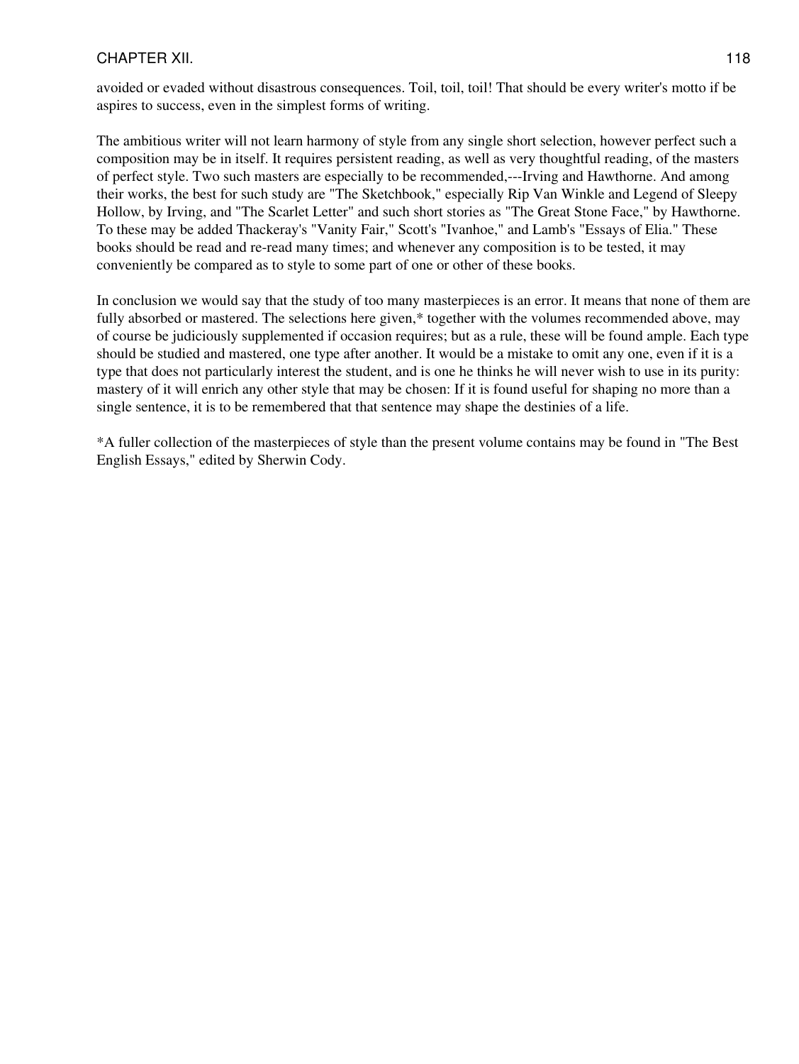avoided or evaded without disastrous consequences. Toil, toil, toil! That should be every writer's motto if be aspires to success, even in the simplest forms of writing.

The ambitious writer will not learn harmony of style from any single short selection, however perfect such a composition may be in itself. It requires persistent reading, as well as very thoughtful reading, of the masters of perfect style. Two such masters are especially to be recommended,---Irving and Hawthorne. And among their works, the best for such study are "The Sketchbook," especially Rip Van Winkle and Legend of Sleepy Hollow, by Irving, and "The Scarlet Letter" and such short stories as "The Great Stone Face," by Hawthorne. To these may be added Thackeray's "Vanity Fair," Scott's "Ivanhoe," and Lamb's "Essays of Elia." These books should be read and re-read many times; and whenever any composition is to be tested, it may conveniently be compared as to style to some part of one or other of these books.

In conclusion we would say that the study of too many masterpieces is an error. It means that none of them are fully absorbed or mastered. The selections here given,* together with the volumes recommended above, may of course be judiciously supplemented if occasion requires; but as a rule, these will be found ample. Each type should be studied and mastered, one type after another. It would be a mistake to omit any one, even if it is a type that does not particularly interest the student, and is one he thinks he will never wish to use in its purity: mastery of it will enrich any other style that may be chosen: If it is found useful for shaping no more than a single sentence, it is to be remembered that that sentence may shape the destinies of a life.

*A fuller collection of the masterpieces of style than the present volume contains may be found in "The Best English Essays," edited by Sherwin Cody.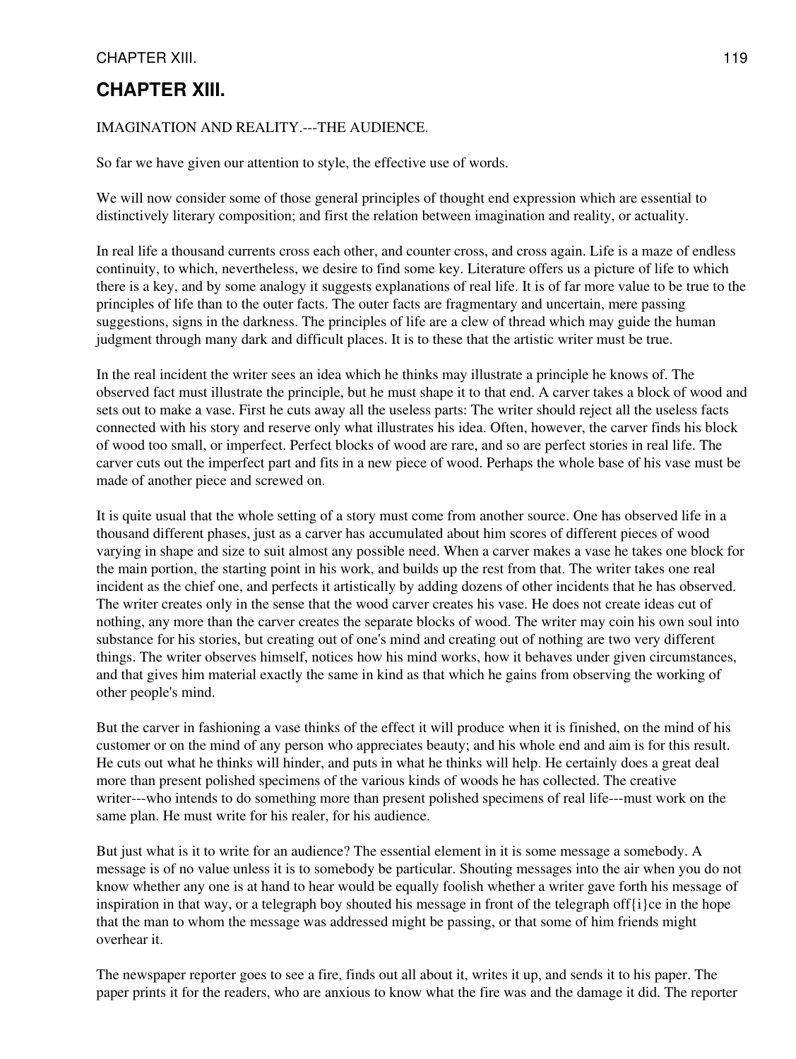# CHAPTER XIII.

IMAGINATION AND REALITY.---THE AUDIENCE.

So far we have given our attention to style, the effective use of words.

We will now consider some of those general principles of thought end expression which are essential to distinctively literary composition; and first the relation between imagination and reality, or actuality.

In real life a thousand currents cross each other, and counter cross, and cross again. Life is a maze of endless continuity, to which, nevertheless, we desire to find some key. Literature offers us a picture of life to which there is a key, and by some analogy it suggests explanations of real life. It is of far more value to be true to the principles of life than to the outer facts. The outer facts are fragmentary and uncertain, mere passing suggestions, signs in the darkness. The principles of life are a clew of thread which may guide the human judgment through many dark and difficult places. It is to these that the artistic writer must be true.

In the real incident the writer sees an idea which he thinks may illustrate a principle he knows of. The observed fact must illustrate the principle, but he must shape it to that end. A carver takes a block of wood and sets out to make a vase. First he cuts away all the useless parts: The writer should reject all the useless facts connected with his story and reserve only what illustrates his idea. Often, however, the carver finds his block of wood too small, or imperfect. Perfect blocks of wood are rare, and so are perfect stories in real life. The carver cuts out the imperfect part and fits in a new piece of wood. Perhaps the whole base of his vase must be made of another piece and screwed on.

It is quite usual that the whole setting of a story must come from another source. One has observed life in a thousand different phases, just as a carver has accumulated about him scores of different pieces of wood varying in shape and size to suit almost any possible need. When a carver makes a vase he takes one block for the main portion, the starting point in his work, and builds up the rest from that. The writer takes one real incident as the chief one, and perfects it artistically by adding dozens of other incidents that he has observed. The writer creates only in the sense that the wood carver creates his vase. He does not create ideas cut of nothing, any more than the carver creates the separate blocks of wood. The writer may coin his own soul into substance for his stories, but creating out of one's mind and creating out of nothing are two very different things. The writer observes himself, notices how his mind works, how it behaves under given circumstances, and that gives him material exactly the same in kind as that which he gains from observing the working of other people's mind.

But the carver in fashioning a vase thinks of the effect it will produce when it is finished, on the mind of his customer or on the mind of any person who appreciates beauty; and his whole end and aim is for this result. He cuts out what he thinks will hinder, and puts in what he thinks will help. He certainly does a great deal more than present polished specimens of the various kinds of woods he has collected. The creative writer---who intends to do something more than present polished specimens of real life---must work on the same plan. He must write for his realer, for his audience.

But just what is it to write for an audience? The essential element in it is some message a somebody. A message is of no value unless it is to somebody be particular. Shouting messages into the air when you do not know whether any one is at hand to hear would be equally foolish whether a writer gave forth his message of inspiration in that way, or a telegraph boy shouted his message in front of the telegraph off{i}ce in the hope that the man to whom the message was addressed might be passing, or that some of him friends might overhear it.

The newspaper reporter goes to see a fire, finds out all about it, writes it up, and sends it to his paper. The paper prints it for the readers, who are anxious to know what the fire was and the damage it did. The reporter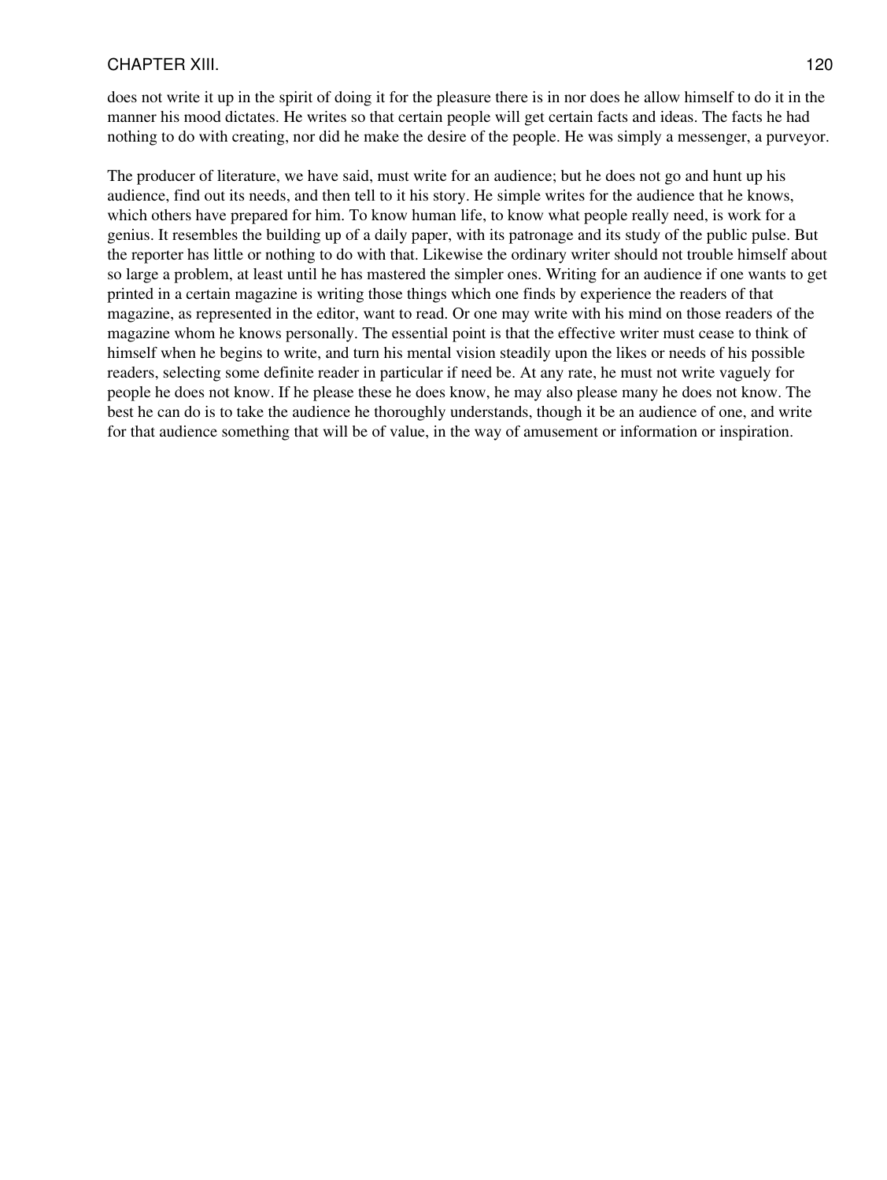does not write it up in the spirit of doing it for the pleasure there is in nor does he allow himself to do it in the manner his mood dictates. He writes so that certain people will get certain facts and ideas. The facts he had nothing to do with creating, nor did he make the desire of the people. He was simply a messenger, a purveyor.

The producer of literature, we have said, must write for an audience; but he does not go and hunt up his audience, find out its needs, and then tell to it his story. He simple writes for the audience that he knows, which others have prepared for him. To know human life, to know what people really need, is work for a genius. It resembles the building up of a daily paper, with its patronage and its study of the public pulse. But the reporter has little or nothing to do with that. Likewise the ordinary writer should not trouble himself about so large a problem, at least until he has mastered the simpler ones. Writing for an audience if one wants to get printed in a certain magazine is writing those things which one finds by experience the readers of that magazine, as represented in the editor, want to read. Or one may write with his mind on those readers of the magazine whom he knows personally. The essential point is that the effective writer must cease to think of himself when he begins to write, and turn his mental vision steadily upon the likes or needs of his possible readers, selecting some definite reader in particular if need be. At any rate, he must not write vaguely for people he does not know. If he please these he does know, he may also please many he does not know. The best he can do is to take the audience he thoroughly understands, though it be an audience of one, and write for that audience something that will be of value, in the way of amusement or information or inspiration.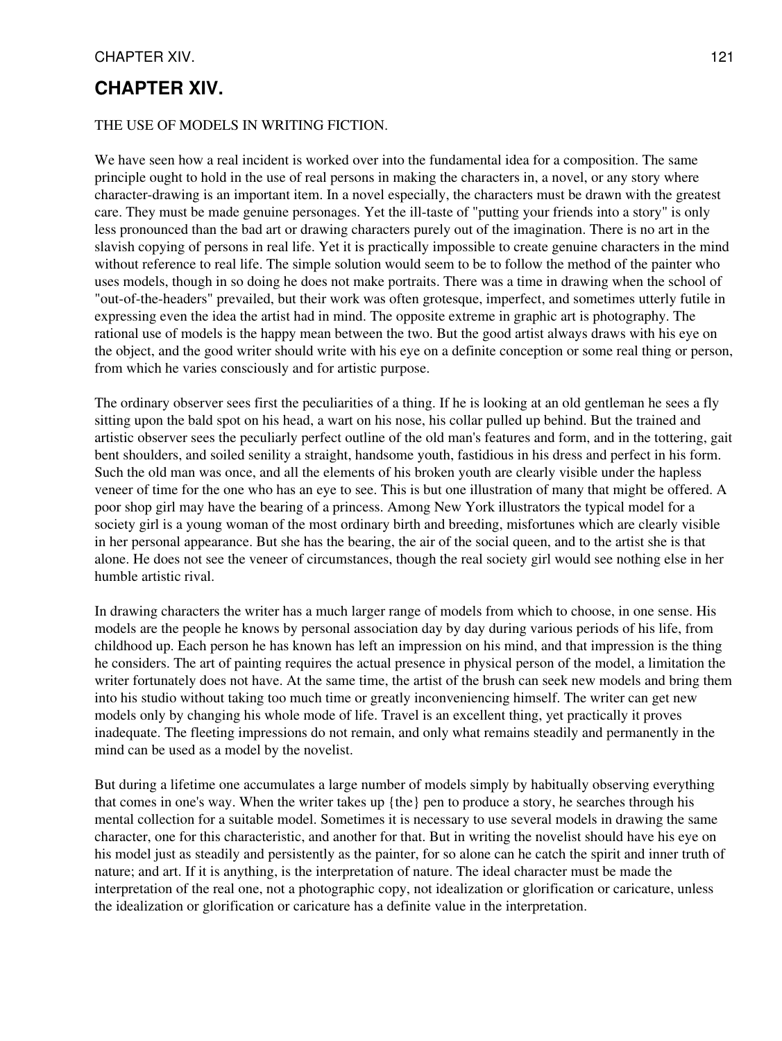## CHAPTER XIV.

THE USE OF MODELS IN WRITING FICTION.

We have seen how a real incident is worked over into the fundamental idea for a composition. The same principle ought to hold in the use of real persons in making the characters in, a novel, or any story where character-drawing is an important item. In a novel especially, the characters must be drawn with the greatest care. They must be made genuine personages. Yet the ill-taste of "putting your friends into a story" is only less pronounced than the bad art or drawing characters purely out of the imagination. There is no art in the slavish copying of persons in real life. Yet it is practically impossible to create genuine characters in the mind without reference to real life. The simple solution would seem to be to follow the method of the painter who uses models, though in so doing he does not make portraits. There was a time in drawing when the school of "out-of-the-headers" prevailed, but their work was often grotesque, imperfect, and sometimes utterly futile in expressing even the idea the artist had in mind. The opposite extreme in graphic art is photography. The rational use of models is the happy mean between the two. But the good artist always draws with his eye on the object, and the good writer should write with his eye on a definite conception or some real thing or person, from which he varies consciously and for artistic purpose.

The ordinary observer sees first the peculiarities of a thing. If he is looking at an old gentleman he sees a fly sitting upon the bald spot on his head, a wart on his nose, his collar pulled up behind. But the trained and artistic observer sees the peculiarly perfect outline of the old man's features and form, and in the tottering, gait bent shoulders, and soiled senility a straight, handsome youth, fastidious in his dress and perfect in his form. Such the old man was once, and all the elements of his broken youth are clearly visible under the hapless veneer of time for the one who has an eye to see. This is but one illustration of many that might be offered. A poor shop girl may have the bearing of a princess. Among New York illustrators the typical model for a society girl is a young woman of the most ordinary birth and breeding, misfortunes which are clearly visible in her personal appearance. But she has the bearing, the air of the social queen, and to the artist she is that alone. He does not see the veneer of circumstances, though the real society girl would see nothing else in her humble artistic rival.

In drawing characters the writer has a much larger range of models from which to choose, in one sense. His models are the people he knows by personal association day by day during various periods of his life, from childhood up. Each person he has known has left an impression on his mind, and that impression is the thing he considers. The art of painting requires the actual presence in physical person of the model, a limitation the writer fortunately does not have. At the same time, the artist of the brush can seek new models and bring them into his studio without taking too much time or greatly inconveniencing himself. The writer can get new models only by changing his whole mode of life. Travel is an excellent thing, yet practically it proves inadequate. The fleeting impressions do not remain, and only what remains steadily and permanently in the mind can be used as a model by the novelist.

But during a lifetime one accumulates a large number of models simply by habitually observing everything that comes in one's way. When the writer takes up {the} pen to produce a story, he searches through his mental collection for a suitable model. Sometimes it is necessary to use several models in drawing the same character, one for this characteristic, and another for that. But in writing the novelist should have his eye on his model just as steadily and persistently as the painter, for so alone can he catch the spirit and inner truth of nature; and art. If it is anything, is the interpretation of nature. The ideal character must be made the interpretation of the real one, not a photographic copy, not idealization or glorification or caricature, unless the idealization or glorification or caricature has a definite value in the interpretation.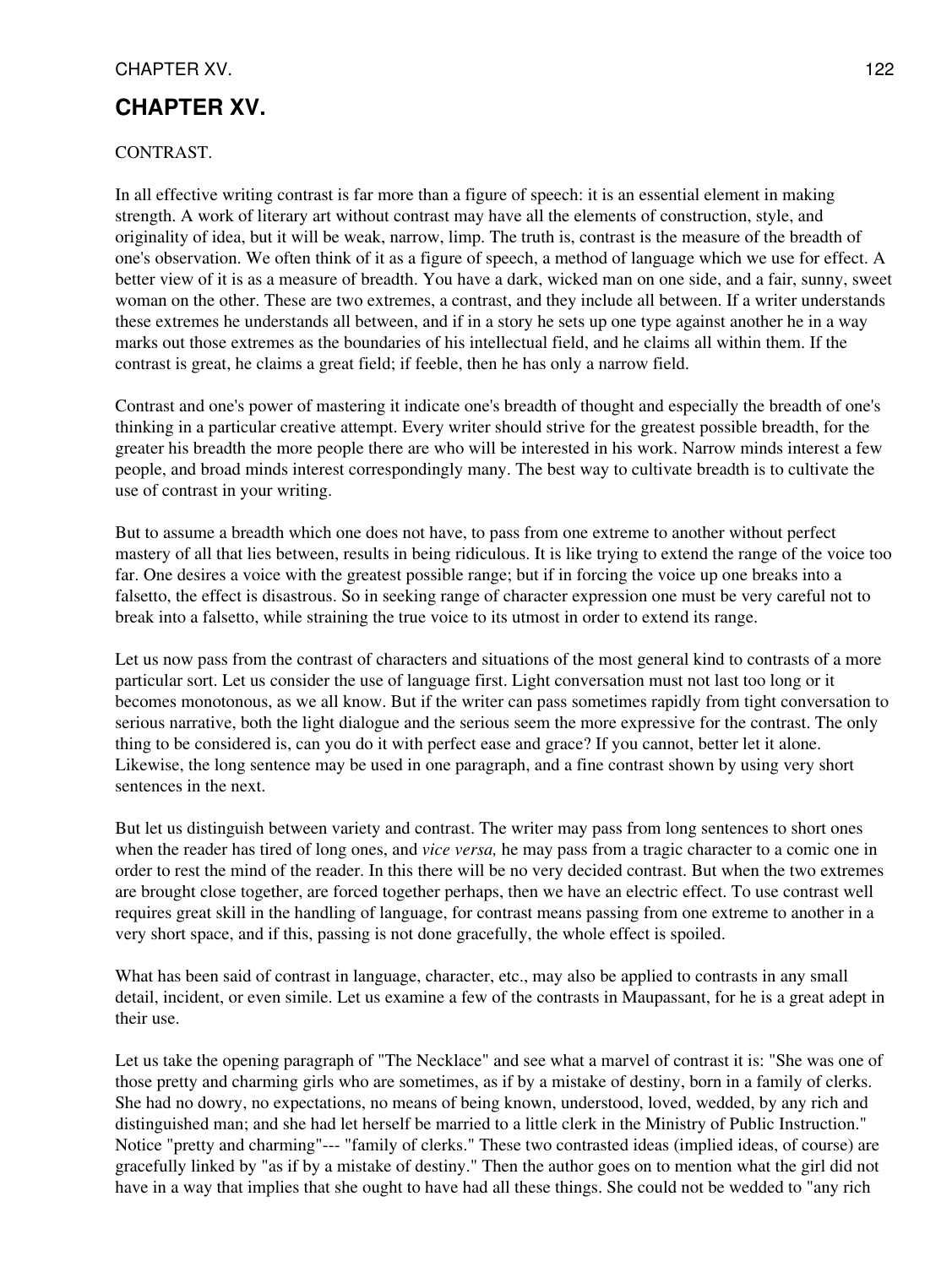# CHAPTER XV.

CONTRAST.

In all effective writing contrast is far more than a figure of speech: it is an essential element in making strength. A work of literary art without contrast may have all the elements of construction, style, and originality of idea, but it will be weak, narrow, limp. The truth is, contrast is the measure of the breadth of one's observation. We often think of it as a figure of speech, a method of language which we use for effect. A better view of it is as a measure of breadth. You have a dark, wicked man on one side, and a fair, sunny, sweet woman on the other. These are two extremes, a contrast, and they include all between. If a writer understands these extremes he understands all between, and if in a story he sets up one type against another he in a way marks out those extremes as the boundaries of his intellectual field, and he claims all within them. If the contrast is great, he claims a great field; if feeble, then he has only a narrow field.

Contrast and one's power of mastering it indicate one's breadth of thought and especially the breadth of one's thinking in a particular creative attempt. Every writer should strive for the greatest possible breadth, for the greater his breadth the more people there are who will be interested in his work. Narrow minds interest a few people, and broad minds interest correspondingly many. The best way to cultivate breadth is to cultivate the use of contrast in your writing.

But to assume a breadth which one does not have, to pass from one extreme to another without perfect mastery of all that lies between, results in being ridiculous. It is like trying to extend the range of the voice too far. One desires a voice with the greatest possible range; but if in forcing the voice up one breaks into a falsetto, the effect is disastrous. So in seeking range of character expression one must be very careful not to break into a falsetto, while straining the true voice to its utmost in order to extend its range.

Let us now pass from the contrast of characters and situations of the most general kind to contrasts of a more particular sort. Let us consider the use of language first. Light conversation must not last too long or it becomes monotonous, as we all know. But if the writer can pass sometimes rapidly from tight conversation to serious narrative, both the light dialogue and the serious seem the more expressive for the contrast. The only thing to be considered is, can you do it with perfect ease and grace? If you cannot, better let it alone. Likewise, the long sentence may be used in one paragraph, and a fine contrast shown by using very short sentences in the next.

But let us distinguish between variety and contrast. The writer may pass from long sentences to short ones when the reader has tired of long ones, and *vice versa,* he may pass from a tragic character to a comic one in order to rest the mind of the reader. In this there will be no very decided contrast. But when the two extremes are brought close together, are forced together perhaps, then we have an electric effect. To use contrast well requires great skill in the handling of language, for contrast means passing from one extreme to another in a very short space, and if this, passing is not done gracefully, the whole effect is spoiled.

What has been said of contrast in language, character, etc., may also be applied to contrasts in any small detail, incident, or even simile. Let us examine a few of the contrasts in Maupassant, for he is a great adept in their use.

Let us take the opening paragraph of "The Necklace" and see what a marvel of contrast it is: "She was one of those pretty and charming girls who are sometimes, as if by a mistake of destiny, born in a family of clerks. She had no dowry, no expectations, no means of being known, understood, loved, wedded, by any rich and distinguished man; and she had let herself be married to a little clerk in the Ministry of Public Instruction." Notice "pretty and charming"--- "family of clerks." These two contrasted ideas (implied ideas, of course) are gracefully linked by "as if by a mistake of destiny." Then the author goes on to mention what the girl did not have in a way that implies that she ought to have had all these things. She could not be wedded to "any rich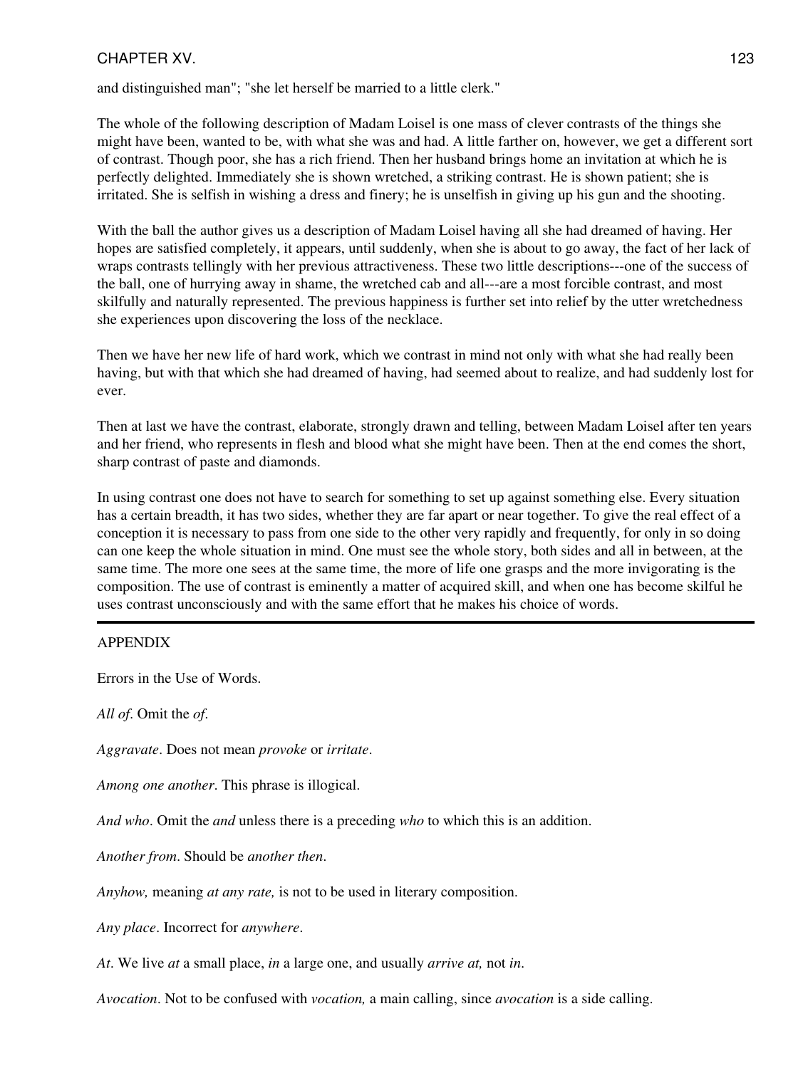and distinguished man"; "she let herself be married to a little clerk."

The whole of the following description of Madam Loisel is one mass of clever contrasts of the things she might have been, wanted to be, with what she was and had. A little farther on, however, we get a different sort of contrast. Though poor, she has a rich friend. Then her husband brings home an invitation at which he is perfectly delighted. Immediately she is shown wretched, a striking contrast. He is shown patient; she is irritated. She is selfish in wishing a dress and finery; he is unselfish in giving up his gun and the shooting.

With the ball the author gives us a description of Madam Loisel having all she had dreamed of having. Her hopes are satisfied completely, it appears, until suddenly, when she is about to go away, the fact of her lack of wraps contrasts tellingly with her previous attractiveness. These two little descriptions---one of the success of the ball, one of hurrying away in shame, the wretched cab and all---are a most forcible contrast, and most skilfully and naturally represented. The previous happiness is further set into relief by the utter wretchedness she experiences upon discovering the loss of the necklace.

Then we have her new life of hard work, which we contrast in mind not only with what she had really been having, but with that which she had dreamed of having, had seemed about to realize, and had suddenly lost for ever.

Then at last we have the contrast, elaborate, strongly drawn and telling, between Madam Loisel after ten years and her friend, who represents in flesh and blood what she might have been. Then at the end comes the short, sharp contrast of paste and diamonds.

In using contrast one does not have to search for something to set up against something else. Every situation has a certain breadth, it has two sides, whether they are far apart or near together. To give the real effect of a conception it is necessary to pass from one side to the other very rapidly and frequently, for only in so doing can one keep the whole situation in mind. One must see the whole story, both sides and all in between, at the same time. The more one sees at the same time, the more of life one grasps and the more invigorating is the composition. The use of contrast is eminently a matter of acquired skill, and when one has become skilful he uses contrast unconsciously and with the same effort that he makes his choice of words.

---

## APPENDIX

Errors in the Use of Words.

*All of*. Omit the *of*.

*Aggravate*. Does not mean *provoke* or *irritate*.

*Among one another*. This phrase is illogical.

*And who*. Omit the *and* unless there is a preceding *who* to which this is an addition.

*Another from*. Should be *another then*.

*Anyhow,* meaning *at any rate,* is not to be used in literary composition.

*Any place*. Incorrect for *anywhere*.

*At*. We live *at* a small place, *in* a large one, and usually *arrive at,* not *in*.

*Avocation*. Not to be confused with *vocation,* a main calling, since *avocation* is a side calling.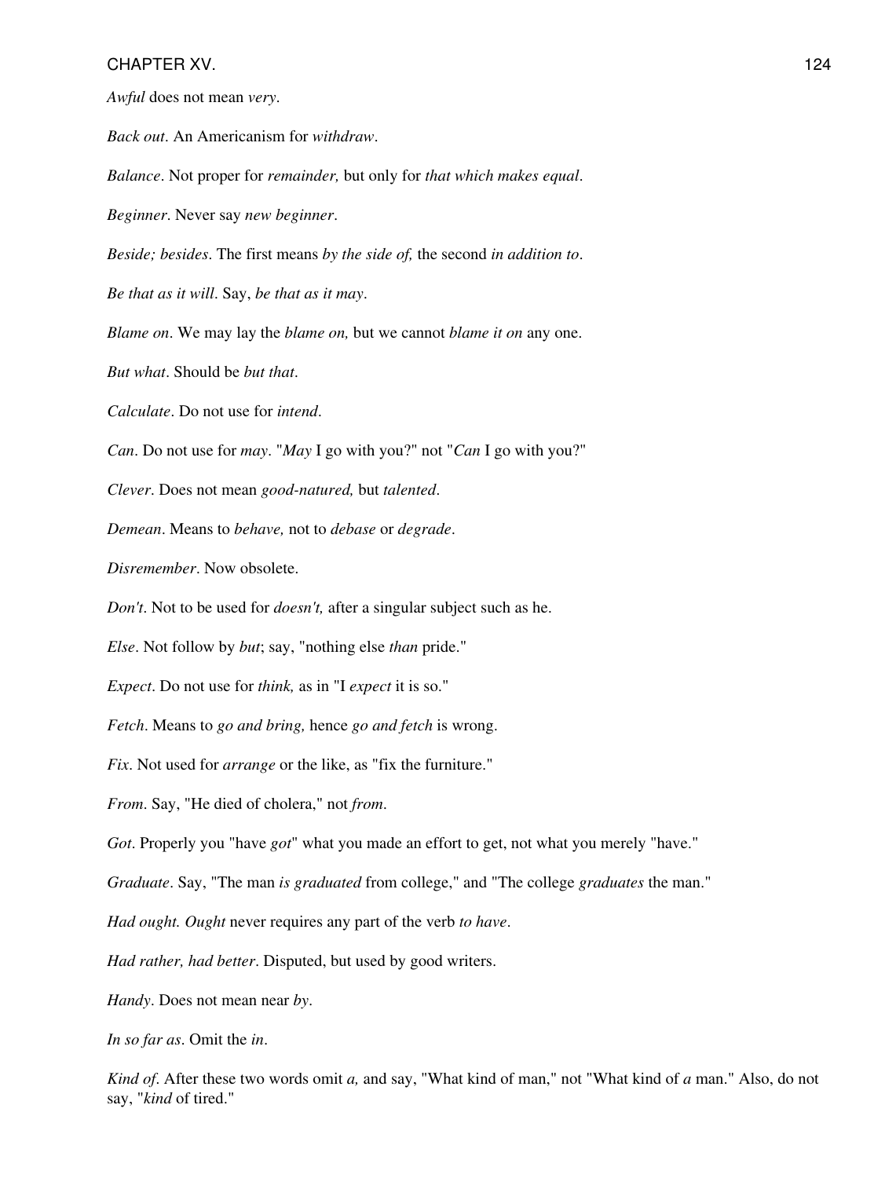*Awful* does not mean *very*.

*Back out*. An Americanism for *withdraw*.

*Balance*. Not proper for *remainder,* but only for *that which makes equal*.

*Beginner*. Never say *new beginner*.

*Beside; besides*. The first means *by the side of,* the second *in addition to*.

*Be that as it will*. Say, *be that as it may*.

*Blame on*. We may lay the *blame on,* but we cannot *blame it on* any one.

*But what*. Should be *but that*.

*Calculate*. Do not use for *intend*.

*Can*. Do not use for *may*. "*May* I go with you?" not "*Can* I go with you?"

*Clever*. Does not mean *good-natured,* but *talented*.

*Demean*. Means to *behave,* not to *debase* or *degrade*.

*Disremember*. Now obsolete.

*Don't*. Not to be used for *doesn't,* after a singular subject such as he.

*Else*. Not follow by *but*; say, "nothing else *than* pride."

*Expect*. Do not use for *think,* as in "I *expect* it is so."

*Fetch*. Means to *go and bring,* hence *go and fetch* is wrong.

*Fix*. Not used for *arrange* or the like, as "fix the furniture."

*From*. Say, "He died of cholera," not *from*.

*Got*. Properly you "have *got*" what you made an effort to get, not what you merely "have."

*Graduate*. Say, "The man *is graduated* from college," and "The college *graduates* the man."

*Had ought. Ought* never requires any part of the verb *to have*.

*Had rather, had better*. Disputed, but used by good writers.

*Handy*. Does not mean near *by*.

*In so far as*. Omit the *in*.

*Kind of*. After these two words omit *a,* and say, "What kind of man," not "What kind of *a* man." Also, do not say, "*kind* of tired."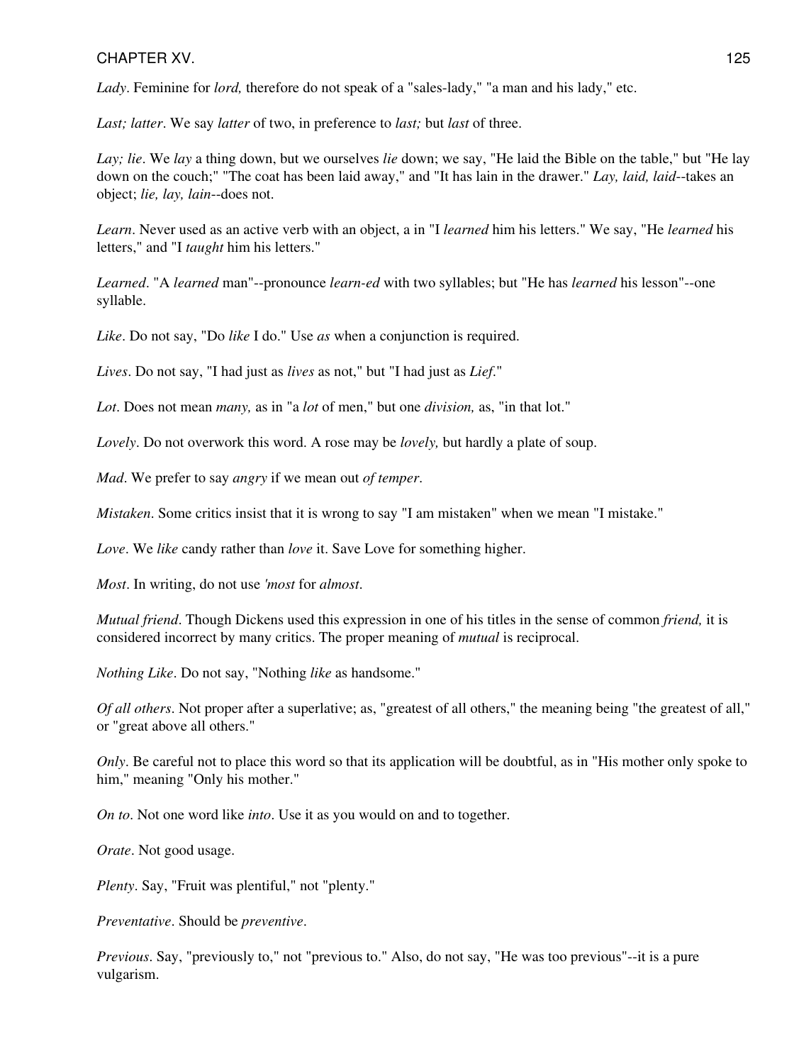*Lady*. Feminine for *lord,* therefore do not speak of a "sales-lady," "a man and his lady," etc.

*Last; latter*. We say *latter* of two, in preference to *last;* but *last* of three.

*Lay; lie*. We *lay* a thing down, but we ourselves *lie* down; we say, "He laid the Bible on the table," but "He lay down on the couch;" "The coat has been laid away," and "It has lain in the drawer." *Lay, laid, laid*--takes an object; *lie, lay, lain*--does not.

*Learn*. Never used as an active verb with an object, a in "I *learned* him his letters." We say, "He *learned* his letters," and "I *taught* him his letters."

*Learned*. "A *learned* man"--pronounce *learn-ed* with two syllables; but "He has *learned* his lesson"--one syllable.

*Like*. Do not say, "Do *like* I do." Use *as* when a conjunction is required.

*Lives*. Do not say, "I had just as *lives* as not," but "I had just as *Lief*."

*Lot*. Does not mean *many,* as in "a *lot* of men," but one *division,* as, "in that lot."

*Lovely*. Do not overwork this word. A rose may be *lovely,* but hardly a plate of soup.

*Mad*. We prefer to say *angry* if we mean out *of temper*.

*Mistaken*. Some critics insist that it is wrong to say "I am mistaken" when we mean "I mistake."

*Love*. We *like* candy rather than *love* it. Save Love for something higher.

*Most*. In writing, do not use *'most* for *almost*.

*Mutual friend*. Though Dickens used this expression in one of his titles in the sense of common *friend,* it is considered incorrect by many critics. The proper meaning of *mutual* is reciprocal.

*Nothing Like*. Do not say, "Nothing *like* as handsome."

*Of all others*. Not proper after a superlative; as, "greatest of all others," the meaning being "the greatest of all," or "great above all others."

*Only*. Be careful not to place this word so that its application will be doubtful, as in "His mother only spoke to him," meaning "Only his mother."

*On to*. Not one word like *into*. Use it as you would on and to together.

*Orate*. Not good usage.

*Plenty*. Say, "Fruit was plentiful," not "plenty."

*Preventative*. Should be *preventive*.

*Previous*. Say, "previously to," not "previous to." Also, do not say, "He was too previous"--it is a pure vulgarism.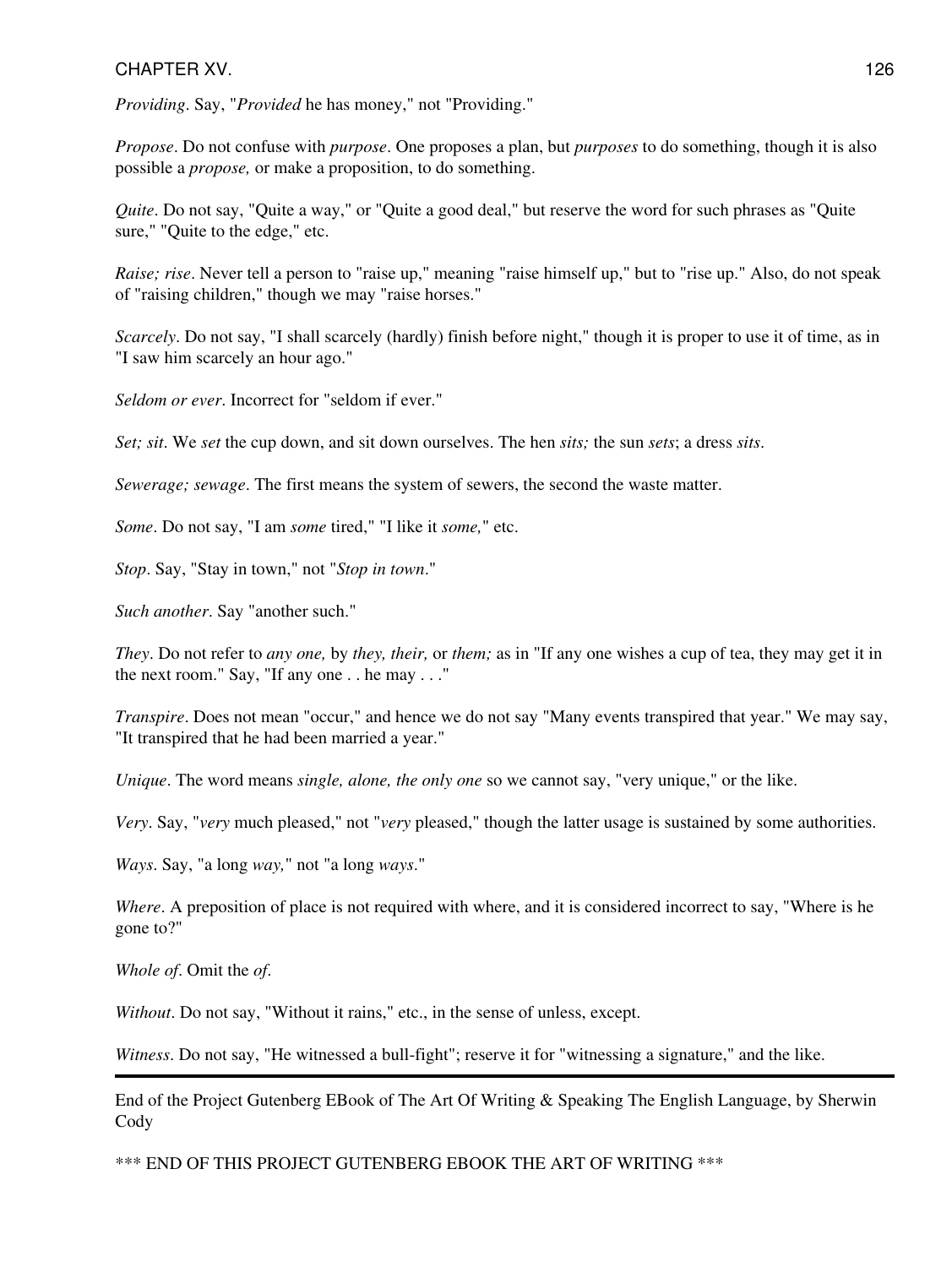*Providing*. Say, "*Provided* he has money," not "Providing."

*Propose*. Do not confuse with *purpose*. One proposes a plan, but *purposes* to do something, though it is also possible a *propose,* or make a proposition, to do something.

*Quite*. Do not say, "Quite a way," or "Quite a good deal," but reserve the word for such phrases as "Quite sure," "Quite to the edge," etc.

*Raise; rise*. Never tell a person to "raise up," meaning "raise himself up," but to "rise up." Also, do not speak of "raising children," though we may "raise horses."

*Scarcely*. Do not say, "I shall scarcely (hardly) finish before night," though it is proper to use it of time, as in "I saw him scarcely an hour ago."

*Seldom or ever*. Incorrect for "seldom if ever."

*Set; sit*. We *set* the cup down, and sit down ourselves. The hen *sits;* the sun *sets*; a dress *sits*.

*Sewerage; sewage*. The first means the system of sewers, the second the waste matter.

*Some*. Do not say, "I am *some* tired," "I like it *some,*" etc.

*Stop*. Say, "Stay in town," not "*Stop in town*."

*Such another*. Say "another such."

*They*. Do not refer to *any one,* by *they, their,* or *them;* as in "If any one wishes a cup of tea, they may get it in the next room." Say, "If any one . . he may . . ."

*Transpire*. Does not mean "occur," and hence we do not say "Many events transpired that year." We may say, "It transpired that he had been married a year."

*Unique*. The word means *single, alone, the only one* so we cannot say, "very unique," or the like.

*Very*. Say, "*very* much pleased," not "*very* pleased," though the latter usage is sustained by some authorities.

*Ways*. Say, "a long *way,*" not "a long *ways*."

*Where*. A preposition of place is not required with where, and it is considered incorrect to say, "Where is he gone to?"

*Whole of*. Omit the *of*.

*Without*. Do not say, "Without it rains," etc., in the sense of unless, except.

*Witness*. Do not say, "He witnessed a bull-fight"; reserve it for "witnessing a signature," and the like.

---

End of the Project Gutenberg EBook of The Art Of Writing & Speaking The English Language, by Sherwin Cody

*** END OF THIS PROJECT GUTENBERG EBOOK THE ART OF WRITING ***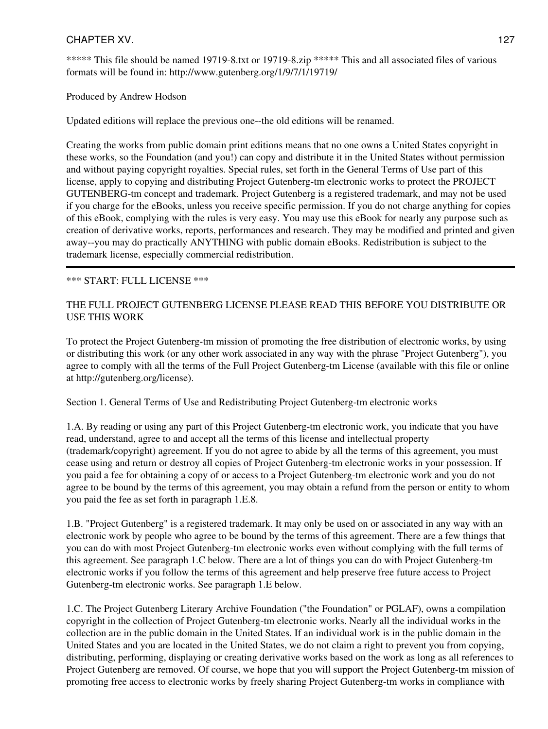***** This file should be named 19719-8.txt or 19719-8.zip ***** This and all associated files of various formats will be found in: http://www.gutenberg.org/1/9/7/1/19719/

Produced by Andrew Hodson

Updated editions will replace the previous one--the old editions will be renamed.

Creating the works from public domain print editions means that no one owns a United States copyright in these works, so the Foundation (and you!) can copy and distribute it in the United States without permission and without paying copyright royalties. Special rules, set forth in the General Terms of Use part of this license, apply to copying and distributing Project Gutenberg-tm electronic works to protect the PROJECT GUTENBERG-tm concept and trademark. Project Gutenberg is a registered trademark, and may not be used if you charge for the eBooks, unless you receive specific permission. If you do not charge anything for copies of this eBook, complying with the rules is very easy. You may use this eBook for nearly any purpose such as creation of derivative works, reports, performances and research. They may be modified and printed and given away--you may do practically ANYTHING with public domain eBooks. Redistribution is subject to the trademark license, especially commercial redistribution.

---

*** START: FULL LICENSE ***

THE FULL PROJECT GUTENBERG LICENSE PLEASE READ THIS BEFORE YOU DISTRIBUTE OR USE THIS WORK

To protect the Project Gutenberg-tm mission of promoting the free distribution of electronic works, by using or distributing this work (or any other work associated in any way with the phrase "Project Gutenberg"), you agree to comply with all the terms of the Full Project Gutenberg-tm License (available with this file or online at http://gutenberg.org/license).

Section 1. General Terms of Use and Redistributing Project Gutenberg-tm electronic works

1.A. By reading or using any part of this Project Gutenberg-tm electronic work, you indicate that you have read, understand, agree to and accept all the terms of this license and intellectual property (trademark/copyright) agreement. If you do not agree to abide by all the terms of this agreement, you must cease using and return or destroy all copies of Project Gutenberg-tm electronic works in your possession. If you paid a fee for obtaining a copy of or access to a Project Gutenberg-tm electronic work and you do not agree to be bound by the terms of this agreement, you may obtain a refund from the person or entity to whom you paid the fee as set forth in paragraph 1.E.8.

1.B. "Project Gutenberg" is a registered trademark. It may only be used on or associated in any way with an electronic work by people who agree to be bound by the terms of this agreement. There are a few things that you can do with most Project Gutenberg-tm electronic works even without complying with the full terms of this agreement. See paragraph 1.C below. There are a lot of things you can do with Project Gutenberg-tm electronic works if you follow the terms of this agreement and help preserve free future access to Project Gutenberg-tm electronic works. See paragraph 1.E below.

1.C. The Project Gutenberg Literary Archive Foundation ("the Foundation" or PGLAF), owns a compilation copyright in the collection of Project Gutenberg-tm electronic works. Nearly all the individual works in the collection are in the public domain in the United States. If an individual work is in the public domain in the United States and you are located in the United States, we do not claim a right to prevent you from copying, distributing, performing, displaying or creating derivative works based on the work as long as all references to Project Gutenberg are removed. Of course, we hope that you will support the Project Gutenberg-tm mission of promoting free access to electronic works by freely sharing Project Gutenberg-tm works in compliance with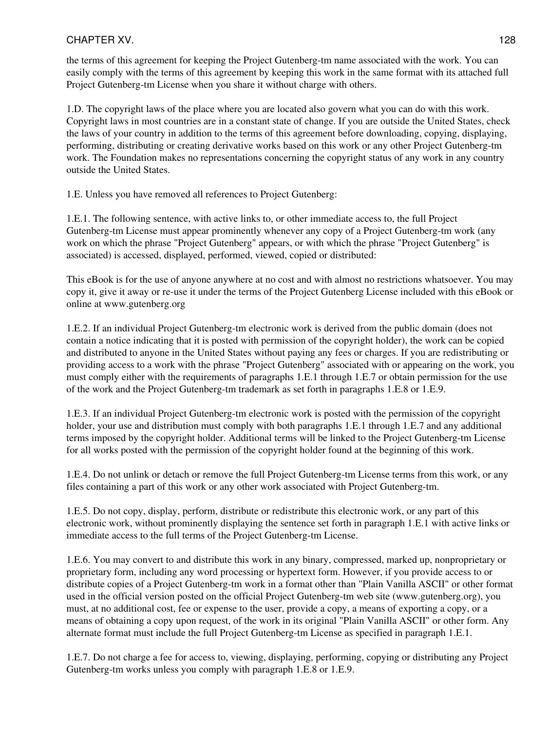the terms of this agreement for keeping the Project Gutenberg-tm name associated with the work. You can easily comply with the terms of this agreement by keeping this work in the same format with its attached full Project Gutenberg-tm License when you share it without charge with others.

1.D. The copyright laws of the place where you are located also govern what you can do with this work. Copyright laws in most countries are in a constant state of change. If you are outside the United States, check the laws of your country in addition to the terms of this agreement before downloading, copying, displaying, performing, distributing or creating derivative works based on this work or any other Project Gutenberg-tm work. The Foundation makes no representations concerning the copyright status of any work in any country outside the United States.

1.E. Unless you have removed all references to Project Gutenberg:

1.E.1. The following sentence, with active links to, or other immediate access to, the full Project Gutenberg-tm License must appear prominently whenever any copy of a Project Gutenberg-tm work (any work on which the phrase "Project Gutenberg" appears, or with which the phrase "Project Gutenberg" is associated) is accessed, displayed, performed, viewed, copied or distributed:

This eBook is for the use of anyone anywhere at no cost and with almost no restrictions whatsoever. You may copy it, give it away or re-use it under the terms of the Project Gutenberg License included with this eBook or online at www.gutenberg.org

1.E.2. If an individual Project Gutenberg-tm electronic work is derived from the public domain (does not contain a notice indicating that it is posted with permission of the copyright holder), the work can be copied and distributed to anyone in the United States without paying any fees or charges. If you are redistributing or providing access to a work with the phrase "Project Gutenberg" associated with or appearing on the work, you must comply either with the requirements of paragraphs 1.E.1 through 1.E.7 or obtain permission for the use of the work and the Project Gutenberg-tm trademark as set forth in paragraphs 1.E.8 or 1.E.9.

1.E.3. If an individual Project Gutenberg-tm electronic work is posted with the permission of the copyright holder, your use and distribution must comply with both paragraphs 1.E.1 through 1.E.7 and any additional terms imposed by the copyright holder. Additional terms will be linked to the Project Gutenberg-tm License for all works posted with the permission of the copyright holder found at the beginning of this work.

1.E.4. Do not unlink or detach or remove the full Project Gutenberg-tm License terms from this work, or any files containing a part of this work or any other work associated with Project Gutenberg-tm.

1.E.5. Do not copy, display, perform, distribute or redistribute this electronic work, or any part of this electronic work, without prominently displaying the sentence set forth in paragraph 1.E.1 with active links or immediate access to the full terms of the Project Gutenberg-tm License.

1.E.6. You may convert to and distribute this work in any binary, compressed, marked up, nonproprietary or proprietary form, including any word processing or hypertext form. However, if you provide access to or distribute copies of a Project Gutenberg-tm work in a format other than "Plain Vanilla ASCII" or other format used in the official version posted on the official Project Gutenberg-tm web site (www.gutenberg.org), you must, at no additional cost, fee or expense to the user, provide a copy, a means of exporting a copy, or a means of obtaining a copy upon request, of the work in its original "Plain Vanilla ASCII" or other form. Any alternate format must include the full Project Gutenberg-tm License as specified in paragraph 1.E.1.

1.E.7. Do not charge a fee for access to, viewing, displaying, performing, copying or distributing any Project Gutenberg-tm works unless you comply with paragraph 1.E.8 or 1.E.9.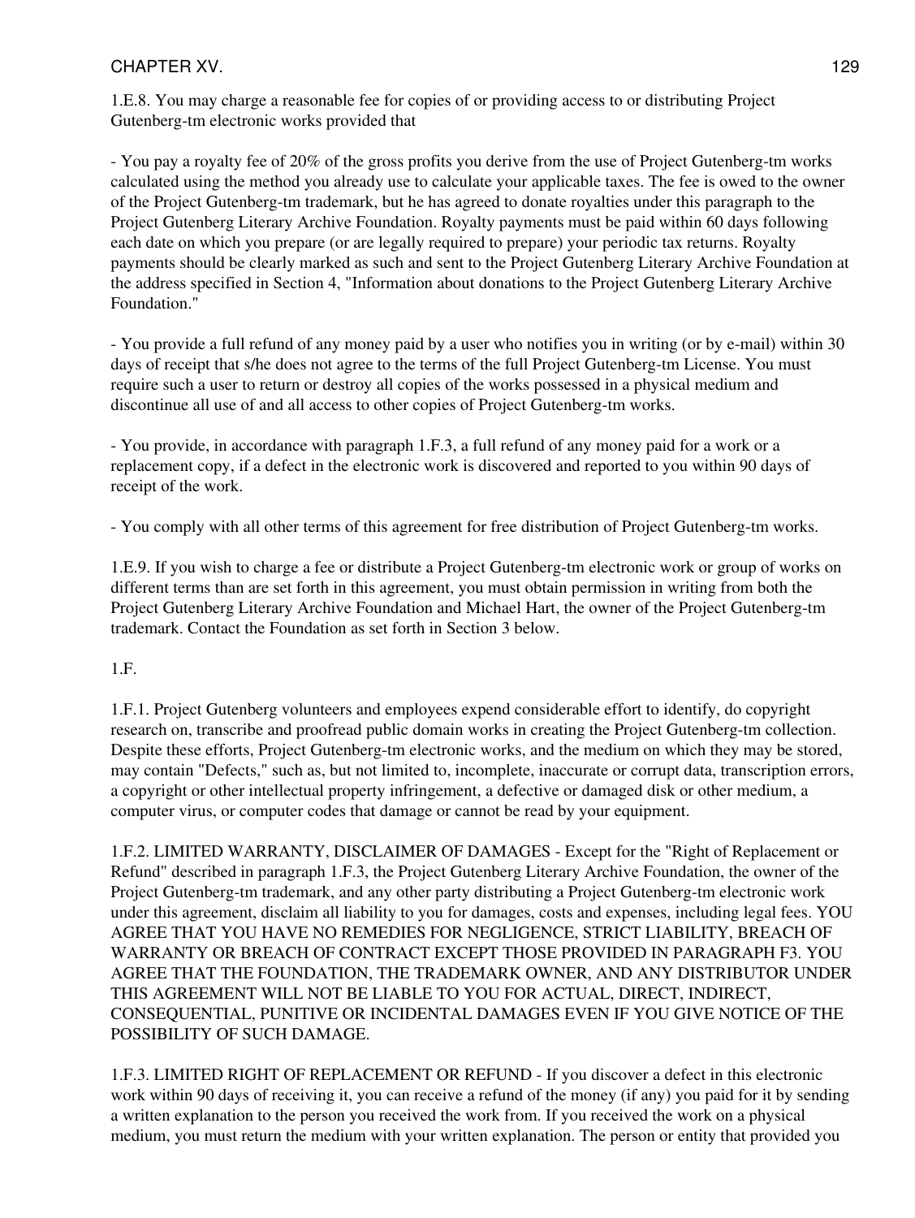1.E.8. You may charge a reasonable fee for copies of or providing access to or distributing Project Gutenberg-tm electronic works provided that

- You pay a royalty fee of 20% of the gross profits you derive from the use of Project Gutenberg-tm works calculated using the method you already use to calculate your applicable taxes. The fee is owed to the owner of the Project Gutenberg-tm trademark, but he has agreed to donate royalties under this paragraph to the Project Gutenberg Literary Archive Foundation. Royalty payments must be paid within 60 days following each date on which you prepare (or are legally required to prepare) your periodic tax returns. Royalty payments should be clearly marked as such and sent to the Project Gutenberg Literary Archive Foundation at the address specified in Section 4, "Information about donations to the Project Gutenberg Literary Archive Foundation."

- You provide a full refund of any money paid by a user who notifies you in writing (or by e-mail) within 30 days of receipt that s/he does not agree to the terms of the full Project Gutenberg-tm License. You must require such a user to return or destroy all copies of the works possessed in a physical medium and discontinue all use of and all access to other copies of Project Gutenberg-tm works.

- You provide, in accordance with paragraph 1.F.3, a full refund of any money paid for a work or a replacement copy, if a defect in the electronic work is discovered and reported to you within 90 days of receipt of the work.

- You comply with all other terms of this agreement for free distribution of Project Gutenberg-tm works.

1.E.9. If you wish to charge a fee or distribute a Project Gutenberg-tm electronic work or group of works on different terms than are set forth in this agreement, you must obtain permission in writing from both the Project Gutenberg Literary Archive Foundation and Michael Hart, the owner of the Project Gutenberg-tm trademark. Contact the Foundation as set forth in Section 3 below.

1.F.

1.F.1. Project Gutenberg volunteers and employees expend considerable effort to identify, do copyright research on, transcribe and proofread public domain works in creating the Project Gutenberg-tm collection. Despite these efforts, Project Gutenberg-tm electronic works, and the medium on which they may be stored, may contain "Defects," such as, but not limited to, incomplete, inaccurate or corrupt data, transcription errors, a copyright or other intellectual property infringement, a defective or damaged disk or other medium, a computer virus, or computer codes that damage or cannot be read by your equipment.

1.F.2. LIMITED WARRANTY, DISCLAIMER OF DAMAGES - Except for the "Right of Replacement or Refund" described in paragraph 1.F.3, the Project Gutenberg Literary Archive Foundation, the owner of the Project Gutenberg-tm trademark, and any other party distributing a Project Gutenberg-tm electronic work under this agreement, disclaim all liability to you for damages, costs and expenses, including legal fees. YOU AGREE THAT YOU HAVE NO REMEDIES FOR NEGLIGENCE, STRICT LIABILITY, BREACH OF WARRANTY OR BREACH OF CONTRACT EXCEPT THOSE PROVIDED IN PARAGRAPH F3. YOU AGREE THAT THE FOUNDATION, THE TRADEMARK OWNER, AND ANY DISTRIBUTOR UNDER THIS AGREEMENT WILL NOT BE LIABLE TO YOU FOR ACTUAL, DIRECT, INDIRECT, CONSEQUENTIAL, PUNITIVE OR INCIDENTAL DAMAGES EVEN IF YOU GIVE NOTICE OF THE POSSIBILITY OF SUCH DAMAGE.

1.F.3. LIMITED RIGHT OF REPLACEMENT OR REFUND - If you discover a defect in this electronic work within 90 days of receiving it, you can receive a refund of the money (if any) you paid for it by sending a written explanation to the person you received the work from. If you received the work on a physical medium, you must return the medium with your written explanation. The person or entity that provided you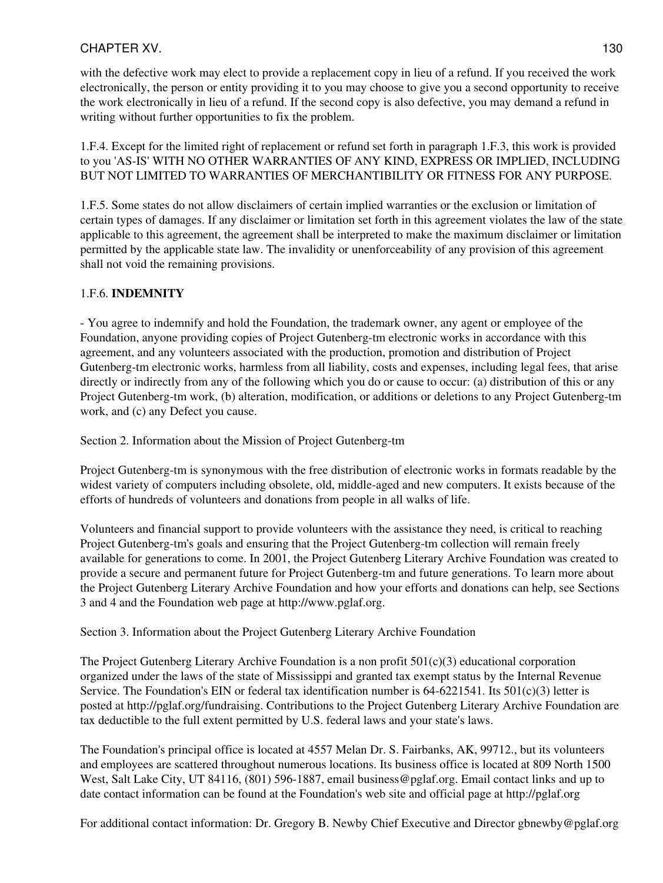with the defective work may elect to provide a replacement copy in lieu of a refund. If you received the work electronically, the person or entity providing it to you may choose to give you a second opportunity to receive the work electronically in lieu of a refund. If the second copy is also defective, you may demand a refund in writing without further opportunities to fix the problem.

1.F.4. Except for the limited right of replacement or refund set forth in paragraph 1.F.3, this work is provided to you 'AS-IS' WITH NO OTHER WARRANTIES OF ANY KIND, EXPRESS OR IMPLIED, INCLUDING BUT NOT LIMITED TO WARRANTIES OF MERCHANTIBILITY OR FITNESS FOR ANY PURPOSE.

1.F.5. Some states do not allow disclaimers of certain implied warranties or the exclusion or limitation of certain types of damages. If any disclaimer or limitation set forth in this agreement violates the law of the state applicable to this agreement, the agreement shall be interpreted to make the maximum disclaimer or limitation permitted by the applicable state law. The invalidity or unenforceability of any provision of this agreement shall not void the remaining provisions.

1.F.6. **INDEMNITY**

- You agree to indemnify and hold the Foundation, the trademark owner, any agent or employee of the Foundation, anyone providing copies of Project Gutenberg-tm electronic works in accordance with this agreement, and any volunteers associated with the production, promotion and distribution of Project Gutenberg-tm electronic works, harmless from all liability, costs and expenses, including legal fees, that arise directly or indirectly from any of the following which you do or cause to occur: (a) distribution of this or any Project Gutenberg-tm work, (b) alteration, modification, or additions or deletions to any Project Gutenberg-tm work, and (c) any Defect you cause.

Section 2. Information about the Mission of Project Gutenberg-tm

Project Gutenberg-tm is synonymous with the free distribution of electronic works in formats readable by the widest variety of computers including obsolete, old, middle-aged and new computers. It exists because of the efforts of hundreds of volunteers and donations from people in all walks of life.

Volunteers and financial support to provide volunteers with the assistance they need, is critical to reaching Project Gutenberg-tm's goals and ensuring that the Project Gutenberg-tm collection will remain freely available for generations to come. In 2001, the Project Gutenberg Literary Archive Foundation was created to provide a secure and permanent future for Project Gutenberg-tm and future generations. To learn more about the Project Gutenberg Literary Archive Foundation and how your efforts and donations can help, see Sections 3 and 4 and the Foundation web page at http://www.pglaf.org.

Section 3. Information about the Project Gutenberg Literary Archive Foundation

The Project Gutenberg Literary Archive Foundation is a non profit 501(c)(3) educational corporation organized under the laws of the state of Mississippi and granted tax exempt status by the Internal Revenue Service. The Foundation's EIN or federal tax identification number is 64-6221541. Its 501(c)(3) letter is posted at http://pglaf.org/fundraising. Contributions to the Project Gutenberg Literary Archive Foundation are tax deductible to the full extent permitted by U.S. federal laws and your state's laws.

The Foundation's principal office is located at 4557 Melan Dr. S. Fairbanks, AK, 99712., but its volunteers and employees are scattered throughout numerous locations. Its business office is located at 809 North 1500 West, Salt Lake City, UT 84116, (801) 596-1887, email business@pglaf.org. Email contact links and up to date contact information can be found at the Foundation's web site and official page at http://pglaf.org

For additional contact information: Dr. Gregory B. Newby Chief Executive and Director gbnewby@pglaf.org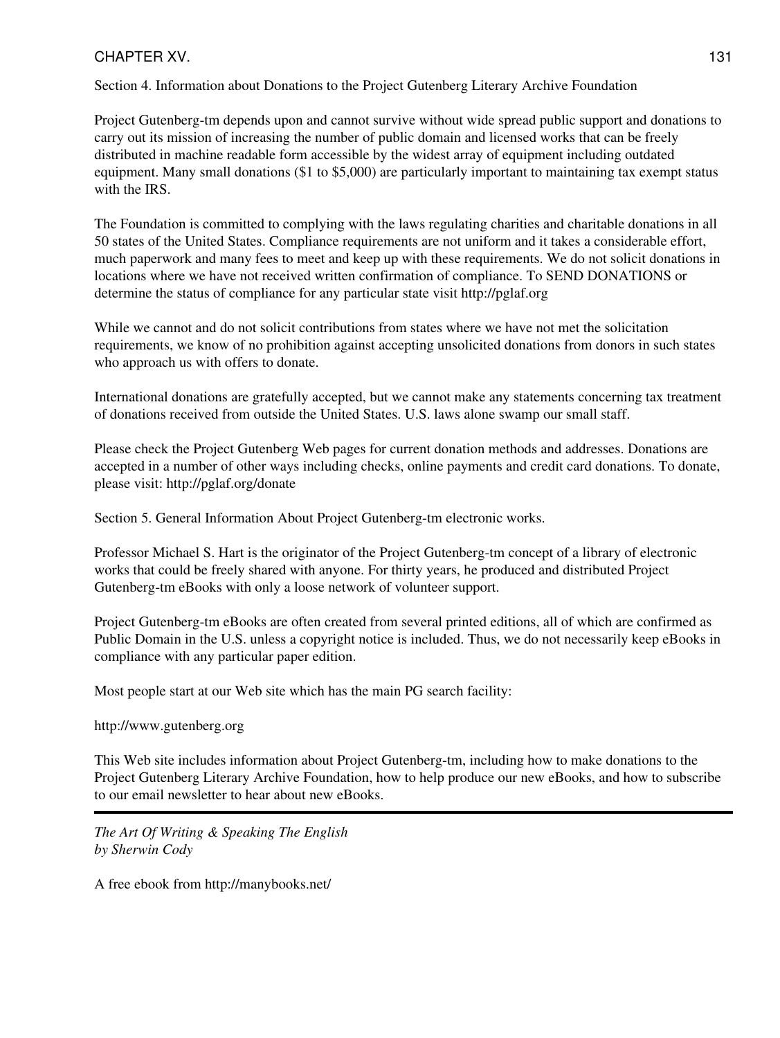Section 4. Information about Donations to the Project Gutenberg Literary Archive Foundation

Project Gutenberg-tm depends upon and cannot survive without wide spread public support and donations to carry out its mission of increasing the number of public domain and licensed works that can be freely distributed in machine readable form accessible by the widest array of equipment including outdated equipment. Many small donations ($1 to $5,000) are particularly important to maintaining tax exempt status with the IRS.

The Foundation is committed to complying with the laws regulating charities and charitable donations in all 50 states of the United States. Compliance requirements are not uniform and it takes a considerable effort, much paperwork and many fees to meet and keep up with these requirements. We do not solicit donations in locations where we have not received written confirmation of compliance. To SEND DONATIONS or determine the status of compliance for any particular state visit http://pglaf.org

While we cannot and do not solicit contributions from states where we have not met the solicitation requirements, we know of no prohibition against accepting unsolicited donations from donors in such states who approach us with offers to donate.

International donations are gratefully accepted, but we cannot make any statements concerning tax treatment of donations received from outside the United States. U.S. laws alone swamp our small staff.

Please check the Project Gutenberg Web pages for current donation methods and addresses. Donations are accepted in a number of other ways including checks, online payments and credit card donations. To donate, please visit: http://pglaf.org/donate

Section 5. General Information About Project Gutenberg-tm electronic works.

Professor Michael S. Hart is the originator of the Project Gutenberg-tm concept of a library of electronic works that could be freely shared with anyone. For thirty years, he produced and distributed Project Gutenberg-tm eBooks with only a loose network of volunteer support.

Project Gutenberg-tm eBooks are often created from several printed editions, all of which are confirmed as Public Domain in the U.S. unless a copyright notice is included. Thus, we do not necessarily keep eBooks in compliance with any particular paper edition.

Most people start at our Web site which has the main PG search facility:

http://www.gutenberg.org

This Web site includes information about Project Gutenberg-tm, including how to make donations to the Project Gutenberg Literary Archive Foundation, how to help produce our new eBooks, and how to subscribe to our email newsletter to hear about new eBooks.

---

*The Art Of Writing & Speaking The English*
*by Sherwin Cody*

A free ebook from http://manybooks.net/